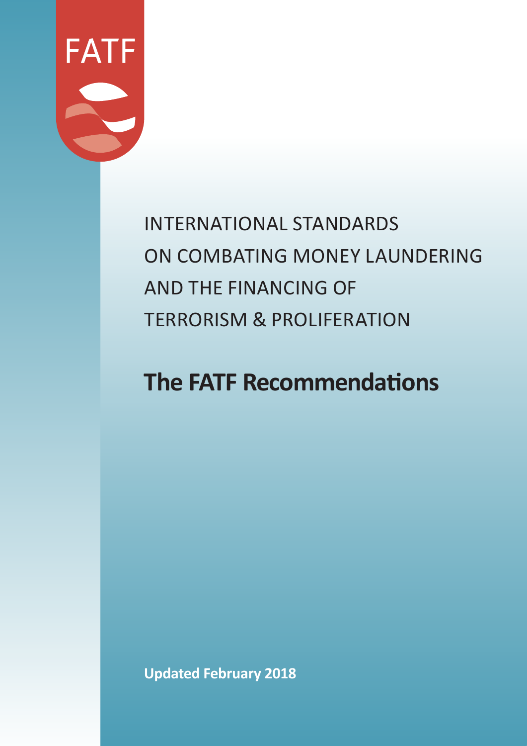FATF

INTERNATIONAL STANDARDS
ON COMBATING MONEY LAUNDERING
AND THE FINANCING OF
TERRORISM & PROLIFERATION

# The FATF Recommendations

**Updated February 2018**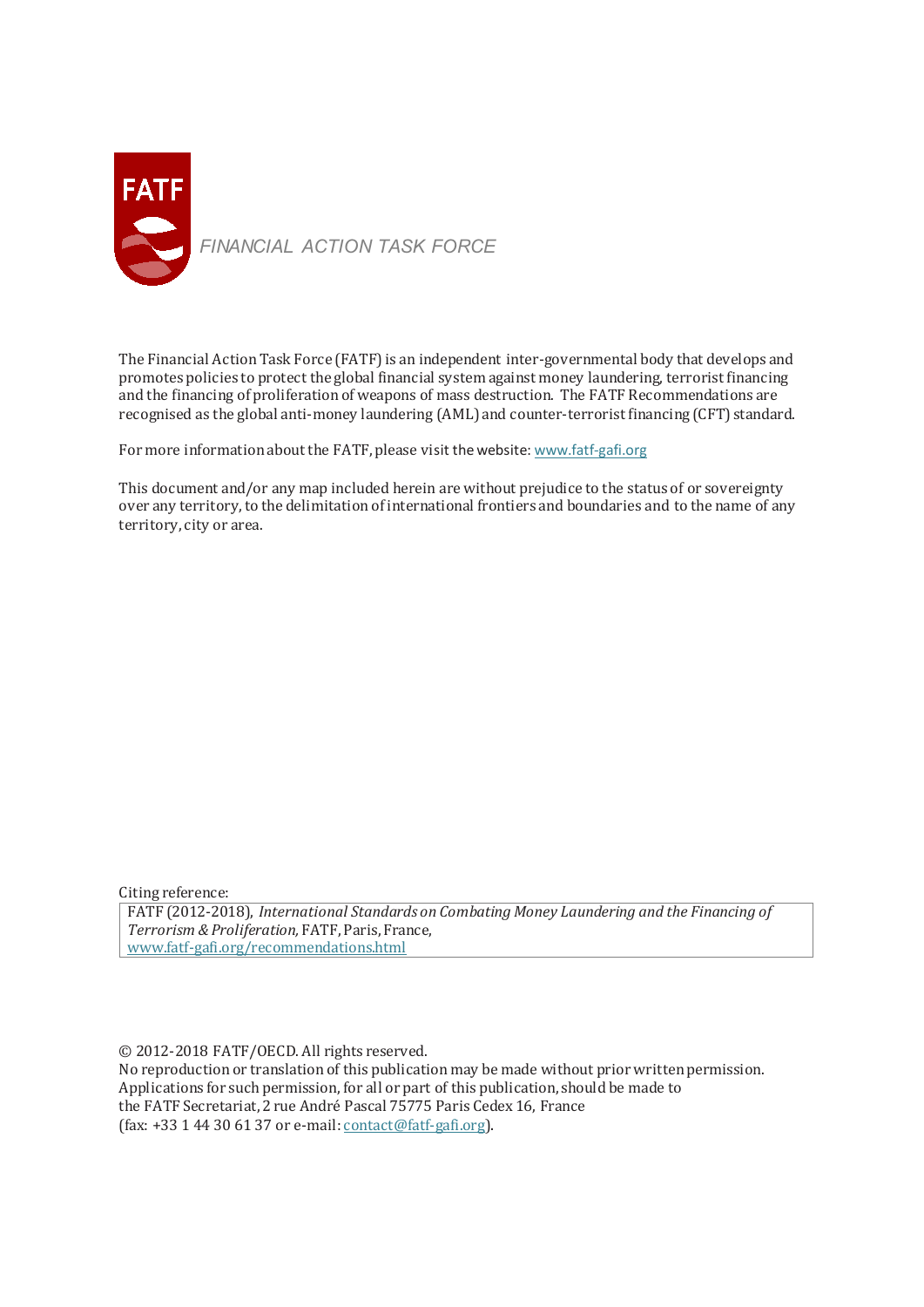FINANCIAL ACTION TASK FORCE

The Financial Action Task Force (FATF) is an independent inter-governmental body that develops and promotes policies to protect the global financial system against money laundering, terrorist financing and the financing of proliferation of weapons of mass destruction. The FATF Recommendations are recognised as the global anti-money laundering (AML) and counter-terrorist financing (CFT) standard.

For more information about the FATF, please visit the website: www.fatf-gafi.org

This document and/or any map included herein are without prejudice to the status of or sovereignty over any territory, to the delimitation of international frontiers and boundaries and to the name of any territory, city or area.

Citing reference:

FATF (2012-2018), *International Standards on Combating Money Laundering and the Financing of Terrorism & Proliferation,* FATF, Paris, France,
www.fatf-gafi.org/recommendations.html

© 2012-2018 FATF/OECD. All rights reserved.
No reproduction or translation of this publication may be made without prior written permission.
Applications for such permission, for all or part of this publication, should be made to
the FATF Secretariat, 2 rue André Pascal 75775 Paris Cedex 16, France
(fax: +33 1 44 30 61 37 or e-mail: contact@fatf-gafi.org).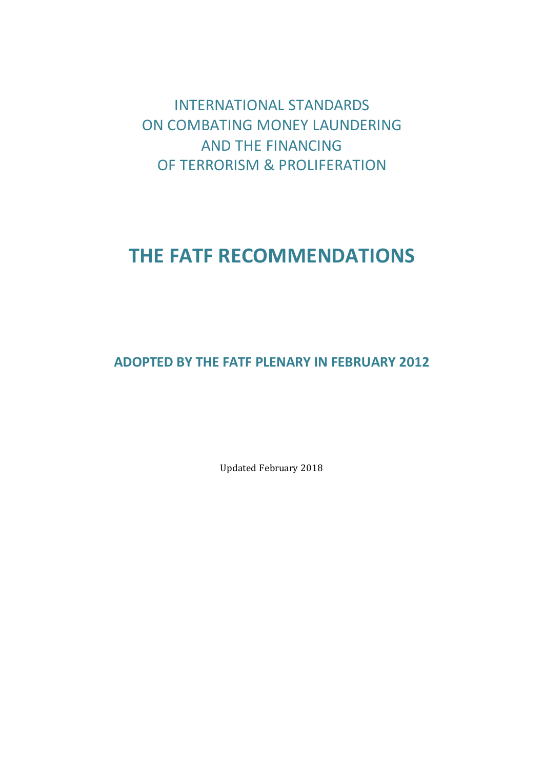INTERNATIONAL STANDARDS
ON COMBATING MONEY LAUNDERING
AND THE FINANCING
OF TERRORISM & PROLIFERATION

# THE FATF RECOMMENDATIONS

**ADOPTED BY THE FATF PLENARY IN FEBRUARY 2012**

Updated February 2018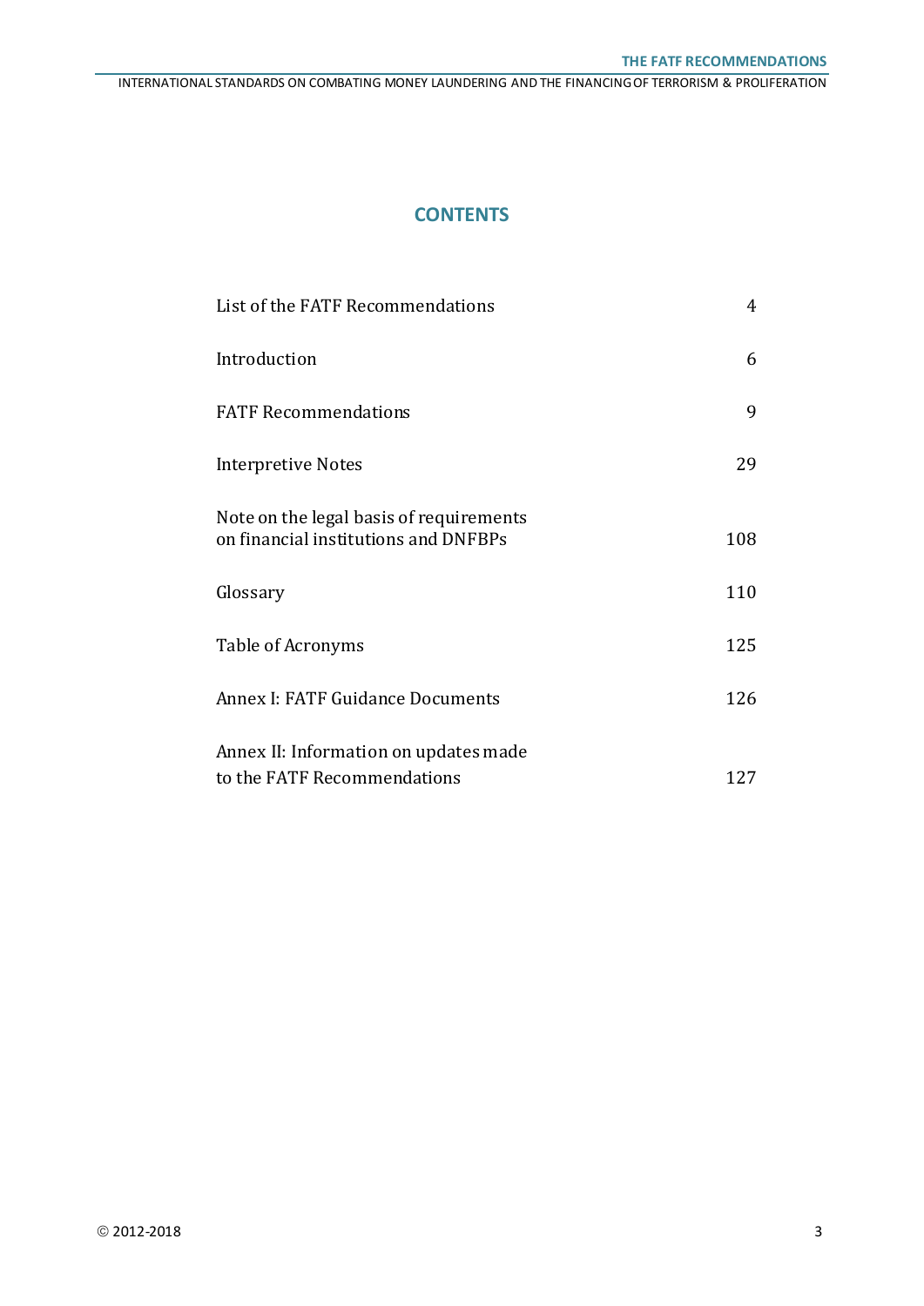# CONTENTS

| | |
|---|---|
| List of the FATF Recommendations | 4 |
| Introduction | 6 |
| FATF Recommendations | 9 |
| Interpretive Notes | 29 |
| Note on the legal basis of requirements on financial institutions and DNFBPs | 108 |
| Glossary | 110 |
| Table of Acronyms | 125 |
| Annex I: FATF Guidance Documents | 126 |
| Annex II: Information on updates made to the FATF Recommendations | 127 |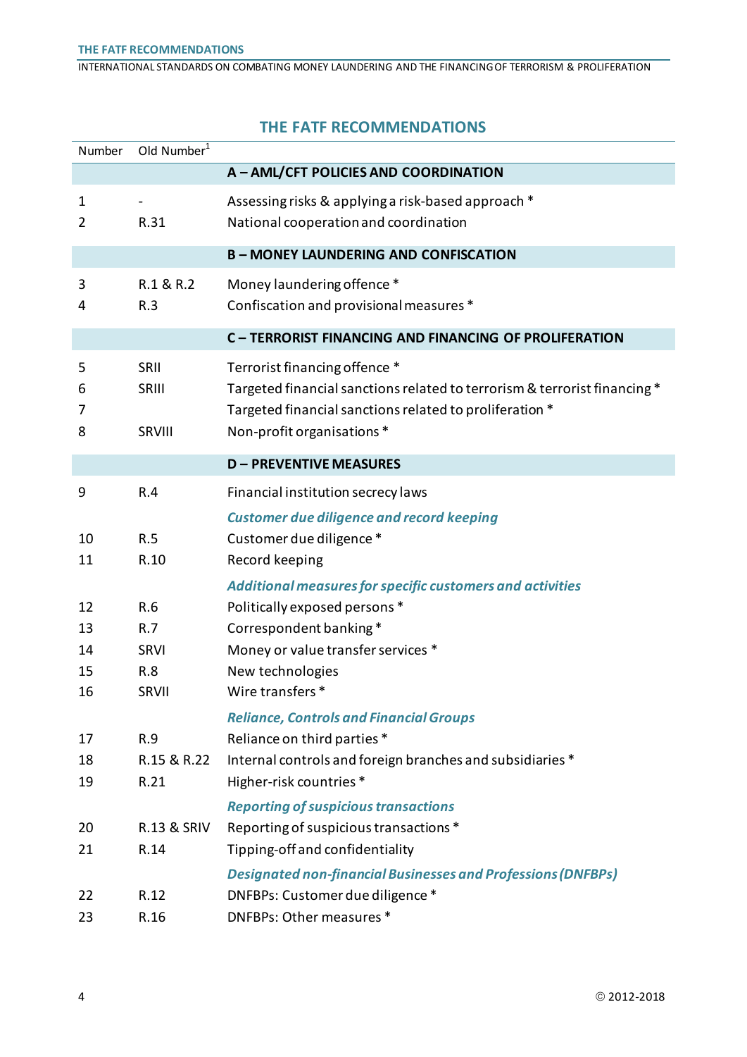## THE FATF RECOMMENDATIONS

| Number | Old Number[1] | |
|---|---|---|
| | | **A – AML/CFT POLICIES AND COORDINATION** |
| 1 | - | Assessing risks & applying a risk-based approach * |
| 2 | R.31 | National cooperation and coordination |
| | | **B – MONEY LAUNDERING AND CONFISCATION** |
| 3 | R.1 & R.2 | Money laundering offence * |
| 4 | R.3 | Confiscation and provisional measures * |
| | | **C – TERRORIST FINANCING AND FINANCING OF PROLIFERATION** |
| 5 | SRII | Terrorist financing offence * |
| 6 | SRIII | Targeted financial sanctions related to terrorism & terrorist financing * |
| 7 | | Targeted financial sanctions related to proliferation * |
| 8 | SRVIII | Non-profit organisations * |
| | | **D – PREVENTIVE MEASURES** |
| 9 | R.4 | Financial institution secrecy laws |
| | | ***Customer due diligence and record keeping*** |
| 10 | R.5 | Customer due diligence * |
| 11 | R.10 | Record keeping |
| | | ***Additional measures for specific customers and activities*** |
| 12 | R.6 | Politically exposed persons * |
| 13 | R.7 | Correspondent banking * |
| 14 | SRVI | Money or value transfer services * |
| 15 | R.8 | New technologies |
| 16 | SRVII | Wire transfers * |
| | | ***Reliance, Controls and Financial Groups*** |
| 17 | R.9 | Reliance on third parties * |
| 18 | R.15 & R.22 | Internal controls and foreign branches and subsidiaries * |
| 19 | R.21 | Higher-risk countries * |
| | | ***Reporting of suspicious transactions*** |
| 20 | R.13 & SRIV | Reporting of suspicious transactions * |
| 21 | R.14 | Tipping-off and confidentiality |
| | | ***Designated non-financial Businesses and Professions (DNFBPs)*** |
| 22 | R.12 | DNFBPs: Customer due diligence * |
| 23 | R.16 | DNFBPs: Other measures * |

© 2012-2018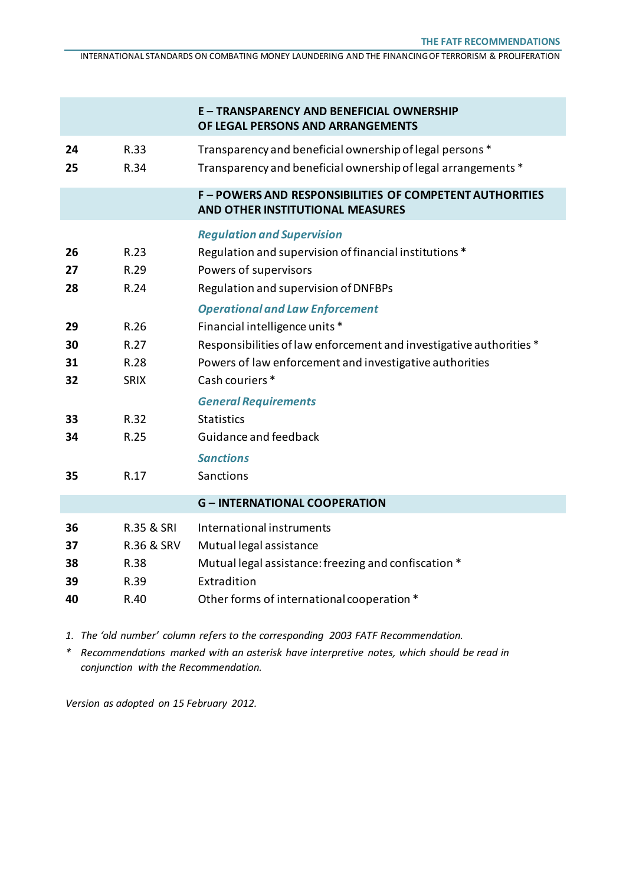| | | |
|---|---|---|
| | | **E – TRANSPARENCY AND BENEFICIAL OWNERSHIP OF LEGAL PERSONS AND ARRANGEMENTS** |
| **24** | R.33 | Transparency and beneficial ownership of legal persons * |
| **25** | R.34 | Transparency and beneficial ownership of legal arrangements * |
| | | **F – POWERS AND RESPONSIBILITIES OF COMPETENT AUTHORITIES AND OTHER INSTITUTIONAL MEASURES** |
| | | ***Regulation and Supervision*** |
| **26** | R.23 | Regulation and supervision of financial institutions * |
| **27** | R.29 | Powers of supervisors |
| **28** | R.24 | Regulation and supervision of DNFBPs |
| | | ***Operational and Law Enforcement*** |
| **29** | R.26 | Financial intelligence units * |
| **30** | R.27 | Responsibilities of law enforcement and investigative authorities * |
| **31** | R.28 | Powers of law enforcement and investigative authorities |
| **32** | SRIX | Cash couriers * |
| | | ***General Requirements*** |
| **33** | R.32 | Statistics |
| **34** | R.25 | Guidance and feedback |
| | | ***Sanctions*** |
| **35** | R.17 | Sanctions |
| | | **G – INTERNATIONAL COOPERATION** |
| **36** | R.35 & SRI | International instruments |
| **37** | R.36 & SRV | Mutual legal assistance |
| **38** | R.38 | Mutual legal assistance: freezing and confiscation * |
| **39** | R.39 | Extradition |
| **40** | R.40 | Other forms of international cooperation * |

1. *The 'old number' column refers to the corresponding 2003 FATF Recommendation.*

\* *Recommendations marked with an asterisk have interpretive notes, which should be read in conjunction with the Recommendation.*

*Version as adopted on 15 February 2012.*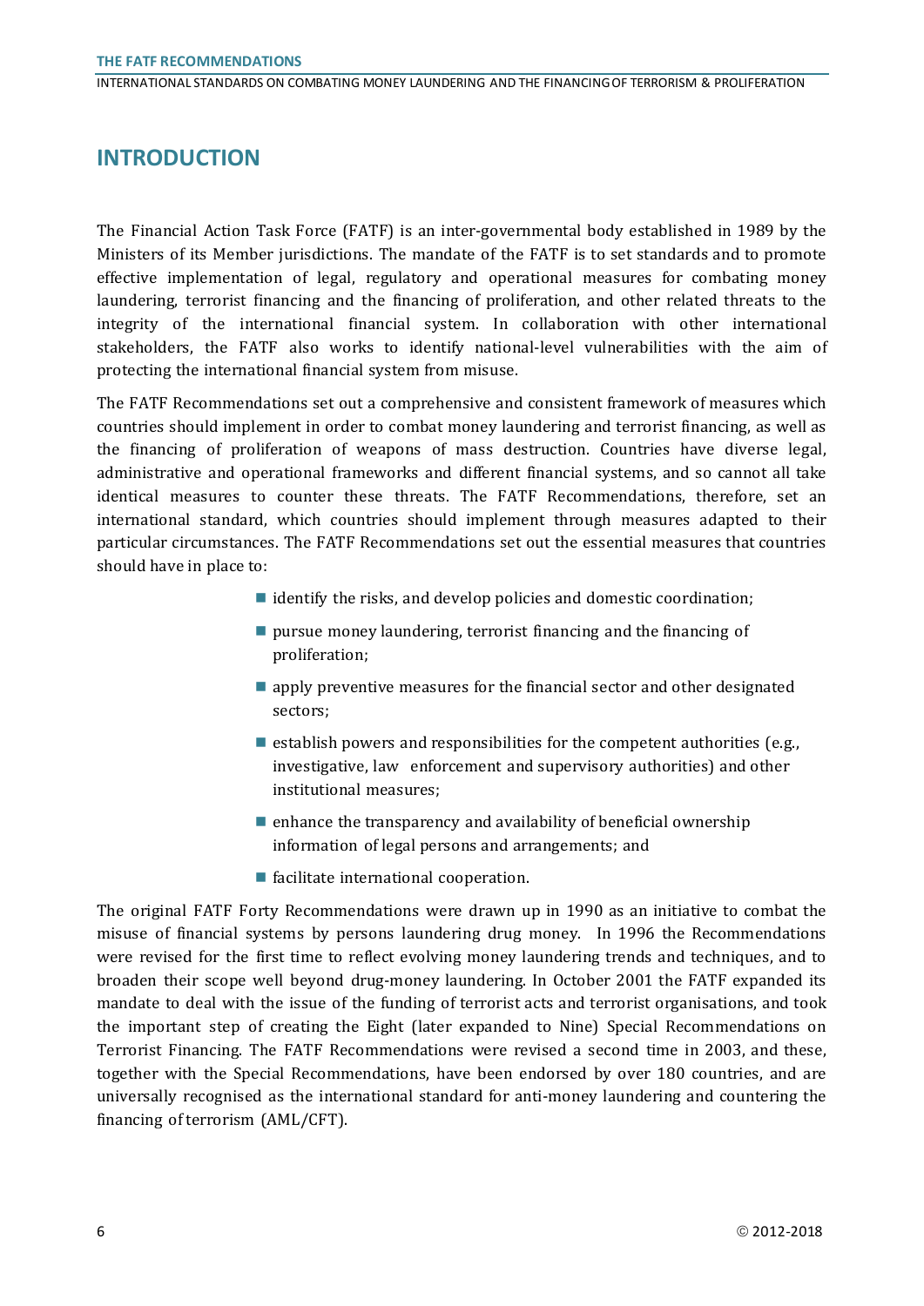# INTRODUCTION

The Financial Action Task Force (FATF) is an inter-governmental body established in 1989 by the Ministers of its Member jurisdictions. The mandate of the FATF is to set standards and to promote effective implementation of legal, regulatory and operational measures for combating money laundering, terrorist financing and the financing of proliferation, and other related threats to the integrity of the international financial system. In collaboration with other international stakeholders, the FATF also works to identify national-level vulnerabilities with the aim of protecting the international financial system from misuse.

The FATF Recommendations set out a comprehensive and consistent framework of measures which countries should implement in order to combat money laundering and terrorist financing, as well as the financing of proliferation of weapons of mass destruction. Countries have diverse legal, administrative and operational frameworks and different financial systems, and so cannot all take identical measures to counter these threats. The FATF Recommendations, therefore, set an international standard, which countries should implement through measures adapted to their particular circumstances. The FATF Recommendations set out the essential measures that countries should have in place to:

- identify the risks, and develop policies and domestic coordination;
- pursue money laundering, terrorist financing and the financing of proliferation;
- apply preventive measures for the financial sector and other designated sectors;
- establish powers and responsibilities for the competent authorities (e.g., investigative, law enforcement and supervisory authorities) and other institutional measures;
- enhance the transparency and availability of beneficial ownership information of legal persons and arrangements; and
- facilitate international cooperation.

The original FATF Forty Recommendations were drawn up in 1990 as an initiative to combat the misuse of financial systems by persons laundering drug money. In 1996 the Recommendations were revised for the first time to reflect evolving money laundering trends and techniques, and to broaden their scope well beyond drug-money laundering. In October 2001 the FATF expanded its mandate to deal with the issue of the funding of terrorist acts and terrorist organisations, and took the important step of creating the Eight (later expanded to Nine) Special Recommendations on Terrorist Financing. The FATF Recommendations were revised a second time in 2003, and these, together with the Special Recommendations, have been endorsed by over 180 countries, and are universally recognised as the international standard for anti-money laundering and countering the financing of terrorism (AML/CFT).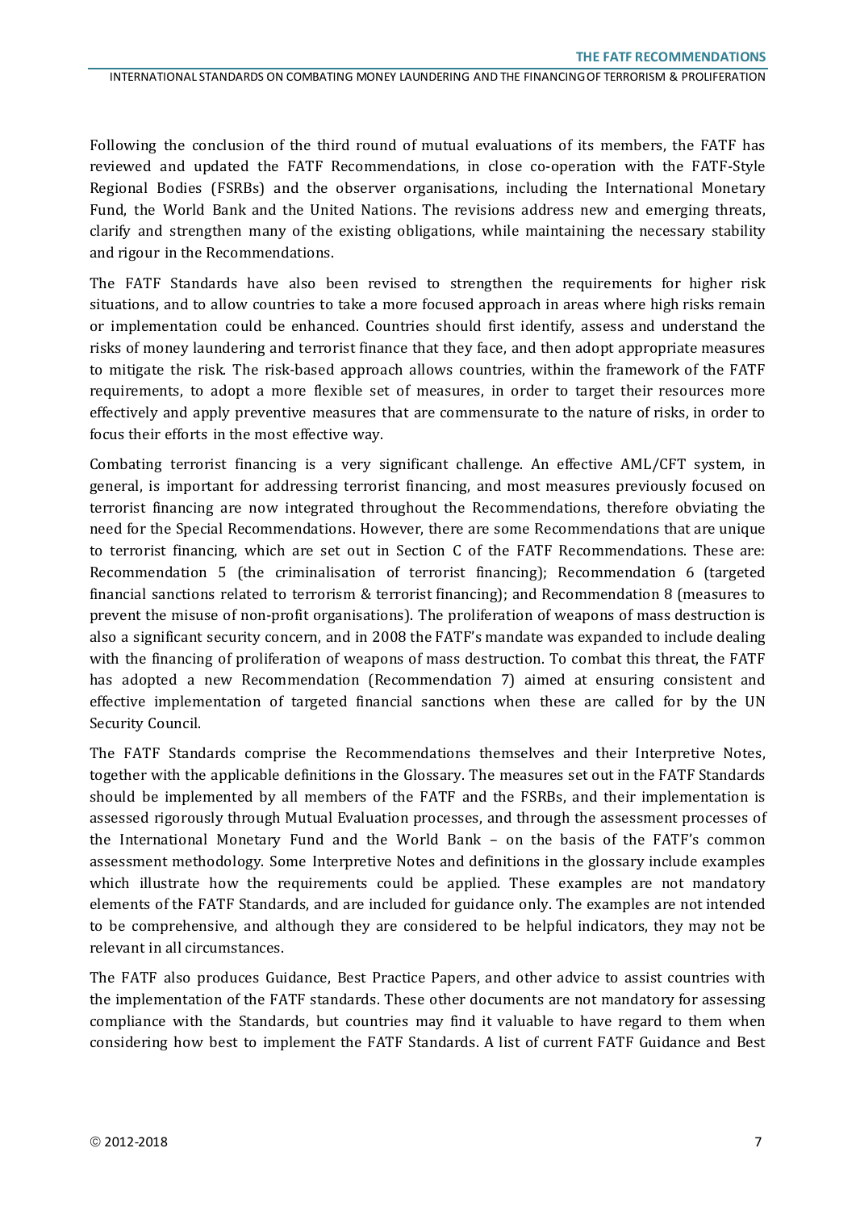Following the conclusion of the third round of mutual evaluations of its members, the FATF has reviewed and updated the FATF Recommendations, in close co-operation with the FATF-Style Regional Bodies (FSRBs) and the observer organisations, including the International Monetary Fund, the World Bank and the United Nations. The revisions address new and emerging threats, clarify and strengthen many of the existing obligations, while maintaining the necessary stability and rigour in the Recommendations.

The FATF Standards have also been revised to strengthen the requirements for higher risk situations, and to allow countries to take a more focused approach in areas where high risks remain or implementation could be enhanced. Countries should first identify, assess and understand the risks of money laundering and terrorist finance that they face, and then adopt appropriate measures to mitigate the risk. The risk-based approach allows countries, within the framework of the FATF requirements, to adopt a more flexible set of measures, in order to target their resources more effectively and apply preventive measures that are commensurate to the nature of risks, in order to focus their efforts in the most effective way.

Combating terrorist financing is a very significant challenge. An effective AML/CFT system, in general, is important for addressing terrorist financing, and most measures previously focused on terrorist financing are now integrated throughout the Recommendations, therefore obviating the need for the Special Recommendations. However, there are some Recommendations that are unique to terrorist financing, which are set out in Section C of the FATF Recommendations. These are: Recommendation 5 (the criminalisation of terrorist financing); Recommendation 6 (targeted financial sanctions related to terrorism & terrorist financing); and Recommendation 8 (measures to prevent the misuse of non-profit organisations). The proliferation of weapons of mass destruction is also a significant security concern, and in 2008 the FATF's mandate was expanded to include dealing with the financing of proliferation of weapons of mass destruction. To combat this threat, the FATF has adopted a new Recommendation (Recommendation 7) aimed at ensuring consistent and effective implementation of targeted financial sanctions when these are called for by the UN Security Council.

The FATF Standards comprise the Recommendations themselves and their Interpretive Notes, together with the applicable definitions in the Glossary. The measures set out in the FATF Standards should be implemented by all members of the FATF and the FSRBs, and their implementation is assessed rigorously through Mutual Evaluation processes, and through the assessment processes of the International Monetary Fund and the World Bank – on the basis of the FATF's common assessment methodology. Some Interpretive Notes and definitions in the glossary include examples which illustrate how the requirements could be applied. These examples are not mandatory elements of the FATF Standards, and are included for guidance only. The examples are not intended to be comprehensive, and although they are considered to be helpful indicators, they may not be relevant in all circumstances.

The FATF also produces Guidance, Best Practice Papers, and other advice to assist countries with the implementation of the FATF standards. These other documents are not mandatory for assessing compliance with the Standards, but countries may find it valuable to have regard to them when considering how best to implement the FATF Standards. A list of current FATF Guidance and Best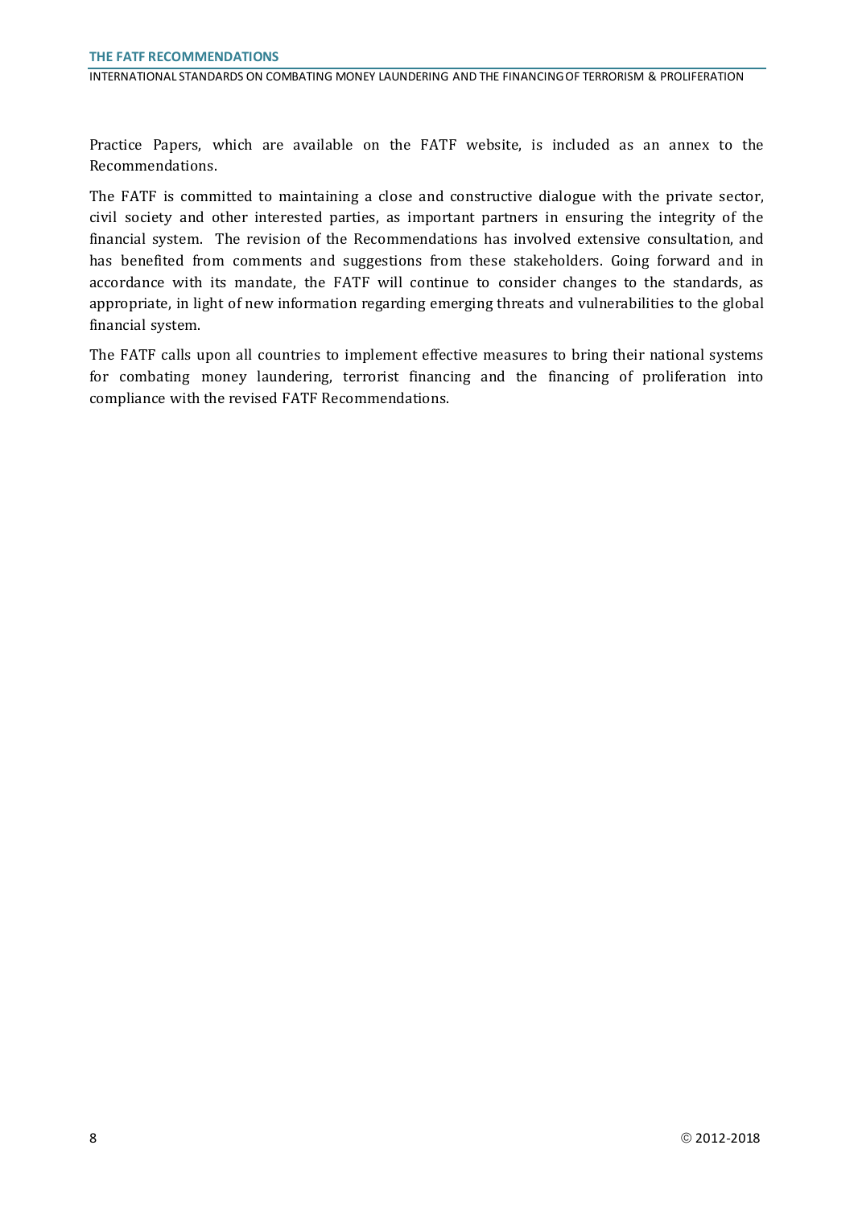Practice Papers, which are available on the FATF website, is included as an annex to the Recommendations.

The FATF is committed to maintaining a close and constructive dialogue with the private sector, civil society and other interested parties, as important partners in ensuring the integrity of the financial system. The revision of the Recommendations has involved extensive consultation, and has benefited from comments and suggestions from these stakeholders. Going forward and in accordance with its mandate, the FATF will continue to consider changes to the standards, as appropriate, in light of new information regarding emerging threats and vulnerabilities to the global financial system.

The FATF calls upon all countries to implement effective measures to bring their national systems for combating money laundering, terrorist financing and the financing of proliferation into compliance with the revised FATF Recommendations.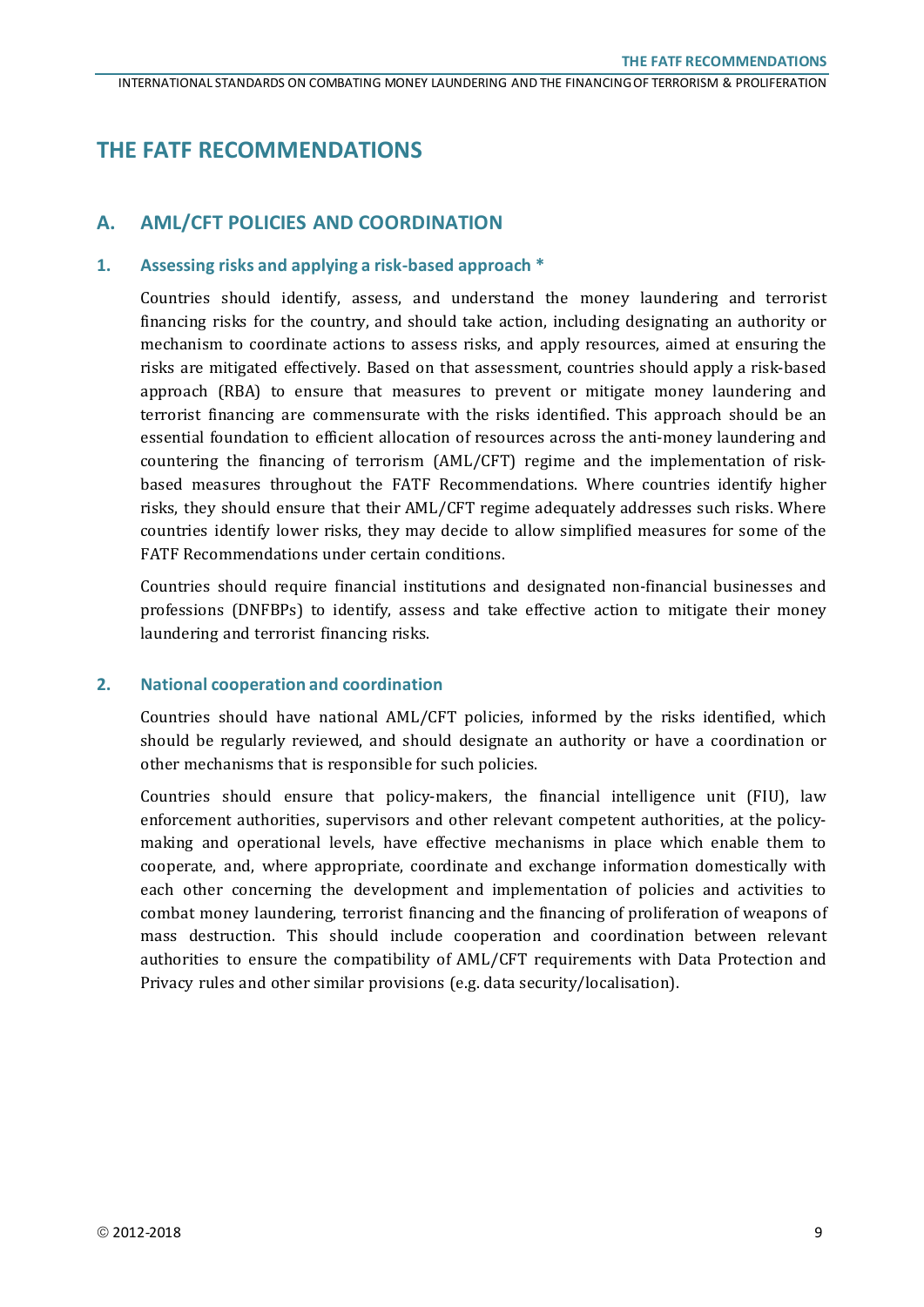# THE FATF RECOMMENDATIONS

## A. AML/CFT POLICIES AND COORDINATION

### 1. Assessing risks and applying a risk-based approach *

Countries should identify, assess, and understand the money laundering and terrorist financing risks for the country, and should take action, including designating an authority or mechanism to coordinate actions to assess risks, and apply resources, aimed at ensuring the risks are mitigated effectively. Based on that assessment, countries should apply a risk-based approach (RBA) to ensure that measures to prevent or mitigate money laundering and terrorist financing are commensurate with the risks identified. This approach should be an essential foundation to efficient allocation of resources across the anti-money laundering and countering the financing of terrorism (AML/CFT) regime and the implementation of risk-based measures throughout the FATF Recommendations. Where countries identify higher risks, they should ensure that their AML/CFT regime adequately addresses such risks. Where countries identify lower risks, they may decide to allow simplified measures for some of the FATF Recommendations under certain conditions.

Countries should require financial institutions and designated non-financial businesses and professions (DNFBPs) to identify, assess and take effective action to mitigate their money laundering and terrorist financing risks.

### 2. National cooperation and coordination

Countries should have national AML/CFT policies, informed by the risks identified, which should be regularly reviewed, and should designate an authority or have a coordination or other mechanisms that is responsible for such policies.

Countries should ensure that policy-makers, the financial intelligence unit (FIU), law enforcement authorities, supervisors and other relevant competent authorities, at the policy-making and operational levels, have effective mechanisms in place which enable them to cooperate, and, where appropriate, coordinate and exchange information domestically with each other concerning the development and implementation of policies and activities to combat money laundering, terrorist financing and the financing of proliferation of weapons of mass destruction. This should include cooperation and coordination between relevant authorities to ensure the compatibility of AML/CFT requirements with Data Protection and Privacy rules and other similar provisions (e.g. data security/localisation).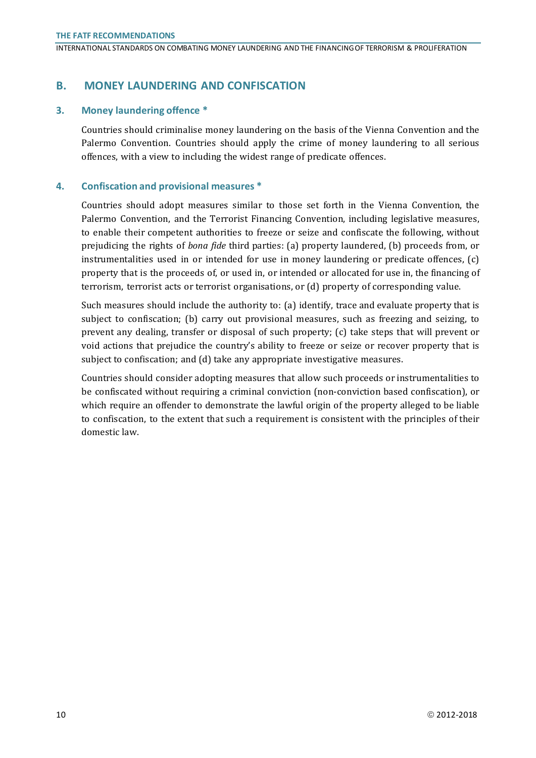## B. MONEY LAUNDERING AND CONFISCATION

### 3. Money laundering offence *

Countries should criminalise money laundering on the basis of the Vienna Convention and the Palermo Convention. Countries should apply the crime of money laundering to all serious offences, with a view to including the widest range of predicate offences.

### 4. Confiscation and provisional measures *

Countries should adopt measures similar to those set forth in the Vienna Convention, the Palermo Convention, and the Terrorist Financing Convention, including legislative measures, to enable their competent authorities to freeze or seize and confiscate the following, without prejudicing the rights of *bona fide* third parties: (a) property laundered, (b) proceeds from, or instrumentalities used in or intended for use in money laundering or predicate offences, (c) property that is the proceeds of, or used in, or intended or allocated for use in, the financing of terrorism, terrorist acts or terrorist organisations, or (d) property of corresponding value.

Such measures should include the authority to: (a) identify, trace and evaluate property that is subject to confiscation; (b) carry out provisional measures, such as freezing and seizing, to prevent any dealing, transfer or disposal of such property; (c) take steps that will prevent or void actions that prejudice the country's ability to freeze or seize or recover property that is subject to confiscation; and (d) take any appropriate investigative measures.

Countries should consider adopting measures that allow such proceeds or instrumentalities to be confiscated without requiring a criminal conviction (non-conviction based confiscation), or which require an offender to demonstrate the lawful origin of the property alleged to be liable to confiscation, to the extent that such a requirement is consistent with the principles of their domestic law.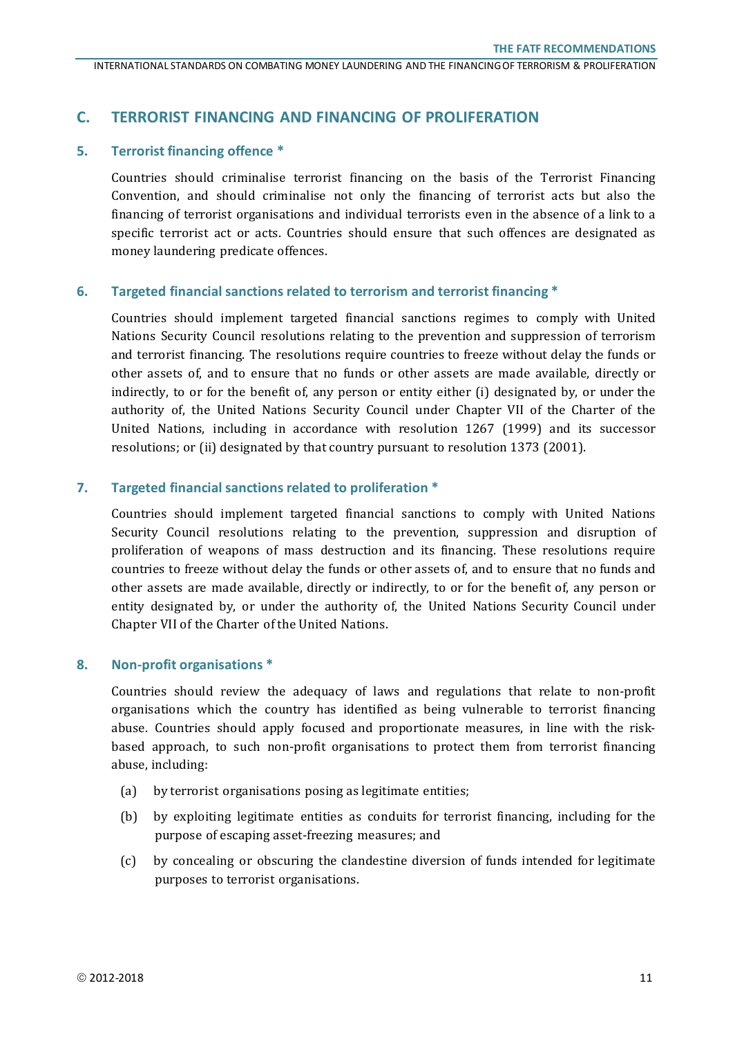## C. TERRORIST FINANCING AND FINANCING OF PROLIFERATION

### 5. Terrorist financing offence *

Countries should criminalise terrorist financing on the basis of the Terrorist Financing Convention, and should criminalise not only the financing of terrorist acts but also the financing of terrorist organisations and individual terrorists even in the absence of a link to a specific terrorist act or acts. Countries should ensure that such offences are designated as money laundering predicate offences.

### 6. Targeted financial sanctions related to terrorism and terrorist financing *

Countries should implement targeted financial sanctions regimes to comply with United Nations Security Council resolutions relating to the prevention and suppression of terrorism and terrorist financing. The resolutions require countries to freeze without delay the funds or other assets of, and to ensure that no funds or other assets are made available, directly or indirectly, to or for the benefit of, any person or entity either (i) designated by, or under the authority of, the United Nations Security Council under Chapter VII of the Charter of the United Nations, including in accordance with resolution 1267 (1999) and its successor resolutions; or (ii) designated by that country pursuant to resolution 1373 (2001).

### 7. Targeted financial sanctions related to proliferation *

Countries should implement targeted financial sanctions to comply with United Nations Security Council resolutions relating to the prevention, suppression and disruption of proliferation of weapons of mass destruction and its financing. These resolutions require countries to freeze without delay the funds or other assets of, and to ensure that no funds and other assets are made available, directly or indirectly, to or for the benefit of, any person or entity designated by, or under the authority of, the United Nations Security Council under Chapter VII of the Charter of the United Nations.

### 8. Non-profit organisations *

Countries should review the adequacy of laws and regulations that relate to non-profit organisations which the country has identified as being vulnerable to terrorist financing abuse. Countries should apply focused and proportionate measures, in line with the risk-based approach, to such non-profit organisations to protect them from terrorist financing abuse, including:

(a) by terrorist organisations posing as legitimate entities;

(b) by exploiting legitimate entities as conduits for terrorist financing, including for the purpose of escaping asset-freezing measures; and

(c) by concealing or obscuring the clandestine diversion of funds intended for legitimate purposes to terrorist organisations.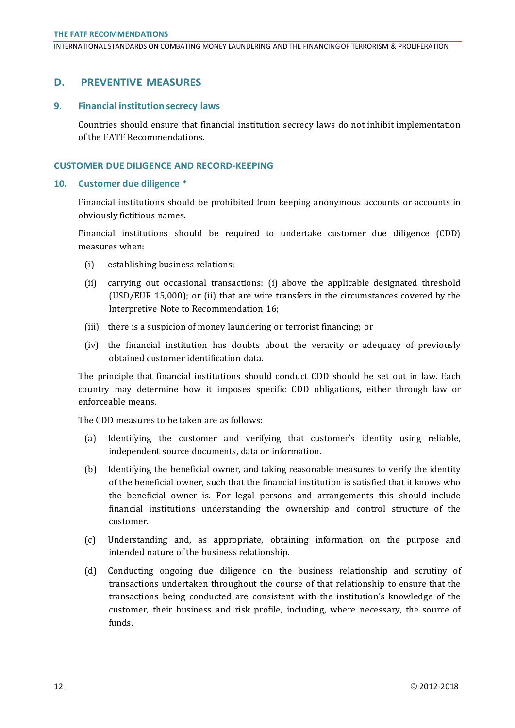## D. PREVENTIVE MEASURES

### 9. Financial institution secrecy laws

Countries should ensure that financial institution secrecy laws do not inhibit implementation of the FATF Recommendations.

### CUSTOMER DUE DILIGENCE AND RECORD-KEEPING

### 10. Customer due diligence *

Financial institutions should be prohibited from keeping anonymous accounts or accounts in obviously fictitious names.

Financial institutions should be required to undertake customer due diligence (CDD) measures when:

(i) establishing business relations;

(ii) carrying out occasional transactions: (i) above the applicable designated threshold (USD/EUR 15,000); or (ii) that are wire transfers in the circumstances covered by the Interpretive Note to Recommendation 16;

(iii) there is a suspicion of money laundering or terrorist financing; or

(iv) the financial institution has doubts about the veracity or adequacy of previously obtained customer identification data.

The principle that financial institutions should conduct CDD should be set out in law. Each country may determine how it imposes specific CDD obligations, either through law or enforceable means.

The CDD measures to be taken are as follows:

(a) Identifying the customer and verifying that customer's identity using reliable, independent source documents, data or information.

(b) Identifying the beneficial owner, and taking reasonable measures to verify the identity of the beneficial owner, such that the financial institution is satisfied that it knows who the beneficial owner is. For legal persons and arrangements this should include financial institutions understanding the ownership and control structure of the customer.

(c) Understanding and, as appropriate, obtaining information on the purpose and intended nature of the business relationship.

(d) Conducting ongoing due diligence on the business relationship and scrutiny of transactions undertaken throughout the course of that relationship to ensure that the transactions being conducted are consistent with the institution's knowledge of the customer, their business and risk profile, including, where necessary, the source of funds.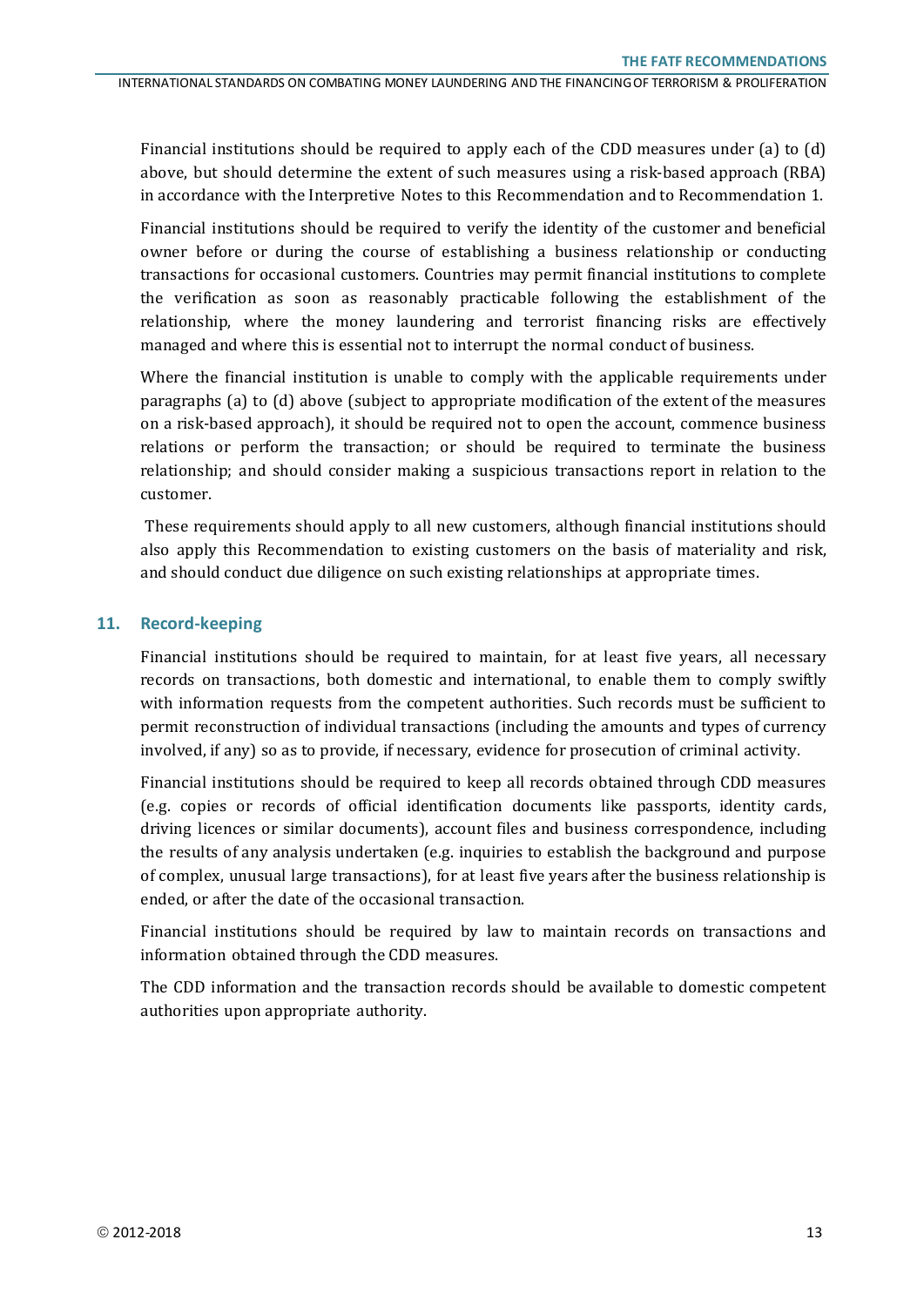Financial institutions should be required to apply each of the CDD measures under (a) to (d) above, but should determine the extent of such measures using a risk-based approach (RBA) in accordance with the Interpretive Notes to this Recommendation and to Recommendation 1.

Financial institutions should be required to verify the identity of the customer and beneficial owner before or during the course of establishing a business relationship or conducting transactions for occasional customers. Countries may permit financial institutions to complete the verification as soon as reasonably practicable following the establishment of the relationship, where the money laundering and terrorist financing risks are effectively managed and where this is essential not to interrupt the normal conduct of business.

Where the financial institution is unable to comply with the applicable requirements under paragraphs (a) to (d) above (subject to appropriate modification of the extent of the measures on a risk-based approach), it should be required not to open the account, commence business relations or perform the transaction; or should be required to terminate the business relationship; and should consider making a suspicious transactions report in relation to the customer.

These requirements should apply to all new customers, although financial institutions should also apply this Recommendation to existing customers on the basis of materiality and risk, and should conduct due diligence on such existing relationships at appropriate times.

## 11. Record-keeping

Financial institutions should be required to maintain, for at least five years, all necessary records on transactions, both domestic and international, to enable them to comply swiftly with information requests from the competent authorities. Such records must be sufficient to permit reconstruction of individual transactions (including the amounts and types of currency involved, if any) so as to provide, if necessary, evidence for prosecution of criminal activity.

Financial institutions should be required to keep all records obtained through CDD measures (e.g. copies or records of official identification documents like passports, identity cards, driving licences or similar documents), account files and business correspondence, including the results of any analysis undertaken (e.g. inquiries to establish the background and purpose of complex, unusual large transactions), for at least five years after the business relationship is ended, or after the date of the occasional transaction.

Financial institutions should be required by law to maintain records on transactions and information obtained through the CDD measures.

The CDD information and the transaction records should be available to domestic competent authorities upon appropriate authority.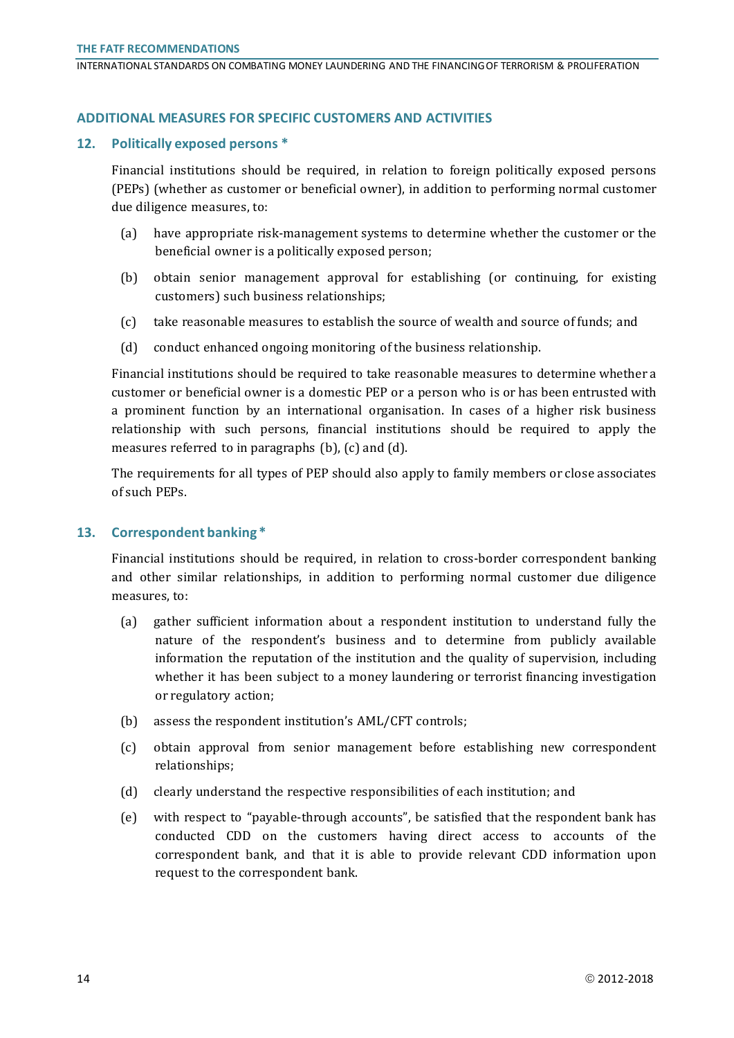## ADDITIONAL MEASURES FOR SPECIFIC CUSTOMERS AND ACTIVITIES

### 12. Politically exposed persons *

Financial institutions should be required, in relation to foreign politically exposed persons (PEPs) (whether as customer or beneficial owner), in addition to performing normal customer due diligence measures, to:

(a) have appropriate risk-management systems to determine whether the customer or the beneficial owner is a politically exposed person;

(b) obtain senior management approval for establishing (or continuing, for existing customers) such business relationships;

(c) take reasonable measures to establish the source of wealth and source of funds; and

(d) conduct enhanced ongoing monitoring of the business relationship.

Financial institutions should be required to take reasonable measures to determine whether a customer or beneficial owner is a domestic PEP or a person who is or has been entrusted with a prominent function by an international organisation. In cases of a higher risk business relationship with such persons, financial institutions should be required to apply the measures referred to in paragraphs (b), (c) and (d).

The requirements for all types of PEP should also apply to family members or close associates of such PEPs.

### 13. Correspondent banking *

Financial institutions should be required, in relation to cross-border correspondent banking and other similar relationships, in addition to performing normal customer due diligence measures, to:

(a) gather sufficient information about a respondent institution to understand fully the nature of the respondent's business and to determine from publicly available information the reputation of the institution and the quality of supervision, including whether it has been subject to a money laundering or terrorist financing investigation or regulatory action;

(b) assess the respondent institution's AML/CFT controls;

(c) obtain approval from senior management before establishing new correspondent relationships;

(d) clearly understand the respective responsibilities of each institution; and

(e) with respect to "payable-through accounts", be satisfied that the respondent bank has conducted CDD on the customers having direct access to accounts of the correspondent bank, and that it is able to provide relevant CDD information upon request to the correspondent bank.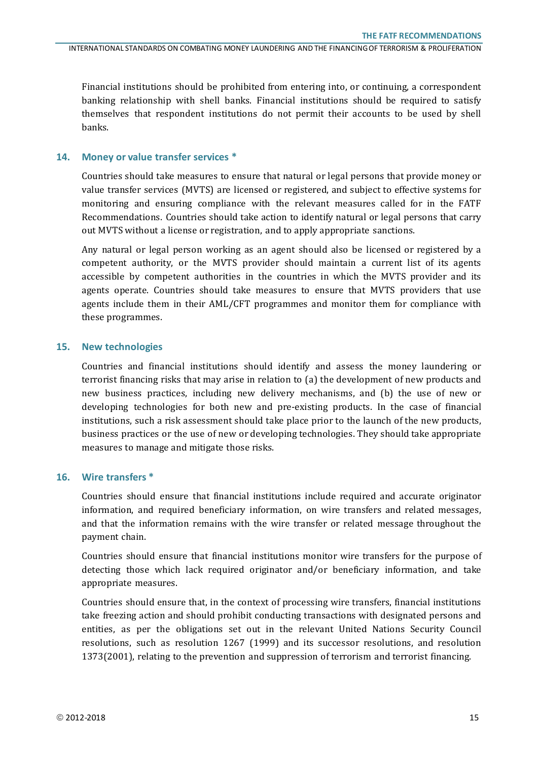Financial institutions should be prohibited from entering into, or continuing, a correspondent banking relationship with shell banks. Financial institutions should be required to satisfy themselves that respondent institutions do not permit their accounts to be used by shell banks.

### 14. Money or value transfer services *

Countries should take measures to ensure that natural or legal persons that provide money or value transfer services (MVTS) are licensed or registered, and subject to effective systems for monitoring and ensuring compliance with the relevant measures called for in the FATF Recommendations. Countries should take action to identify natural or legal persons that carry out MVTS without a license or registration, and to apply appropriate sanctions.

Any natural or legal person working as an agent should also be licensed or registered by a competent authority, or the MVTS provider should maintain a current list of its agents accessible by competent authorities in the countries in which the MVTS provider and its agents operate. Countries should take measures to ensure that MVTS providers that use agents include them in their AML/CFT programmes and monitor them for compliance with these programmes.

### 15. New technologies

Countries and financial institutions should identify and assess the money laundering or terrorist financing risks that may arise in relation to (a) the development of new products and new business practices, including new delivery mechanisms, and (b) the use of new or developing technologies for both new and pre-existing products. In the case of financial institutions, such a risk assessment should take place prior to the launch of the new products, business practices or the use of new or developing technologies. They should take appropriate measures to manage and mitigate those risks.

### 16. Wire transfers *

Countries should ensure that financial institutions include required and accurate originator information, and required beneficiary information, on wire transfers and related messages, and that the information remains with the wire transfer or related message throughout the payment chain.

Countries should ensure that financial institutions monitor wire transfers for the purpose of detecting those which lack required originator and/or beneficiary information, and take appropriate measures.

Countries should ensure that, in the context of processing wire transfers, financial institutions take freezing action and should prohibit conducting transactions with designated persons and entities, as per the obligations set out in the relevant United Nations Security Council resolutions, such as resolution 1267 (1999) and its successor resolutions, and resolution 1373(2001), relating to the prevention and suppression of terrorism and terrorist financing.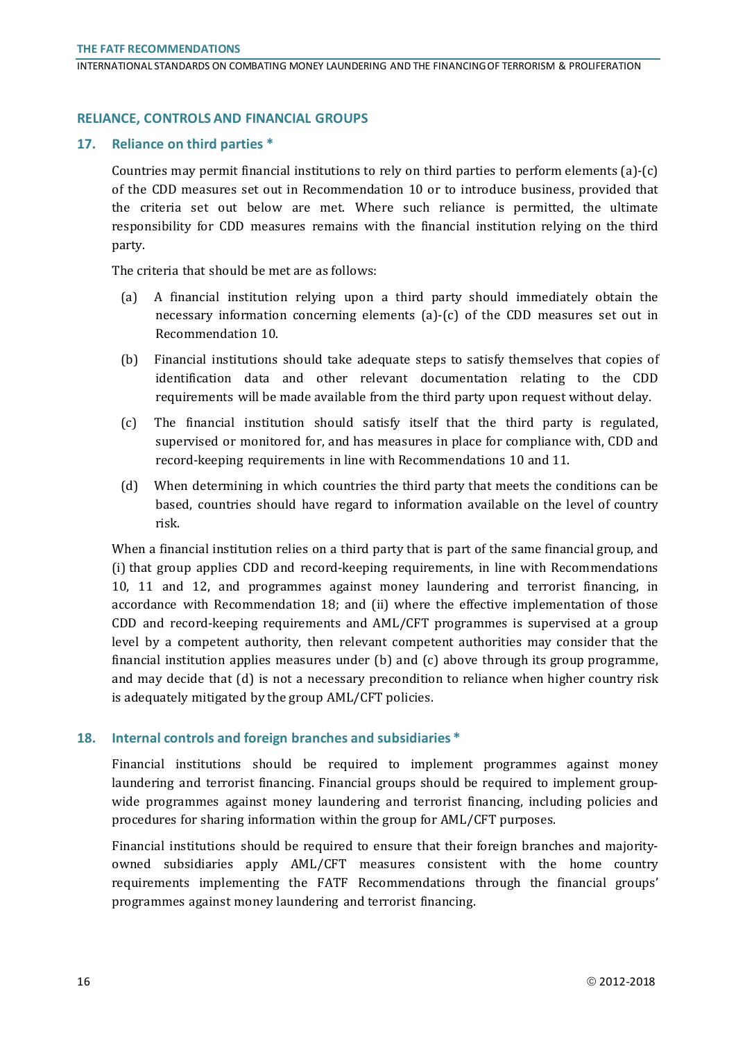## RELIANCE, CONTROLS AND FINANCIAL GROUPS

### 17. Reliance on third parties *

Countries may permit financial institutions to rely on third parties to perform elements (a)-(c) of the CDD measures set out in Recommendation 10 or to introduce business, provided that the criteria set out below are met. Where such reliance is permitted, the ultimate responsibility for CDD measures remains with the financial institution relying on the third party.

The criteria that should be met are as follows:

(a) A financial institution relying upon a third party should immediately obtain the necessary information concerning elements (a)-(c) of the CDD measures set out in Recommendation 10.

(b) Financial institutions should take adequate steps to satisfy themselves that copies of identification data and other relevant documentation relating to the CDD requirements will be made available from the third party upon request without delay.

(c) The financial institution should satisfy itself that the third party is regulated, supervised or monitored for, and has measures in place for compliance with, CDD and record-keeping requirements in line with Recommendations 10 and 11.

(d) When determining in which countries the third party that meets the conditions can be based, countries should have regard to information available on the level of country risk.

When a financial institution relies on a third party that is part of the same financial group, and (i) that group applies CDD and record-keeping requirements, in line with Recommendations 10, 11 and 12, and programmes against money laundering and terrorist financing, in accordance with Recommendation 18; and (ii) where the effective implementation of those CDD and record-keeping requirements and AML/CFT programmes is supervised at a group level by a competent authority, then relevant competent authorities may consider that the financial institution applies measures under (b) and (c) above through its group programme, and may decide that (d) is not a necessary precondition to reliance when higher country risk is adequately mitigated by the group AML/CFT policies.

### 18. Internal controls and foreign branches and subsidiaries *

Financial institutions should be required to implement programmes against money laundering and terrorist financing. Financial groups should be required to implement group-wide programmes against money laundering and terrorist financing, including policies and procedures for sharing information within the group for AML/CFT purposes.

Financial institutions should be required to ensure that their foreign branches and majority-owned subsidiaries apply AML/CFT measures consistent with the home country requirements implementing the FATF Recommendations through the financial groups' programmes against money laundering and terrorist financing.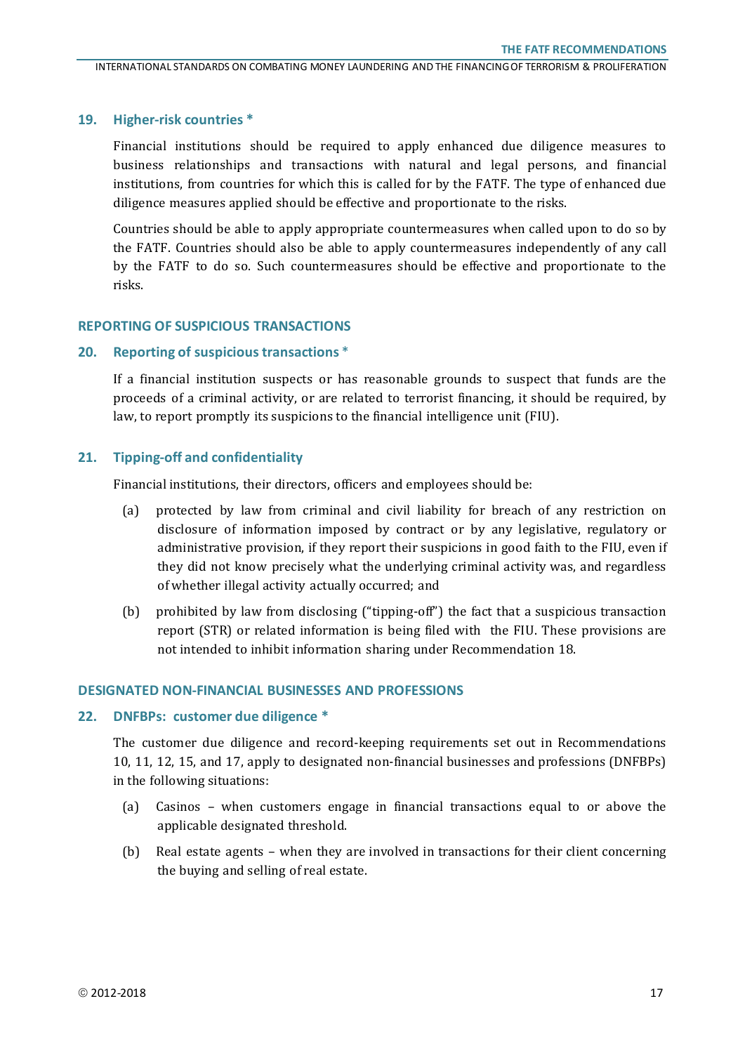### 19. Higher-risk countries *

Financial institutions should be required to apply enhanced due diligence measures to business relationships and transactions with natural and legal persons, and financial institutions, from countries for which this is called for by the FATF. The type of enhanced due diligence measures applied should be effective and proportionate to the risks.

Countries should be able to apply appropriate countermeasures when called upon to do so by the FATF. Countries should also be able to apply countermeasures independently of any call by the FATF to do so. Such countermeasures should be effective and proportionate to the risks.

## REPORTING OF SUSPICIOUS TRANSACTIONS

### 20. Reporting of suspicious transactions *

If a financial institution suspects or has reasonable grounds to suspect that funds are the proceeds of a criminal activity, or are related to terrorist financing, it should be required, by law, to report promptly its suspicions to the financial intelligence unit (FIU).

### 21. Tipping-off and confidentiality

Financial institutions, their directors, officers and employees should be:

(a) protected by law from criminal and civil liability for breach of any restriction on disclosure of information imposed by contract or by any legislative, regulatory or administrative provision, if they report their suspicions in good faith to the FIU, even if they did not know precisely what the underlying criminal activity was, and regardless of whether illegal activity actually occurred; and

(b) prohibited by law from disclosing ("tipping-off") the fact that a suspicious transaction report (STR) or related information is being filed with the FIU. These provisions are not intended to inhibit information sharing under Recommendation 18.

## DESIGNATED NON-FINANCIAL BUSINESSES AND PROFESSIONS

### 22. DNFBPs: customer due diligence *

The customer due diligence and record-keeping requirements set out in Recommendations 10, 11, 12, 15, and 17, apply to designated non-financial businesses and professions (DNFBPs) in the following situations:

(a) Casinos – when customers engage in financial transactions equal to or above the applicable designated threshold.

(b) Real estate agents – when they are involved in transactions for their client concerning the buying and selling of real estate.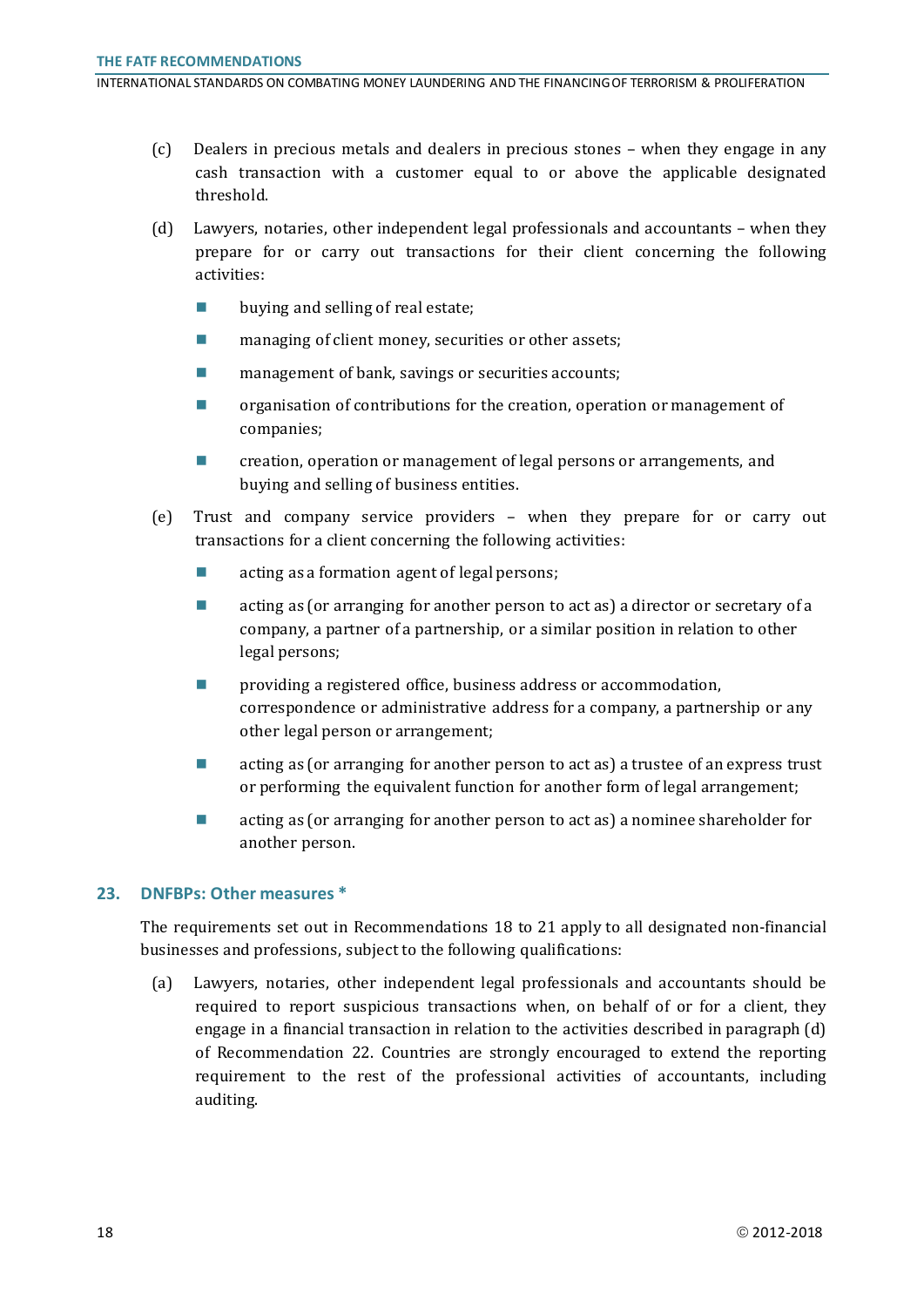(c) Dealers in precious metals and dealers in precious stones – when they engage in any cash transaction with a customer equal to or above the applicable designated threshold.

(d) Lawyers, notaries, other independent legal professionals and accountants – when they prepare for or carry out transactions for their client concerning the following activities:

- buying and selling of real estate;
- managing of client money, securities or other assets;
- management of bank, savings or securities accounts;
- organisation of contributions for the creation, operation or management of companies;
- creation, operation or management of legal persons or arrangements, and buying and selling of business entities.

(e) Trust and company service providers – when they prepare for or carry out transactions for a client concerning the following activities:

- acting as a formation agent of legal persons;
- acting as (or arranging for another person to act as) a director or secretary of a company, a partner of a partnership, or a similar position in relation to other legal persons;
- providing a registered office, business address or accommodation, correspondence or administrative address for a company, a partnership or any other legal person or arrangement;
- acting as (or arranging for another person to act as) a trustee of an express trust or performing the equivalent function for another form of legal arrangement;
- acting as (or arranging for another person to act as) a nominee shareholder for another person.

## 23. DNFBPs: Other measures *

The requirements set out in Recommendations 18 to 21 apply to all designated non-financial businesses and professions, subject to the following qualifications:

(a) Lawyers, notaries, other independent legal professionals and accountants should be required to report suspicious transactions when, on behalf of or for a client, they engage in a financial transaction in relation to the activities described in paragraph (d) of Recommendation 22. Countries are strongly encouraged to extend the reporting requirement to the rest of the professional activities of accountants, including auditing.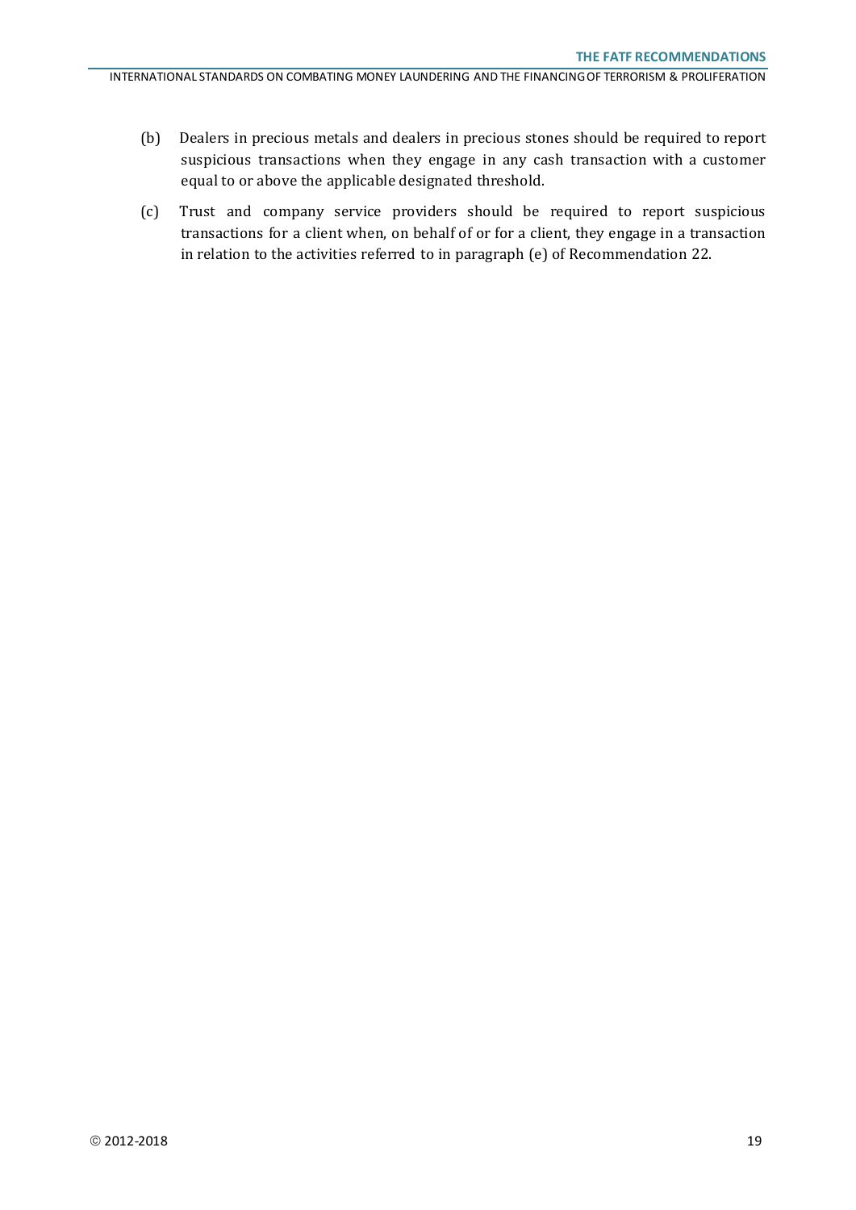(b) Dealers in precious metals and dealers in precious stones should be required to report suspicious transactions when they engage in any cash transaction with a customer equal to or above the applicable designated threshold.

(c) Trust and company service providers should be required to report suspicious transactions for a client when, on behalf of or for a client, they engage in a transaction in relation to the activities referred to in paragraph (e) of Recommendation 22.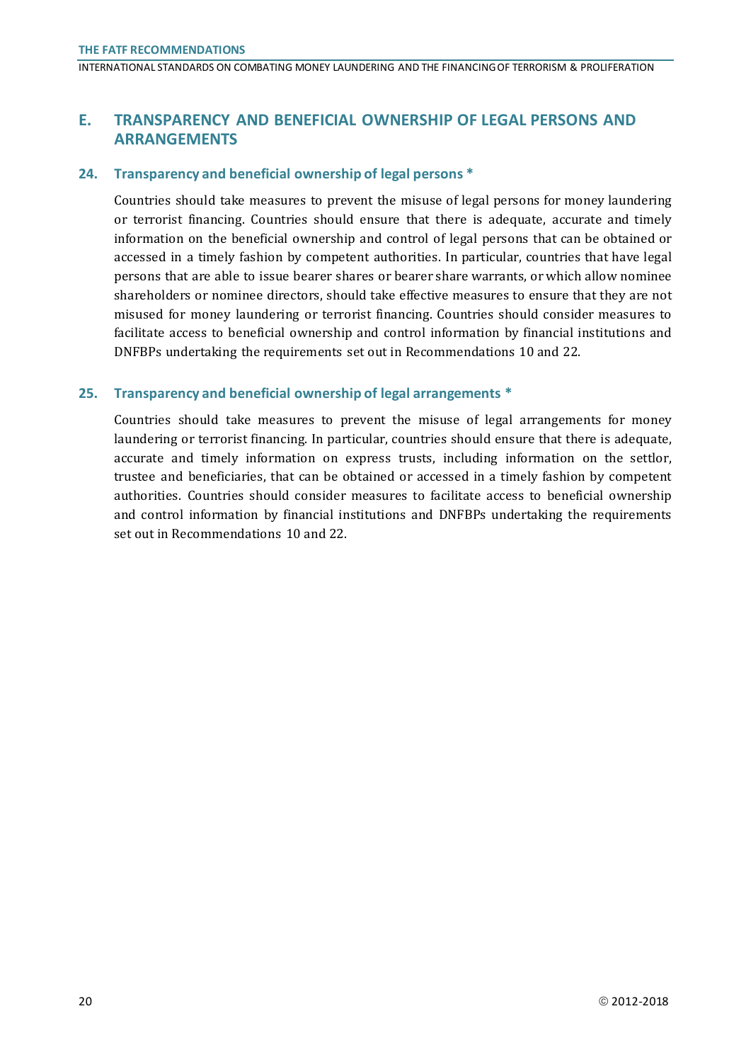## E. TRANSPARENCY AND BENEFICIAL OWNERSHIP OF LEGAL PERSONS AND ARRANGEMENTS

### 24. Transparency and beneficial ownership of legal persons *

Countries should take measures to prevent the misuse of legal persons for money laundering or terrorist financing. Countries should ensure that there is adequate, accurate and timely information on the beneficial ownership and control of legal persons that can be obtained or accessed in a timely fashion by competent authorities. In particular, countries that have legal persons that are able to issue bearer shares or bearer share warrants, or which allow nominee shareholders or nominee directors, should take effective measures to ensure that they are not misused for money laundering or terrorist financing. Countries should consider measures to facilitate access to beneficial ownership and control information by financial institutions and DNFBPs undertaking the requirements set out in Recommendations 10 and 22.

### 25. Transparency and beneficial ownership of legal arrangements *

Countries should take measures to prevent the misuse of legal arrangements for money laundering or terrorist financing. In particular, countries should ensure that there is adequate, accurate and timely information on express trusts, including information on the settlor, trustee and beneficiaries, that can be obtained or accessed in a timely fashion by competent authorities. Countries should consider measures to facilitate access to beneficial ownership and control information by financial institutions and DNFBPs undertaking the requirements set out in Recommendations 10 and 22.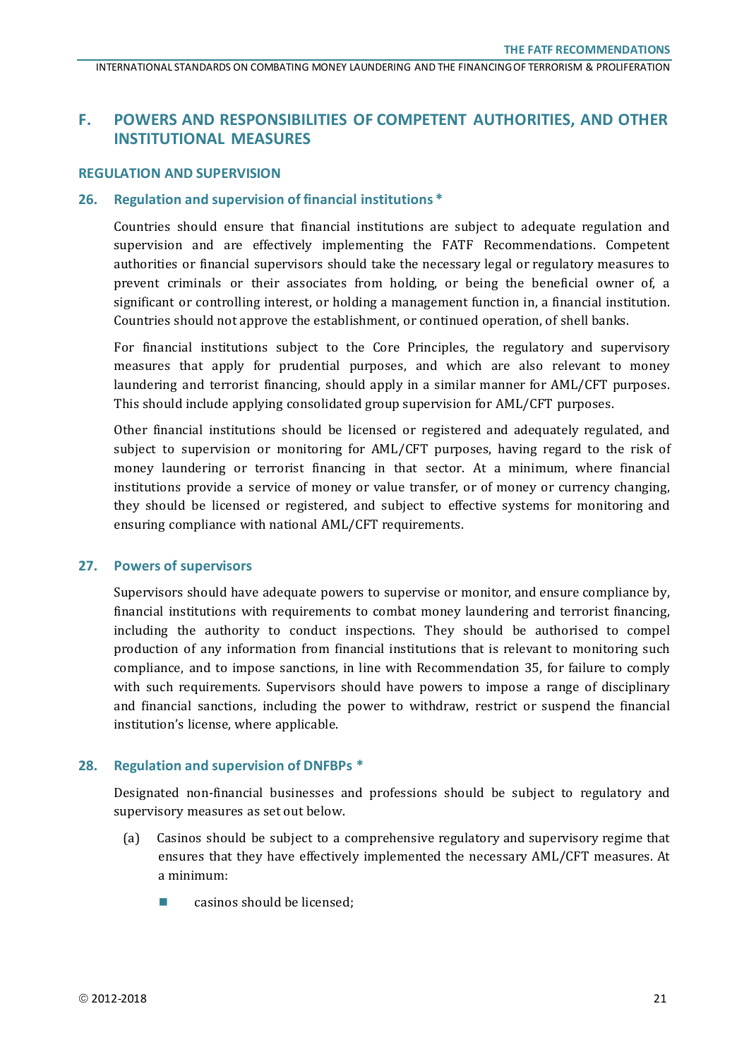## F. POWERS AND RESPONSIBILITIES OF COMPETENT AUTHORITIES, AND OTHER INSTITUTIONAL MEASURES

### REGULATION AND SUPERVISION

#### 26. Regulation and supervision of financial institutions *

Countries should ensure that financial institutions are subject to adequate regulation and supervision and are effectively implementing the FATF Recommendations. Competent authorities or financial supervisors should take the necessary legal or regulatory measures to prevent criminals or their associates from holding, or being the beneficial owner of, a significant or controlling interest, or holding a management function in, a financial institution. Countries should not approve the establishment, or continued operation, of shell banks.

For financial institutions subject to the Core Principles, the regulatory and supervisory measures that apply for prudential purposes, and which are also relevant to money laundering and terrorist financing, should apply in a similar manner for AML/CFT purposes. This should include applying consolidated group supervision for AML/CFT purposes.

Other financial institutions should be licensed or registered and adequately regulated, and subject to supervision or monitoring for AML/CFT purposes, having regard to the risk of money laundering or terrorist financing in that sector. At a minimum, where financial institutions provide a service of money or value transfer, or of money or currency changing, they should be licensed or registered, and subject to effective systems for monitoring and ensuring compliance with national AML/CFT requirements.

#### 27. Powers of supervisors

Supervisors should have adequate powers to supervise or monitor, and ensure compliance by, financial institutions with requirements to combat money laundering and terrorist financing, including the authority to conduct inspections. They should be authorised to compel production of any information from financial institutions that is relevant to monitoring such compliance, and to impose sanctions, in line with Recommendation 35, for failure to comply with such requirements. Supervisors should have powers to impose a range of disciplinary and financial sanctions, including the power to withdraw, restrict or suspend the financial institution's license, where applicable.

#### 28. Regulation and supervision of DNFBPs *

Designated non-financial businesses and professions should be subject to regulatory and supervisory measures as set out below.

(a) Casinos should be subject to a comprehensive regulatory and supervisory regime that ensures that they have effectively implemented the necessary AML/CFT measures. At a minimum:

- casinos should be licensed;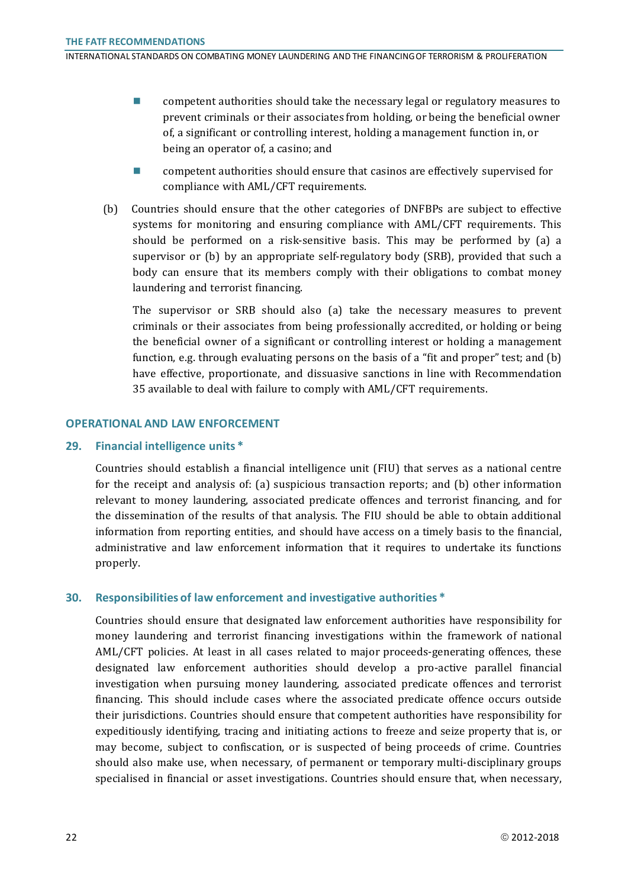- competent authorities should take the necessary legal or regulatory measures to prevent criminals or their associates from holding, or being the beneficial owner of, a significant or controlling interest, holding a management function in, or being an operator of, a casino; and
- competent authorities should ensure that casinos are effectively supervised for compliance with AML/CFT requirements.

(b) Countries should ensure that the other categories of DNFBPs are subject to effective systems for monitoring and ensuring compliance with AML/CFT requirements. This should be performed on a risk-sensitive basis. This may be performed by (a) a supervisor or (b) by an appropriate self-regulatory body (SRB), provided that such a body can ensure that its members comply with their obligations to combat money laundering and terrorist financing.

The supervisor or SRB should also (a) take the necessary measures to prevent criminals or their associates from being professionally accredited, or holding or being the beneficial owner of a significant or controlling interest or holding a management function, e.g. through evaluating persons on the basis of a "fit and proper" test; and (b) have effective, proportionate, and dissuasive sanctions in line with Recommendation 35 available to deal with failure to comply with AML/CFT requirements.

## OPERATIONAL AND LAW ENFORCEMENT

### 29. Financial intelligence units *

Countries should establish a financial intelligence unit (FIU) that serves as a national centre for the receipt and analysis of: (a) suspicious transaction reports; and (b) other information relevant to money laundering, associated predicate offences and terrorist financing, and for the dissemination of the results of that analysis. The FIU should be able to obtain additional information from reporting entities, and should have access on a timely basis to the financial, administrative and law enforcement information that it requires to undertake its functions properly.

### 30. Responsibilities of law enforcement and investigative authorities *

Countries should ensure that designated law enforcement authorities have responsibility for money laundering and terrorist financing investigations within the framework of national AML/CFT policies. At least in all cases related to major proceeds-generating offences, these designated law enforcement authorities should develop a pro-active parallel financial investigation when pursuing money laundering, associated predicate offences and terrorist financing. This should include cases where the associated predicate offence occurs outside their jurisdictions. Countries should ensure that competent authorities have responsibility for expeditiously identifying, tracing and initiating actions to freeze and seize property that is, or may become, subject to confiscation, or is suspected of being proceeds of crime. Countries should also make use, when necessary, of permanent or temporary multi-disciplinary groups specialised in financial or asset investigations. Countries should ensure that, when necessary,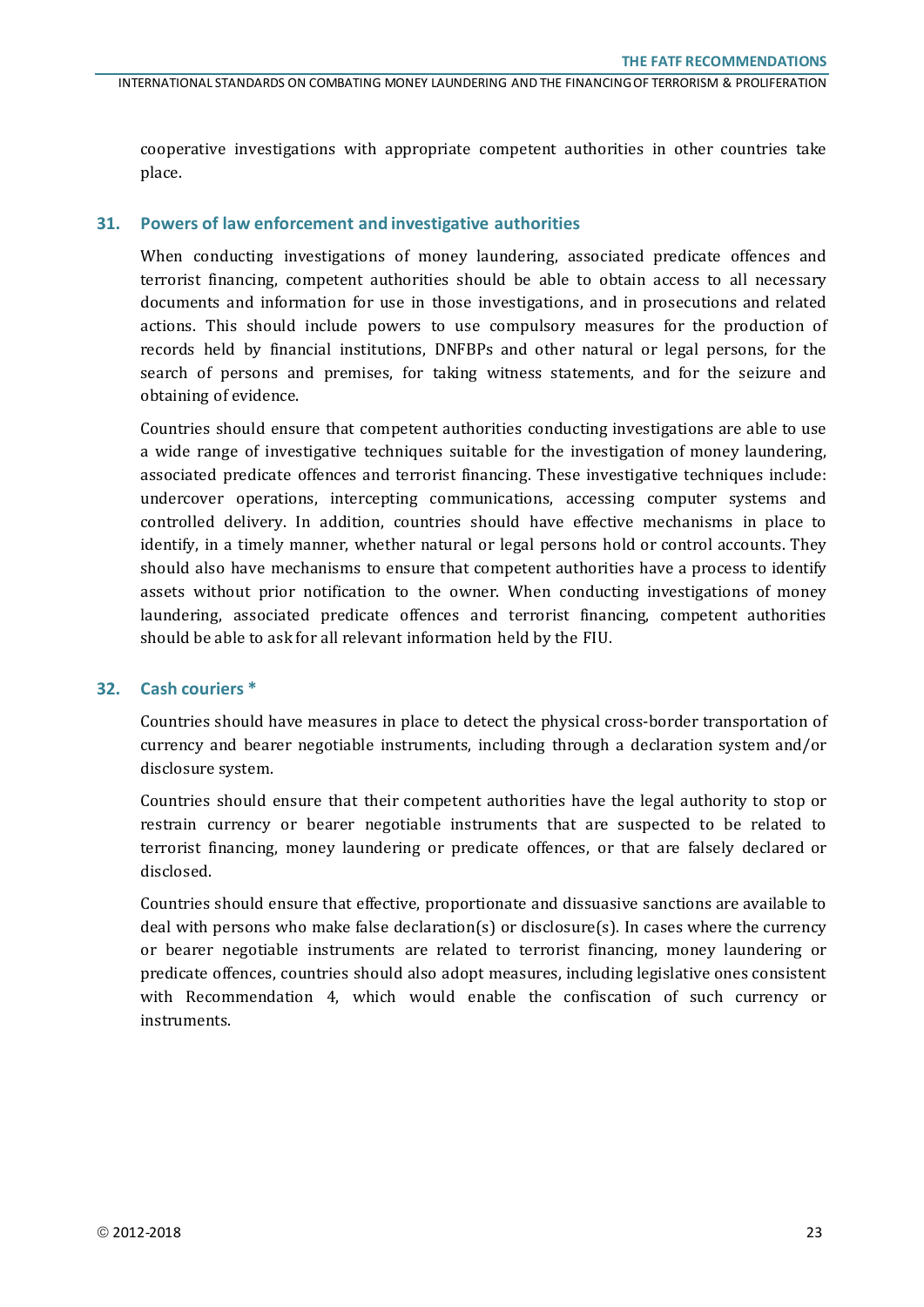cooperative investigations with appropriate competent authorities in other countries take place.

## 31. Powers of law enforcement and investigative authorities

When conducting investigations of money laundering, associated predicate offences and terrorist financing, competent authorities should be able to obtain access to all necessary documents and information for use in those investigations, and in prosecutions and related actions. This should include powers to use compulsory measures for the production of records held by financial institutions, DNFBPs and other natural or legal persons, for the search of persons and premises, for taking witness statements, and for the seizure and obtaining of evidence.

Countries should ensure that competent authorities conducting investigations are able to use a wide range of investigative techniques suitable for the investigation of money laundering, associated predicate offences and terrorist financing. These investigative techniques include: undercover operations, intercepting communications, accessing computer systems and controlled delivery. In addition, countries should have effective mechanisms in place to identify, in a timely manner, whether natural or legal persons hold or control accounts. They should also have mechanisms to ensure that competent authorities have a process to identify assets without prior notification to the owner. When conducting investigations of money laundering, associated predicate offences and terrorist financing, competent authorities should be able to ask for all relevant information held by the FIU.

## 32. Cash couriers *

Countries should have measures in place to detect the physical cross-border transportation of currency and bearer negotiable instruments, including through a declaration system and/or disclosure system.

Countries should ensure that their competent authorities have the legal authority to stop or restrain currency or bearer negotiable instruments that are suspected to be related to terrorist financing, money laundering or predicate offences, or that are falsely declared or disclosed.

Countries should ensure that effective, proportionate and dissuasive sanctions are available to deal with persons who make false declaration(s) or disclosure(s). In cases where the currency or bearer negotiable instruments are related to terrorist financing, money laundering or predicate offences, countries should also adopt measures, including legislative ones consistent with Recommendation 4, which would enable the confiscation of such currency or instruments.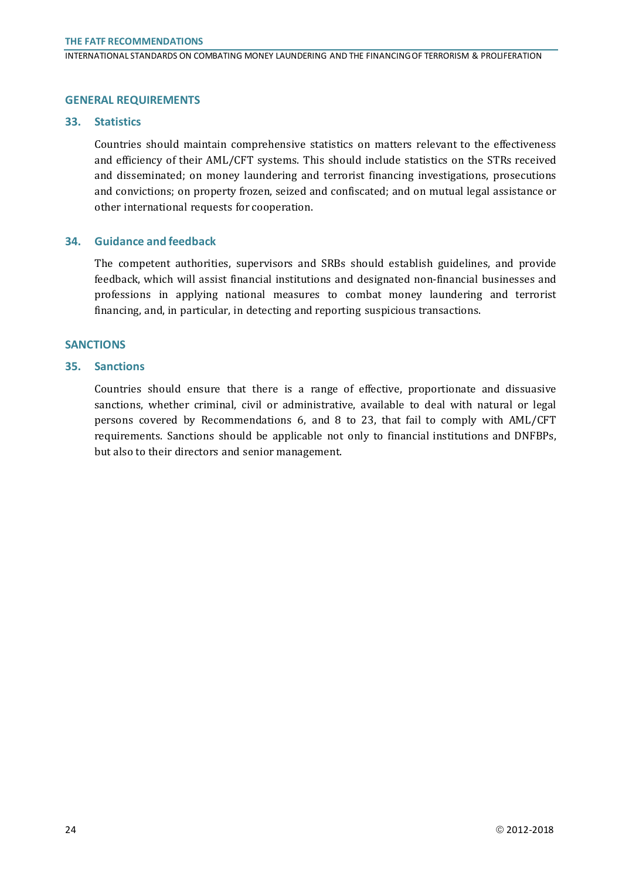## GENERAL REQUIREMENTS

### 33. Statistics

Countries should maintain comprehensive statistics on matters relevant to the effectiveness and efficiency of their AML/CFT systems. This should include statistics on the STRs received and disseminated; on money laundering and terrorist financing investigations, prosecutions and convictions; on property frozen, seized and confiscated; and on mutual legal assistance or other international requests for cooperation.

### 34. Guidance and feedback

The competent authorities, supervisors and SRBs should establish guidelines, and provide feedback, which will assist financial institutions and designated non-financial businesses and professions in applying national measures to combat money laundering and terrorist financing, and, in particular, in detecting and reporting suspicious transactions.

## SANCTIONS

### 35. Sanctions

Countries should ensure that there is a range of effective, proportionate and dissuasive sanctions, whether criminal, civil or administrative, available to deal with natural or legal persons covered by Recommendations 6, and 8 to 23, that fail to comply with AML/CFT requirements. Sanctions should be applicable not only to financial institutions and DNFBPs, but also to their directors and senior management.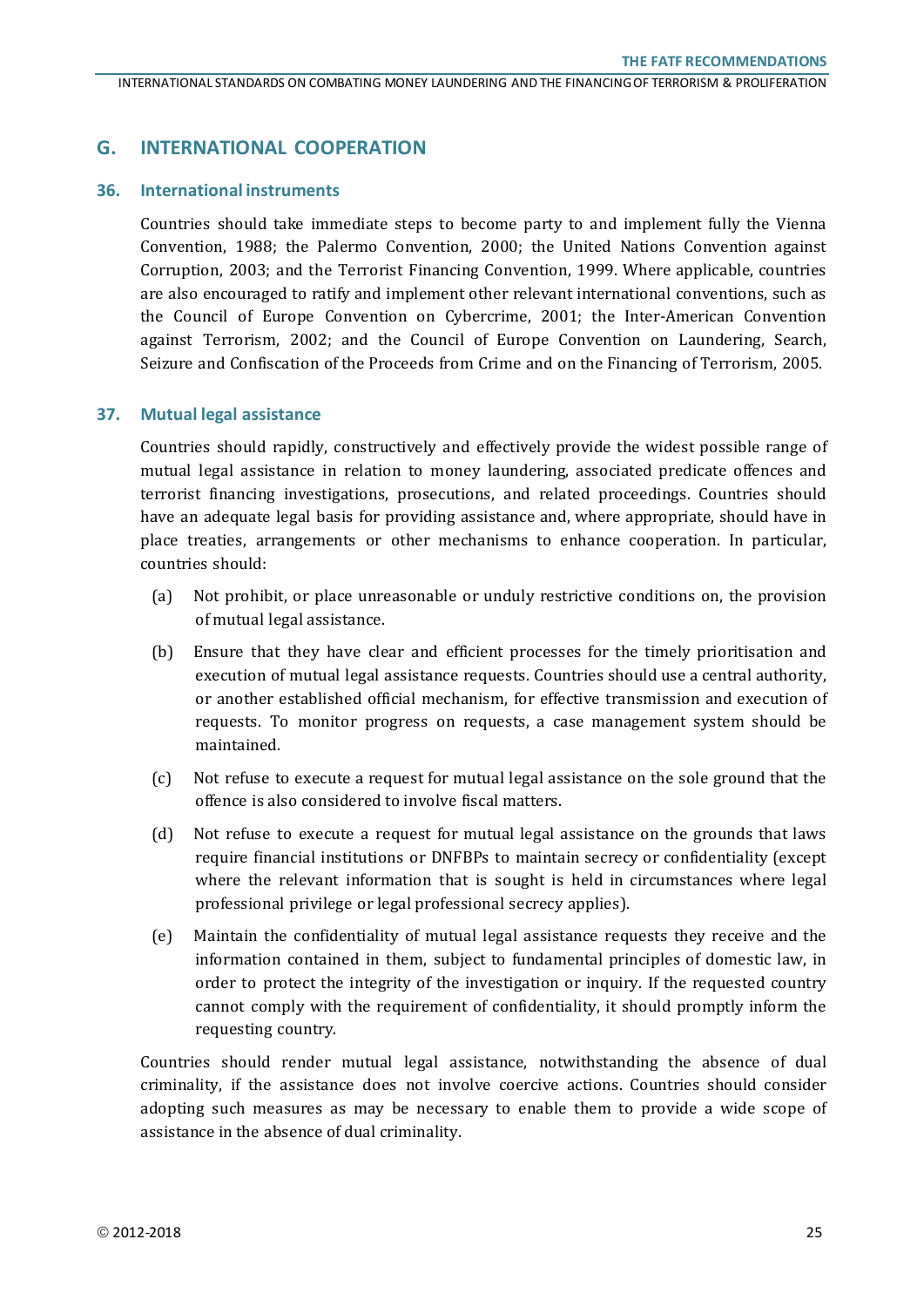## G. INTERNATIONAL COOPERATION

### 36. International instruments

Countries should take immediate steps to become party to and implement fully the Vienna Convention, 1988; the Palermo Convention, 2000; the United Nations Convention against Corruption, 2003; and the Terrorist Financing Convention, 1999. Where applicable, countries are also encouraged to ratify and implement other relevant international conventions, such as the Council of Europe Convention on Cybercrime, 2001; the Inter-American Convention against Terrorism, 2002; and the Council of Europe Convention on Laundering, Search, Seizure and Confiscation of the Proceeds from Crime and on the Financing of Terrorism, 2005.

### 37. Mutual legal assistance

Countries should rapidly, constructively and effectively provide the widest possible range of mutual legal assistance in relation to money laundering, associated predicate offences and terrorist financing investigations, prosecutions, and related proceedings. Countries should have an adequate legal basis for providing assistance and, where appropriate, should have in place treaties, arrangements or other mechanisms to enhance cooperation. In particular, countries should:

(a) Not prohibit, or place unreasonable or unduly restrictive conditions on, the provision of mutual legal assistance.

(b) Ensure that they have clear and efficient processes for the timely prioritisation and execution of mutual legal assistance requests. Countries should use a central authority, or another established official mechanism, for effective transmission and execution of requests. To monitor progress on requests, a case management system should be maintained.

(c) Not refuse to execute a request for mutual legal assistance on the sole ground that the offence is also considered to involve fiscal matters.

(d) Not refuse to execute a request for mutual legal assistance on the grounds that laws require financial institutions or DNFBPs to maintain secrecy or confidentiality (except where the relevant information that is sought is held in circumstances where legal professional privilege or legal professional secrecy applies).

(e) Maintain the confidentiality of mutual legal assistance requests they receive and the information contained in them, subject to fundamental principles of domestic law, in order to protect the integrity of the investigation or inquiry. If the requested country cannot comply with the requirement of confidentiality, it should promptly inform the requesting country.

Countries should render mutual legal assistance, notwithstanding the absence of dual criminality, if the assistance does not involve coercive actions. Countries should consider adopting such measures as may be necessary to enable them to provide a wide scope of assistance in the absence of dual criminality.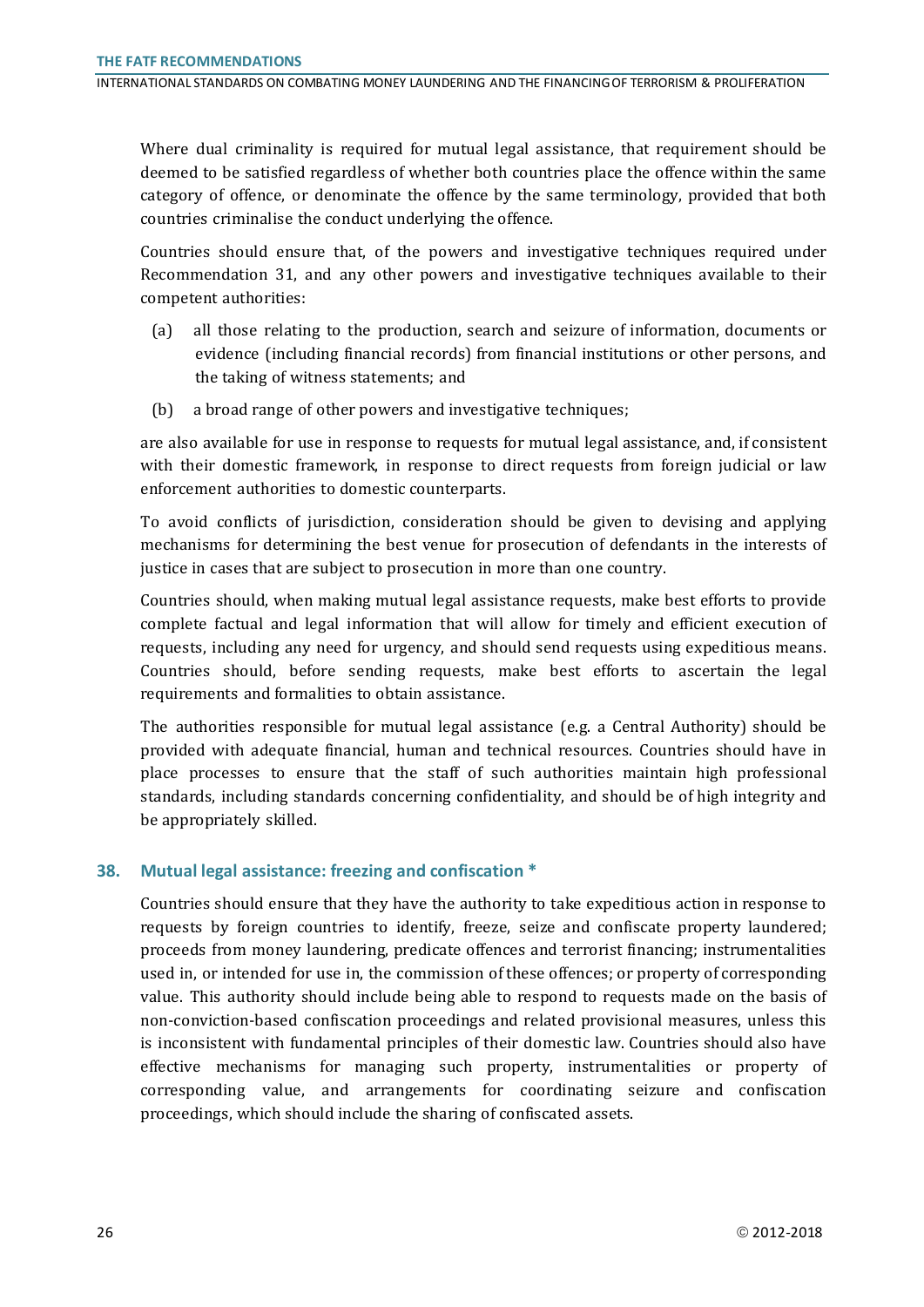Where dual criminality is required for mutual legal assistance, that requirement should be deemed to be satisfied regardless of whether both countries place the offence within the same category of offence, or denominate the offence by the same terminology, provided that both countries criminalise the conduct underlying the offence.

Countries should ensure that, of the powers and investigative techniques required under Recommendation 31, and any other powers and investigative techniques available to their competent authorities:

(a) all those relating to the production, search and seizure of information, documents or evidence (including financial records) from financial institutions or other persons, and the taking of witness statements; and

(b) a broad range of other powers and investigative techniques;

are also available for use in response to requests for mutual legal assistance, and, if consistent with their domestic framework, in response to direct requests from foreign judicial or law enforcement authorities to domestic counterparts.

To avoid conflicts of jurisdiction, consideration should be given to devising and applying mechanisms for determining the best venue for prosecution of defendants in the interests of justice in cases that are subject to prosecution in more than one country.

Countries should, when making mutual legal assistance requests, make best efforts to provide complete factual and legal information that will allow for timely and efficient execution of requests, including any need for urgency, and should send requests using expeditious means. Countries should, before sending requests, make best efforts to ascertain the legal requirements and formalities to obtain assistance.

The authorities responsible for mutual legal assistance (e.g. a Central Authority) should be provided with adequate financial, human and technical resources. Countries should have in place processes to ensure that the staff of such authorities maintain high professional standards, including standards concerning confidentiality, and should be of high integrity and be appropriately skilled.

### 38. Mutual legal assistance: freezing and confiscation *

Countries should ensure that they have the authority to take expeditious action in response to requests by foreign countries to identify, freeze, seize and confiscate property laundered; proceeds from money laundering, predicate offences and terrorist financing; instrumentalities used in, or intended for use in, the commission of these offences; or property of corresponding value. This authority should include being able to respond to requests made on the basis of non-conviction-based confiscation proceedings and related provisional measures, unless this is inconsistent with fundamental principles of their domestic law. Countries should also have effective mechanisms for managing such property, instrumentalities or property of corresponding value, and arrangements for coordinating seizure and confiscation proceedings, which should include the sharing of confiscated assets.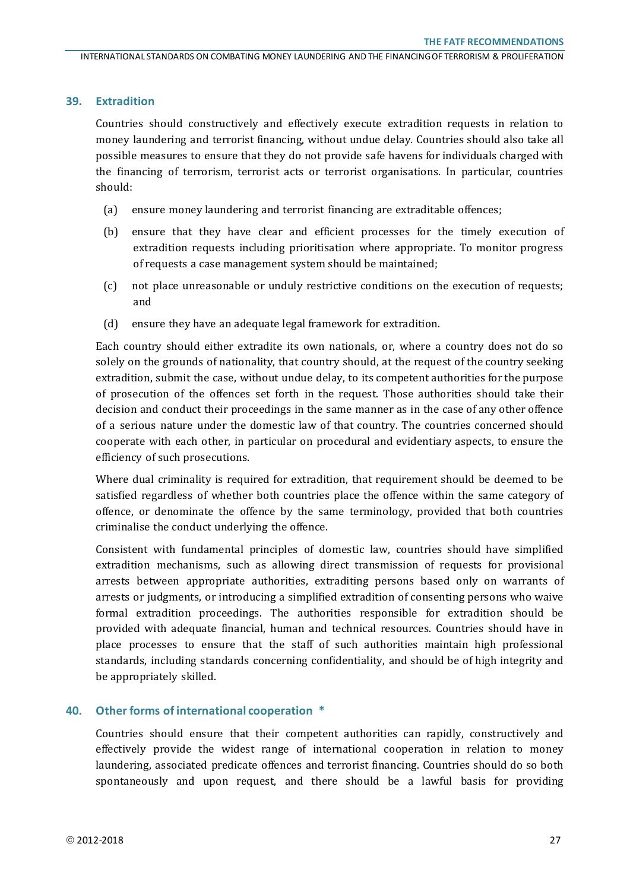## 39. Extradition

Countries should constructively and effectively execute extradition requests in relation to money laundering and terrorist financing, without undue delay. Countries should also take all possible measures to ensure that they do not provide safe havens for individuals charged with the financing of terrorism, terrorist acts or terrorist organisations. In particular, countries should:

(a) ensure money laundering and terrorist financing are extraditable offences;

(b) ensure that they have clear and efficient processes for the timely execution of extradition requests including prioritisation where appropriate. To monitor progress of requests a case management system should be maintained;

(c) not place unreasonable or unduly restrictive conditions on the execution of requests; and

(d) ensure they have an adequate legal framework for extradition.

Each country should either extradite its own nationals, or, where a country does not do so solely on the grounds of nationality, that country should, at the request of the country seeking extradition, submit the case, without undue delay, to its competent authorities for the purpose of prosecution of the offences set forth in the request. Those authorities should take their decision and conduct their proceedings in the same manner as in the case of any other offence of a serious nature under the domestic law of that country. The countries concerned should cooperate with each other, in particular on procedural and evidentiary aspects, to ensure the efficiency of such prosecutions.

Where dual criminality is required for extradition, that requirement should be deemed to be satisfied regardless of whether both countries place the offence within the same category of offence, or denominate the offence by the same terminology, provided that both countries criminalise the conduct underlying the offence.

Consistent with fundamental principles of domestic law, countries should have simplified extradition mechanisms, such as allowing direct transmission of requests for provisional arrests between appropriate authorities, extraditing persons based only on warrants of arrests or judgments, or introducing a simplified extradition of consenting persons who waive formal extradition proceedings. The authorities responsible for extradition should be provided with adequate financial, human and technical resources. Countries should have in place processes to ensure that the staff of such authorities maintain high professional standards, including standards concerning confidentiality, and should be of high integrity and be appropriately skilled.

## 40. Other forms of international cooperation *

Countries should ensure that their competent authorities can rapidly, constructively and effectively provide the widest range of international cooperation in relation to money laundering, associated predicate offences and terrorist financing. Countries should do so both spontaneously and upon request, and there should be a lawful basis for providing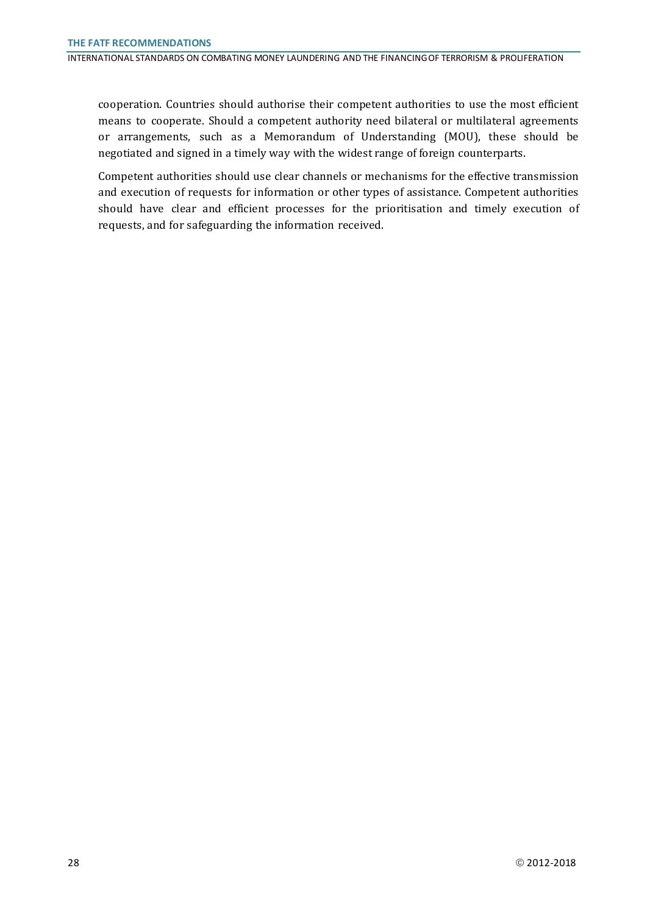cooperation. Countries should authorise their competent authorities to use the most efficient means to cooperate. Should a competent authority need bilateral or multilateral agreements or arrangements, such as a Memorandum of Understanding (MOU), these should be negotiated and signed in a timely way with the widest range of foreign counterparts.

Competent authorities should use clear channels or mechanisms for the effective transmission and execution of requests for information or other types of assistance. Competent authorities should have clear and efficient processes for the prioritisation and timely execution of requests, and for safeguarding the information received.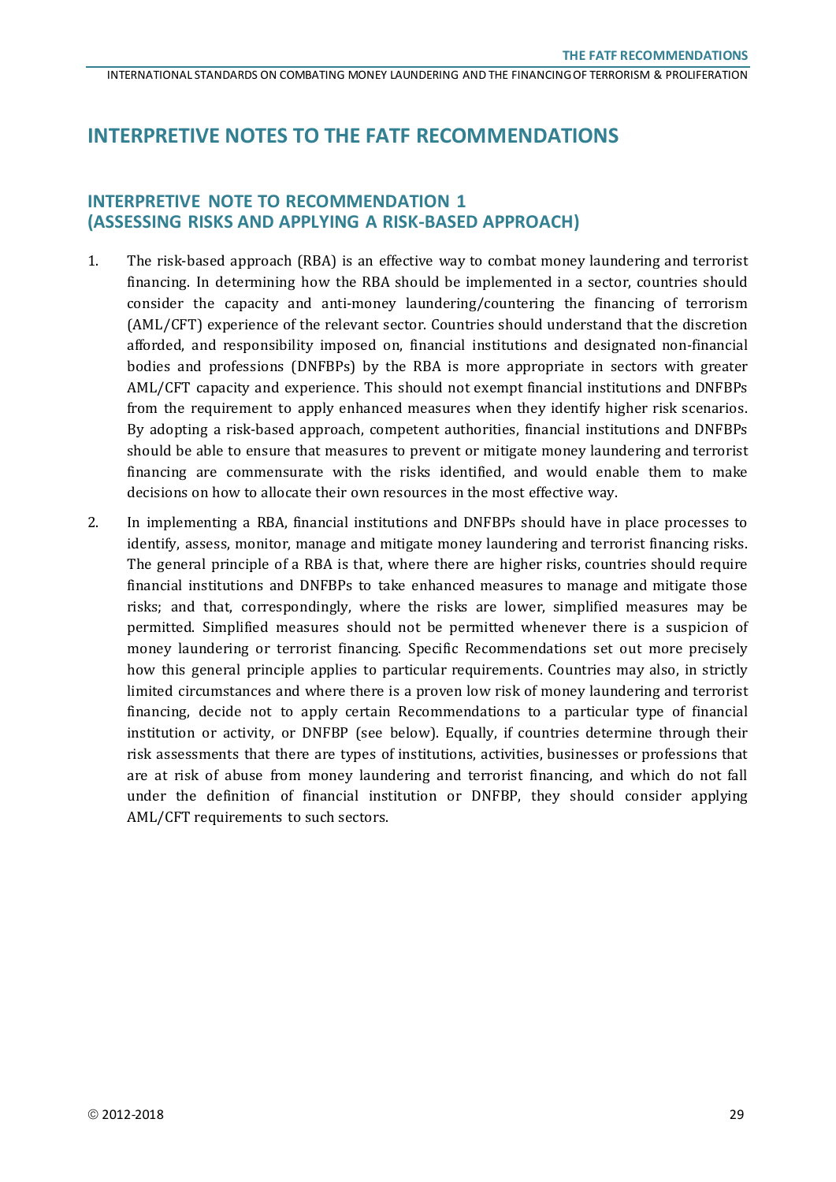# INTERPRETIVE NOTES TO THE FATF RECOMMENDATIONS

## INTERPRETIVE NOTE TO RECOMMENDATION 1 (ASSESSING RISKS AND APPLYING A RISK-BASED APPROACH)

1. The risk-based approach (RBA) is an effective way to combat money laundering and terrorist financing. In determining how the RBA should be implemented in a sector, countries should consider the capacity and anti-money laundering/countering the financing of terrorism (AML/CFT) experience of the relevant sector. Countries should understand that the discretion afforded, and responsibility imposed on, financial institutions and designated non-financial bodies and professions (DNFBPs) by the RBA is more appropriate in sectors with greater AML/CFT capacity and experience. This should not exempt financial institutions and DNFBPs from the requirement to apply enhanced measures when they identify higher risk scenarios. By adopting a risk-based approach, competent authorities, financial institutions and DNFBPs should be able to ensure that measures to prevent or mitigate money laundering and terrorist financing are commensurate with the risks identified, and would enable them to make decisions on how to allocate their own resources in the most effective way.

2. In implementing a RBA, financial institutions and DNFBPs should have in place processes to identify, assess, monitor, manage and mitigate money laundering and terrorist financing risks. The general principle of a RBA is that, where there are higher risks, countries should require financial institutions and DNFBPs to take enhanced measures to manage and mitigate those risks; and that, correspondingly, where the risks are lower, simplified measures may be permitted. Simplified measures should not be permitted whenever there is a suspicion of money laundering or terrorist financing. Specific Recommendations set out more precisely how this general principle applies to particular requirements. Countries may also, in strictly limited circumstances and where there is a proven low risk of money laundering and terrorist financing, decide not to apply certain Recommendations to a particular type of financial institution or activity, or DNFBP (see below). Equally, if countries determine through their risk assessments that there are types of institutions, activities, businesses or professions that are at risk of abuse from money laundering and terrorist financing, and which do not fall under the definition of financial institution or DNFBP, they should consider applying AML/CFT requirements to such sectors.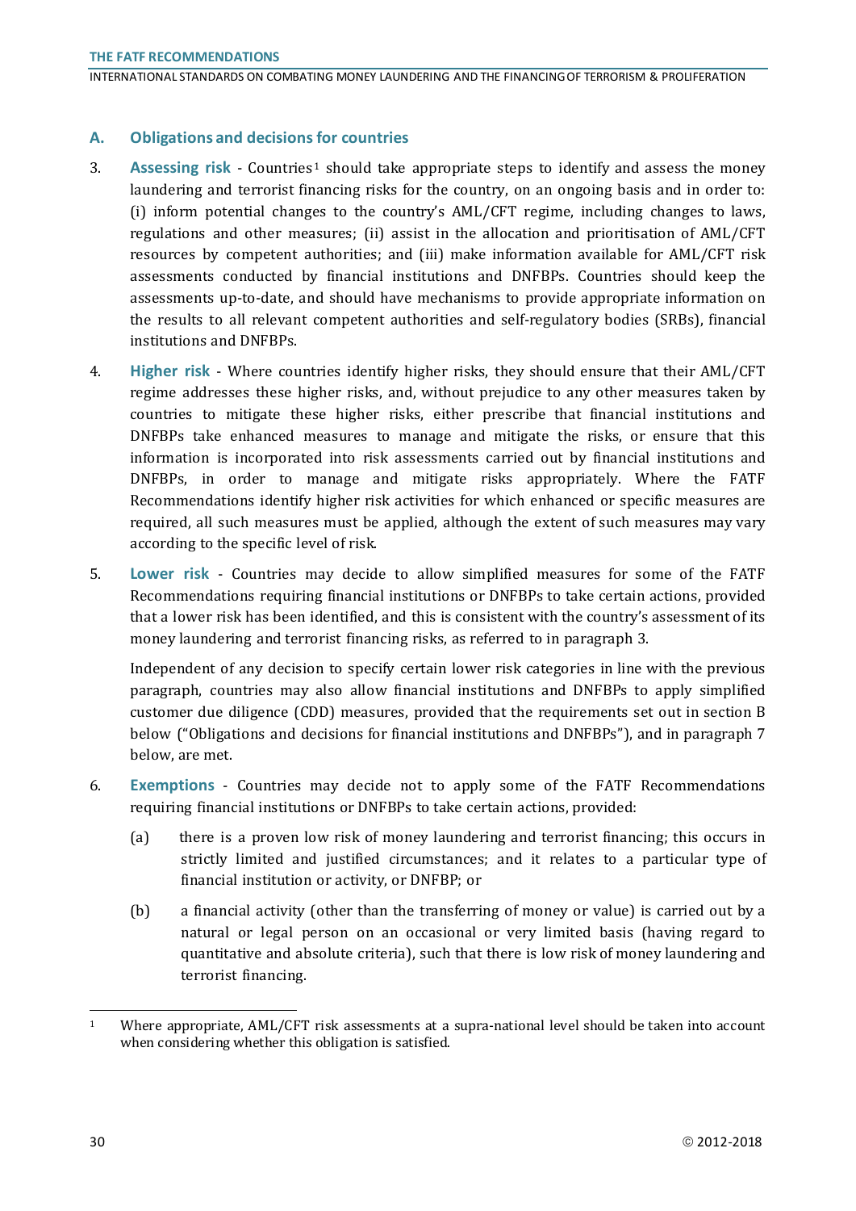## A. Obligations and decisions for countries

3. **Assessing risk** - Countries[1] should take appropriate steps to identify and assess the money laundering and terrorist financing risks for the country, on an ongoing basis and in order to: (i) inform potential changes to the country's AML/CFT regime, including changes to laws, regulations and other measures; (ii) assist in the allocation and prioritisation of AML/CFT resources by competent authorities; and (iii) make information available for AML/CFT risk assessments conducted by financial institutions and DNFBPs. Countries should keep the assessments up-to-date, and should have mechanisms to provide appropriate information on the results to all relevant competent authorities and self-regulatory bodies (SRBs), financial institutions and DNFBPs.

4. **Higher risk** - Where countries identify higher risks, they should ensure that their AML/CFT regime addresses these higher risks, and, without prejudice to any other measures taken by countries to mitigate these higher risks, either prescribe that financial institutions and DNFBPs take enhanced measures to manage and mitigate the risks, or ensure that this information is incorporated into risk assessments carried out by financial institutions and DNFBPs, in order to manage and mitigate risks appropriately. Where the FATF Recommendations identify higher risk activities for which enhanced or specific measures are required, all such measures must be applied, although the extent of such measures may vary according to the specific level of risk.

5. **Lower risk** - Countries may decide to allow simplified measures for some of the FATF Recommendations requiring financial institutions or DNFBPs to take certain actions, provided that a lower risk has been identified, and this is consistent with the country's assessment of its money laundering and terrorist financing risks, as referred to in paragraph 3.

   Independent of any decision to specify certain lower risk categories in line with the previous paragraph, countries may also allow financial institutions and DNFBPs to apply simplified customer due diligence (CDD) measures, provided that the requirements set out in section B below ("Obligations and decisions for financial institutions and DNFBPs"), and in paragraph 7 below, are met.

6. **Exemptions** - Countries may decide not to apply some of the FATF Recommendations requiring financial institutions or DNFBPs to take certain actions, provided:

   (a) there is a proven low risk of money laundering and terrorist financing; this occurs in strictly limited and justified circumstances; and it relates to a particular type of financial institution or activity, or DNFBP; or

   (b) a financial activity (other than the transferring of money or value) is carried out by a natural or legal person on an occasional or very limited basis (having regard to quantitative and absolute criteria), such that there is low risk of money laundering and terrorist financing.

---

[1] Where appropriate, AML/CFT risk assessments at a supra-national level should be taken into account when considering whether this obligation is satisfied.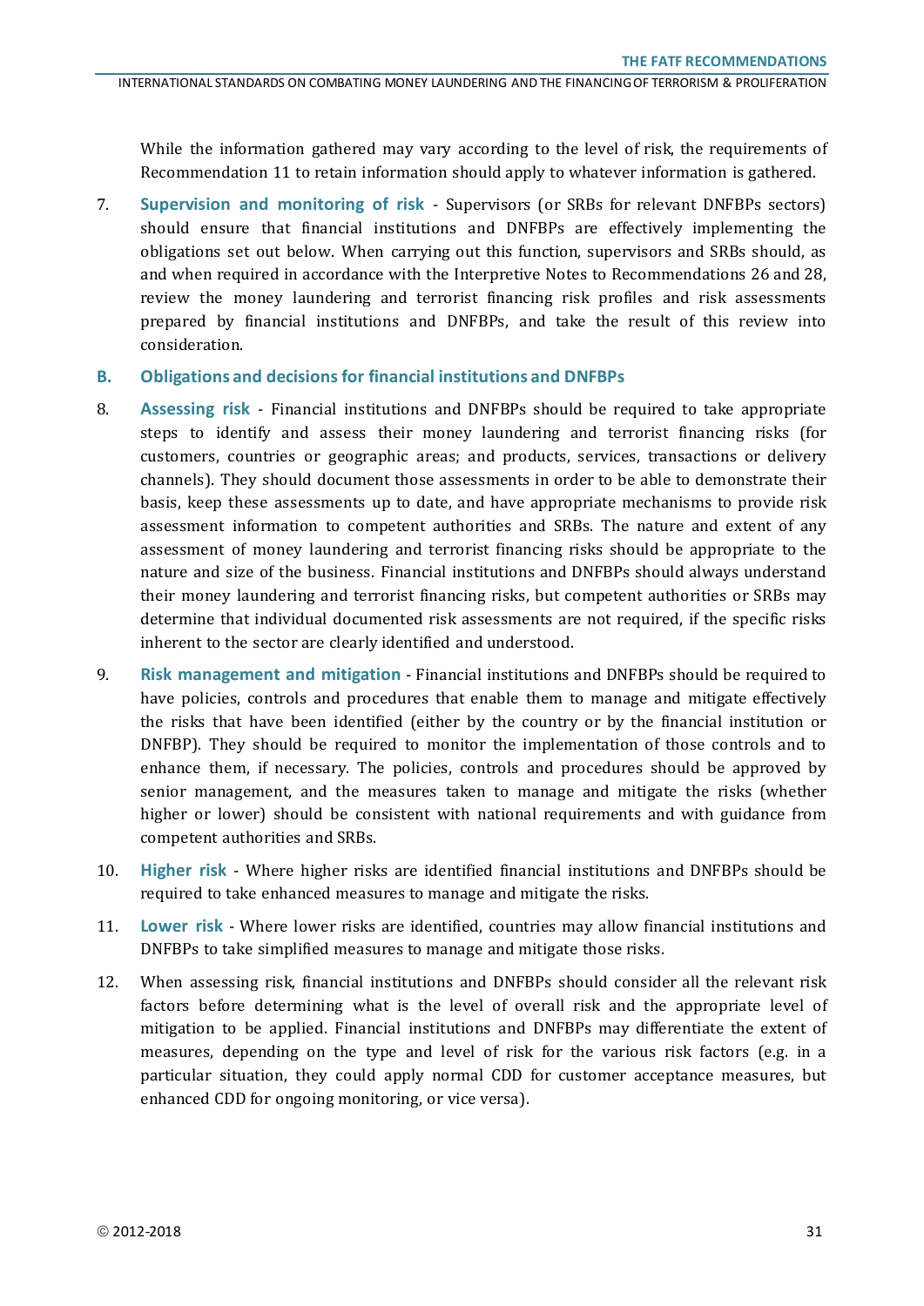While the information gathered may vary according to the level of risk, the requirements of Recommendation 11 to retain information should apply to whatever information is gathered.

7. **Supervision and monitoring of risk** - Supervisors (or SRBs for relevant DNFBPs sectors) should ensure that financial institutions and DNFBPs are effectively implementing the obligations set out below. When carrying out this function, supervisors and SRBs should, as and when required in accordance with the Interpretive Notes to Recommendations 26 and 28, review the money laundering and terrorist financing risk profiles and risk assessments prepared by financial institutions and DNFBPs, and take the result of this review into consideration.

## B. Obligations and decisions for financial institutions and DNFBPs

8. **Assessing risk** - Financial institutions and DNFBPs should be required to take appropriate steps to identify and assess their money laundering and terrorist financing risks (for customers, countries or geographic areas; and products, services, transactions or delivery channels). They should document those assessments in order to be able to demonstrate their basis, keep these assessments up to date, and have appropriate mechanisms to provide risk assessment information to competent authorities and SRBs. The nature and extent of any assessment of money laundering and terrorist financing risks should be appropriate to the nature and size of the business. Financial institutions and DNFBPs should always understand their money laundering and terrorist financing risks, but competent authorities or SRBs may determine that individual documented risk assessments are not required, if the specific risks inherent to the sector are clearly identified and understood.

9. **Risk management and mitigation** - Financial institutions and DNFBPs should be required to have policies, controls and procedures that enable them to manage and mitigate effectively the risks that have been identified (either by the country or by the financial institution or DNFBP). They should be required to monitor the implementation of those controls and to enhance them, if necessary. The policies, controls and procedures should be approved by senior management, and the measures taken to manage and mitigate the risks (whether higher or lower) should be consistent with national requirements and with guidance from competent authorities and SRBs.

10. **Higher risk** - Where higher risks are identified financial institutions and DNFBPs should be required to take enhanced measures to manage and mitigate the risks.

11. **Lower risk** - Where lower risks are identified, countries may allow financial institutions and DNFBPs to take simplified measures to manage and mitigate those risks.

12. When assessing risk, financial institutions and DNFBPs should consider all the relevant risk factors before determining what is the level of overall risk and the appropriate level of mitigation to be applied. Financial institutions and DNFBPs may differentiate the extent of measures, depending on the type and level of risk for the various risk factors (e.g. in a particular situation, they could apply normal CDD for customer acceptance measures, but enhanced CDD for ongoing monitoring, or vice versa).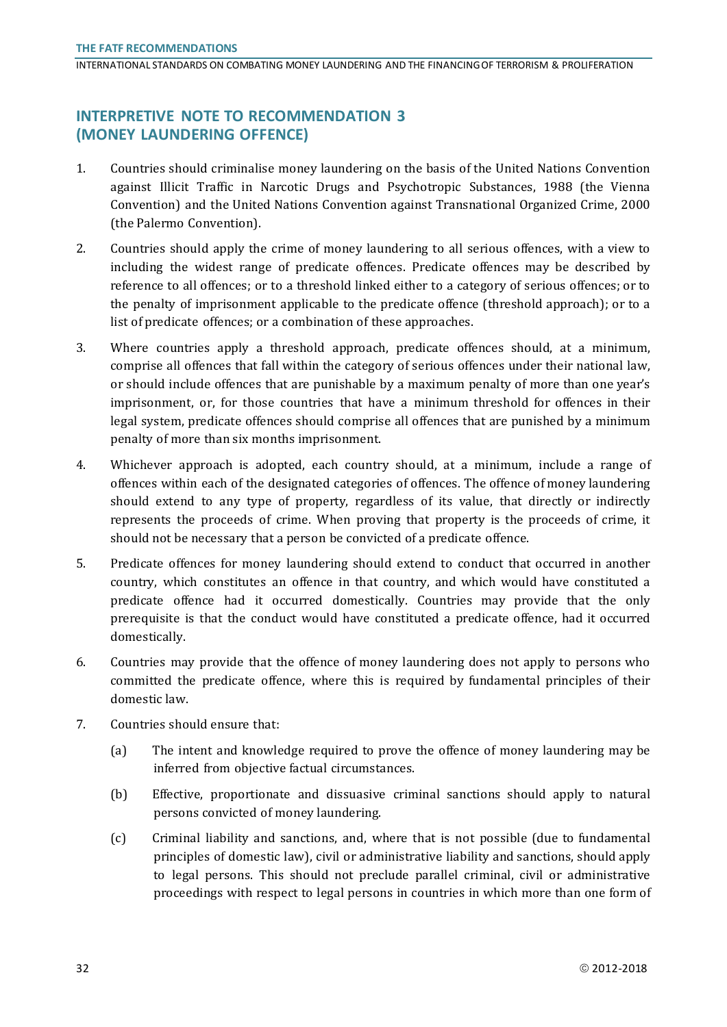## INTERPRETIVE NOTE TO RECOMMENDATION 3 (MONEY LAUNDERING OFFENCE)

1. Countries should criminalise money laundering on the basis of the United Nations Convention against Illicit Traffic in Narcotic Drugs and Psychotropic Substances, 1988 (the Vienna Convention) and the United Nations Convention against Transnational Organized Crime, 2000 (the Palermo Convention).

2. Countries should apply the crime of money laundering to all serious offences, with a view to including the widest range of predicate offences. Predicate offences may be described by reference to all offences; or to a threshold linked either to a category of serious offences; or to the penalty of imprisonment applicable to the predicate offence (threshold approach); or to a list of predicate offences; or a combination of these approaches.

3. Where countries apply a threshold approach, predicate offences should, at a minimum, comprise all offences that fall within the category of serious offences under their national law, or should include offences that are punishable by a maximum penalty of more than one year's imprisonment, or, for those countries that have a minimum threshold for offences in their legal system, predicate offences should comprise all offences that are punished by a minimum penalty of more than six months imprisonment.

4. Whichever approach is adopted, each country should, at a minimum, include a range of offences within each of the designated categories of offences. The offence of money laundering should extend to any type of property, regardless of its value, that directly or indirectly represents the proceeds of crime. When proving that property is the proceeds of crime, it should not be necessary that a person be convicted of a predicate offence.

5. Predicate offences for money laundering should extend to conduct that occurred in another country, which constitutes an offence in that country, and which would have constituted a predicate offence had it occurred domestically. Countries may provide that the only prerequisite is that the conduct would have constituted a predicate offence, had it occurred domestically.

6. Countries may provide that the offence of money laundering does not apply to persons who committed the predicate offence, where this is required by fundamental principles of their domestic law.

7. Countries should ensure that:

   (a) The intent and knowledge required to prove the offence of money laundering may be inferred from objective factual circumstances.

   (b) Effective, proportionate and dissuasive criminal sanctions should apply to natural persons convicted of money laundering.

   (c) Criminal liability and sanctions, and, where that is not possible (due to fundamental principles of domestic law), civil or administrative liability and sanctions, should apply to legal persons. This should not preclude parallel criminal, civil or administrative proceedings with respect to legal persons in countries in which more than one form of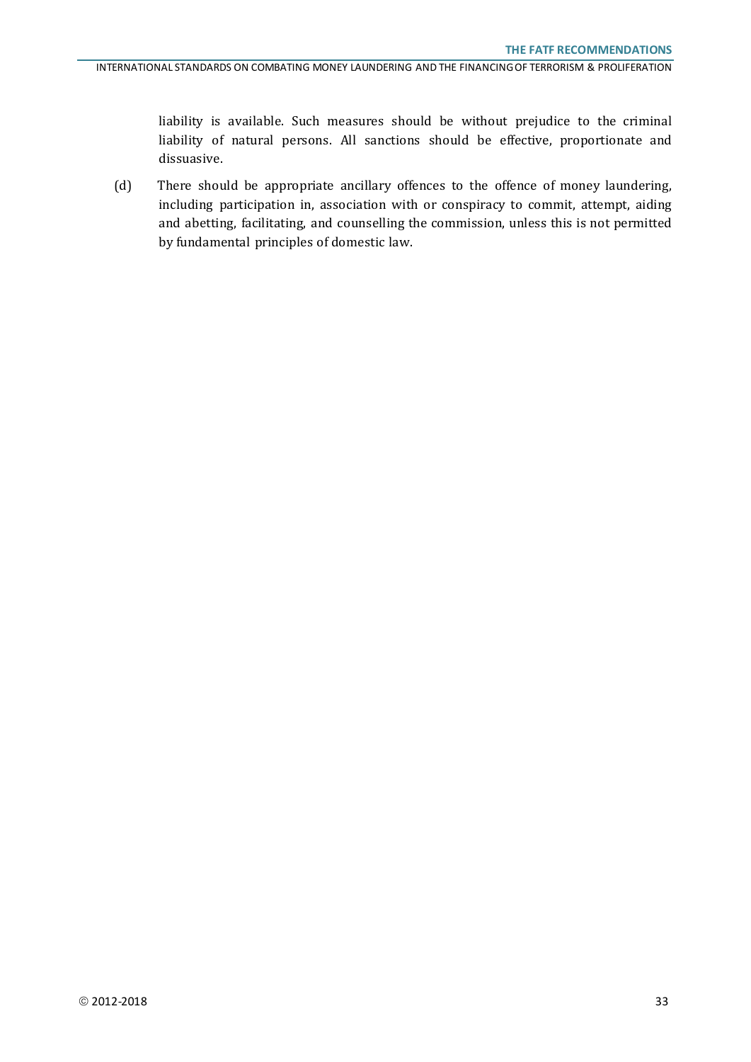liability is available. Such measures should be without prejudice to the criminal liability of natural persons. All sanctions should be effective, proportionate and dissuasive.

(d) There should be appropriate ancillary offences to the offence of money laundering, including participation in, association with or conspiracy to commit, attempt, aiding and abetting, facilitating, and counselling the commission, unless this is not permitted by fundamental principles of domestic law.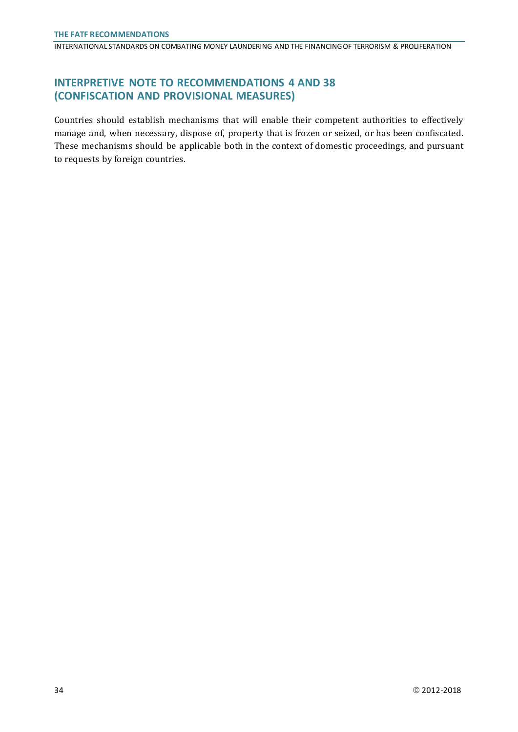## INTERPRETIVE NOTE TO RECOMMENDATIONS 4 AND 38 (CONFISCATION AND PROVISIONAL MEASURES)

Countries should establish mechanisms that will enable their competent authorities to effectively manage and, when necessary, dispose of, property that is frozen or seized, or has been confiscated. These mechanisms should be applicable both in the context of domestic proceedings, and pursuant to requests by foreign countries.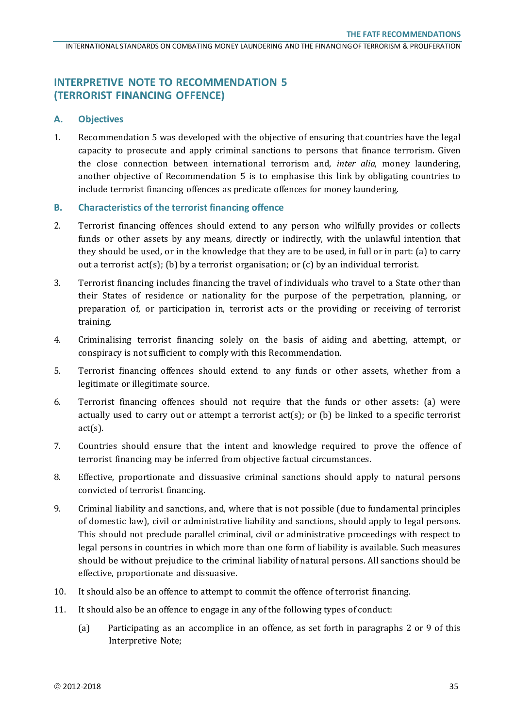## INTERPRETIVE NOTE TO RECOMMENDATION 5 (TERRORIST FINANCING OFFENCE)

### A. Objectives

1. Recommendation 5 was developed with the objective of ensuring that countries have the legal capacity to prosecute and apply criminal sanctions to persons that finance terrorism. Given the close connection between international terrorism and, *inter alia*, money laundering, another objective of Recommendation 5 is to emphasise this link by obligating countries to include terrorist financing offences as predicate offences for money laundering.

### B. Characteristics of the terrorist financing offence

2. Terrorist financing offences should extend to any person who wilfully provides or collects funds or other assets by any means, directly or indirectly, with the unlawful intention that they should be used, or in the knowledge that they are to be used, in full or in part: (a) to carry out a terrorist act(s); (b) by a terrorist organisation; or (c) by an individual terrorist.

3. Terrorist financing includes financing the travel of individuals who travel to a State other than their States of residence or nationality for the purpose of the perpetration, planning, or preparation of, or participation in, terrorist acts or the providing or receiving of terrorist training.

4. Criminalising terrorist financing solely on the basis of aiding and abetting, attempt, or conspiracy is not sufficient to comply with this Recommendation.

5. Terrorist financing offences should extend to any funds or other assets, whether from a legitimate or illegitimate source.

6. Terrorist financing offences should not require that the funds or other assets: (a) were actually used to carry out or attempt a terrorist act(s); or (b) be linked to a specific terrorist act(s).

7. Countries should ensure that the intent and knowledge required to prove the offence of terrorist financing may be inferred from objective factual circumstances.

8. Effective, proportionate and dissuasive criminal sanctions should apply to natural persons convicted of terrorist financing.

9. Criminal liability and sanctions, and, where that is not possible (due to fundamental principles of domestic law), civil or administrative liability and sanctions, should apply to legal persons. This should not preclude parallel criminal, civil or administrative proceedings with respect to legal persons in countries in which more than one form of liability is available. Such measures should be without prejudice to the criminal liability of natural persons. All sanctions should be effective, proportionate and dissuasive.

10. It should also be an offence to attempt to commit the offence of terrorist financing.

11. It should also be an offence to engage in any of the following types of conduct:

    (a) Participating as an accomplice in an offence, as set forth in paragraphs 2 or 9 of this Interpretive Note;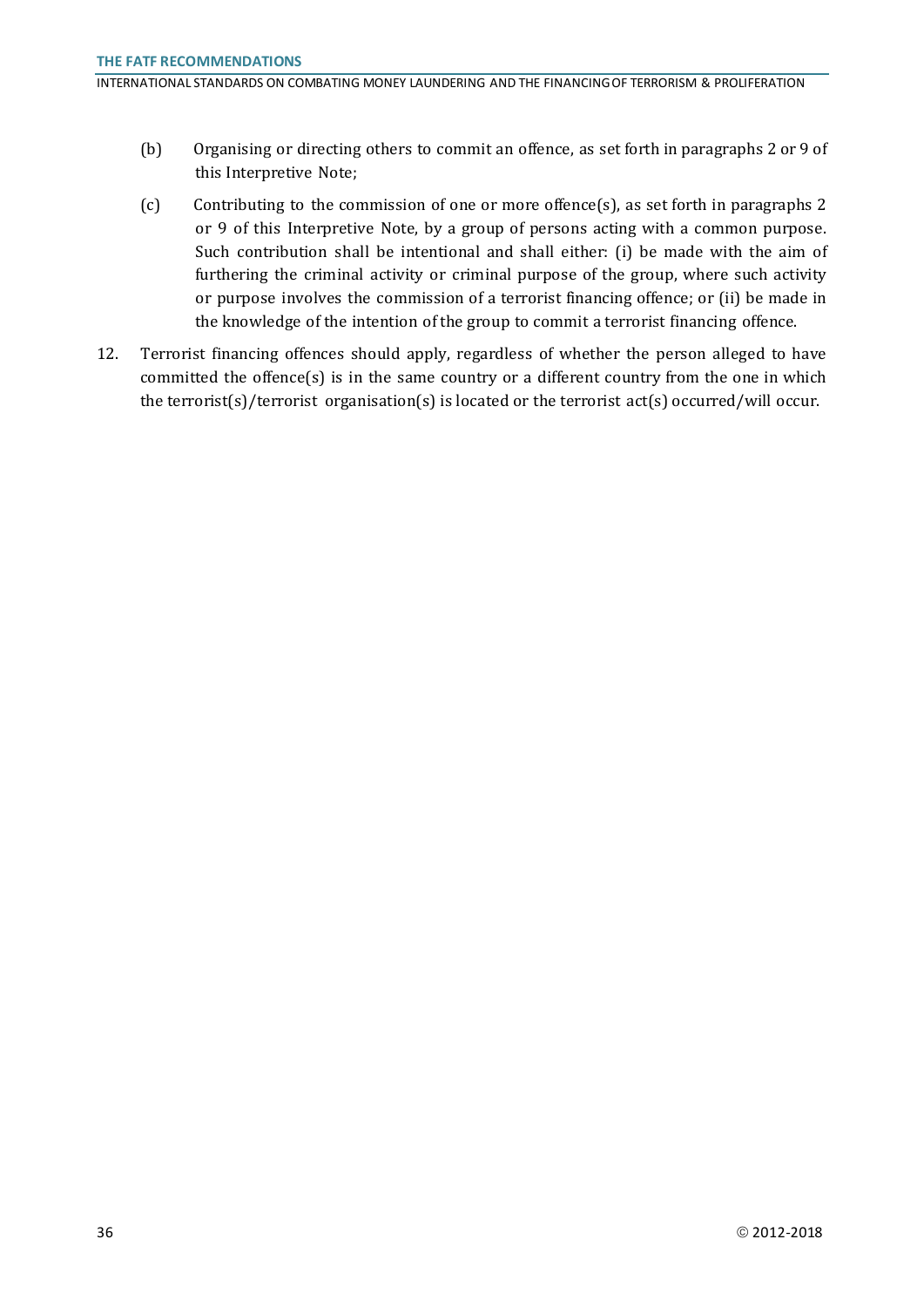(b) Organising or directing others to commit an offence, as set forth in paragraphs 2 or 9 of this Interpretive Note;

(c) Contributing to the commission of one or more offence(s), as set forth in paragraphs 2 or 9 of this Interpretive Note, by a group of persons acting with a common purpose. Such contribution shall be intentional and shall either: (i) be made with the aim of furthering the criminal activity or criminal purpose of the group, where such activity or purpose involves the commission of a terrorist financing offence; or (ii) be made in the knowledge of the intention of the group to commit a terrorist financing offence.

12. Terrorist financing offences should apply, regardless of whether the person alleged to have committed the offence(s) is in the same country or a different country from the one in which the terrorist(s)/terrorist organisation(s) is located or the terrorist act(s) occurred/will occur.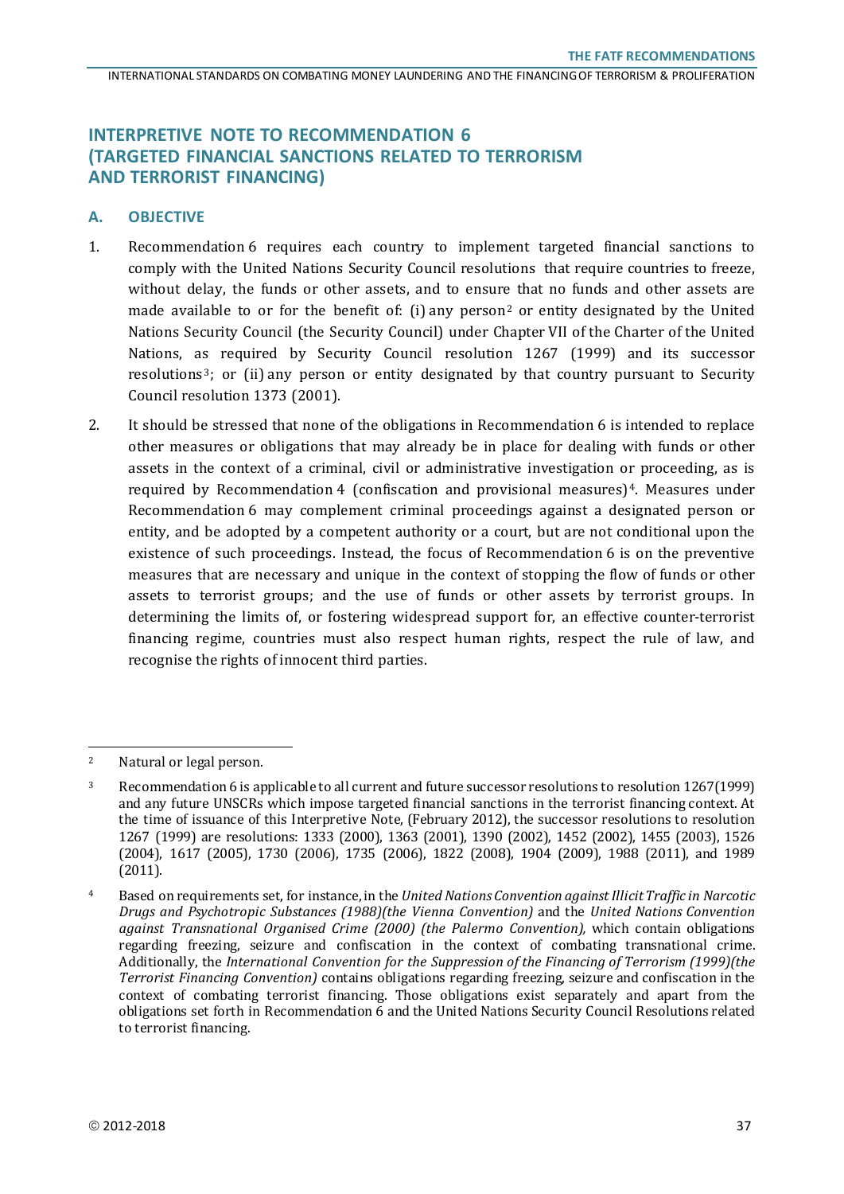# INTERPRETIVE NOTE TO RECOMMENDATION 6 (TARGETED FINANCIAL SANCTIONS RELATED TO TERRORISM AND TERRORIST FINANCING)

## A. OBJECTIVE

1. Recommendation 6 requires each country to implement targeted financial sanctions to comply with the United Nations Security Council resolutions that require countries to freeze, without delay, the funds or other assets, and to ensure that no funds and other assets are made available to or for the benefit of: (i) any person[2] or entity designated by the United Nations Security Council (the Security Council) under Chapter VII of the Charter of the United Nations, as required by Security Council resolution 1267 (1999) and its successor resolutions[3]; or (ii) any person or entity designated by that country pursuant to Security Council resolution 1373 (2001).

2. It should be stressed that none of the obligations in Recommendation 6 is intended to replace other measures or obligations that may already be in place for dealing with funds or other assets in the context of a criminal, civil or administrative investigation or proceeding, as is required by Recommendation 4 (confiscation and provisional measures)[4]. Measures under Recommendation 6 may complement criminal proceedings against a designated person or entity, and be adopted by a competent authority or a court, but are not conditional upon the existence of such proceedings. Instead, the focus of Recommendation 6 is on the preventive measures that are necessary and unique in the context of stopping the flow of funds or other assets to terrorist groups; and the use of funds or other assets by terrorist groups. In determining the limits of, or fostering widespread support for, an effective counter-terrorist financing regime, countries must also respect human rights, respect the rule of law, and recognise the rights of innocent third parties.

---

[2] Natural or legal person.

[3] Recommendation 6 is applicable to all current and future successor resolutions to resolution 1267(1999) and any future UNSCRs which impose targeted financial sanctions in the terrorist financing context. At the time of issuance of this Interpretive Note, (February 2012), the successor resolutions to resolution 1267 (1999) are resolutions: 1333 (2000), 1363 (2001), 1390 (2002), 1452 (2002), 1455 (2003), 1526 (2004), 1617 (2005), 1730 (2006), 1735 (2006), 1822 (2008), 1904 (2009), 1988 (2011), and 1989 (2011).

[4] Based on requirements set, for instance, in the *United Nations Convention against Illicit Traffic in Narcotic Drugs and Psychotropic Substances (1988)(the Vienna Convention)* and the *United Nations Convention against Transnational Organised Crime (2000) (the Palermo Convention),* which contain obligations regarding freezing, seizure and confiscation in the context of combating transnational crime. Additionally, the *International Convention for the Suppression of the Financing of Terrorism (1999)(the Terrorist Financing Convention)* contains obligations regarding freezing, seizure and confiscation in the context of combating terrorist financing. Those obligations exist separately and apart from the obligations set forth in Recommendation 6 and the United Nations Security Council Resolutions related to terrorist financing.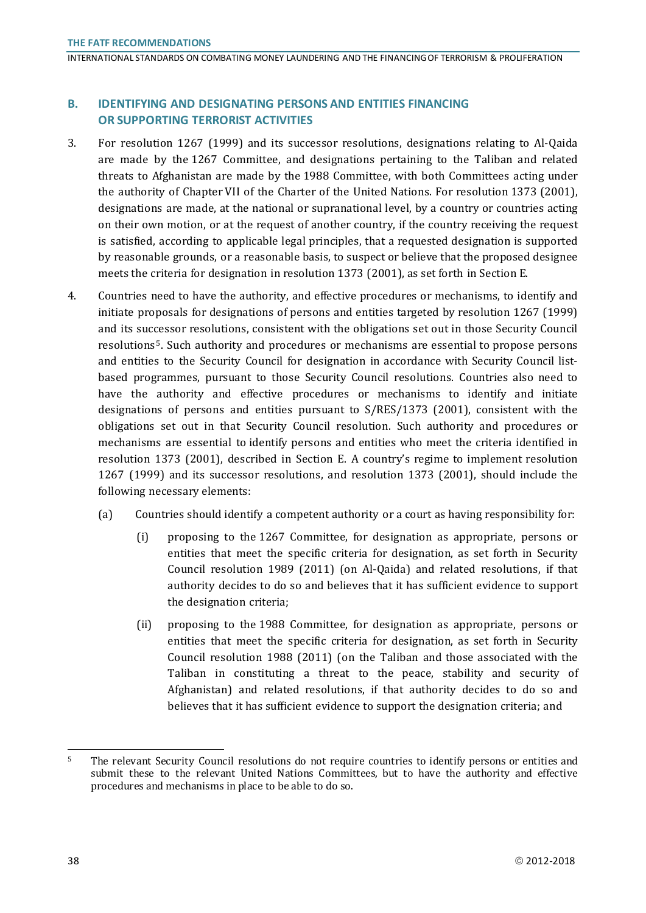## B. IDENTIFYING AND DESIGNATING PERSONS AND ENTITIES FINANCING OR SUPPORTING TERRORIST ACTIVITIES

3. For resolution 1267 (1999) and its successor resolutions, designations relating to Al-Qaida are made by the 1267 Committee, and designations pertaining to the Taliban and related threats to Afghanistan are made by the 1988 Committee, with both Committees acting under the authority of Chapter VII of the Charter of the United Nations. For resolution 1373 (2001), designations are made, at the national or supranational level, by a country or countries acting on their own motion, or at the request of another country, if the country receiving the request is satisfied, according to applicable legal principles, that a requested designation is supported by reasonable grounds, or a reasonable basis, to suspect or believe that the proposed designee meets the criteria for designation in resolution 1373 (2001), as set forth in Section E.

4. Countries need to have the authority, and effective procedures or mechanisms, to identify and initiate proposals for designations of persons and entities targeted by resolution 1267 (1999) and its successor resolutions, consistent with the obligations set out in those Security Council resolutions[5]. Such authority and procedures or mechanisms are essential to propose persons and entities to the Security Council for designation in accordance with Security Council list-based programmes, pursuant to those Security Council resolutions. Countries also need to have the authority and effective procedures or mechanisms to identify and initiate designations of persons and entities pursuant to S/RES/1373 (2001), consistent with the obligations set out in that Security Council resolution. Such authority and procedures or mechanisms are essential to identify persons and entities who meet the criteria identified in resolution 1373 (2001), described in Section E. A country's regime to implement resolution 1267 (1999) and its successor resolutions, and resolution 1373 (2001), should include the following necessary elements:

   (a) Countries should identify a competent authority or a court as having responsibility for:

      (i) proposing to the 1267 Committee, for designation as appropriate, persons or entities that meet the specific criteria for designation, as set forth in Security Council resolution 1989 (2011) (on Al-Qaida) and related resolutions, if that authority decides to do so and believes that it has sufficient evidence to support the designation criteria;

      (ii) proposing to the 1988 Committee, for designation as appropriate, persons or entities that meet the specific criteria for designation, as set forth in Security Council resolution 1988 (2011) (on the Taliban and those associated with the Taliban in constituting a threat to the peace, stability and security of Afghanistan) and related resolutions, if that authority decides to do so and believes that it has sufficient evidence to support the designation criteria; and

---

[5] The relevant Security Council resolutions do not require countries to identify persons or entities and submit these to the relevant United Nations Committees, but to have the authority and effective procedures and mechanisms in place to be able to do so.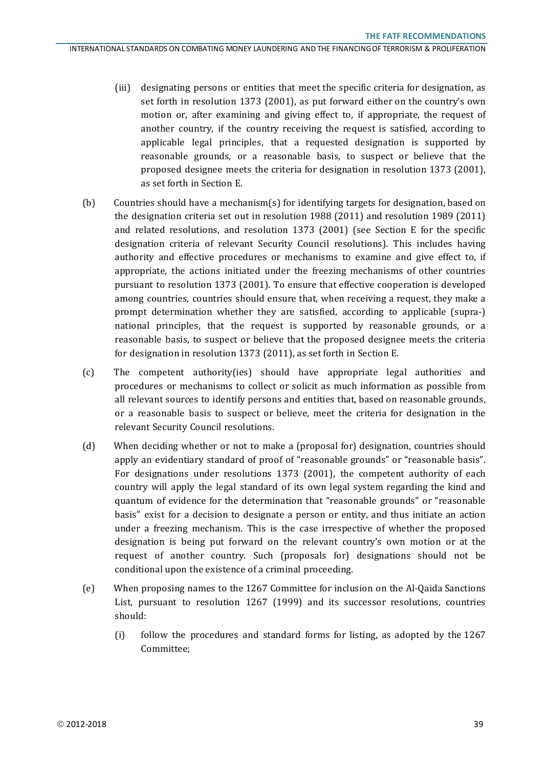(iii) designating persons or entities that meet the specific criteria for designation, as set forth in resolution 1373 (2001), as put forward either on the country's own motion or, after examining and giving effect to, if appropriate, the request of another country, if the country receiving the request is satisfied, according to applicable legal principles, that a requested designation is supported by reasonable grounds, or a reasonable basis, to suspect or believe that the proposed designee meets the criteria for designation in resolution 1373 (2001), as set forth in Section E.

(b) Countries should have a mechanism(s) for identifying targets for designation, based on the designation criteria set out in resolution 1988 (2011) and resolution 1989 (2011) and related resolutions, and resolution 1373 (2001) (see Section E for the specific designation criteria of relevant Security Council resolutions). This includes having authority and effective procedures or mechanisms to examine and give effect to, if appropriate, the actions initiated under the freezing mechanisms of other countries pursuant to resolution 1373 (2001). To ensure that effective cooperation is developed among countries, countries should ensure that, when receiving a request, they make a prompt determination whether they are satisfied, according to applicable (supra-) national principles, that the request is supported by reasonable grounds, or a reasonable basis, to suspect or believe that the proposed designee meets the criteria for designation in resolution 1373 (2011), as set forth in Section E.

(c) The competent authority(ies) should have appropriate legal authorities and procedures or mechanisms to collect or solicit as much information as possible from all relevant sources to identify persons and entities that, based on reasonable grounds, or a reasonable basis to suspect or believe, meet the criteria for designation in the relevant Security Council resolutions.

(d) When deciding whether or not to make a (proposal for) designation, countries should apply an evidentiary standard of proof of "reasonable grounds" or "reasonable basis". For designations under resolutions 1373 (2001), the competent authority of each country will apply the legal standard of its own legal system regarding the kind and quantum of evidence for the determination that "reasonable grounds" or "reasonable basis" exist for a decision to designate a person or entity, and thus initiate an action under a freezing mechanism. This is the case irrespective of whether the proposed designation is being put forward on the relevant country's own motion or at the request of another country. Such (proposals for) designations should not be conditional upon the existence of a criminal proceeding.

(e) When proposing names to the 1267 Committee for inclusion on the Al-Qaida Sanctions List, pursuant to resolution 1267 (1999) and its successor resolutions, countries should:

(i) follow the procedures and standard forms for listing, as adopted by the 1267 Committee;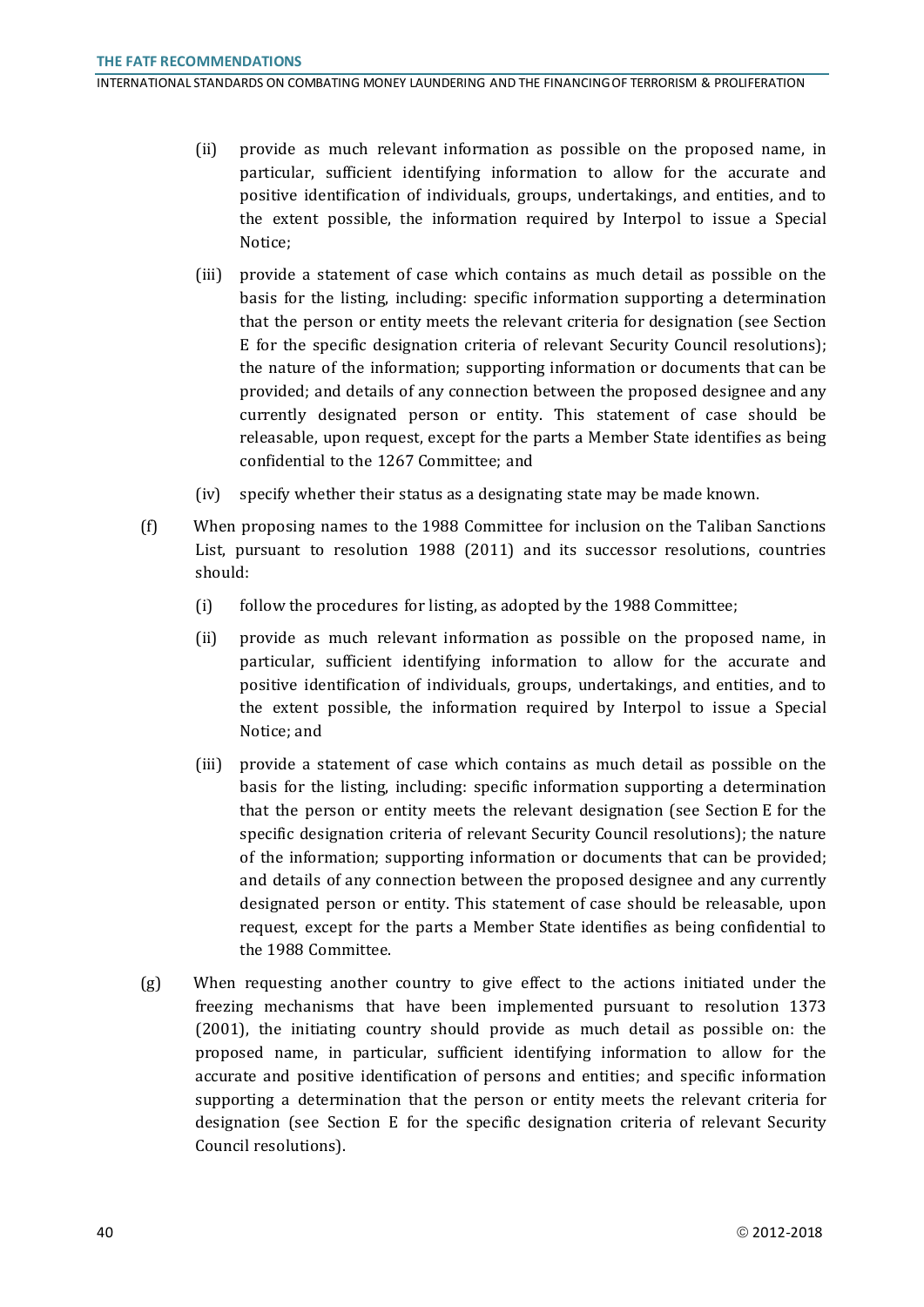(ii) provide as much relevant information as possible on the proposed name, in particular, sufficient identifying information to allow for the accurate and positive identification of individuals, groups, undertakings, and entities, and to the extent possible, the information required by Interpol to issue a Special Notice;

(iii) provide a statement of case which contains as much detail as possible on the basis for the listing, including: specific information supporting a determination that the person or entity meets the relevant criteria for designation (see Section E for the specific designation criteria of relevant Security Council resolutions); the nature of the information; supporting information or documents that can be provided; and details of any connection between the proposed designee and any currently designated person or entity. This statement of case should be releasable, upon request, except for the parts a Member State identifies as being confidential to the 1267 Committee; and

(iv) specify whether their status as a designating state may be made known.

(f) When proposing names to the 1988 Committee for inclusion on the Taliban Sanctions List, pursuant to resolution 1988 (2011) and its successor resolutions, countries should:

(i) follow the procedures for listing, as adopted by the 1988 Committee;

(ii) provide as much relevant information as possible on the proposed name, in particular, sufficient identifying information to allow for the accurate and positive identification of individuals, groups, undertakings, and entities, and to the extent possible, the information required by Interpol to issue a Special Notice; and

(iii) provide a statement of case which contains as much detail as possible on the basis for the listing, including: specific information supporting a determination that the person or entity meets the relevant designation (see Section E for the specific designation criteria of relevant Security Council resolutions); the nature of the information; supporting information or documents that can be provided; and details of any connection between the proposed designee and any currently designated person or entity. This statement of case should be releasable, upon request, except for the parts a Member State identifies as being confidential to the 1988 Committee.

(g) When requesting another country to give effect to the actions initiated under the freezing mechanisms that have been implemented pursuant to resolution 1373 (2001), the initiating country should provide as much detail as possible on: the proposed name, in particular, sufficient identifying information to allow for the accurate and positive identification of persons and entities; and specific information supporting a determination that the person or entity meets the relevant criteria for designation (see Section E for the specific designation criteria of relevant Security Council resolutions).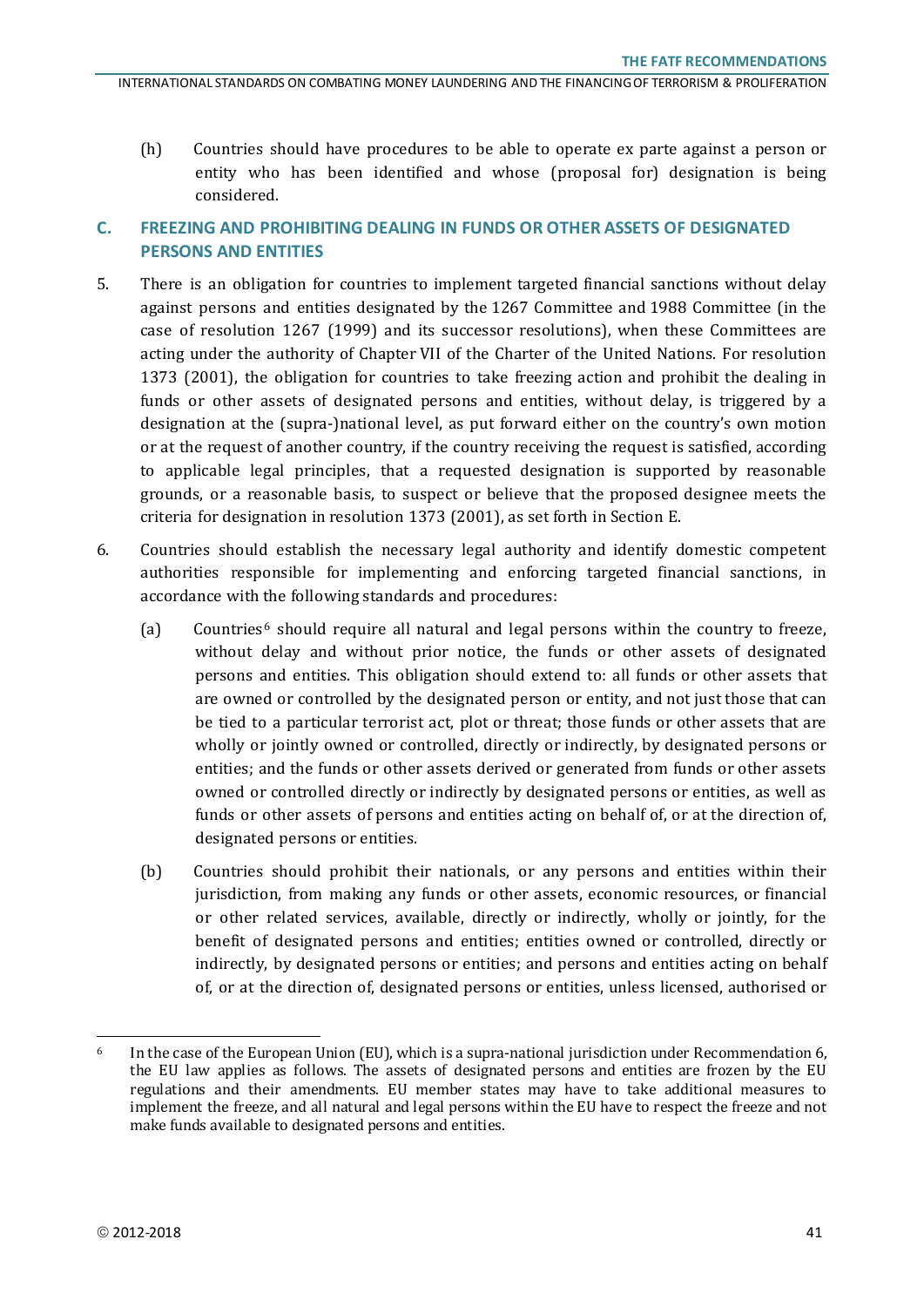(h) Countries should have procedures to be able to operate ex parte against a person or entity who has been identified and whose (proposal for) designation is being considered.

## C. FREEZING AND PROHIBITING DEALING IN FUNDS OR OTHER ASSETS OF DESIGNATED PERSONS AND ENTITIES

5. There is an obligation for countries to implement targeted financial sanctions without delay against persons and entities designated by the 1267 Committee and 1988 Committee (in the case of resolution 1267 (1999) and its successor resolutions), when these Committees are acting under the authority of Chapter VII of the Charter of the United Nations. For resolution 1373 (2001), the obligation for countries to take freezing action and prohibit the dealing in funds or other assets of designated persons and entities, without delay, is triggered by a designation at the (supra-)national level, as put forward either on the country's own motion or at the request of another country, if the country receiving the request is satisfied, according to applicable legal principles, that a requested designation is supported by reasonable grounds, or a reasonable basis, to suspect or believe that the proposed designee meets the criteria for designation in resolution 1373 (2001), as set forth in Section E.

6. Countries should establish the necessary legal authority and identify domestic competent authorities responsible for implementing and enforcing targeted financial sanctions, in accordance with the following standards and procedures:

   (a) Countries[6] should require all natural and legal persons within the country to freeze, without delay and without prior notice, the funds or other assets of designated persons and entities. This obligation should extend to: all funds or other assets that are owned or controlled by the designated person or entity, and not just those that can be tied to a particular terrorist act, plot or threat; those funds or other assets that are wholly or jointly owned or controlled, directly or indirectly, by designated persons or entities; and the funds or other assets derived or generated from funds or other assets owned or controlled directly or indirectly by designated persons or entities, as well as funds or other assets of persons and entities acting on behalf of, or at the direction of, designated persons or entities.

   (b) Countries should prohibit their nationals, or any persons and entities within their jurisdiction, from making any funds or other assets, economic resources, or financial or other related services, available, directly or indirectly, wholly or jointly, for the benefit of designated persons and entities; entities owned or controlled, directly or indirectly, by designated persons or entities; and persons and entities acting on behalf of, or at the direction of, designated persons or entities, unless licensed, authorised or

---

[6] In the case of the European Union (EU), which is a supra-national jurisdiction under Recommendation 6, the EU law applies as follows. The assets of designated persons and entities are frozen by the EU regulations and their amendments. EU member states may have to take additional measures to implement the freeze, and all natural and legal persons within the EU have to respect the freeze and not make funds available to designated persons and entities.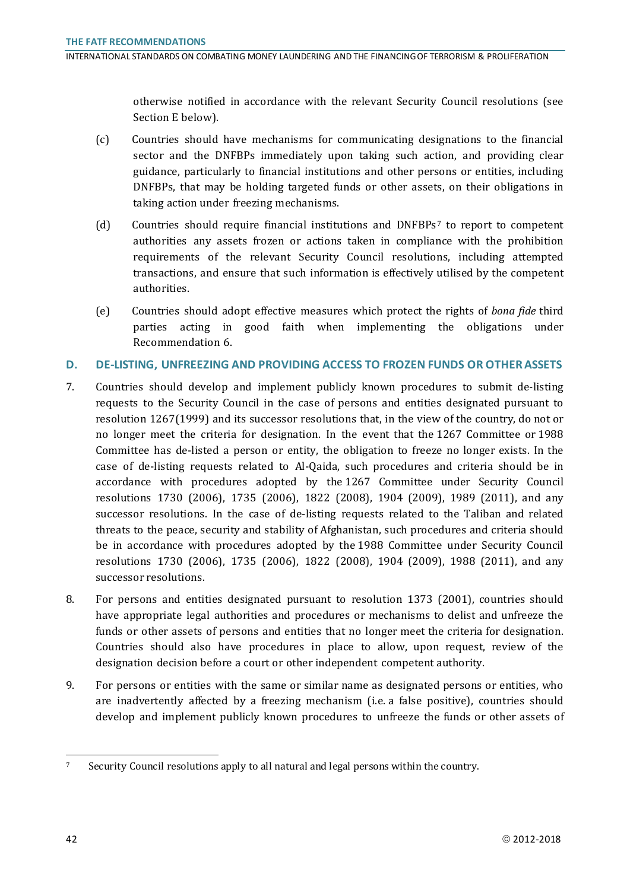otherwise notified in accordance with the relevant Security Council resolutions (see Section E below).

(c) Countries should have mechanisms for communicating designations to the financial sector and the DNFBPs immediately upon taking such action, and providing clear guidance, particularly to financial institutions and other persons or entities, including DNFBPs, that may be holding targeted funds or other assets, on their obligations in taking action under freezing mechanisms.

(d) Countries should require financial institutions and DNFBPs[7] to report to competent authorities any assets frozen or actions taken in compliance with the prohibition requirements of the relevant Security Council resolutions, including attempted transactions, and ensure that such information is effectively utilised by the competent authorities.

(e) Countries should adopt effective measures which protect the rights of *bona fide* third parties acting in good faith when implementing the obligations under Recommendation 6.

## D. DE-LISTING, UNFREEZING AND PROVIDING ACCESS TO FROZEN FUNDS OR OTHER ASSETS

7. Countries should develop and implement publicly known procedures to submit de-listing requests to the Security Council in the case of persons and entities designated pursuant to resolution 1267(1999) and its successor resolutions that, in the view of the country, do not or no longer meet the criteria for designation. In the event that the 1267 Committee or 1988 Committee has de-listed a person or entity, the obligation to freeze no longer exists. In the case of de-listing requests related to Al-Qaida, such procedures and criteria should be in accordance with procedures adopted by the 1267 Committee under Security Council resolutions 1730 (2006), 1735 (2006), 1822 (2008), 1904 (2009), 1989 (2011), and any successor resolutions. In the case of de-listing requests related to the Taliban and related threats to the peace, security and stability of Afghanistan, such procedures and criteria should be in accordance with procedures adopted by the 1988 Committee under Security Council resolutions 1730 (2006), 1735 (2006), 1822 (2008), 1904 (2009), 1988 (2011), and any successor resolutions.

8. For persons and entities designated pursuant to resolution 1373 (2001), countries should have appropriate legal authorities and procedures or mechanisms to delist and unfreeze the funds or other assets of persons and entities that no longer meet the criteria for designation. Countries should also have procedures in place to allow, upon request, review of the designation decision before a court or other independent competent authority.

9. For persons or entities with the same or similar name as designated persons or entities, who are inadvertently affected by a freezing mechanism (i.e. a false positive), countries should develop and implement publicly known procedures to unfreeze the funds or other assets of

[7] Security Council resolutions apply to all natural and legal persons within the country.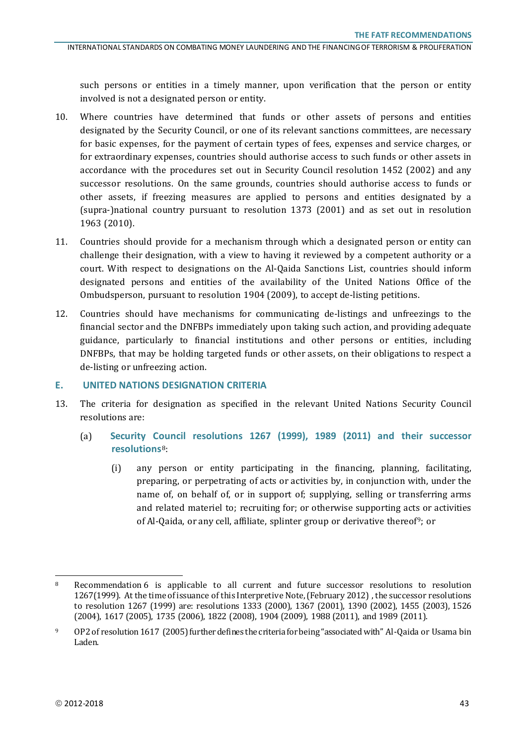such persons or entities in a timely manner, upon verification that the person or entity involved is not a designated person or entity.

10. Where countries have determined that funds or other assets of persons and entities designated by the Security Council, or one of its relevant sanctions committees, are necessary for basic expenses, for the payment of certain types of fees, expenses and service charges, or for extraordinary expenses, countries should authorise access to such funds or other assets in accordance with the procedures set out in Security Council resolution 1452 (2002) and any successor resolutions. On the same grounds, countries should authorise access to funds or other assets, if freezing measures are applied to persons and entities designated by a (supra-)national country pursuant to resolution 1373 (2001) and as set out in resolution 1963 (2010).

11. Countries should provide for a mechanism through which a designated person or entity can challenge their designation, with a view to having it reviewed by a competent authority or a court. With respect to designations on the Al-Qaida Sanctions List, countries should inform designated persons and entities of the availability of the United Nations Office of the Ombudsperson, pursuant to resolution 1904 (2009), to accept de-listing petitions.

12. Countries should have mechanisms for communicating de-listings and unfreezings to the financial sector and the DNFBPs immediately upon taking such action, and providing adequate guidance, particularly to financial institutions and other persons or entities, including DNFBPs, that may be holding targeted funds or other assets, on their obligations to respect a de-listing or unfreezing action.

## E. UNITED NATIONS DESIGNATION CRITERIA

13. The criteria for designation as specified in the relevant United Nations Security Council resolutions are:

    (a) **Security Council resolutions 1267 (1999), 1989 (2011) and their successor resolutions**[8]:

    (i) any person or entity participating in the financing, planning, facilitating, preparing, or perpetrating of acts or activities by, in conjunction with, under the name of, on behalf of, or in support of; supplying, selling or transferring arms and related materiel to; recruiting for; or otherwise supporting acts or activities of Al-Qaida, or any cell, affiliate, splinter group or derivative thereof[9]; or

---

[8] Recommendation 6 is applicable to all current and future successor resolutions to resolution 1267(1999). At the time of issuance of this Interpretive Note, (February 2012) , the successor resolutions to resolution 1267 (1999) are: resolutions 1333 (2000), 1367 (2001), 1390 (2002), 1455 (2003), 1526 (2004), 1617 (2005), 1735 (2006), 1822 (2008), 1904 (2009), 1988 (2011), and 1989 (2011).

[9] OP2 of resolution 1617 (2005) further defines the criteria for being "associated with" Al-Qaida or Usama bin Laden.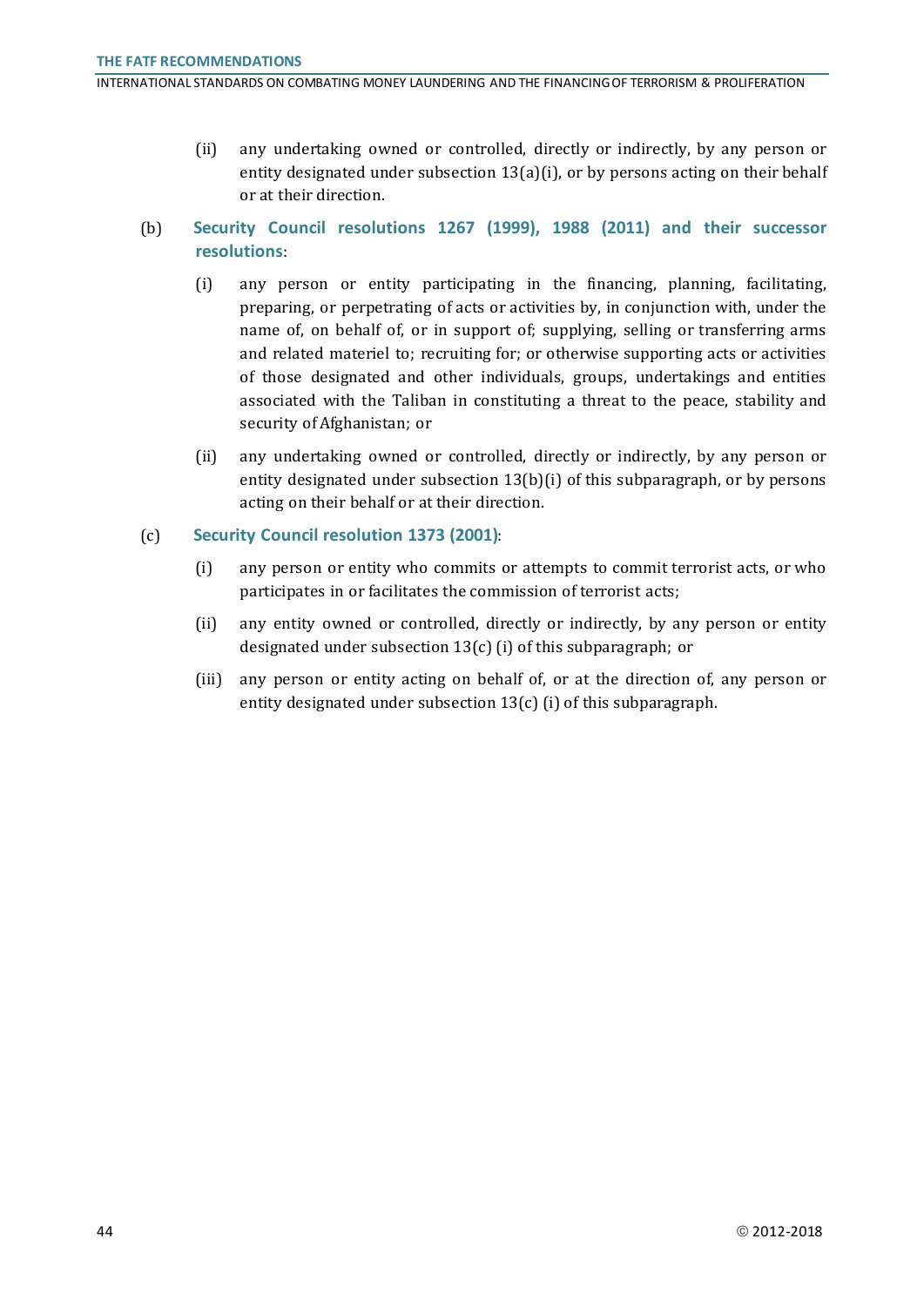(ii) any undertaking owned or controlled, directly or indirectly, by any person or entity designated under subsection 13(a)(i), or by persons acting on their behalf or at their direction.

(b) **Security Council resolutions 1267 (1999), 1988 (2011) and their successor resolutions**:

(i) any person or entity participating in the financing, planning, facilitating, preparing, or perpetrating of acts or activities by, in conjunction with, under the name of, on behalf of, or in support of; supplying, selling or transferring arms and related materiel to; recruiting for; or otherwise supporting acts or activities of those designated and other individuals, groups, undertakings and entities associated with the Taliban in constituting a threat to the peace, stability and security of Afghanistan; or

(ii) any undertaking owned or controlled, directly or indirectly, by any person or entity designated under subsection 13(b)(i) of this subparagraph, or by persons acting on their behalf or at their direction.

(c) **Security Council resolution 1373 (2001)**:

(i) any person or entity who commits or attempts to commit terrorist acts, or who participates in or facilitates the commission of terrorist acts;

(ii) any entity owned or controlled, directly or indirectly, by any person or entity designated under subsection 13(c) (i) of this subparagraph; or

(iii) any person or entity acting on behalf of, or at the direction of, any person or entity designated under subsection 13(c) (i) of this subparagraph.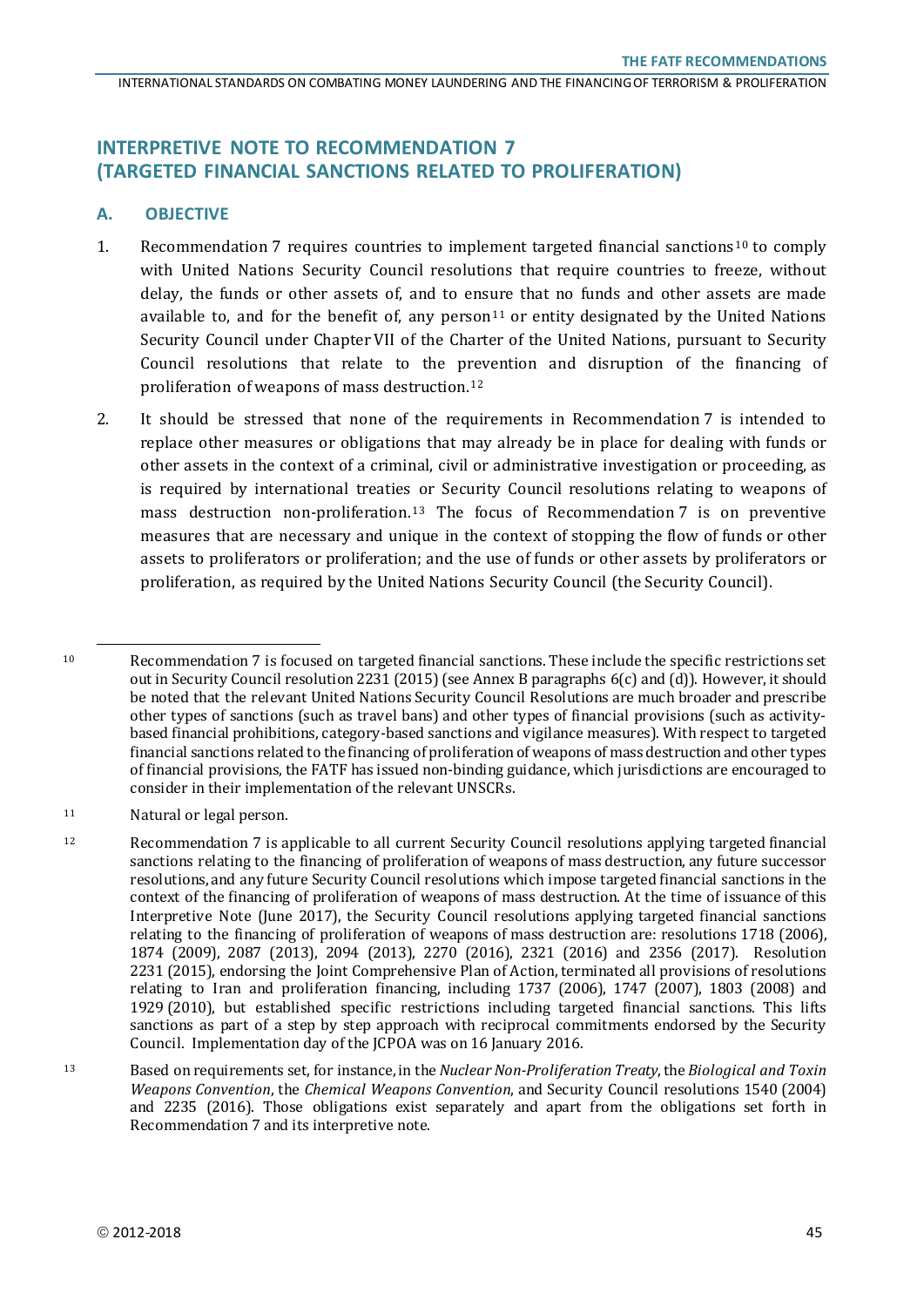## INTERPRETIVE NOTE TO RECOMMENDATION 7 (TARGETED FINANCIAL SANCTIONS RELATED TO PROLIFERATION)

### A. OBJECTIVE

1. Recommendation 7 requires countries to implement targeted financial sanctions[10] to comply with United Nations Security Council resolutions that require countries to freeze, without delay, the funds or other assets of, and to ensure that no funds and other assets are made available to, and for the benefit of, any person[11] or entity designated by the United Nations Security Council under Chapter VII of the Charter of the United Nations, pursuant to Security Council resolutions that relate to the prevention and disruption of the financing of proliferation of weapons of mass destruction.[12]

2. It should be stressed that none of the requirements in Recommendation 7 is intended to replace other measures or obligations that may already be in place for dealing with funds or other assets in the context of a criminal, civil or administrative investigation or proceeding, as is required by international treaties or Security Council resolutions relating to weapons of mass destruction non-proliferation.[13] The focus of Recommendation 7 is on preventive measures that are necessary and unique in the context of stopping the flow of funds or other assets to proliferators or proliferation; and the use of funds or other assets by proliferators or proliferation, as required by the United Nations Security Council (the Security Council).

---

[10] Recommendation 7 is focused on targeted financial sanctions. These include the specific restrictions set out in Security Council resolution 2231 (2015) (see Annex B paragraphs 6(c) and (d)). However, it should be noted that the relevant United Nations Security Council Resolutions are much broader and prescribe other types of sanctions (such as travel bans) and other types of financial provisions (such as activity-based financial prohibitions, category-based sanctions and vigilance measures). With respect to targeted financial sanctions related to the financing of proliferation of weapons of mass destruction and other types of financial provisions, the FATF has issued non-binding guidance, which jurisdictions are encouraged to consider in their implementation of the relevant UNSCRs.

[11] Natural or legal person.

[12] Recommendation 7 is applicable to all current Security Council resolutions applying targeted financial sanctions relating to the financing of proliferation of weapons of mass destruction, any future successor resolutions, and any future Security Council resolutions which impose targeted financial sanctions in the context of the financing of proliferation of weapons of mass destruction. At the time of issuance of this Interpretive Note (June 2017), the Security Council resolutions applying targeted financial sanctions relating to the financing of proliferation of weapons of mass destruction are: resolutions 1718 (2006), 1874 (2009), 2087 (2013), 2094 (2013), 2270 (2016), 2321 (2016) and 2356 (2017). Resolution 2231 (2015), endorsing the Joint Comprehensive Plan of Action, terminated all provisions of resolutions relating to Iran and proliferation financing, including 1737 (2006), 1747 (2007), 1803 (2008) and 1929 (2010), but established specific restrictions including targeted financial sanctions. This lifts sanctions as part of a step by step approach with reciprocal commitments endorsed by the Security Council. Implementation day of the JCPOA was on 16 January 2016.

[13] Based on requirements set, for instance, in the *Nuclear Non-Proliferation Treaty*, the *Biological and Toxin Weapons Convention*, the *Chemical Weapons Convention*, and Security Council resolutions 1540 (2004) and 2235 (2016). Those obligations exist separately and apart from the obligations set forth in Recommendation 7 and its interpretive note.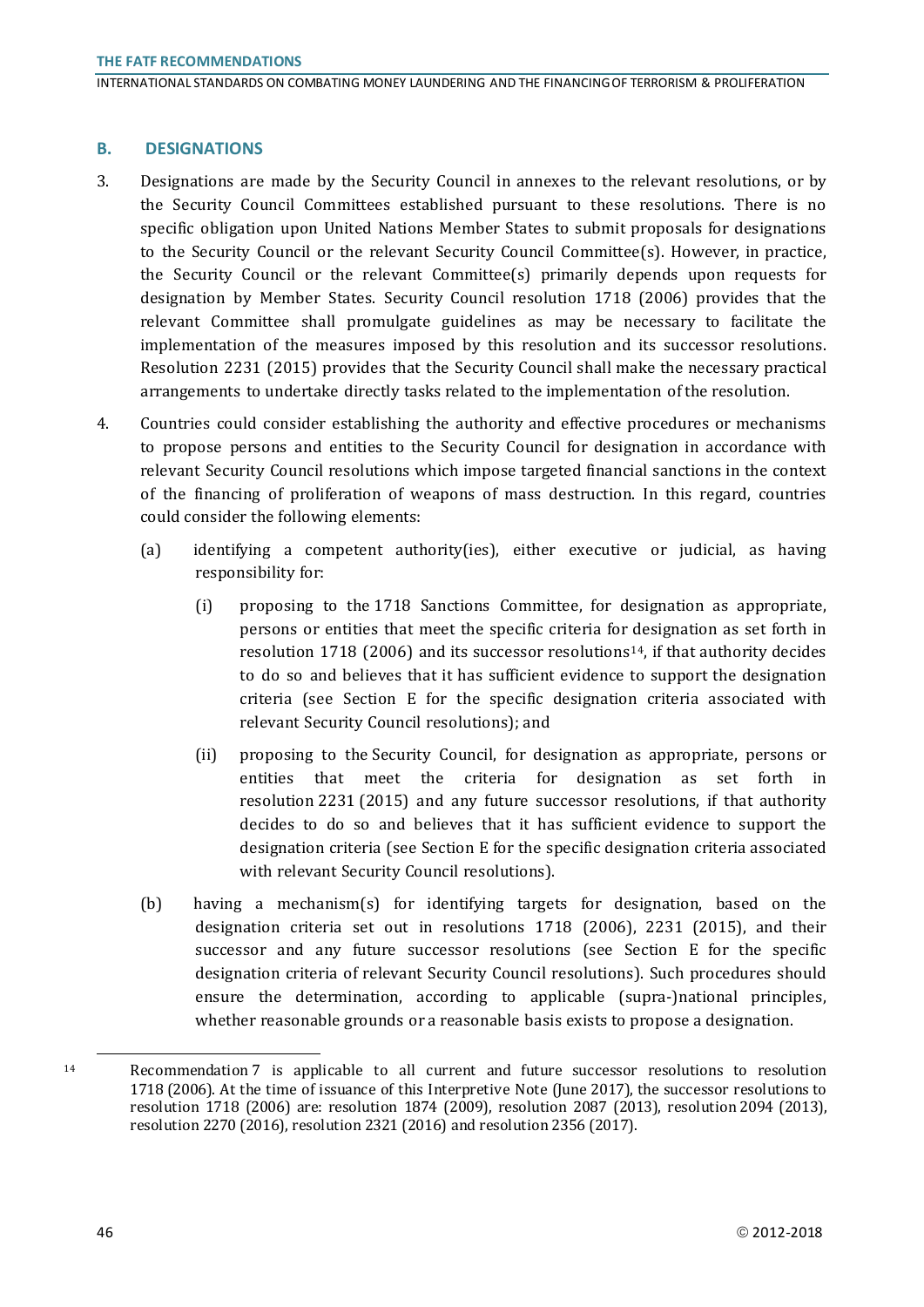## B. DESIGNATIONS

3. Designations are made by the Security Council in annexes to the relevant resolutions, or by the Security Council Committees established pursuant to these resolutions. There is no specific obligation upon United Nations Member States to submit proposals for designations to the Security Council or the relevant Security Council Committee(s). However, in practice, the Security Council or the relevant Committee(s) primarily depends upon requests for designation by Member States. Security Council resolution 1718 (2006) provides that the relevant Committee shall promulgate guidelines as may be necessary to facilitate the implementation of the measures imposed by this resolution and its successor resolutions. Resolution 2231 (2015) provides that the Security Council shall make the necessary practical arrangements to undertake directly tasks related to the implementation of the resolution.

4. Countries could consider establishing the authority and effective procedures or mechanisms to propose persons and entities to the Security Council for designation in accordance with relevant Security Council resolutions which impose targeted financial sanctions in the context of the financing of proliferation of weapons of mass destruction. In this regard, countries could consider the following elements:

   (a) identifying a competent authority(ies), either executive or judicial, as having responsibility for:

      (i) proposing to the 1718 Sanctions Committee, for designation as appropriate, persons or entities that meet the specific criteria for designation as set forth in resolution 1718 (2006) and its successor resolutions[14], if that authority decides to do so and believes that it has sufficient evidence to support the designation criteria (see Section E for the specific designation criteria associated with relevant Security Council resolutions); and

      (ii) proposing to the Security Council, for designation as appropriate, persons or entities that meet the criteria for designation as set forth in resolution 2231 (2015) and any future successor resolutions, if that authority decides to do so and believes that it has sufficient evidence to support the designation criteria (see Section E for the specific designation criteria associated with relevant Security Council resolutions).

   (b) having a mechanism(s) for identifying targets for designation, based on the designation criteria set out in resolutions 1718 (2006), 2231 (2015), and their successor and any future successor resolutions (see Section E for the specific designation criteria of relevant Security Council resolutions). Such procedures should ensure the determination, according to applicable (supra-)national principles, whether reasonable grounds or a reasonable basis exists to propose a designation.

[14] Recommendation 7 is applicable to all current and future successor resolutions to resolution 1718 (2006). At the time of issuance of this Interpretive Note (June 2017), the successor resolutions to resolution 1718 (2006) are: resolution 1874 (2009), resolution 2087 (2013), resolution 2094 (2013), resolution 2270 (2016), resolution 2321 (2016) and resolution 2356 (2017).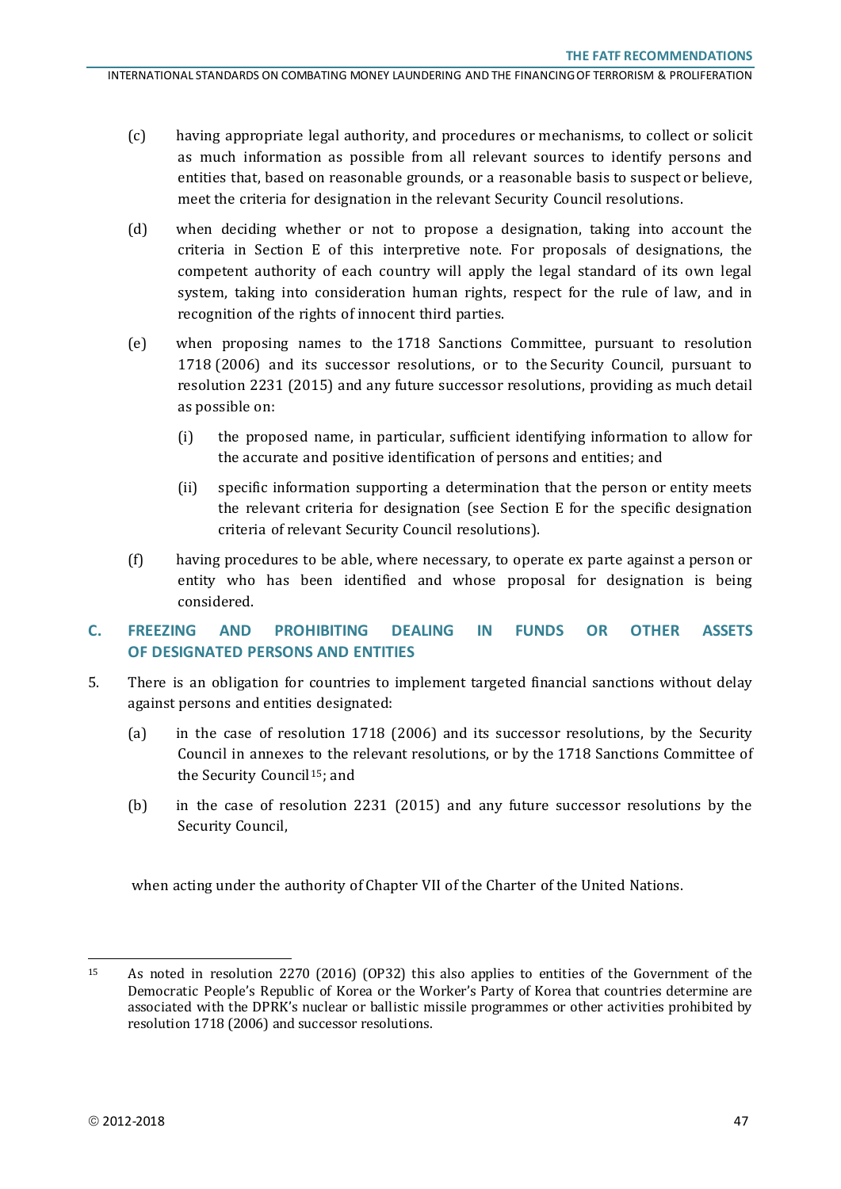(c) having appropriate legal authority, and procedures or mechanisms, to collect or solicit as much information as possible from all relevant sources to identify persons and entities that, based on reasonable grounds, or a reasonable basis to suspect or believe, meet the criteria for designation in the relevant Security Council resolutions.

(d) when deciding whether or not to propose a designation, taking into account the criteria in Section E of this interpretive note. For proposals of designations, the competent authority of each country will apply the legal standard of its own legal system, taking into consideration human rights, respect for the rule of law, and in recognition of the rights of innocent third parties.

(e) when proposing names to the 1718 Sanctions Committee, pursuant to resolution 1718 (2006) and its successor resolutions, or to the Security Council, pursuant to resolution 2231 (2015) and any future successor resolutions, providing as much detail as possible on:

  (i) the proposed name, in particular, sufficient identifying information to allow for the accurate and positive identification of persons and entities; and

  (ii) specific information supporting a determination that the person or entity meets the relevant criteria for designation (see Section E for the specific designation criteria of relevant Security Council resolutions).

(f) having procedures to be able, where necessary, to operate ex parte against a person or entity who has been identified and whose proposal for designation is being considered.

## C. FREEZING AND PROHIBITING DEALING IN FUNDS OR OTHER ASSETS OF DESIGNATED PERSONS AND ENTITIES

5. There is an obligation for countries to implement targeted financial sanctions without delay against persons and entities designated:

  (a) in the case of resolution 1718 (2006) and its successor resolutions, by the Security Council in annexes to the relevant resolutions, or by the 1718 Sanctions Committee of the Security Council[15]; and

  (b) in the case of resolution 2231 (2015) and any future successor resolutions by the Security Council,

  when acting under the authority of Chapter VII of the Charter of the United Nations.

---

[15] As noted in resolution 2270 (2016) (OP32) this also applies to entities of the Government of the Democratic People's Republic of Korea or the Worker's Party of Korea that countries determine are associated with the DPRK's nuclear or ballistic missile programmes or other activities prohibited by resolution 1718 (2006) and successor resolutions.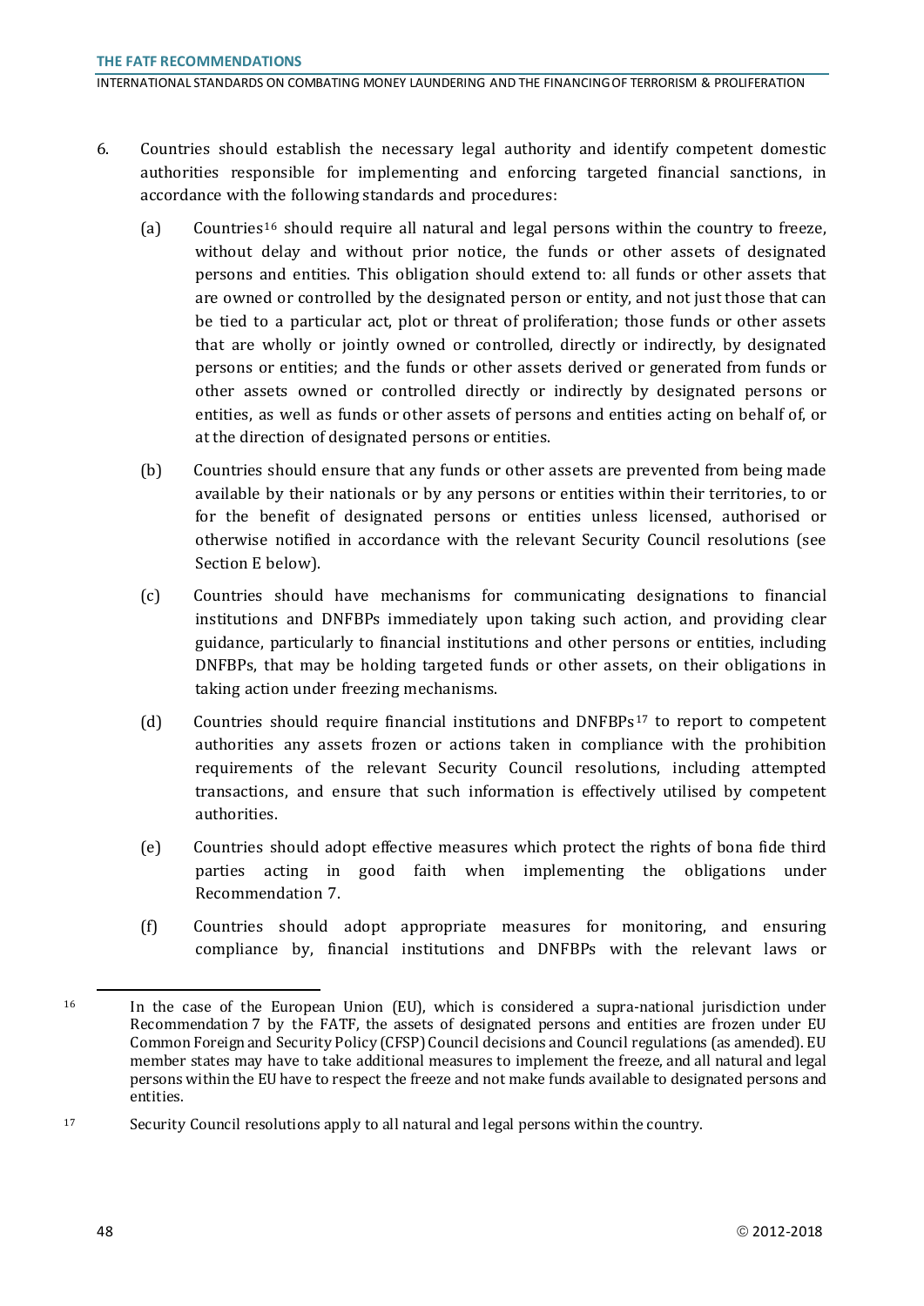6. Countries should establish the necessary legal authority and identify competent domestic authorities responsible for implementing and enforcing targeted financial sanctions, in accordance with the following standards and procedures:

   (a) Countries[16] should require all natural and legal persons within the country to freeze, without delay and without prior notice, the funds or other assets of designated persons and entities. This obligation should extend to: all funds or other assets that are owned or controlled by the designated person or entity, and not just those that can be tied to a particular act, plot or threat of proliferation; those funds or other assets that are wholly or jointly owned or controlled, directly or indirectly, by designated persons or entities; and the funds or other assets derived or generated from funds or other assets owned or controlled directly or indirectly by designated persons or entities, as well as funds or other assets of persons and entities acting on behalf of, or at the direction of designated persons or entities.

   (b) Countries should ensure that any funds or other assets are prevented from being made available by their nationals or by any persons or entities within their territories, to or for the benefit of designated persons or entities unless licensed, authorised or otherwise notified in accordance with the relevant Security Council resolutions (see Section E below).

   (c) Countries should have mechanisms for communicating designations to financial institutions and DNFBPs immediately upon taking such action, and providing clear guidance, particularly to financial institutions and other persons or entities, including DNFBPs, that may be holding targeted funds or other assets, on their obligations in taking action under freezing mechanisms.

   (d) Countries should require financial institutions and DNFBPs[17] to report to competent authorities any assets frozen or actions taken in compliance with the prohibition requirements of the relevant Security Council resolutions, including attempted transactions, and ensure that such information is effectively utilised by competent authorities.

   (e) Countries should adopt effective measures which protect the rights of bona fide third parties acting in good faith when implementing the obligations under Recommendation 7.

   (f) Countries should adopt appropriate measures for monitoring, and ensuring compliance by, financial institutions and DNFBPs with the relevant laws or

---

[16] In the case of the European Union (EU), which is considered a supra-national jurisdiction under Recommendation 7 by the FATF, the assets of designated persons and entities are frozen under EU Common Foreign and Security Policy (CFSP) Council decisions and Council regulations (as amended). EU member states may have to take additional measures to implement the freeze, and all natural and legal persons within the EU have to respect the freeze and not make funds available to designated persons and entities.

[17] Security Council resolutions apply to all natural and legal persons within the country.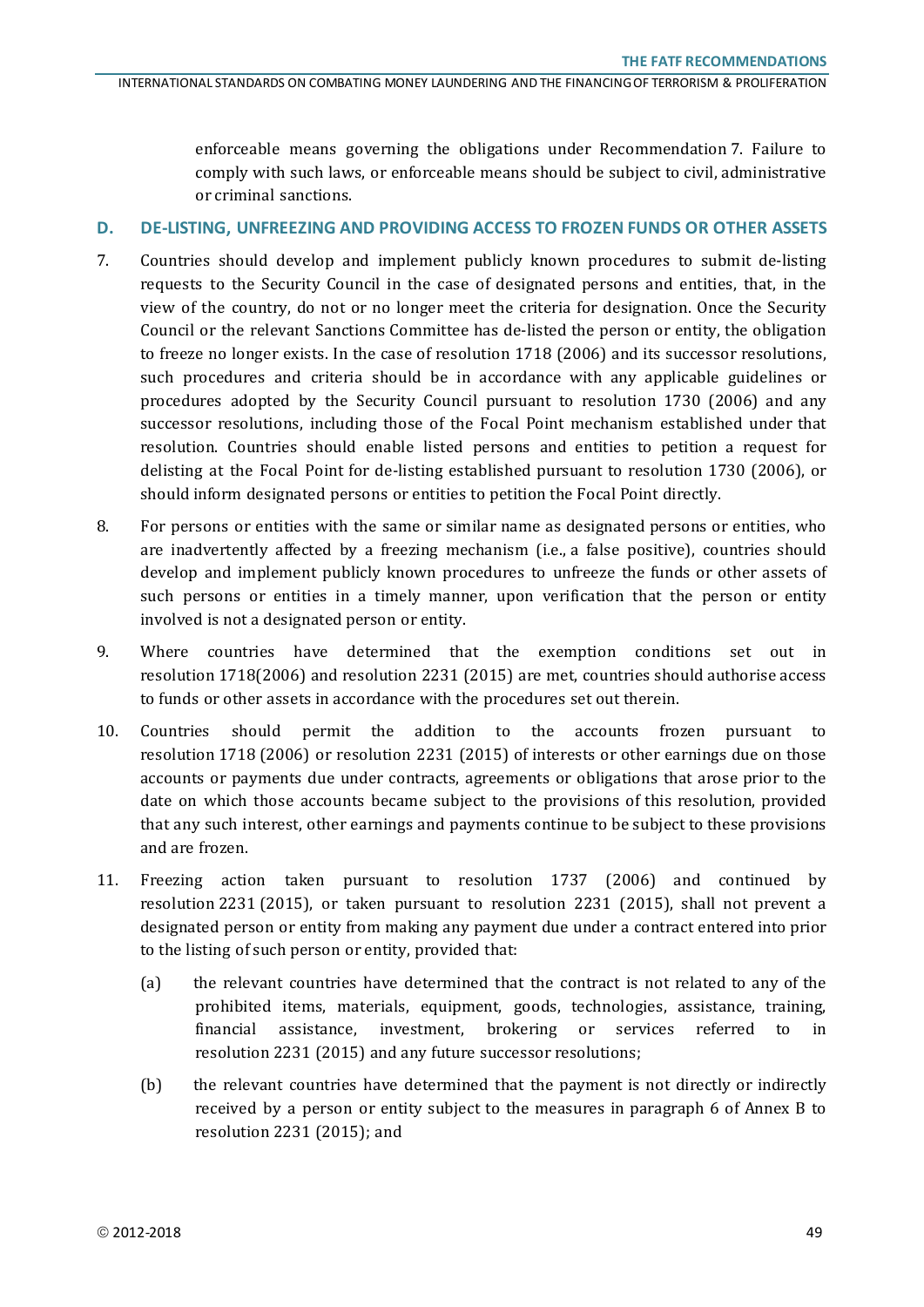enforceable means governing the obligations under Recommendation 7. Failure to comply with such laws, or enforceable means should be subject to civil, administrative or criminal sanctions.

## D. DE-LISTING, UNFREEZING AND PROVIDING ACCESS TO FROZEN FUNDS OR OTHER ASSETS

7. Countries should develop and implement publicly known procedures to submit de-listing requests to the Security Council in the case of designated persons and entities, that, in the view of the country, do not or no longer meet the criteria for designation. Once the Security Council or the relevant Sanctions Committee has de-listed the person or entity, the obligation to freeze no longer exists. In the case of resolution 1718 (2006) and its successor resolutions, such procedures and criteria should be in accordance with any applicable guidelines or procedures adopted by the Security Council pursuant to resolution 1730 (2006) and any successor resolutions, including those of the Focal Point mechanism established under that resolution. Countries should enable listed persons and entities to petition a request for delisting at the Focal Point for de-listing established pursuant to resolution 1730 (2006), or should inform designated persons or entities to petition the Focal Point directly.

8. For persons or entities with the same or similar name as designated persons or entities, who are inadvertently affected by a freezing mechanism (i.e., a false positive), countries should develop and implement publicly known procedures to unfreeze the funds or other assets of such persons or entities in a timely manner, upon verification that the person or entity involved is not a designated person or entity.

9. Where countries have determined that the exemption conditions set out in resolution 1718(2006) and resolution 2231 (2015) are met, countries should authorise access to funds or other assets in accordance with the procedures set out therein.

10. Countries should permit the addition to the accounts frozen pursuant to resolution 1718 (2006) or resolution 2231 (2015) of interests or other earnings due on those accounts or payments due under contracts, agreements or obligations that arose prior to the date on which those accounts became subject to the provisions of this resolution, provided that any such interest, other earnings and payments continue to be subject to these provisions and are frozen.

11. Freezing action taken pursuant to resolution 1737 (2006) and continued by resolution 2231 (2015), or taken pursuant to resolution 2231 (2015), shall not prevent a designated person or entity from making any payment due under a contract entered into prior to the listing of such person or entity, provided that:

    (a) the relevant countries have determined that the contract is not related to any of the prohibited items, materials, equipment, goods, technologies, assistance, training, financial assistance, investment, brokering or services referred to in resolution 2231 (2015) and any future successor resolutions;

    (b) the relevant countries have determined that the payment is not directly or indirectly received by a person or entity subject to the measures in paragraph 6 of Annex B to resolution 2231 (2015); and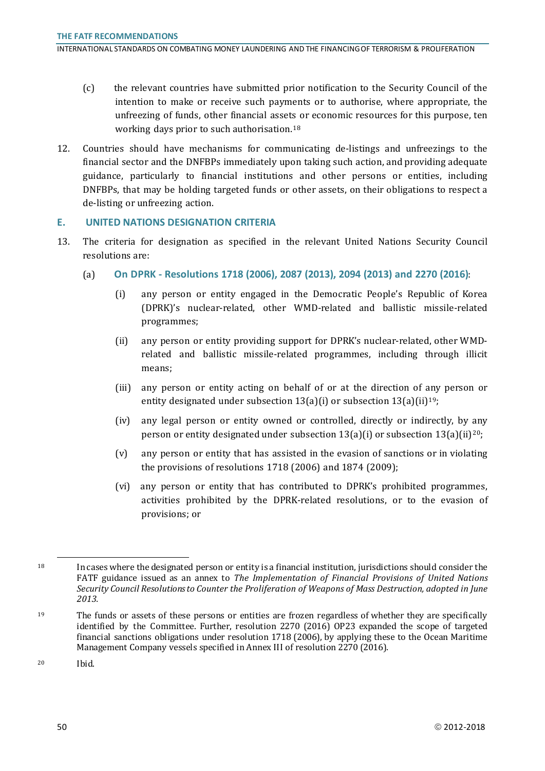(c) the relevant countries have submitted prior notification to the Security Council of the intention to make or receive such payments or to authorise, where appropriate, the unfreezing of funds, other financial assets or economic resources for this purpose, ten working days prior to such authorisation.[18]

12. Countries should have mechanisms for communicating de-listings and unfreezings to the financial sector and the DNFBPs immediately upon taking such action, and providing adequate guidance, particularly to financial institutions and other persons or entities, including DNFBPs, that may be holding targeted funds or other assets, on their obligations to respect a de-listing or unfreezing action.

## E. UNITED NATIONS DESIGNATION CRITERIA

13. The criteria for designation as specified in the relevant United Nations Security Council resolutions are:

    (a) **On DPRK - Resolutions 1718 (2006), 2087 (2013), 2094 (2013) and 2270 (2016)**:

    (i) any person or entity engaged in the Democratic People's Republic of Korea (DPRK)'s nuclear-related, other WMD-related and ballistic missile-related programmes;

    (ii) any person or entity providing support for DPRK's nuclear-related, other WMD-related and ballistic missile-related programmes, including through illicit means;

    (iii) any person or entity acting on behalf of or at the direction of any person or entity designated under subsection 13(a)(i) or subsection 13(a)(ii)[19];

    (iv) any legal person or entity owned or controlled, directly or indirectly, by any person or entity designated under subsection 13(a)(i) or subsection 13(a)(ii)[20];

    (v) any person or entity that has assisted in the evasion of sanctions or in violating the provisions of resolutions 1718 (2006) and 1874 (2009);

    (vi) any person or entity that has contributed to DPRK's prohibited programmes, activities prohibited by the DPRK-related resolutions, or to the evasion of provisions; or

---

[18] In cases where the designated person or entity is a financial institution, jurisdictions should consider the FATF guidance issued as an annex to *The Implementation of Financial Provisions of United Nations Security Council Resolutions to Counter the Proliferation of Weapons of Mass Destruction, adopted in June 2013.*

[19] The funds or assets of these persons or entities are frozen regardless of whether they are specifically identified by the Committee. Further, resolution 2270 (2016) OP23 expanded the scope of targeted financial sanctions obligations under resolution 1718 (2006), by applying these to the Ocean Maritime Management Company vessels specified in Annex III of resolution 2270 (2016).

[20] Ibid.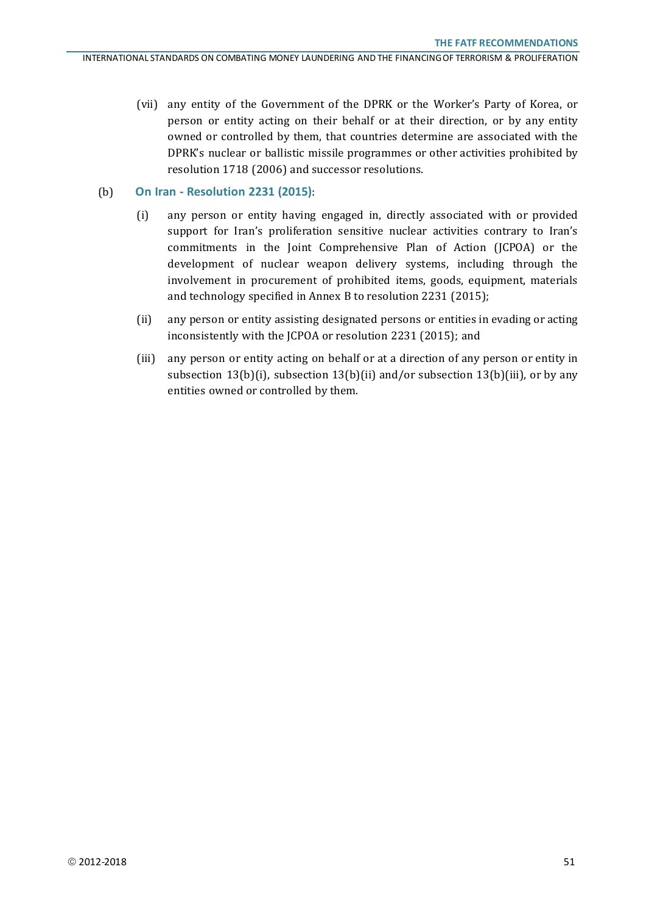(vii) any entity of the Government of the DPRK or the Worker's Party of Korea, or person or entity acting on their behalf or at their direction, or by any entity owned or controlled by them, that countries determine are associated with the DPRK's nuclear or ballistic missile programmes or other activities prohibited by resolution 1718 (2006) and successor resolutions.

(b) **On Iran - Resolution 2231 (2015)**:

(i) any person or entity having engaged in, directly associated with or provided support for Iran's proliferation sensitive nuclear activities contrary to Iran's commitments in the Joint Comprehensive Plan of Action (JCPOA) or the development of nuclear weapon delivery systems, including through the involvement in procurement of prohibited items, goods, equipment, materials and technology specified in Annex B to resolution 2231 (2015);

(ii) any person or entity assisting designated persons or entities in evading or acting inconsistently with the JCPOA or resolution 2231 (2015); and

(iii) any person or entity acting on behalf or at a direction of any person or entity in subsection 13(b)(i), subsection 13(b)(ii) and/or subsection 13(b)(iii), or by any entities owned or controlled by them.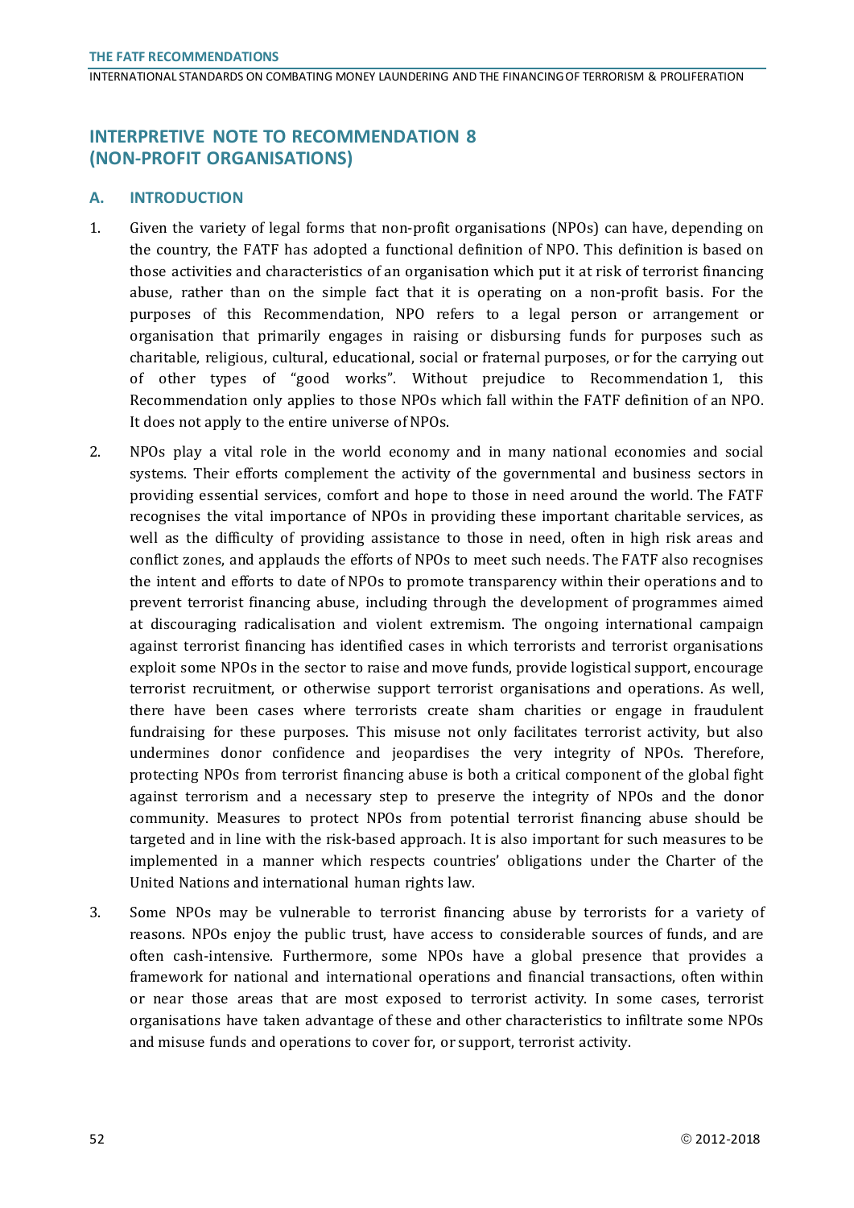## INTERPRETIVE NOTE TO RECOMMENDATION 8 (NON-PROFIT ORGANISATIONS)

### A. INTRODUCTION

1. Given the variety of legal forms that non-profit organisations (NPOs) can have, depending on the country, the FATF has adopted a functional definition of NPO. This definition is based on those activities and characteristics of an organisation which put it at risk of terrorist financing abuse, rather than on the simple fact that it is operating on a non-profit basis. For the purposes of this Recommendation, NPO refers to a legal person or arrangement or organisation that primarily engages in raising or disbursing funds for purposes such as charitable, religious, cultural, educational, social or fraternal purposes, or for the carrying out of other types of "good works". Without prejudice to Recommendation 1, this Recommendation only applies to those NPOs which fall within the FATF definition of an NPO. It does not apply to the entire universe of NPOs.

2. NPOs play a vital role in the world economy and in many national economies and social systems. Their efforts complement the activity of the governmental and business sectors in providing essential services, comfort and hope to those in need around the world. The FATF recognises the vital importance of NPOs in providing these important charitable services, as well as the difficulty of providing assistance to those in need, often in high risk areas and conflict zones, and applauds the efforts of NPOs to meet such needs. The FATF also recognises the intent and efforts to date of NPOs to promote transparency within their operations and to prevent terrorist financing abuse, including through the development of programmes aimed at discouraging radicalisation and violent extremism. The ongoing international campaign against terrorist financing has identified cases in which terrorists and terrorist organisations exploit some NPOs in the sector to raise and move funds, provide logistical support, encourage terrorist recruitment, or otherwise support terrorist organisations and operations. As well, there have been cases where terrorists create sham charities or engage in fraudulent fundraising for these purposes. This misuse not only facilitates terrorist activity, but also undermines donor confidence and jeopardises the very integrity of NPOs. Therefore, protecting NPOs from terrorist financing abuse is both a critical component of the global fight against terrorism and a necessary step to preserve the integrity of NPOs and the donor community. Measures to protect NPOs from potential terrorist financing abuse should be targeted and in line with the risk-based approach. It is also important for such measures to be implemented in a manner which respects countries' obligations under the Charter of the United Nations and international human rights law.

3. Some NPOs may be vulnerable to terrorist financing abuse by terrorists for a variety of reasons. NPOs enjoy the public trust, have access to considerable sources of funds, and are often cash-intensive. Furthermore, some NPOs have a global presence that provides a framework for national and international operations and financial transactions, often within or near those areas that are most exposed to terrorist activity. In some cases, terrorist organisations have taken advantage of these and other characteristics to infiltrate some NPOs and misuse funds and operations to cover for, or support, terrorist activity.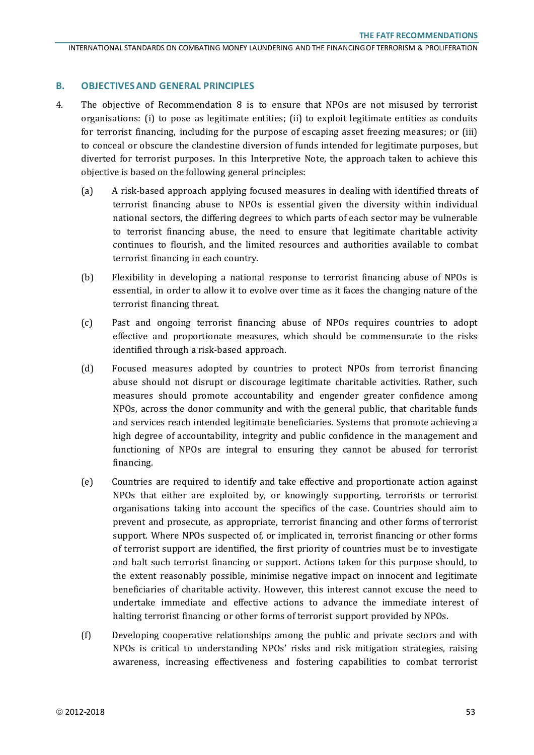## B. OBJECTIVES AND GENERAL PRINCIPLES

4. The objective of Recommendation 8 is to ensure that NPOs are not misused by terrorist organisations: (i) to pose as legitimate entities; (ii) to exploit legitimate entities as conduits for terrorist financing, including for the purpose of escaping asset freezing measures; or (iii) to conceal or obscure the clandestine diversion of funds intended for legitimate purposes, but diverted for terrorist purposes. In this Interpretive Note, the approach taken to achieve this objective is based on the following general principles:

   (a) A risk-based approach applying focused measures in dealing with identified threats of terrorist financing abuse to NPOs is essential given the diversity within individual national sectors, the differing degrees to which parts of each sector may be vulnerable to terrorist financing abuse, the need to ensure that legitimate charitable activity continues to flourish, and the limited resources and authorities available to combat terrorist financing in each country.

   (b) Flexibility in developing a national response to terrorist financing abuse of NPOs is essential, in order to allow it to evolve over time as it faces the changing nature of the terrorist financing threat.

   (c) Past and ongoing terrorist financing abuse of NPOs requires countries to adopt effective and proportionate measures, which should be commensurate to the risks identified through a risk-based approach.

   (d) Focused measures adopted by countries to protect NPOs from terrorist financing abuse should not disrupt or discourage legitimate charitable activities. Rather, such measures should promote accountability and engender greater confidence among NPOs, across the donor community and with the general public, that charitable funds and services reach intended legitimate beneficiaries. Systems that promote achieving a high degree of accountability, integrity and public confidence in the management and functioning of NPOs are integral to ensuring they cannot be abused for terrorist financing.

   (e) Countries are required to identify and take effective and proportionate action against NPOs that either are exploited by, or knowingly supporting, terrorists or terrorist organisations taking into account the specifics of the case. Countries should aim to prevent and prosecute, as appropriate, terrorist financing and other forms of terrorist support. Where NPOs suspected of, or implicated in, terrorist financing or other forms of terrorist support are identified, the first priority of countries must be to investigate and halt such terrorist financing or support. Actions taken for this purpose should, to the extent reasonably possible, minimise negative impact on innocent and legitimate beneficiaries of charitable activity. However, this interest cannot excuse the need to undertake immediate and effective actions to advance the immediate interest of halting terrorist financing or other forms of terrorist support provided by NPOs.

   (f) Developing cooperative relationships among the public and private sectors and with NPOs is critical to understanding NPOs' risks and risk mitigation strategies, raising awareness, increasing effectiveness and fostering capabilities to combat terrorist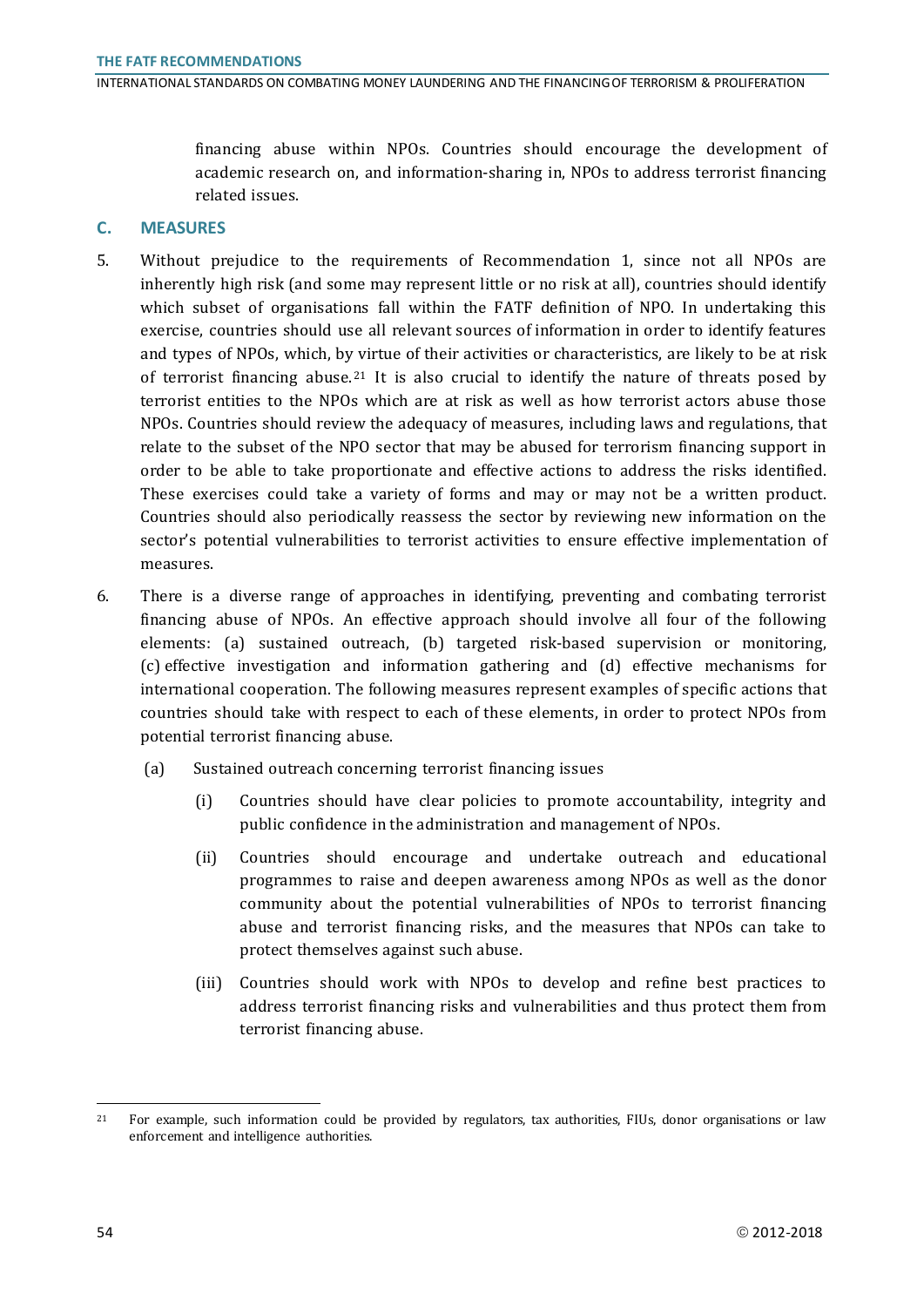financing abuse within NPOs. Countries should encourage the development of academic research on, and information-sharing in, NPOs to address terrorist financing related issues.

## C. MEASURES

5. Without prejudice to the requirements of Recommendation 1, since not all NPOs are inherently high risk (and some may represent little or no risk at all), countries should identify which subset of organisations fall within the FATF definition of NPO. In undertaking this exercise, countries should use all relevant sources of information in order to identify features and types of NPOs, which, by virtue of their activities or characteristics, are likely to be at risk of terrorist financing abuse.[21] It is also crucial to identify the nature of threats posed by terrorist entities to the NPOs which are at risk as well as how terrorist actors abuse those NPOs. Countries should review the adequacy of measures, including laws and regulations, that relate to the subset of the NPO sector that may be abused for terrorism financing support in order to be able to take proportionate and effective actions to address the risks identified. These exercises could take a variety of forms and may or may not be a written product. Countries should also periodically reassess the sector by reviewing new information on the sector's potential vulnerabilities to terrorist activities to ensure effective implementation of measures.

6. There is a diverse range of approaches in identifying, preventing and combating terrorist financing abuse of NPOs. An effective approach should involve all four of the following elements: (a) sustained outreach, (b) targeted risk-based supervision or monitoring, (c) effective investigation and information gathering and (d) effective mechanisms for international cooperation. The following measures represent examples of specific actions that countries should take with respect to each of these elements, in order to protect NPOs from potential terrorist financing abuse.

   (a) Sustained outreach concerning terrorist financing issues

      (i) Countries should have clear policies to promote accountability, integrity and public confidence in the administration and management of NPOs.

      (ii) Countries should encourage and undertake outreach and educational programmes to raise and deepen awareness among NPOs as well as the donor community about the potential vulnerabilities of NPOs to terrorist financing abuse and terrorist financing risks, and the measures that NPOs can take to protect themselves against such abuse.

      (iii) Countries should work with NPOs to develop and refine best practices to address terrorist financing risks and vulnerabilities and thus protect them from terrorist financing abuse.

[21] For example, such information could be provided by regulators, tax authorities, FIUs, donor organisations or law enforcement and intelligence authorities.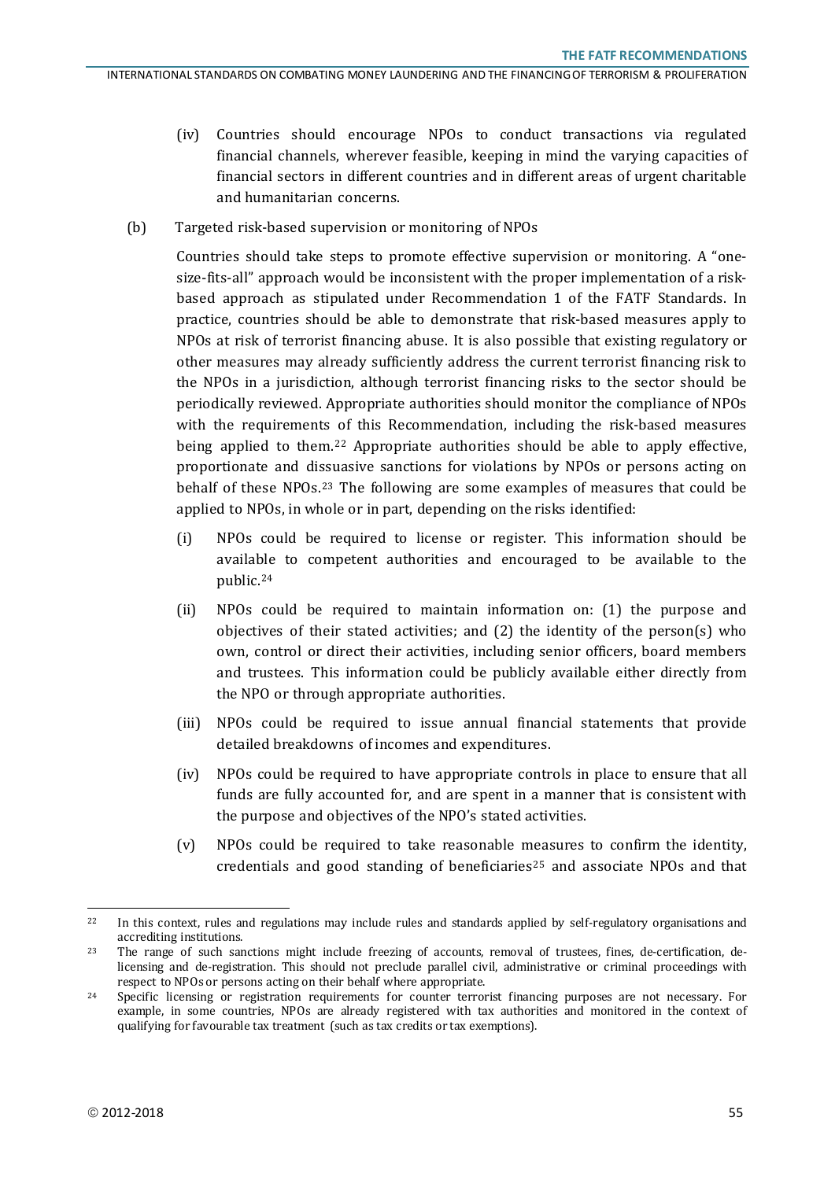(iv) Countries should encourage NPOs to conduct transactions via regulated financial channels, wherever feasible, keeping in mind the varying capacities of financial sectors in different countries and in different areas of urgent charitable and humanitarian concerns.

(b) Targeted risk-based supervision or monitoring of NPOs

Countries should take steps to promote effective supervision or monitoring. A "one-size-fits-all" approach would be inconsistent with the proper implementation of a risk-based approach as stipulated under Recommendation 1 of the FATF Standards. In practice, countries should be able to demonstrate that risk-based measures apply to NPOs at risk of terrorist financing abuse. It is also possible that existing regulatory or other measures may already sufficiently address the current terrorist financing risk to the NPOs in a jurisdiction, although terrorist financing risks to the sector should be periodically reviewed. Appropriate authorities should monitor the compliance of NPOs with the requirements of this Recommendation, including the risk-based measures being applied to them.[22] Appropriate authorities should be able to apply effective, proportionate and dissuasive sanctions for violations by NPOs or persons acting on behalf of these NPOs.[23] The following are some examples of measures that could be applied to NPOs, in whole or in part, depending on the risks identified:

(i) NPOs could be required to license or register. This information should be available to competent authorities and encouraged to be available to the public.[24]

(ii) NPOs could be required to maintain information on: (1) the purpose and objectives of their stated activities; and (2) the identity of the person(s) who own, control or direct their activities, including senior officers, board members and trustees. This information could be publicly available either directly from the NPO or through appropriate authorities.

(iii) NPOs could be required to issue annual financial statements that provide detailed breakdowns of incomes and expenditures.

(iv) NPOs could be required to have appropriate controls in place to ensure that all funds are fully accounted for, and are spent in a manner that is consistent with the purpose and objectives of the NPO's stated activities.

(v) NPOs could be required to take reasonable measures to confirm the identity, credentials and good standing of beneficiaries[25] and associate NPOs and that

---

[22] In this context, rules and regulations may include rules and standards applied by self-regulatory organisations and accrediting institutions.

[23] The range of such sanctions might include freezing of accounts, removal of trustees, fines, de-certification, de-licensing and de-registration. This should not preclude parallel civil, administrative or criminal proceedings with respect to NPOs or persons acting on their behalf where appropriate.

[24] Specific licensing or registration requirements for counter terrorist financing purposes are not necessary. For example, in some countries, NPOs are already registered with tax authorities and monitored in the context of qualifying for favourable tax treatment (such as tax credits or tax exemptions).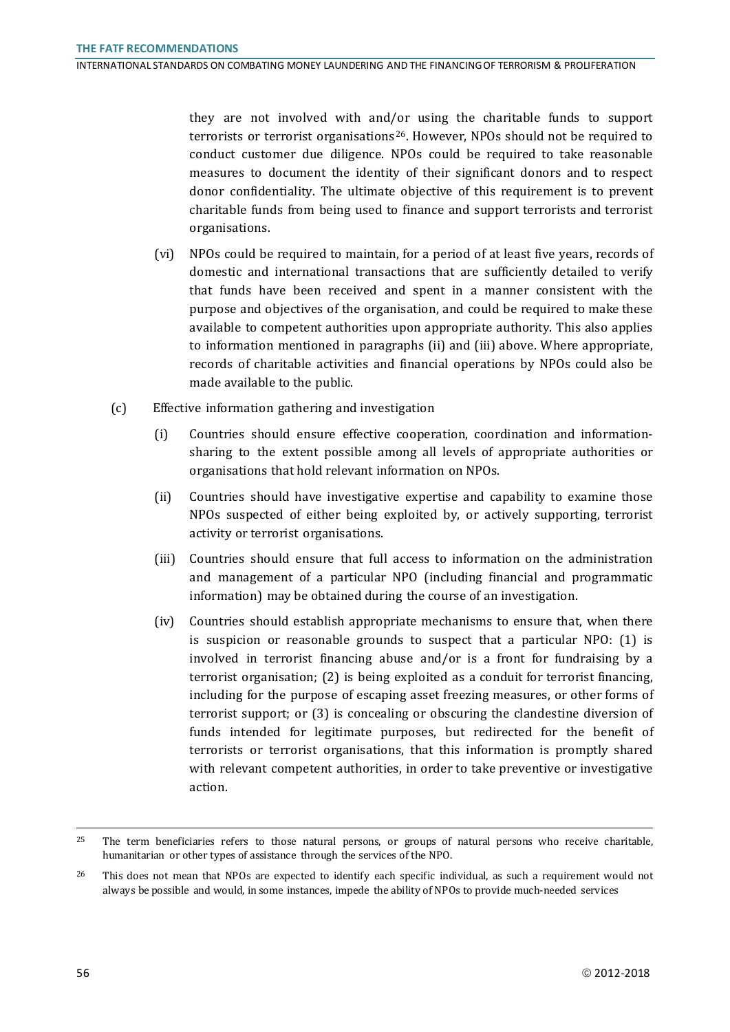they are not involved with and/or using the charitable funds to support terrorists or terrorist organisations[26]. However, NPOs should not be required to conduct customer due diligence. NPOs could be required to take reasonable measures to document the identity of their significant donors and to respect donor confidentiality. The ultimate objective of this requirement is to prevent charitable funds from being used to finance and support terrorists and terrorist organisations.

(vi) NPOs could be required to maintain, for a period of at least five years, records of domestic and international transactions that are sufficiently detailed to verify that funds have been received and spent in a manner consistent with the purpose and objectives of the organisation, and could be required to make these available to competent authorities upon appropriate authority. This also applies to information mentioned in paragraphs (ii) and (iii) above. Where appropriate, records of charitable activities and financial operations by NPOs could also be made available to the public.

(c) Effective information gathering and investigation

(i) Countries should ensure effective cooperation, coordination and information-sharing to the extent possible among all levels of appropriate authorities or organisations that hold relevant information on NPOs.

(ii) Countries should have investigative expertise and capability to examine those NPOs suspected of either being exploited by, or actively supporting, terrorist activity or terrorist organisations.

(iii) Countries should ensure that full access to information on the administration and management of a particular NPO (including financial and programmatic information) may be obtained during the course of an investigation.

(iv) Countries should establish appropriate mechanisms to ensure that, when there is suspicion or reasonable grounds to suspect that a particular NPO: (1) is involved in terrorist financing abuse and/or is a front for fundraising by a terrorist organisation; (2) is being exploited as a conduit for terrorist financing, including for the purpose of escaping asset freezing measures, or other forms of terrorist support; or (3) is concealing or obscuring the clandestine diversion of funds intended for legitimate purposes, but redirected for the benefit of terrorists or terrorist organisations, that this information is promptly shared with relevant competent authorities, in order to take preventive or investigative action.

---

[25] The term beneficiaries refers to those natural persons, or groups of natural persons who receive charitable, humanitarian or other types of assistance through the services of the NPO.

[26] This does not mean that NPOs are expected to identify each specific individual, as such a requirement would not always be possible and would, in some instances, impede the ability of NPOs to provide much-needed services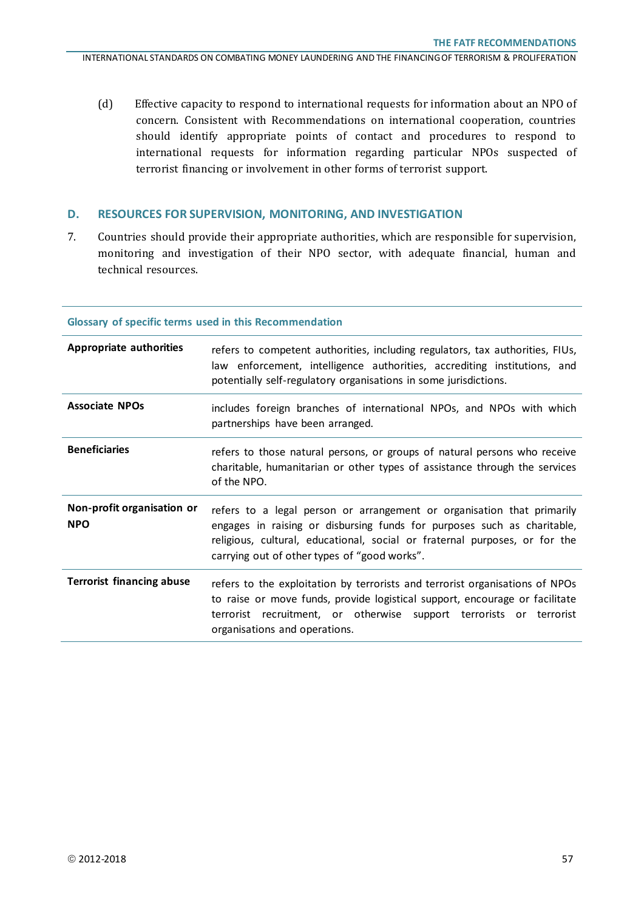(d) Effective capacity to respond to international requests for information about an NPO of concern. Consistent with Recommendations on international cooperation, countries should identify appropriate points of contact and procedures to respond to international requests for information regarding particular NPOs suspected of terrorist financing or involvement in other forms of terrorist support.

## D. RESOURCES FOR SUPERVISION, MONITORING, AND INVESTIGATION

7. Countries should provide their appropriate authorities, which are responsible for supervision, monitoring and investigation of their NPO sector, with adequate financial, human and technical resources.

| Glossary of specific terms used in this Recommendation | |
|---|---|
| **Appropriate authorities** | refers to competent authorities, including regulators, tax authorities, FIUs, law enforcement, intelligence authorities, accrediting institutions, and potentially self-regulatory organisations in some jurisdictions. |
| **Associate NPOs** | includes foreign branches of international NPOs, and NPOs with which partnerships have been arranged. |
| **Beneficiaries** | refers to those natural persons, or groups of natural persons who receive charitable, humanitarian or other types of assistance through the services of the NPO. |
| **Non-profit organisation or NPO** | refers to a legal person or arrangement or organisation that primarily engages in raising or disbursing funds for purposes such as charitable, religious, cultural, educational, social or fraternal purposes, or for the carrying out of other types of "good works". |
| **Terrorist financing abuse** | refers to the exploitation by terrorists and terrorist organisations of NPOs to raise or move funds, provide logistical support, encourage or facilitate terrorist recruitment, or otherwise support terrorists or terrorist organisations and operations. |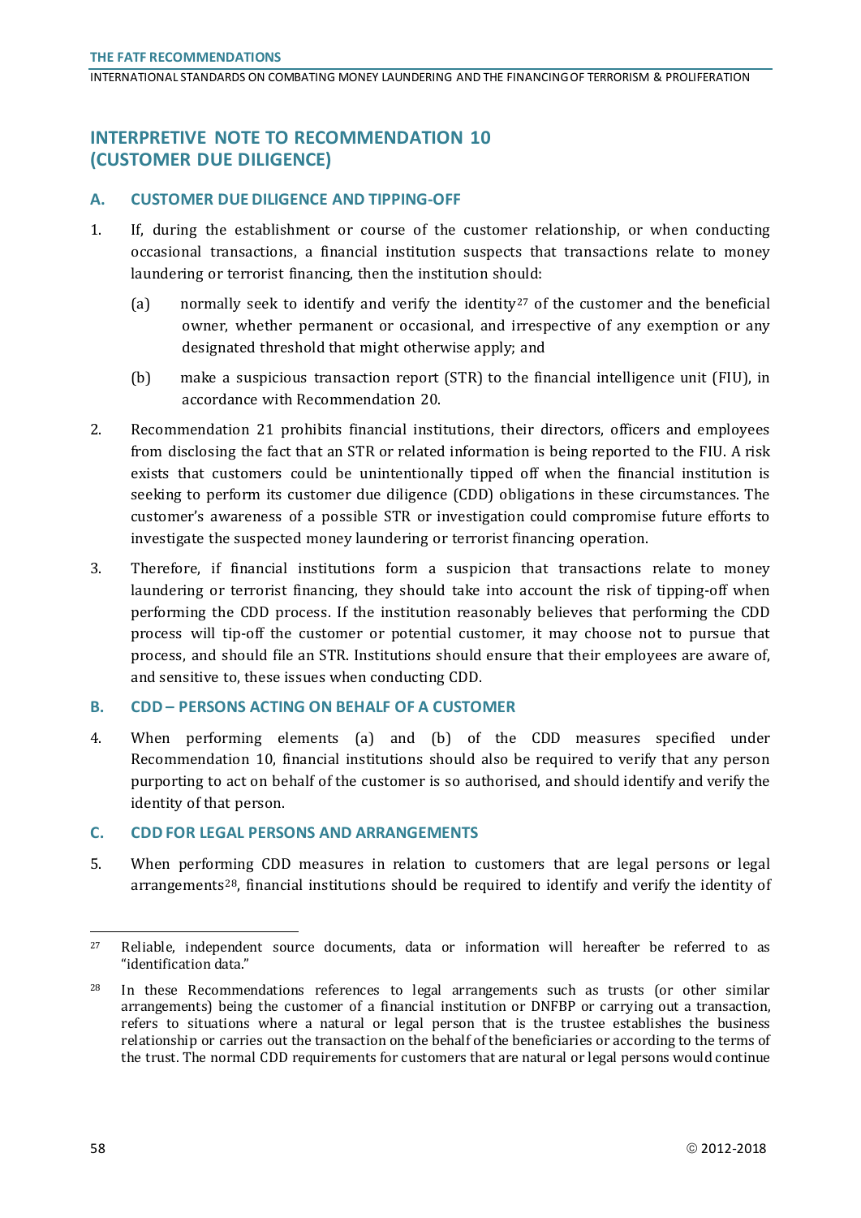## INTERPRETIVE NOTE TO RECOMMENDATION 10 (CUSTOMER DUE DILIGENCE)

### A. CUSTOMER DUE DILIGENCE AND TIPPING-OFF

1. If, during the establishment or course of the customer relationship, or when conducting occasional transactions, a financial institution suspects that transactions relate to money laundering or terrorist financing, then the institution should:

   (a) normally seek to identify and verify the identity[27] of the customer and the beneficial owner, whether permanent or occasional, and irrespective of any exemption or any designated threshold that might otherwise apply; and

   (b) make a suspicious transaction report (STR) to the financial intelligence unit (FIU), in accordance with Recommendation 20.

2. Recommendation 21 prohibits financial institutions, their directors, officers and employees from disclosing the fact that an STR or related information is being reported to the FIU. A risk exists that customers could be unintentionally tipped off when the financial institution is seeking to perform its customer due diligence (CDD) obligations in these circumstances. The customer's awareness of a possible STR or investigation could compromise future efforts to investigate the suspected money laundering or terrorist financing operation.

3. Therefore, if financial institutions form a suspicion that transactions relate to money laundering or terrorist financing, they should take into account the risk of tipping-off when performing the CDD process. If the institution reasonably believes that performing the CDD process will tip-off the customer or potential customer, it may choose not to pursue that process, and should file an STR. Institutions should ensure that their employees are aware of, and sensitive to, these issues when conducting CDD.

### B. CDD – PERSONS ACTING ON BEHALF OF A CUSTOMER

4. When performing elements (a) and (b) of the CDD measures specified under Recommendation 10, financial institutions should also be required to verify that any person purporting to act on behalf of the customer is so authorised, and should identify and verify the identity of that person.

### C. CDD FOR LEGAL PERSONS AND ARRANGEMENTS

5. When performing CDD measures in relation to customers that are legal persons or legal arrangements[28], financial institutions should be required to identify and verify the identity of

---

[27] Reliable, independent source documents, data or information will hereafter be referred to as "identification data."

[28] In these Recommendations references to legal arrangements such as trusts (or other similar arrangements) being the customer of a financial institution or DNFBP or carrying out a transaction, refers to situations where a natural or legal person that is the trustee establishes the business relationship or carries out the transaction on the behalf of the beneficiaries or according to the terms of the trust. The normal CDD requirements for customers that are natural or legal persons would continue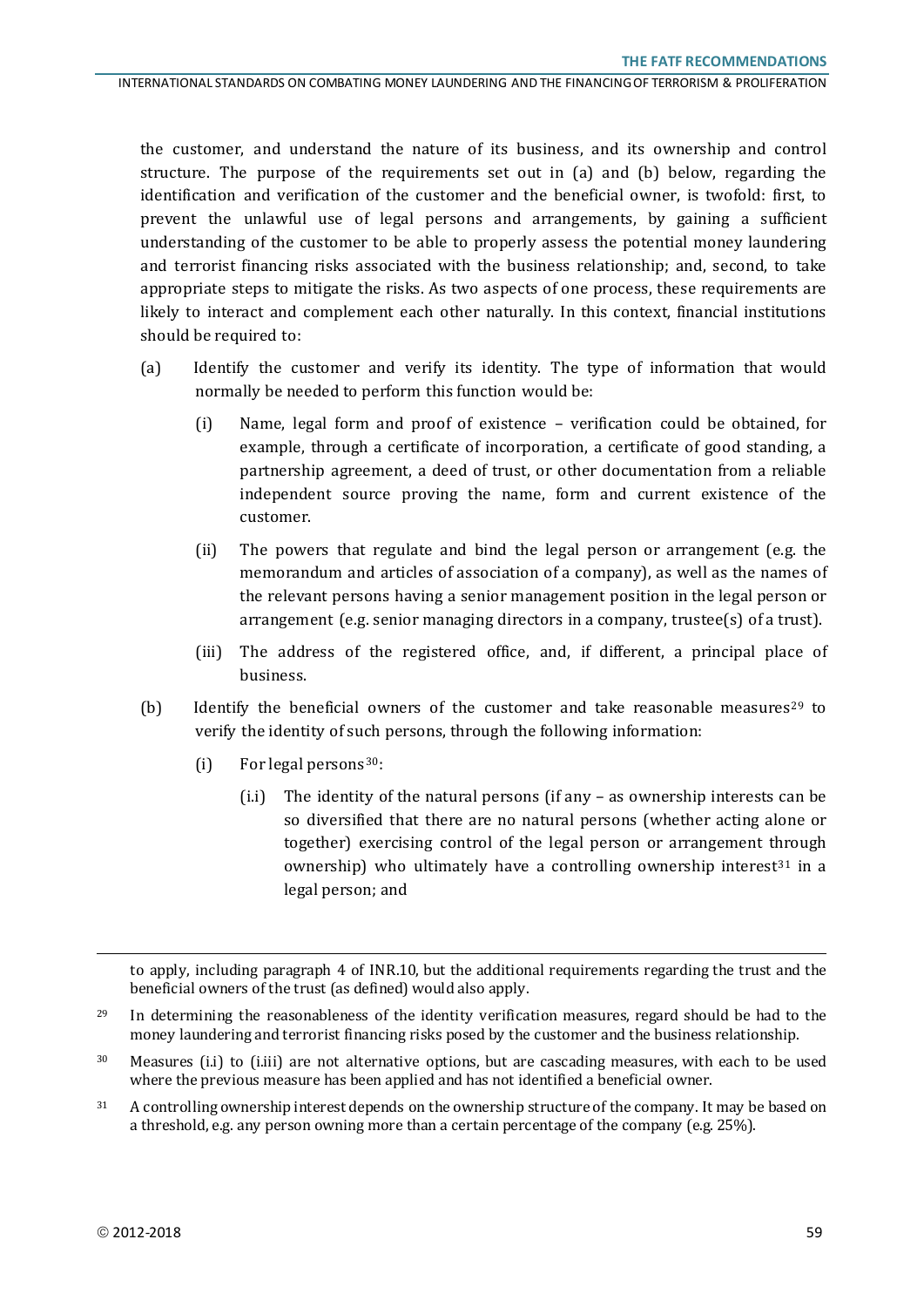the customer, and understand the nature of its business, and its ownership and control structure. The purpose of the requirements set out in (a) and (b) below, regarding the identification and verification of the customer and the beneficial owner, is twofold: first, to prevent the unlawful use of legal persons and arrangements, by gaining a sufficient understanding of the customer to be able to properly assess the potential money laundering and terrorist financing risks associated with the business relationship; and, second, to take appropriate steps to mitigate the risks. As two aspects of one process, these requirements are likely to interact and complement each other naturally. In this context, financial institutions should be required to:

(a) Identify the customer and verify its identity. The type of information that would normally be needed to perform this function would be:

  (i) Name, legal form and proof of existence – verification could be obtained, for example, through a certificate of incorporation, a certificate of good standing, a partnership agreement, a deed of trust, or other documentation from a reliable independent source proving the name, form and current existence of the customer.

  (ii) The powers that regulate and bind the legal person or arrangement (e.g. the memorandum and articles of association of a company), as well as the names of the relevant persons having a senior management position in the legal person or arrangement (e.g. senior managing directors in a company, trustee(s) of a trust).

  (iii) The address of the registered office, and, if different, a principal place of business.

(b) Identify the beneficial owners of the customer and take reasonable measures[29] to verify the identity of such persons, through the following information:

  (i) For legal persons[30]:

    (i.i) The identity of the natural persons (if any – as ownership interests can be so diversified that there are no natural persons (whether acting alone or together) exercising control of the legal person or arrangement through ownership) who ultimately have a controlling ownership interest[31] in a legal person; and

---

to apply, including paragraph 4 of INR.10, but the additional requirements regarding the trust and the beneficial owners of the trust (as defined) would also apply.

[29] In determining the reasonableness of the identity verification measures, regard should be had to the money laundering and terrorist financing risks posed by the customer and the business relationship.

[30] Measures (i.i) to (i.iii) are not alternative options, but are cascading measures, with each to be used where the previous measure has been applied and has not identified a beneficial owner.

[31] A controlling ownership interest depends on the ownership structure of the company. It may be based on a threshold, e.g. any person owning more than a certain percentage of the company (e.g. 25%).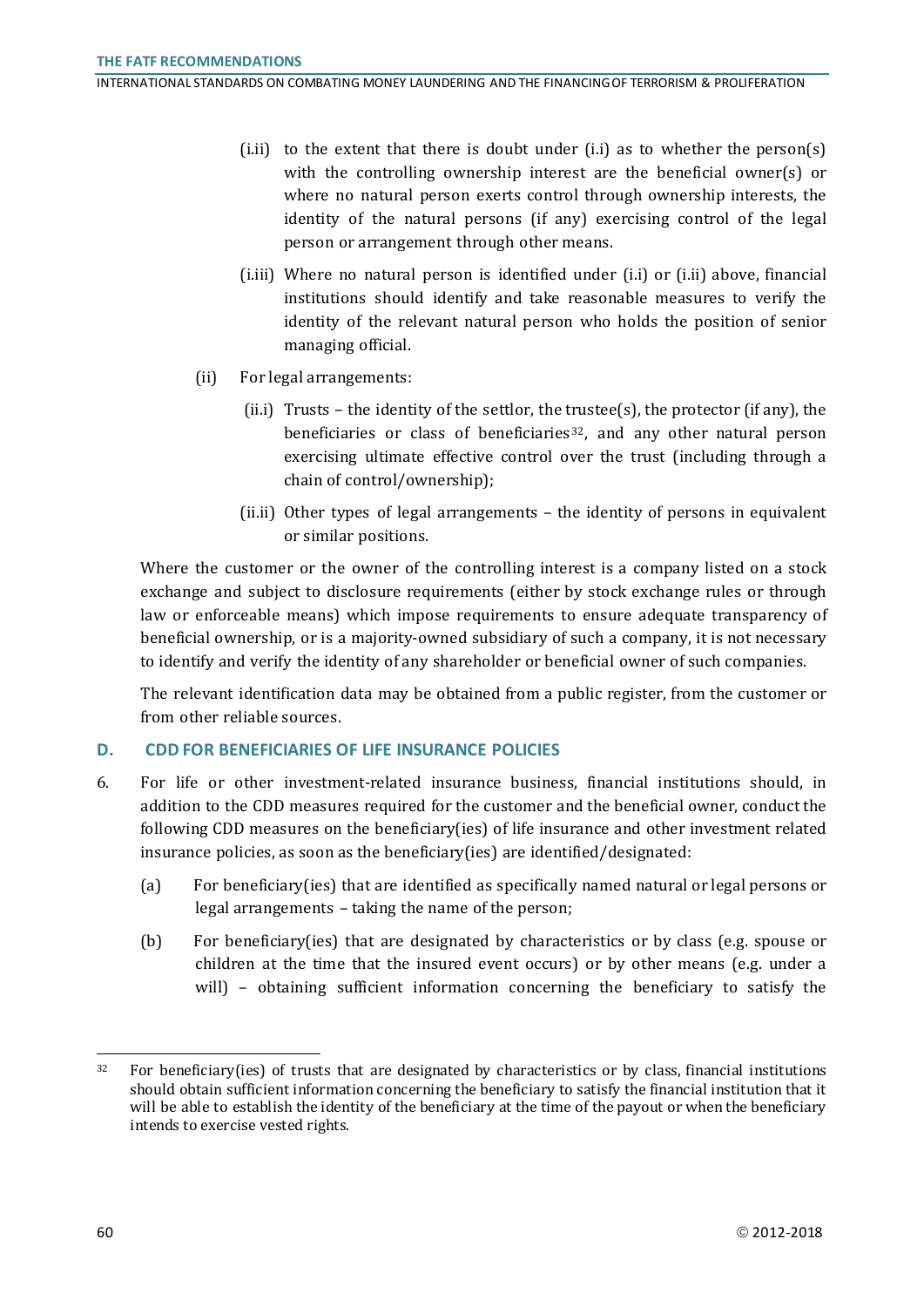(i.ii) to the extent that there is doubt under (i.i) as to whether the person(s) with the controlling ownership interest are the beneficial owner(s) or where no natural person exerts control through ownership interests, the identity of the natural persons (if any) exercising control of the legal person or arrangement through other means.

(i.iii) Where no natural person is identified under (i.i) or (i.ii) above, financial institutions should identify and take reasonable measures to verify the identity of the relevant natural person who holds the position of senior managing official.

(ii) For legal arrangements:

(ii.i) Trusts – the identity of the settlor, the trustee(s), the protector (if any), the beneficiaries or class of beneficiaries[32], and any other natural person exercising ultimate effective control over the trust (including through a chain of control/ownership);

(ii.ii) Other types of legal arrangements – the identity of persons in equivalent or similar positions.

Where the customer or the owner of the controlling interest is a company listed on a stock exchange and subject to disclosure requirements (either by stock exchange rules or through law or enforceable means) which impose requirements to ensure adequate transparency of beneficial ownership, or is a majority-owned subsidiary of such a company, it is not necessary to identify and verify the identity of any shareholder or beneficial owner of such companies.

The relevant identification data may be obtained from a public register, from the customer or from other reliable sources.

## D. CDD FOR BENEFICIARIES OF LIFE INSURANCE POLICIES

6. For life or other investment-related insurance business, financial institutions should, in addition to the CDD measures required for the customer and the beneficial owner, conduct the following CDD measures on the beneficiary(ies) of life insurance and other investment related insurance policies, as soon as the beneficiary(ies) are identified/designated:

   (a) For beneficiary(ies) that are identified as specifically named natural or legal persons or legal arrangements – taking the name of the person;

   (b) For beneficiary(ies) that are designated by characteristics or by class (e.g. spouse or children at the time that the insured event occurs) or by other means (e.g. under a will) – obtaining sufficient information concerning the beneficiary to satisfy the

---

[32] For beneficiary(ies) of trusts that are designated by characteristics or by class, financial institutions should obtain sufficient information concerning the beneficiary to satisfy the financial institution that it will be able to establish the identity of the beneficiary at the time of the payout or when the beneficiary intends to exercise vested rights.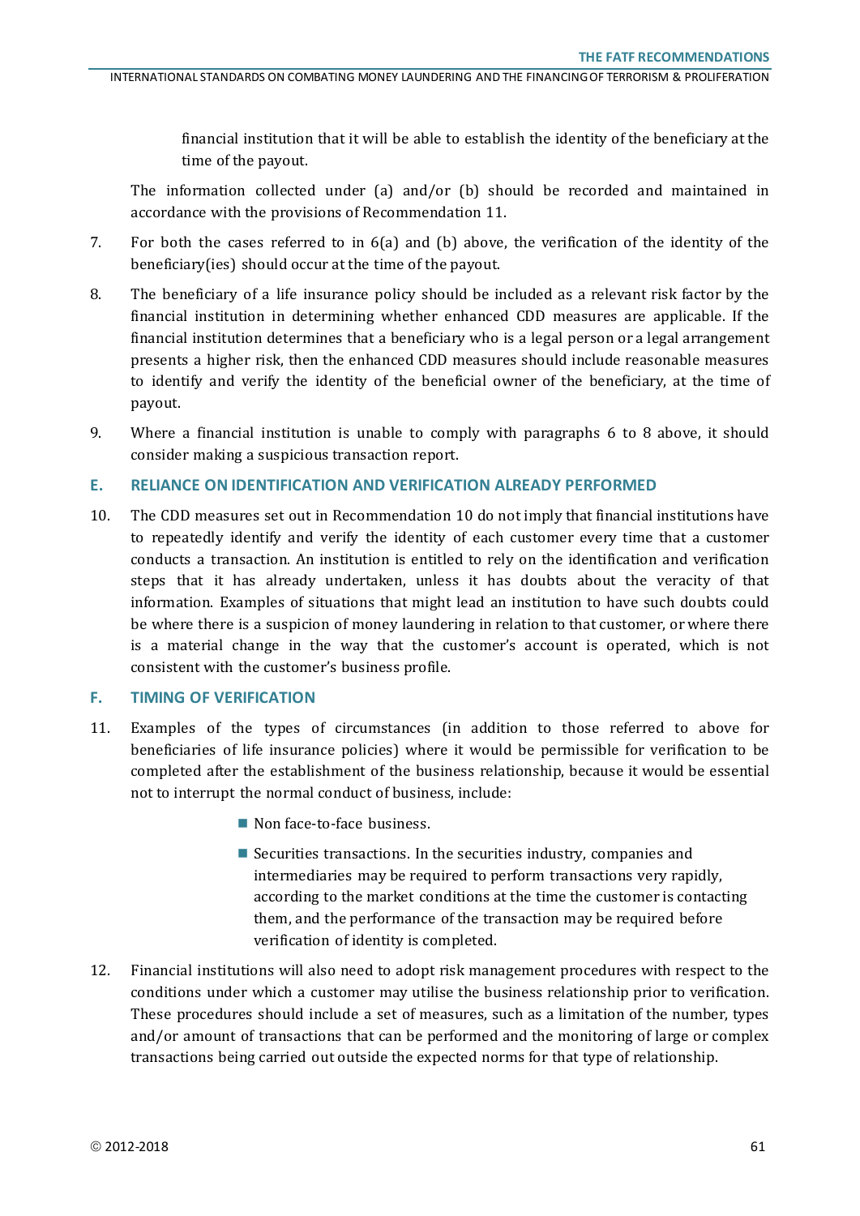financial institution that it will be able to establish the identity of the beneficiary at the time of the payout.

The information collected under (a) and/or (b) should be recorded and maintained in accordance with the provisions of Recommendation 11.

7. For both the cases referred to in 6(a) and (b) above, the verification of the identity of the beneficiary(ies) should occur at the time of the payout.

8. The beneficiary of a life insurance policy should be included as a relevant risk factor by the financial institution in determining whether enhanced CDD measures are applicable. If the financial institution determines that a beneficiary who is a legal person or a legal arrangement presents a higher risk, then the enhanced CDD measures should include reasonable measures to identify and verify the identity of the beneficial owner of the beneficiary, at the time of payout.

9. Where a financial institution is unable to comply with paragraphs 6 to 8 above, it should consider making a suspicious transaction report.

## E. RELIANCE ON IDENTIFICATION AND VERIFICATION ALREADY PERFORMED

10. The CDD measures set out in Recommendation 10 do not imply that financial institutions have to repeatedly identify and verify the identity of each customer every time that a customer conducts a transaction. An institution is entitled to rely on the identification and verification steps that it has already undertaken, unless it has doubts about the veracity of that information. Examples of situations that might lead an institution to have such doubts could be where there is a suspicion of money laundering in relation to that customer, or where there is a material change in the way that the customer's account is operated, which is not consistent with the customer's business profile.

## F. TIMING OF VERIFICATION

11. Examples of the types of circumstances (in addition to those referred to above for beneficiaries of life insurance policies) where it would be permissible for verification to be completed after the establishment of the business relationship, because it would be essential not to interrupt the normal conduct of business, include:

   - Non face-to-face business.
   - Securities transactions. In the securities industry, companies and intermediaries may be required to perform transactions very rapidly, according to the market conditions at the time the customer is contacting them, and the performance of the transaction may be required before verification of identity is completed.

12. Financial institutions will also need to adopt risk management procedures with respect to the conditions under which a customer may utilise the business relationship prior to verification. These procedures should include a set of measures, such as a limitation of the number, types and/or amount of transactions that can be performed and the monitoring of large or complex transactions being carried out outside the expected norms for that type of relationship.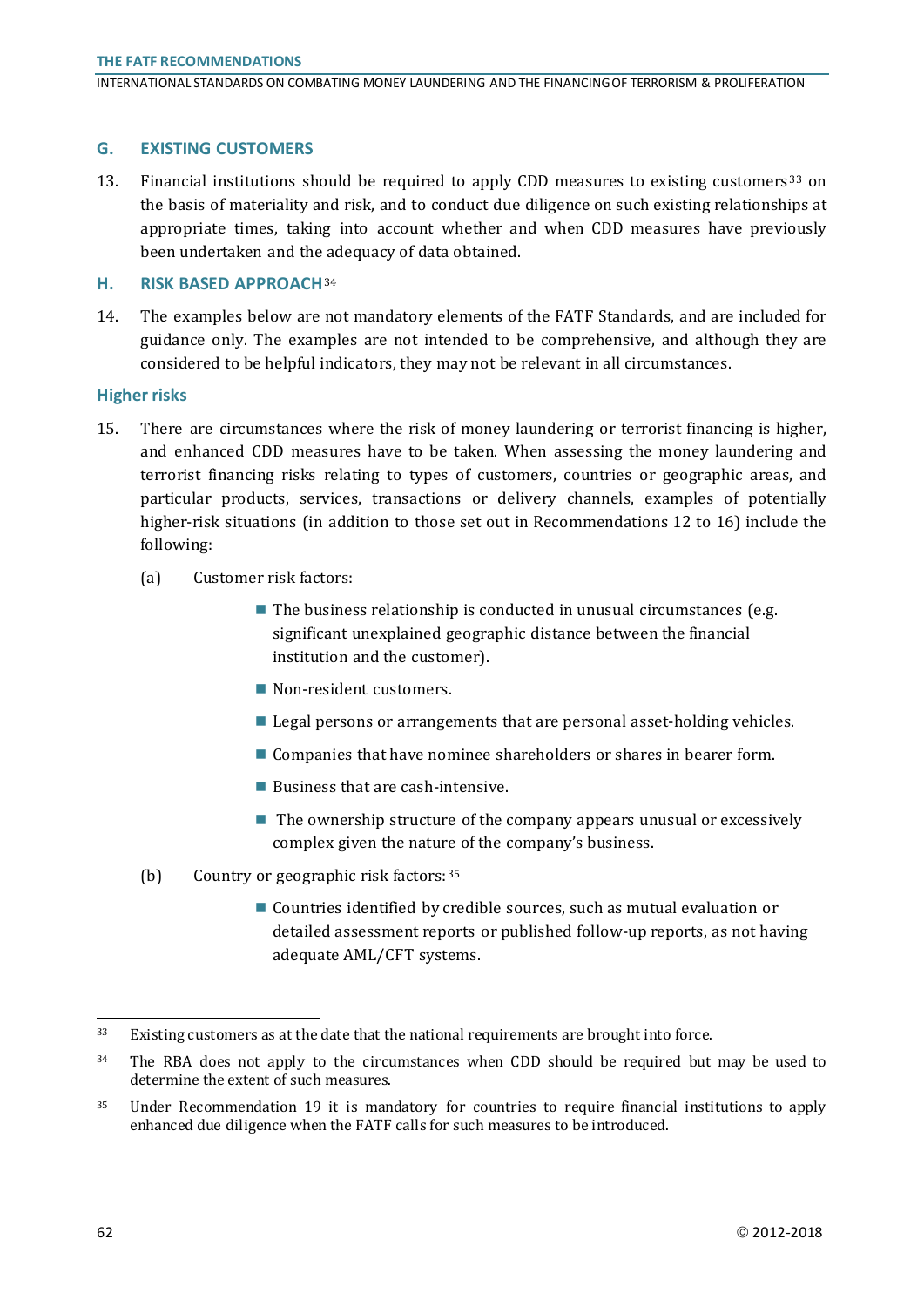## G. EXISTING CUSTOMERS

13. Financial institutions should be required to apply CDD measures to existing customers[33] on the basis of materiality and risk, and to conduct due diligence on such existing relationships at appropriate times, taking into account whether and when CDD measures have previously been undertaken and the adequacy of data obtained.

## H. RISK BASED APPROACH[34]

14. The examples below are not mandatory elements of the FATF Standards, and are included for guidance only. The examples are not intended to be comprehensive, and although they are considered to be helpful indicators, they may not be relevant in all circumstances.

### Higher risks

15. There are circumstances where the risk of money laundering or terrorist financing is higher, and enhanced CDD measures have to be taken. When assessing the money laundering and terrorist financing risks relating to types of customers, countries or geographic areas, and particular products, services, transactions or delivery channels, examples of potentially higher-risk situations (in addition to those set out in Recommendations 12 to 16) include the following:

    (a) Customer risk factors:

    - The business relationship is conducted in unusual circumstances (e.g. significant unexplained geographic distance between the financial institution and the customer).
    - Non-resident customers.
    - Legal persons or arrangements that are personal asset-holding vehicles.
    - Companies that have nominee shareholders or shares in bearer form.
    - Business that are cash-intensive.
    - The ownership structure of the company appears unusual or excessively complex given the nature of the company's business.

    (b) Country or geographic risk factors:[35]

    - Countries identified by credible sources, such as mutual evaluation or detailed assessment reports or published follow-up reports, as not having adequate AML/CFT systems.

---

[33] Existing customers as at the date that the national requirements are brought into force.

[34] The RBA does not apply to the circumstances when CDD should be required but may be used to determine the extent of such measures.

[35] Under Recommendation 19 it is mandatory for countries to require financial institutions to apply enhanced due diligence when the FATF calls for such measures to be introduced.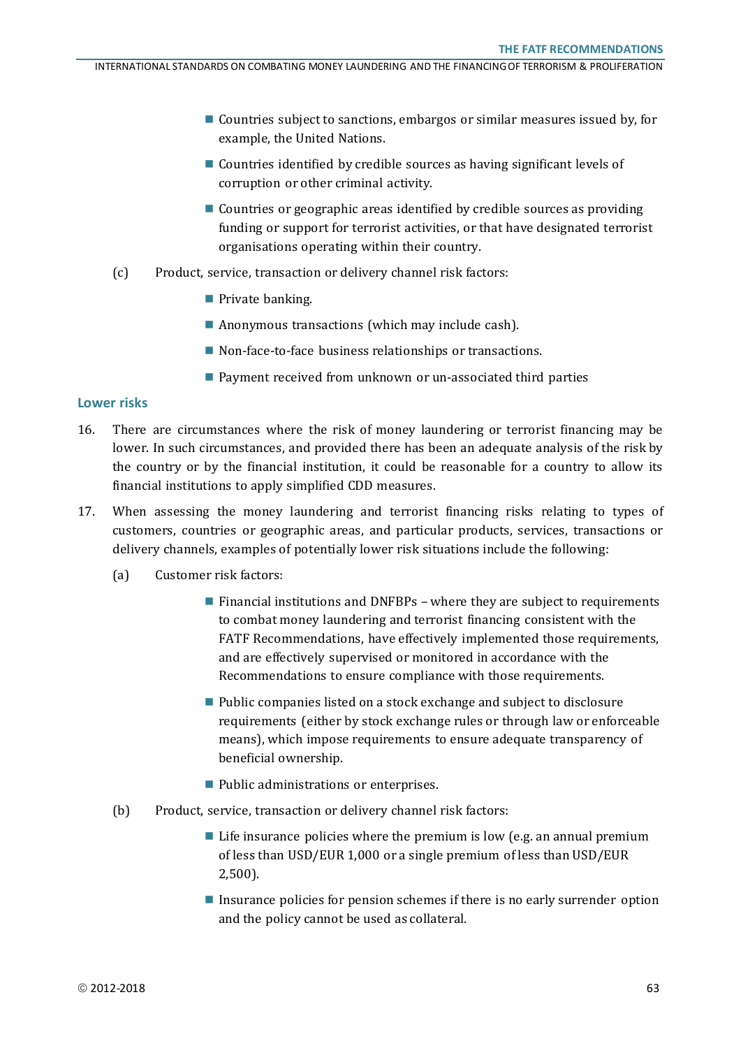- Countries subject to sanctions, embargos or similar measures issued by, for example, the United Nations.
- Countries identified by credible sources as having significant levels of corruption or other criminal activity.
- Countries or geographic areas identified by credible sources as providing funding or support for terrorist activities, or that have designated terrorist organisations operating within their country.

(c) Product, service, transaction or delivery channel risk factors:

- Private banking.
- Anonymous transactions (which may include cash).
- Non-face-to-face business relationships or transactions.
- Payment received from unknown or un-associated third parties

### Lower risks

16. There are circumstances where the risk of money laundering or terrorist financing may be lower. In such circumstances, and provided there has been an adequate analysis of the risk by the country or by the financial institution, it could be reasonable for a country to allow its financial institutions to apply simplified CDD measures.

17. When assessing the money laundering and terrorist financing risks relating to types of customers, countries or geographic areas, and particular products, services, transactions or delivery channels, examples of potentially lower risk situations include the following:

(a) Customer risk factors:

- Financial institutions and DNFBPs – where they are subject to requirements to combat money laundering and terrorist financing consistent with the FATF Recommendations, have effectively implemented those requirements, and are effectively supervised or monitored in accordance with the Recommendations to ensure compliance with those requirements.
- Public companies listed on a stock exchange and subject to disclosure requirements (either by stock exchange rules or through law or enforceable means), which impose requirements to ensure adequate transparency of beneficial ownership.
- Public administrations or enterprises.

(b) Product, service, transaction or delivery channel risk factors:

- Life insurance policies where the premium is low (e.g. an annual premium of less than USD/EUR 1,000 or a single premium of less than USD/EUR 2,500).
- Insurance policies for pension schemes if there is no early surrender option and the policy cannot be used as collateral.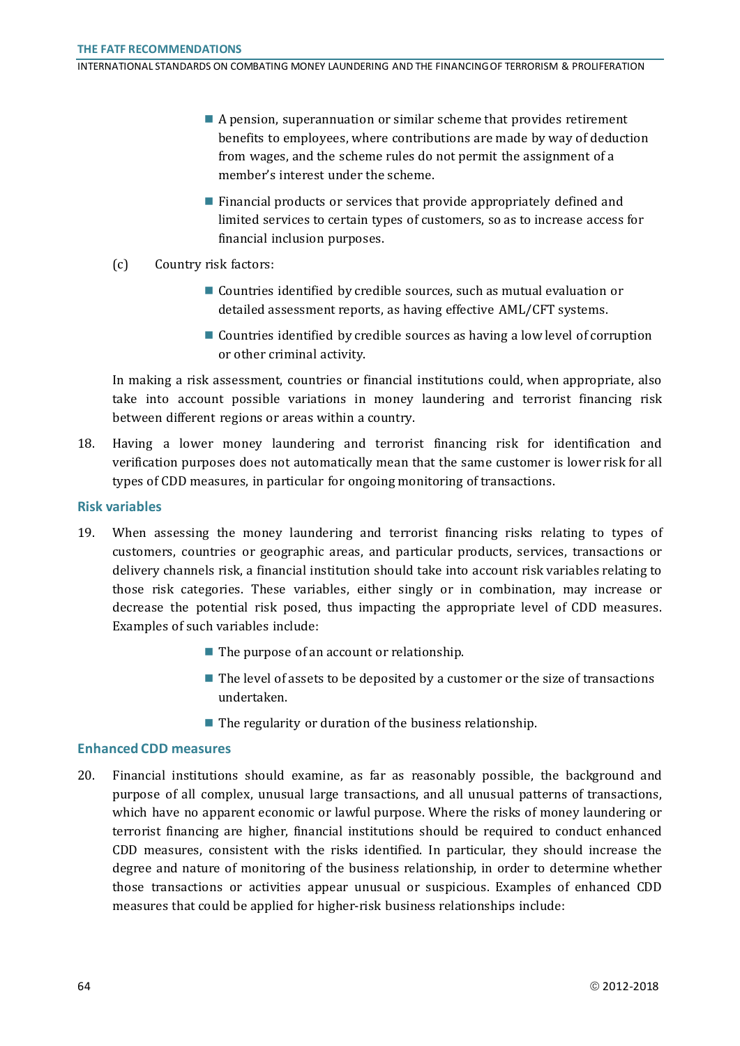- A pension, superannuation or similar scheme that provides retirement benefits to employees, where contributions are made by way of deduction from wages, and the scheme rules do not permit the assignment of a member's interest under the scheme.
- Financial products or services that provide appropriately defined and limited services to certain types of customers, so as to increase access for financial inclusion purposes.

(c) Country risk factors:

- Countries identified by credible sources, such as mutual evaluation or detailed assessment reports, as having effective AML/CFT systems.
- Countries identified by credible sources as having a low level of corruption or other criminal activity.

In making a risk assessment, countries or financial institutions could, when appropriate, also take into account possible variations in money laundering and terrorist financing risk between different regions or areas within a country.

18. Having a lower money laundering and terrorist financing risk for identification and verification purposes does not automatically mean that the same customer is lower risk for all types of CDD measures, in particular for ongoing monitoring of transactions.

### Risk variables

19. When assessing the money laundering and terrorist financing risks relating to types of customers, countries or geographic areas, and particular products, services, transactions or delivery channels risk, a financial institution should take into account risk variables relating to those risk categories. These variables, either singly or in combination, may increase or decrease the potential risk posed, thus impacting the appropriate level of CDD measures. Examples of such variables include:

- The purpose of an account or relationship.
- The level of assets to be deposited by a customer or the size of transactions undertaken.
- The regularity or duration of the business relationship.

### Enhanced CDD measures

20. Financial institutions should examine, as far as reasonably possible, the background and purpose of all complex, unusual large transactions, and all unusual patterns of transactions, which have no apparent economic or lawful purpose. Where the risks of money laundering or terrorist financing are higher, financial institutions should be required to conduct enhanced CDD measures, consistent with the risks identified. In particular, they should increase the degree and nature of monitoring of the business relationship, in order to determine whether those transactions or activities appear unusual or suspicious. Examples of enhanced CDD measures that could be applied for higher-risk business relationships include: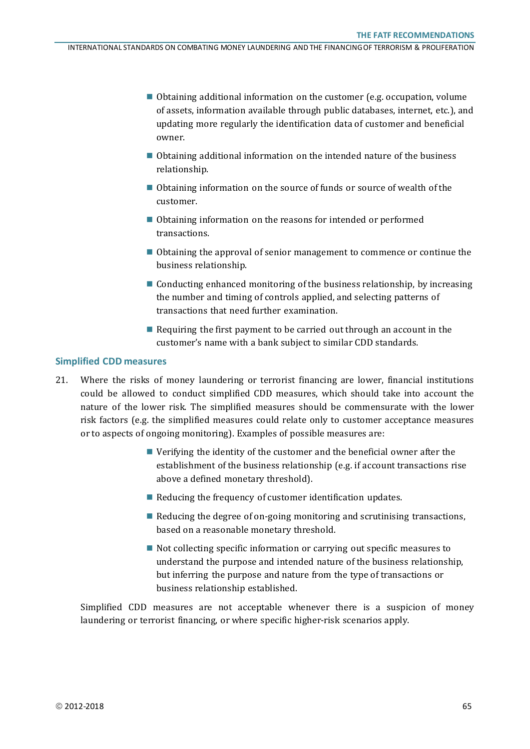- Obtaining additional information on the customer (e.g. occupation, volume of assets, information available through public databases, internet, etc.), and updating more regularly the identification data of customer and beneficial owner.
- Obtaining additional information on the intended nature of the business relationship.
- Obtaining information on the source of funds or source of wealth of the customer.
- Obtaining information on the reasons for intended or performed transactions.
- Obtaining the approval of senior management to commence or continue the business relationship.
- Conducting enhanced monitoring of the business relationship, by increasing the number and timing of controls applied, and selecting patterns of transactions that need further examination.
- Requiring the first payment to be carried out through an account in the customer's name with a bank subject to similar CDD standards.

### Simplified CDD measures

21. Where the risks of money laundering or terrorist financing are lower, financial institutions could be allowed to conduct simplified CDD measures, which should take into account the nature of the lower risk. The simplified measures should be commensurate with the lower risk factors (e.g. the simplified measures could relate only to customer acceptance measures or to aspects of ongoing monitoring). Examples of possible measures are:

    - Verifying the identity of the customer and the beneficial owner after the establishment of the business relationship (e.g. if account transactions rise above a defined monetary threshold).
    - Reducing the frequency of customer identification updates.
    - Reducing the degree of on-going monitoring and scrutinising transactions, based on a reasonable monetary threshold.
    - Not collecting specific information or carrying out specific measures to understand the purpose and intended nature of the business relationship, but inferring the purpose and nature from the type of transactions or business relationship established.

    Simplified CDD measures are not acceptable whenever there is a suspicion of money laundering or terrorist financing, or where specific higher-risk scenarios apply.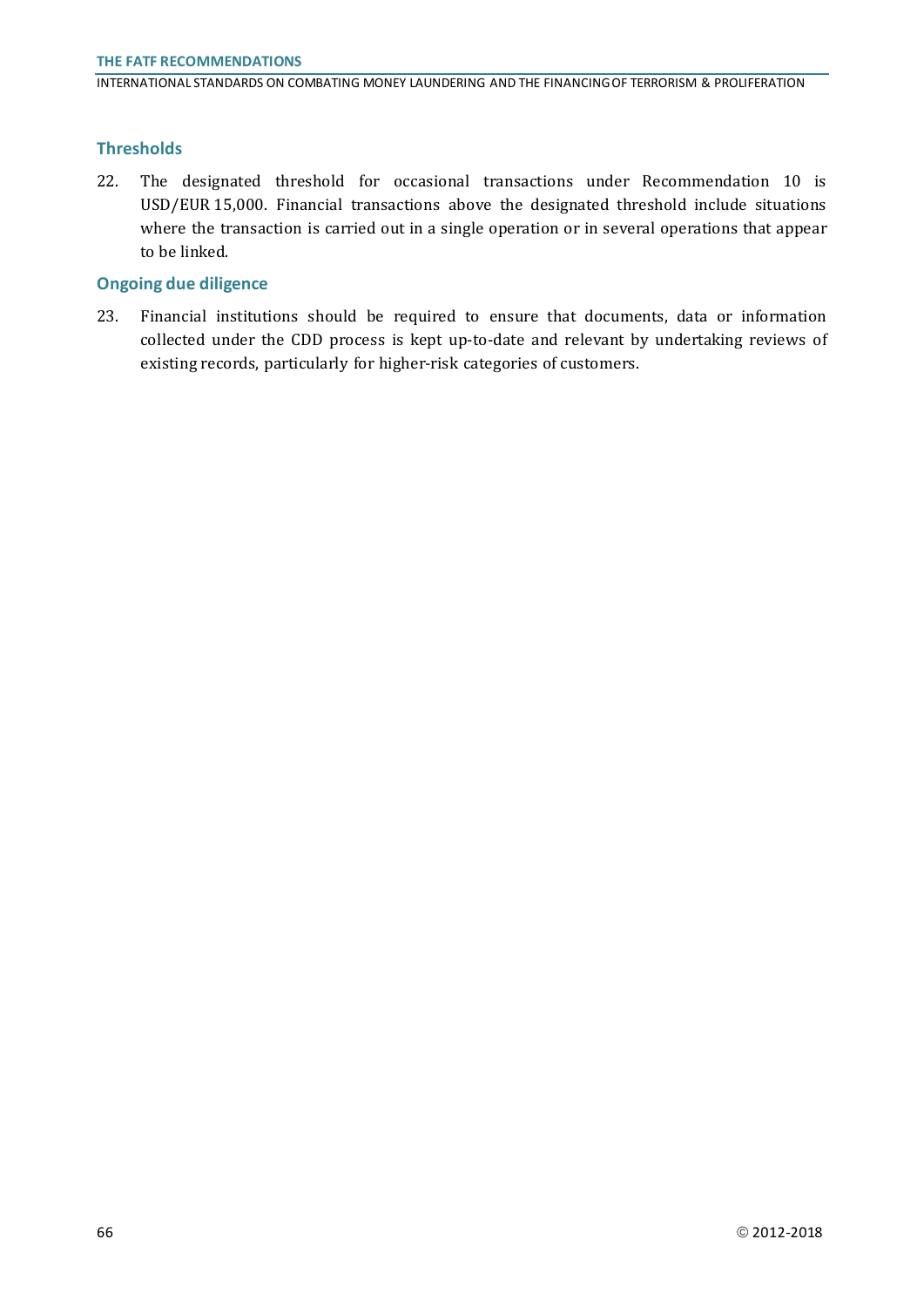### Thresholds

22. The designated threshold for occasional transactions under Recommendation 10 is USD/EUR 15,000. Financial transactions above the designated threshold include situations where the transaction is carried out in a single operation or in several operations that appear to be linked.

### Ongoing due diligence

23. Financial institutions should be required to ensure that documents, data or information collected under the CDD process is kept up-to-date and relevant by undertaking reviews of existing records, particularly for higher-risk categories of customers.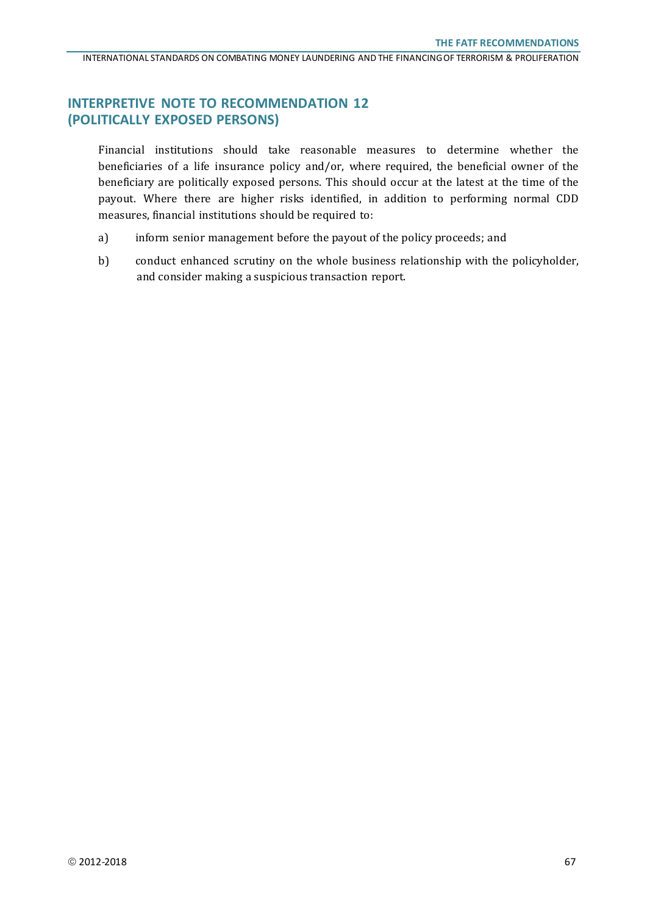## INTERPRETIVE NOTE TO RECOMMENDATION 12 (POLITICALLY EXPOSED PERSONS)

Financial institutions should take reasonable measures to determine whether the beneficiaries of a life insurance policy and/or, where required, the beneficial owner of the beneficiary are politically exposed persons. This should occur at the latest at the time of the payout. Where there are higher risks identified, in addition to performing normal CDD measures, financial institutions should be required to:

a) inform senior management before the payout of the policy proceeds; and

b) conduct enhanced scrutiny on the whole business relationship with the policyholder, and consider making a suspicious transaction report.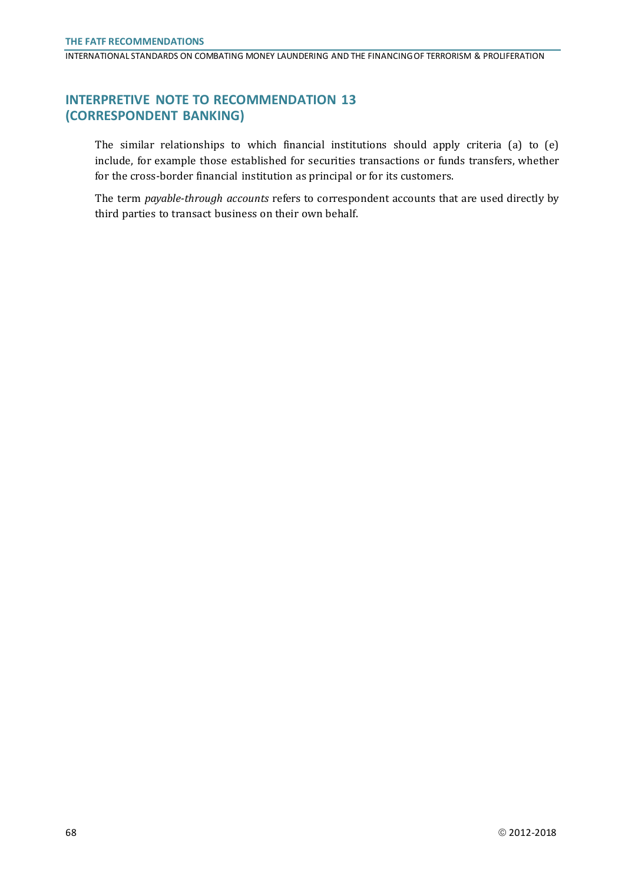# INTERPRETIVE NOTE TO RECOMMENDATION 13 (CORRESPONDENT BANKING)

The similar relationships to which financial institutions should apply criteria (a) to (e) include, for example those established for securities transactions or funds transfers, whether for the cross-border financial institution as principal or for its customers.

The term *payable-through accounts* refers to correspondent accounts that are used directly by third parties to transact business on their own behalf.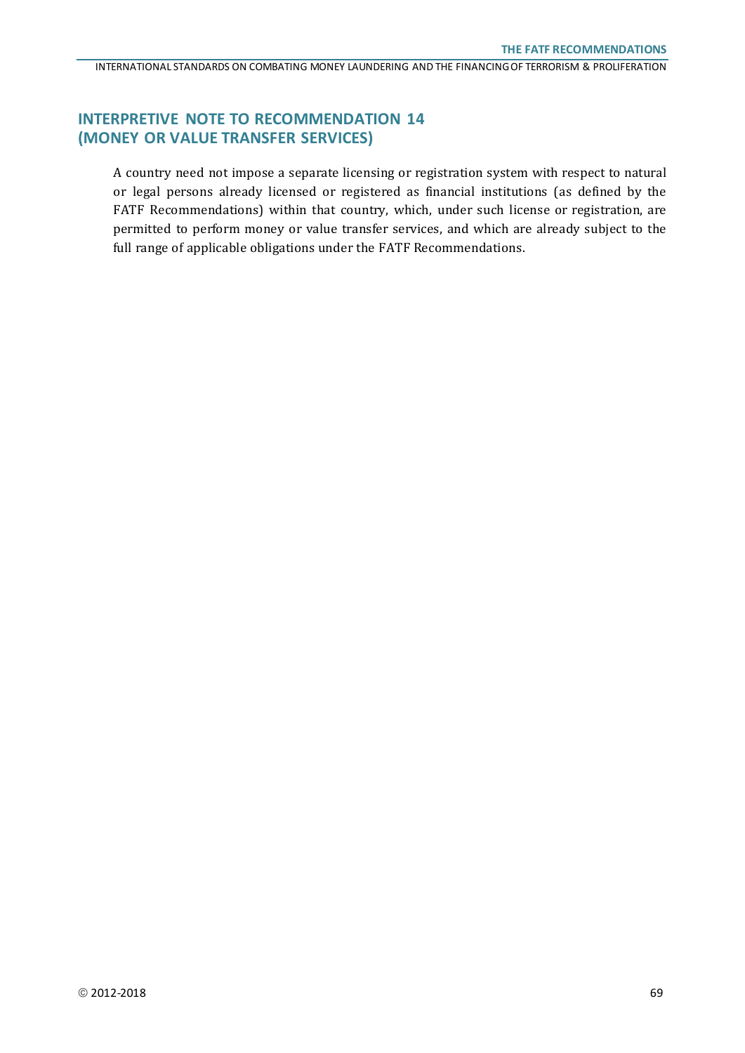## INTERPRETIVE NOTE TO RECOMMENDATION 14 (MONEY OR VALUE TRANSFER SERVICES)

A country need not impose a separate licensing or registration system with respect to natural or legal persons already licensed or registered as financial institutions (as defined by the FATF Recommendations) within that country, which, under such license or registration, are permitted to perform money or value transfer services, and which are already subject to the full range of applicable obligations under the FATF Recommendations.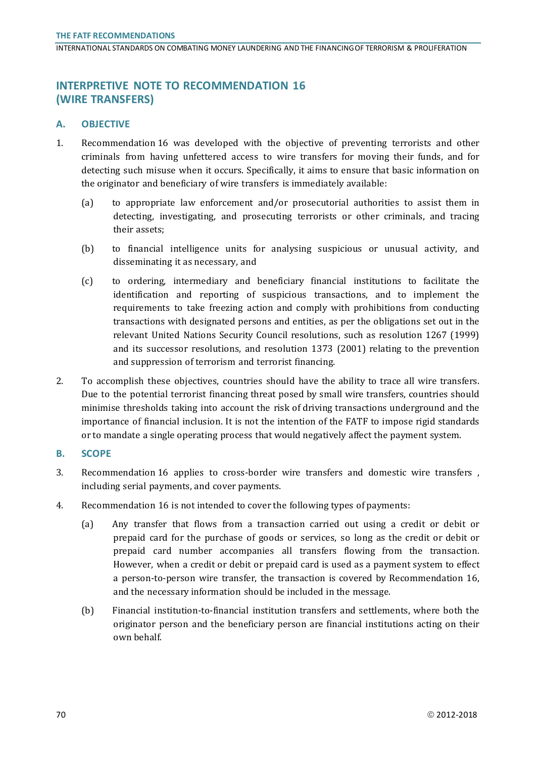# INTERPRETIVE NOTE TO RECOMMENDATION 16 (WIRE TRANSFERS)

## A. OBJECTIVE

1. Recommendation 16 was developed with the objective of preventing terrorists and other criminals from having unfettered access to wire transfers for moving their funds, and for detecting such misuse when it occurs. Specifically, it aims to ensure that basic information on the originator and beneficiary of wire transfers is immediately available:

   (a) to appropriate law enforcement and/or prosecutorial authorities to assist them in detecting, investigating, and prosecuting terrorists or other criminals, and tracing their assets;

   (b) to financial intelligence units for analysing suspicious or unusual activity, and disseminating it as necessary, and

   (c) to ordering, intermediary and beneficiary financial institutions to facilitate the identification and reporting of suspicious transactions, and to implement the requirements to take freezing action and comply with prohibitions from conducting transactions with designated persons and entities, as per the obligations set out in the relevant United Nations Security Council resolutions, such as resolution 1267 (1999) and its successor resolutions, and resolution 1373 (2001) relating to the prevention and suppression of terrorism and terrorist financing.

2. To accomplish these objectives, countries should have the ability to trace all wire transfers. Due to the potential terrorist financing threat posed by small wire transfers, countries should minimise thresholds taking into account the risk of driving transactions underground and the importance of financial inclusion. It is not the intention of the FATF to impose rigid standards or to mandate a single operating process that would negatively affect the payment system.

## B. SCOPE

3. Recommendation 16 applies to cross-border wire transfers and domestic wire transfers , including serial payments, and cover payments.

4. Recommendation 16 is not intended to cover the following types of payments:

   (a) Any transfer that flows from a transaction carried out using a credit or debit or prepaid card for the purchase of goods or services, so long as the credit or debit or prepaid card number accompanies all transfers flowing from the transaction. However, when a credit or debit or prepaid card is used as a payment system to effect a person-to-person wire transfer, the transaction is covered by Recommendation 16, and the necessary information should be included in the message.

   (b) Financial institution-to-financial institution transfers and settlements, where both the originator person and the beneficiary person are financial institutions acting on their own behalf.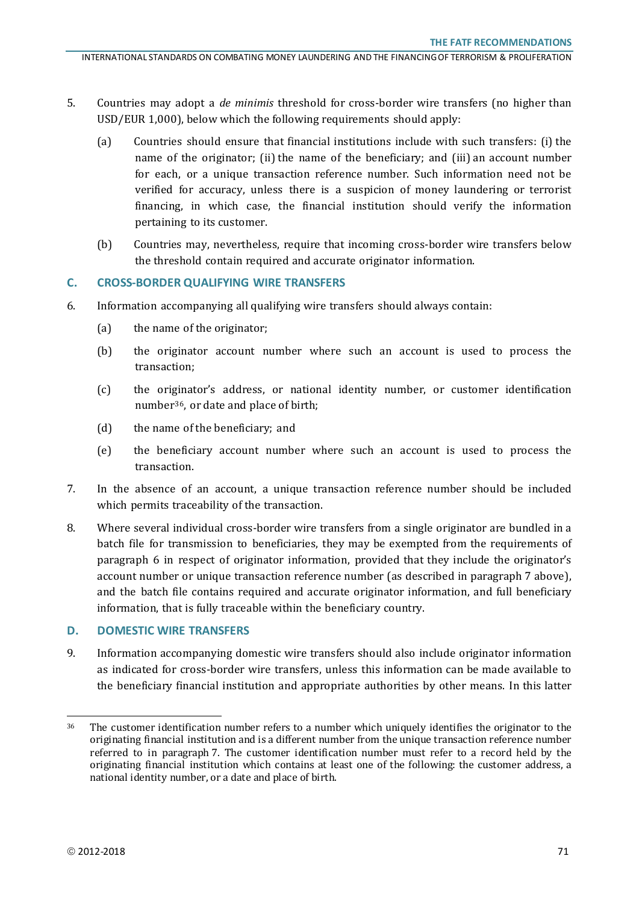5. Countries may adopt a *de minimis* threshold for cross-border wire transfers (no higher than USD/EUR 1,000), below which the following requirements should apply:

   (a) Countries should ensure that financial institutions include with such transfers: (i) the name of the originator; (ii) the name of the beneficiary; and (iii) an account number for each, or a unique transaction reference number. Such information need not be verified for accuracy, unless there is a suspicion of money laundering or terrorist financing, in which case, the financial institution should verify the information pertaining to its customer.

   (b) Countries may, nevertheless, require that incoming cross-border wire transfers below the threshold contain required and accurate originator information.

## C. CROSS-BORDER QUALIFYING WIRE TRANSFERS

6. Information accompanying all qualifying wire transfers should always contain:

   (a) the name of the originator;

   (b) the originator account number where such an account is used to process the transaction;

   (c) the originator's address, or national identity number, or customer identification number[36], or date and place of birth;

   (d) the name of the beneficiary; and

   (e) the beneficiary account number where such an account is used to process the transaction.

7. In the absence of an account, a unique transaction reference number should be included which permits traceability of the transaction.

8. Where several individual cross-border wire transfers from a single originator are bundled in a batch file for transmission to beneficiaries, they may be exempted from the requirements of paragraph 6 in respect of originator information, provided that they include the originator's account number or unique transaction reference number (as described in paragraph 7 above), and the batch file contains required and accurate originator information, and full beneficiary information, that is fully traceable within the beneficiary country.

## D. DOMESTIC WIRE TRANSFERS

9. Information accompanying domestic wire transfers should also include originator information as indicated for cross-border wire transfers, unless this information can be made available to the beneficiary financial institution and appropriate authorities by other means. In this latter

---

[36] The customer identification number refers to a number which uniquely identifies the originator to the originating financial institution and is a different number from the unique transaction reference number referred to in paragraph 7. The customer identification number must refer to a record held by the originating financial institution which contains at least one of the following: the customer address, a national identity number, or a date and place of birth.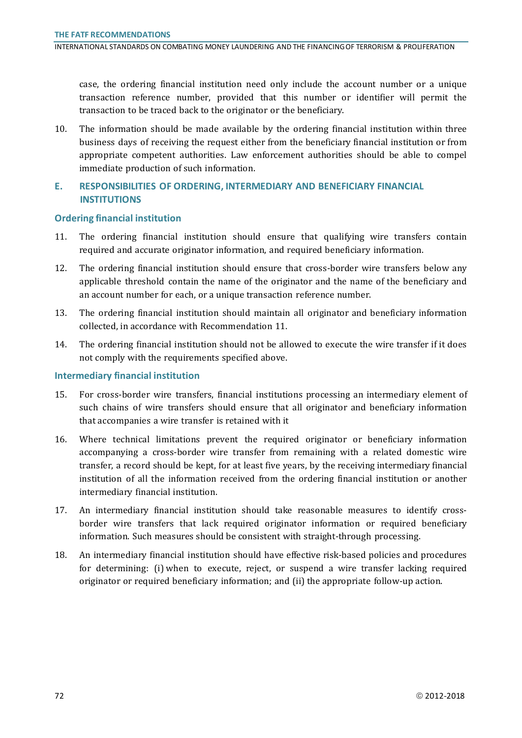case, the ordering financial institution need only include the account number or a unique transaction reference number, provided that this number or identifier will permit the transaction to be traced back to the originator or the beneficiary.

10. The information should be made available by the ordering financial institution within three business days of receiving the request either from the beneficiary financial institution or from appropriate competent authorities. Law enforcement authorities should be able to compel immediate production of such information.

## E. RESPONSIBILITIES OF ORDERING, INTERMEDIARY AND BENEFICIARY FINANCIAL INSTITUTIONS

### Ordering financial institution

11. The ordering financial institution should ensure that qualifying wire transfers contain required and accurate originator information, and required beneficiary information.

12. The ordering financial institution should ensure that cross-border wire transfers below any applicable threshold contain the name of the originator and the name of the beneficiary and an account number for each, or a unique transaction reference number.

13. The ordering financial institution should maintain all originator and beneficiary information collected, in accordance with Recommendation 11.

14. The ordering financial institution should not be allowed to execute the wire transfer if it does not comply with the requirements specified above.

### Intermediary financial institution

15. For cross-border wire transfers, financial institutions processing an intermediary element of such chains of wire transfers should ensure that all originator and beneficiary information that accompanies a wire transfer is retained with it

16. Where technical limitations prevent the required originator or beneficiary information accompanying a cross-border wire transfer from remaining with a related domestic wire transfer, a record should be kept, for at least five years, by the receiving intermediary financial institution of all the information received from the ordering financial institution or another intermediary financial institution.

17. An intermediary financial institution should take reasonable measures to identify cross-border wire transfers that lack required originator information or required beneficiary information. Such measures should be consistent with straight-through processing.

18. An intermediary financial institution should have effective risk-based policies and procedures for determining: (i) when to execute, reject, or suspend a wire transfer lacking required originator or required beneficiary information; and (ii) the appropriate follow-up action.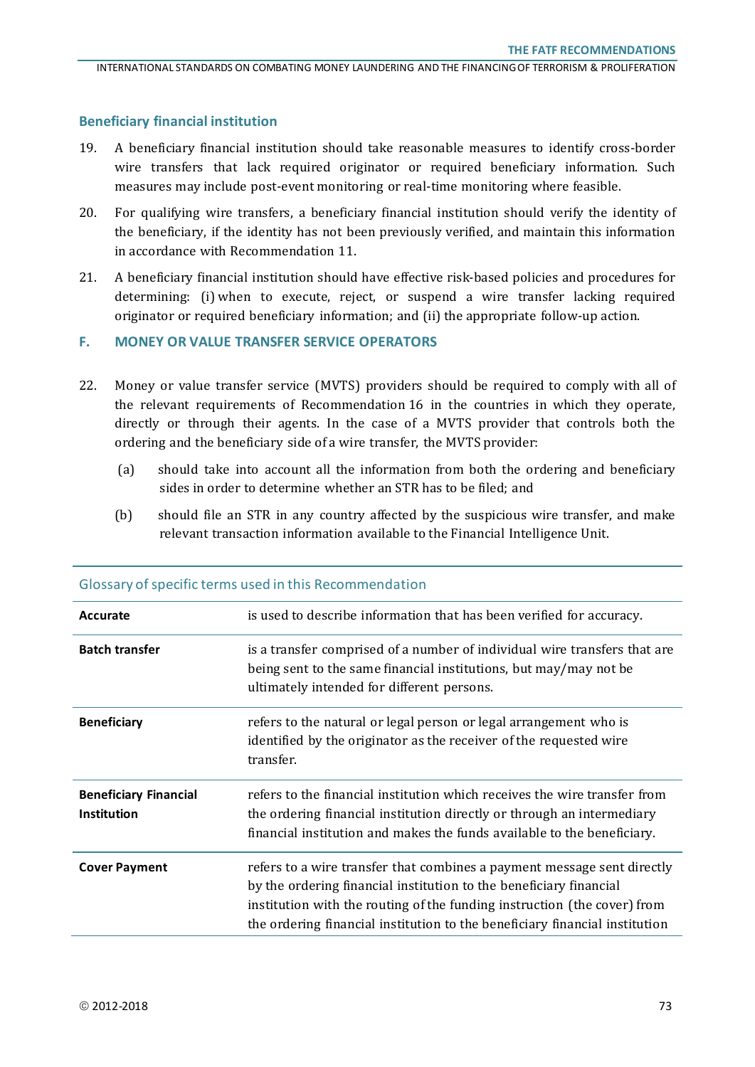### Beneficiary financial institution

19. A beneficiary financial institution should take reasonable measures to identify cross-border wire transfers that lack required originator or required beneficiary information. Such measures may include post-event monitoring or real-time monitoring where feasible.

20. For qualifying wire transfers, a beneficiary financial institution should verify the identity of the beneficiary, if the identity has not been previously verified, and maintain this information in accordance with Recommendation 11.

21. A beneficiary financial institution should have effective risk-based policies and procedures for determining: (i) when to execute, reject, or suspend a wire transfer lacking required originator or required beneficiary information; and (ii) the appropriate follow-up action.

## F. MONEY OR VALUE TRANSFER SERVICE OPERATORS

22. Money or value transfer service (MVTS) providers should be required to comply with all of the relevant requirements of Recommendation 16 in the countries in which they operate, directly or through their agents. In the case of a MVTS provider that controls both the ordering and the beneficiary side of a wire transfer, the MVTS provider:

    (a) should take into account all the information from both the ordering and beneficiary sides in order to determine whether an STR has to be filed; and

    (b) should file an STR in any country affected by the suspicious wire transfer, and make relevant transaction information available to the Financial Intelligence Unit.

### Glossary of specific terms used in this Recommendation

| | |
|---|---|
| **Accurate** | is used to describe information that has been verified for accuracy. |
| **Batch transfer** | is a transfer comprised of a number of individual wire transfers that are being sent to the same financial institutions, but may/may not be ultimately intended for different persons. |
| **Beneficiary** | refers to the natural or legal person or legal arrangement who is identified by the originator as the receiver of the requested wire transfer. |
| **Beneficiary Financial Institution** | refers to the financial institution which receives the wire transfer from the ordering financial institution directly or through an intermediary financial institution and makes the funds available to the beneficiary. |
| **Cover Payment** | refers to a wire transfer that combines a payment message sent directly by the ordering financial institution to the beneficiary financial institution with the routing of the funding instruction (the cover) from the ordering financial institution to the beneficiary financial institution |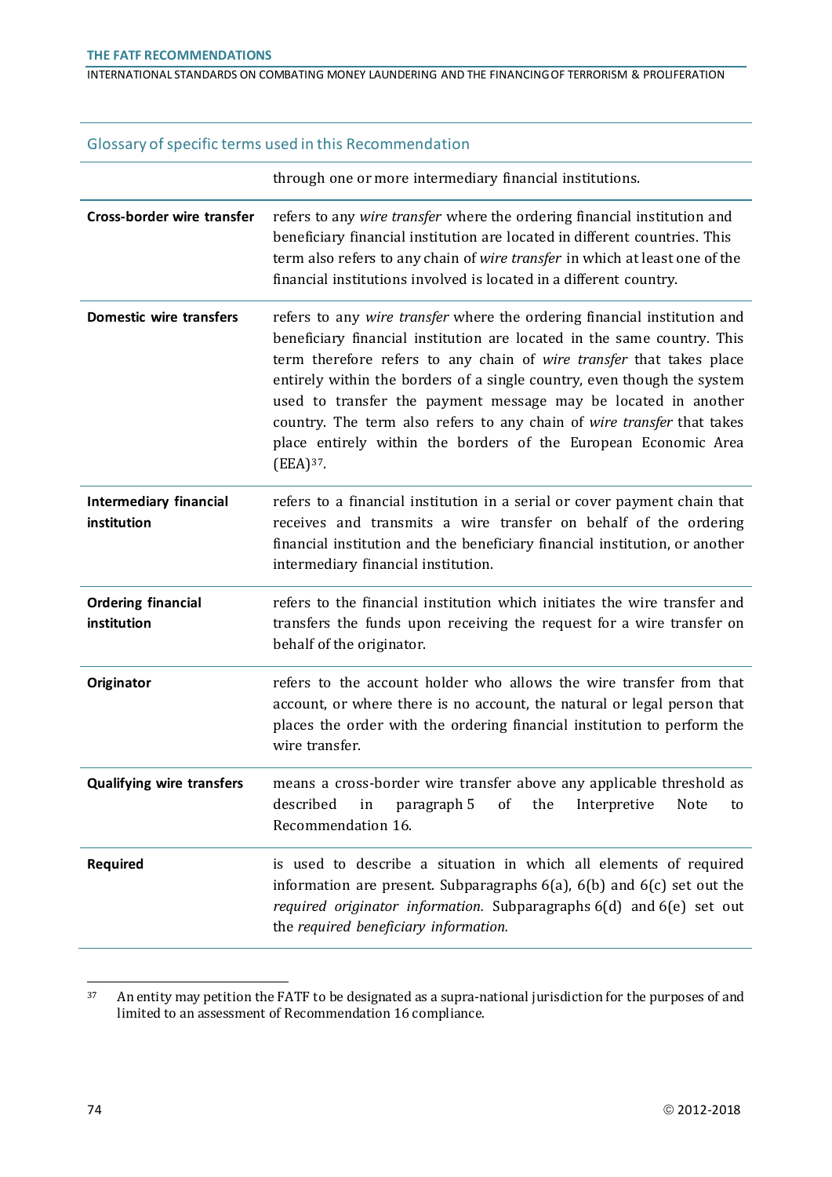| Glossary of specific terms used in this Recommendation | |
|---|---|
| | through one or more intermediary financial institutions. |
| **Cross-border wire transfer** | refers to any *wire transfer* where the ordering financial institution and beneficiary financial institution are located in different countries. This term also refers to any chain of *wire transfer* in which at least one of the financial institutions involved is located in a different country. |
| **Domestic wire transfers** | refers to any *wire transfer* where the ordering financial institution and beneficiary financial institution are located in the same country. This term therefore refers to any chain of *wire transfer* that takes place entirely within the borders of a single country, even though the system used to transfer the payment message may be located in another country. The term also refers to any chain of *wire transfer* that takes place entirely within the borders of the European Economic Area (EEA)[37]. |
| **Intermediary financial institution** | refers to a financial institution in a serial or cover payment chain that receives and transmits a wire transfer on behalf of the ordering financial institution and the beneficiary financial institution, or another intermediary financial institution. |
| **Ordering financial institution** | refers to the financial institution which initiates the wire transfer and transfers the funds upon receiving the request for a wire transfer on behalf of the originator. |
| **Originator** | refers to the account holder who allows the wire transfer from that account, or where there is no account, the natural or legal person that places the order with the ordering financial institution to perform the wire transfer. |
| **Qualifying wire transfers** | means a cross-border wire transfer above any applicable threshold as described in paragraph 5 of the Interpretive Note to Recommendation 16. |
| **Required** | is used to describe a situation in which all elements of required information are present. Subparagraphs 6(a), 6(b) and 6(c) set out the *required originator information.* Subparagraphs 6(d) and 6(e) set out the *required beneficiary information.* |

[37] An entity may petition the FATF to be designated as a supra-national jurisdiction for the purposes of and limited to an assessment of Recommendation 16 compliance.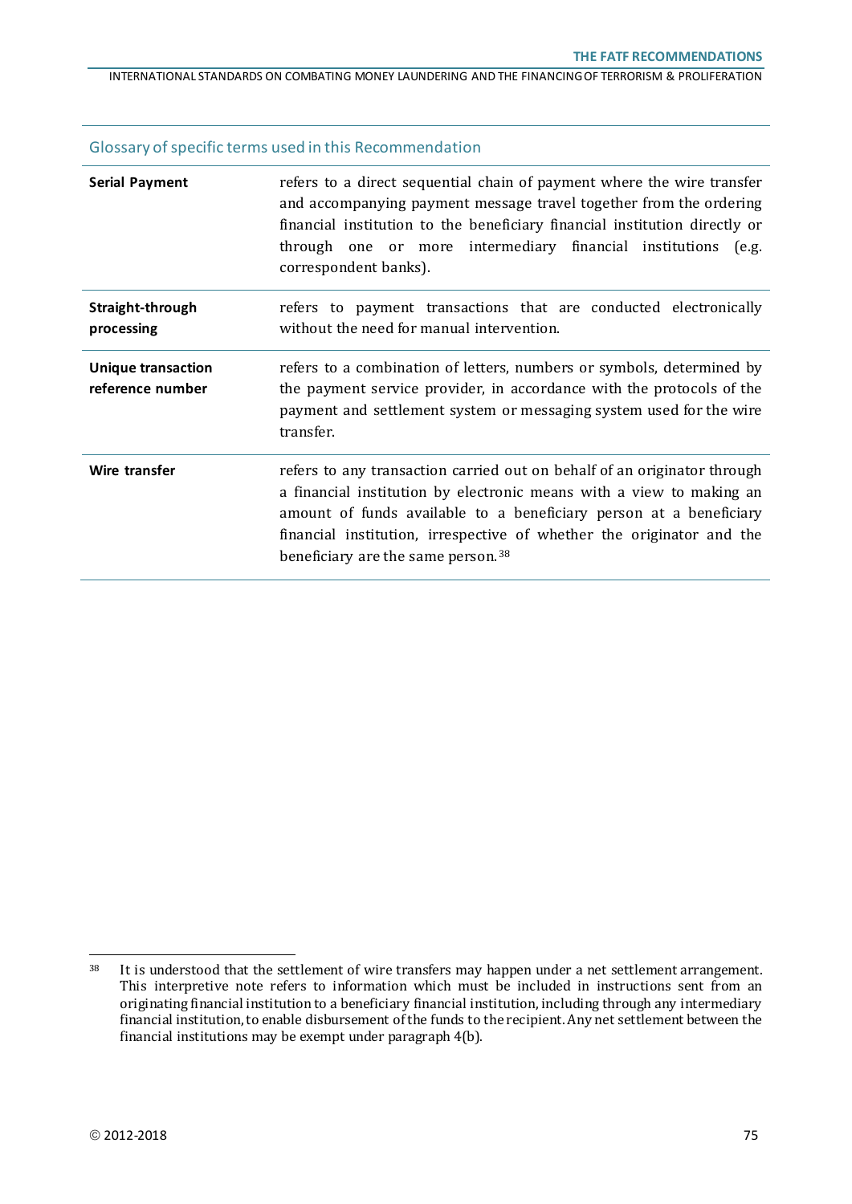## Glossary of specific terms used in this Recommendation

| | |
|---|---|
| **Serial Payment** | refers to a direct sequential chain of payment where the wire transfer and accompanying payment message travel together from the ordering financial institution to the beneficiary financial institution directly or through one or more intermediary financial institutions (e.g. correspondent banks). |
| **Straight-through processing** | refers to payment transactions that are conducted electronically without the need for manual intervention. |
| **Unique transaction reference number** | refers to a combination of letters, numbers or symbols, determined by the payment service provider, in accordance with the protocols of the payment and settlement system or messaging system used for the wire transfer. |
| **Wire transfer** | refers to any transaction carried out on behalf of an originator through a financial institution by electronic means with a view to making an amount of funds available to a beneficiary person at a beneficiary financial institution, irrespective of whether the originator and the beneficiary are the same person.[38] |

[38] It is understood that the settlement of wire transfers may happen under a net settlement arrangement. This interpretive note refers to information which must be included in instructions sent from an originating financial institution to a beneficiary financial institution, including through any intermediary financial institution, to enable disbursement of the funds to the recipient. Any net settlement between the financial institutions may be exempt under paragraph 4(b).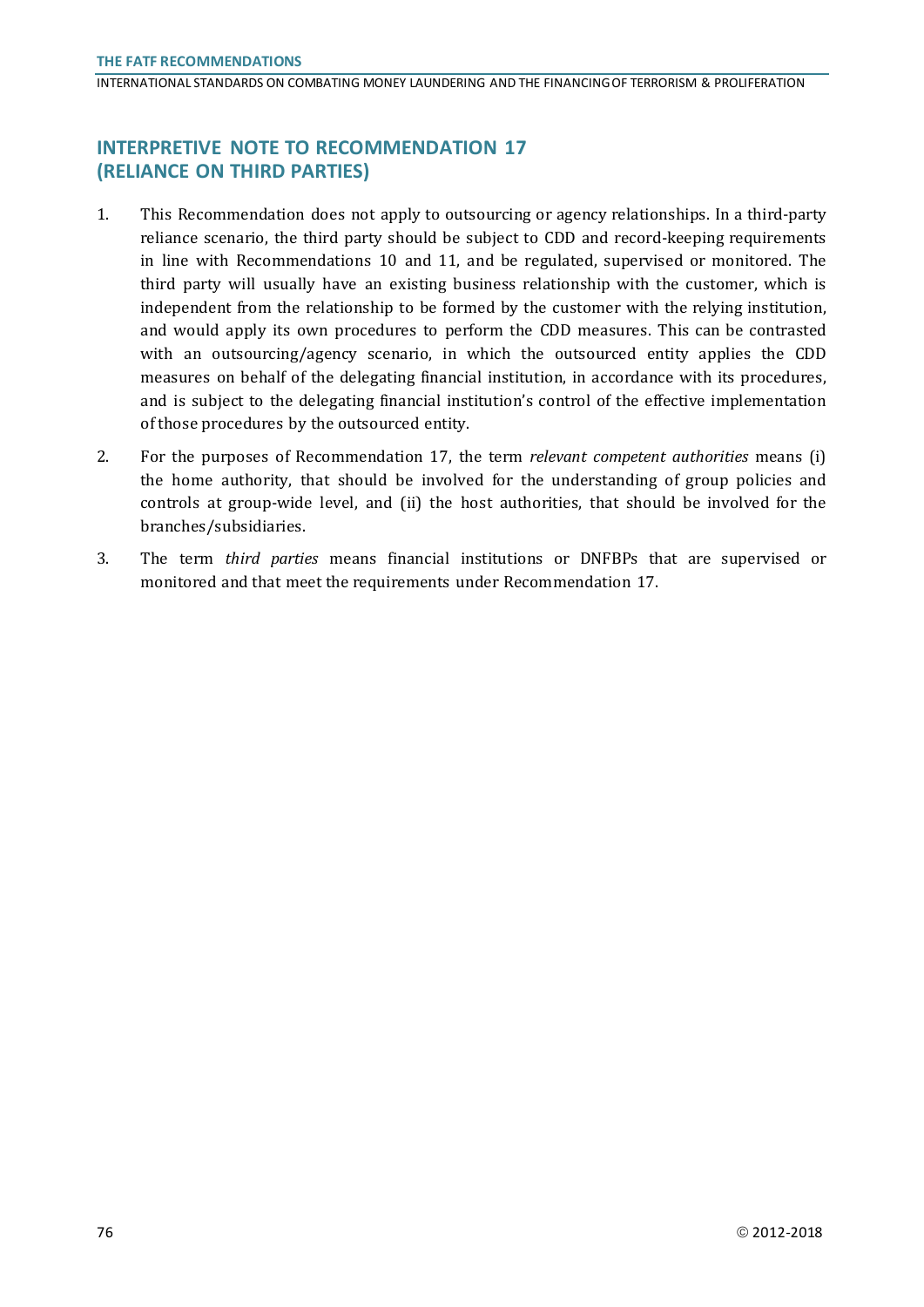## INTERPRETIVE NOTE TO RECOMMENDATION 17 (RELIANCE ON THIRD PARTIES)

1. This Recommendation does not apply to outsourcing or agency relationships. In a third-party reliance scenario, the third party should be subject to CDD and record-keeping requirements in line with Recommendations 10 and 11, and be regulated, supervised or monitored. The third party will usually have an existing business relationship with the customer, which is independent from the relationship to be formed by the customer with the relying institution, and would apply its own procedures to perform the CDD measures. This can be contrasted with an outsourcing/agency scenario, in which the outsourced entity applies the CDD measures on behalf of the delegating financial institution, in accordance with its procedures, and is subject to the delegating financial institution's control of the effective implementation of those procedures by the outsourced entity.

2. For the purposes of Recommendation 17, the term *relevant competent authorities* means (i) the home authority, that should be involved for the understanding of group policies and controls at group-wide level, and (ii) the host authorities, that should be involved for the branches/subsidiaries.

3. The term *third parties* means financial institutions or DNFBPs that are supervised or monitored and that meet the requirements under Recommendation 17.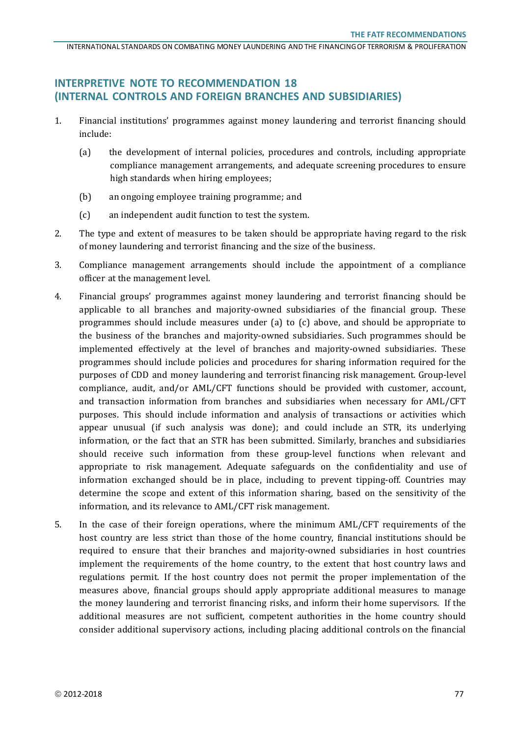## INTERPRETIVE NOTE TO RECOMMENDATION 18 (INTERNAL CONTROLS AND FOREIGN BRANCHES AND SUBSIDIARIES)

1. Financial institutions' programmes against money laundering and terrorist financing should include:

   (a) the development of internal policies, procedures and controls, including appropriate compliance management arrangements, and adequate screening procedures to ensure high standards when hiring employees;

   (b) an ongoing employee training programme; and

   (c) an independent audit function to test the system.

2. The type and extent of measures to be taken should be appropriate having regard to the risk of money laundering and terrorist financing and the size of the business.

3. Compliance management arrangements should include the appointment of a compliance officer at the management level.

4. Financial groups' programmes against money laundering and terrorist financing should be applicable to all branches and majority-owned subsidiaries of the financial group. These programmes should include measures under (a) to (c) above, and should be appropriate to the business of the branches and majority-owned subsidiaries. Such programmes should be implemented effectively at the level of branches and majority-owned subsidiaries. These programmes should include policies and procedures for sharing information required for the purposes of CDD and money laundering and terrorist financing risk management. Group-level compliance, audit, and/or AML/CFT functions should be provided with customer, account, and transaction information from branches and subsidiaries when necessary for AML/CFT purposes. This should include information and analysis of transactions or activities which appear unusual (if such analysis was done); and could include an STR, its underlying information, or the fact that an STR has been submitted. Similarly, branches and subsidiaries should receive such information from these group-level functions when relevant and appropriate to risk management. Adequate safeguards on the confidentiality and use of information exchanged should be in place, including to prevent tipping-off. Countries may determine the scope and extent of this information sharing, based on the sensitivity of the information, and its relevance to AML/CFT risk management.

5. In the case of their foreign operations, where the minimum AML/CFT requirements of the host country are less strict than those of the home country, financial institutions should be required to ensure that their branches and majority-owned subsidiaries in host countries implement the requirements of the home country, to the extent that host country laws and regulations permit. If the host country does not permit the proper implementation of the measures above, financial groups should apply appropriate additional measures to manage the money laundering and terrorist financing risks, and inform their home supervisors. If the additional measures are not sufficient, competent authorities in the home country should consider additional supervisory actions, including placing additional controls on the financial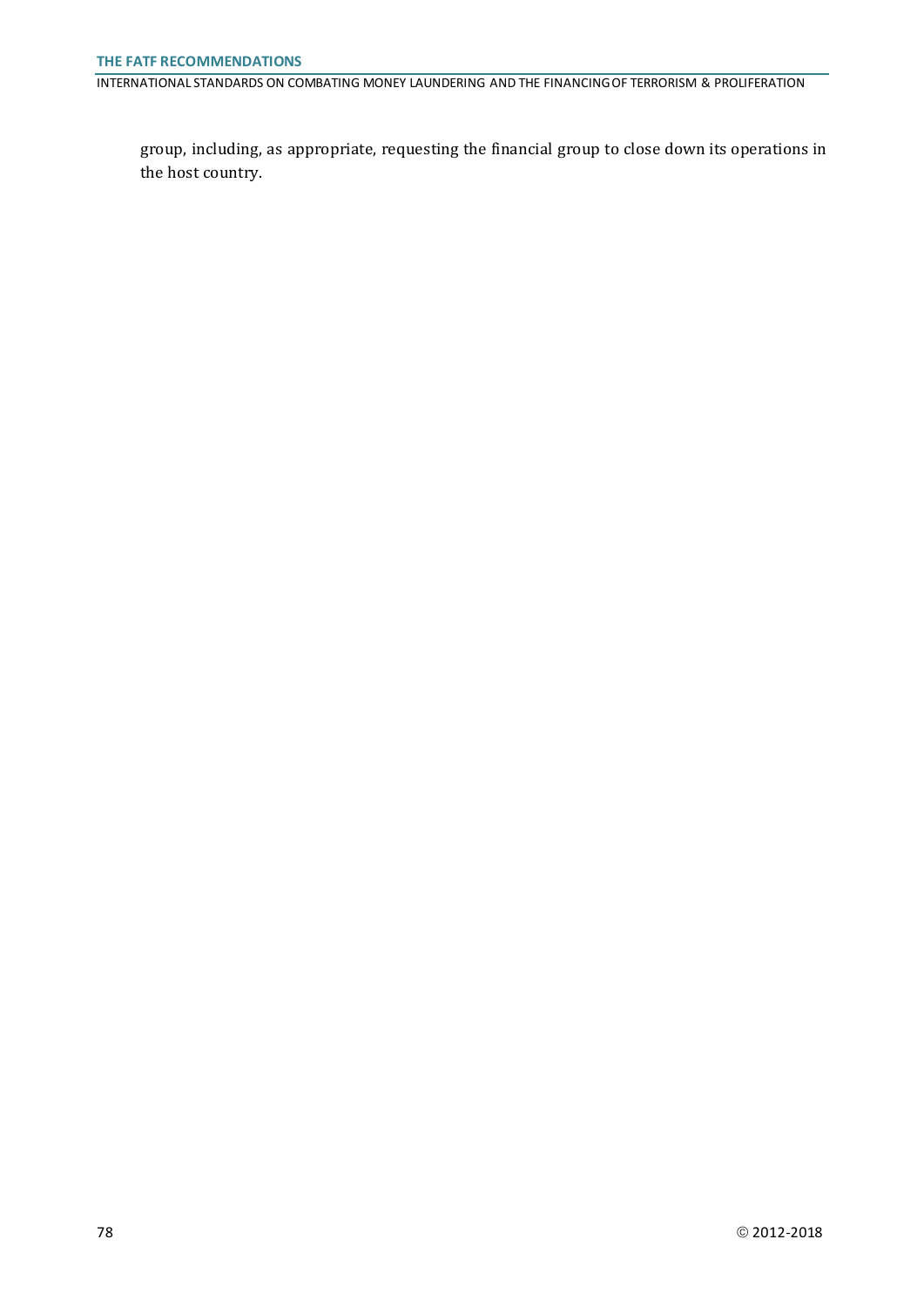group, including, as appropriate, requesting the financial group to close down its operations in the host country.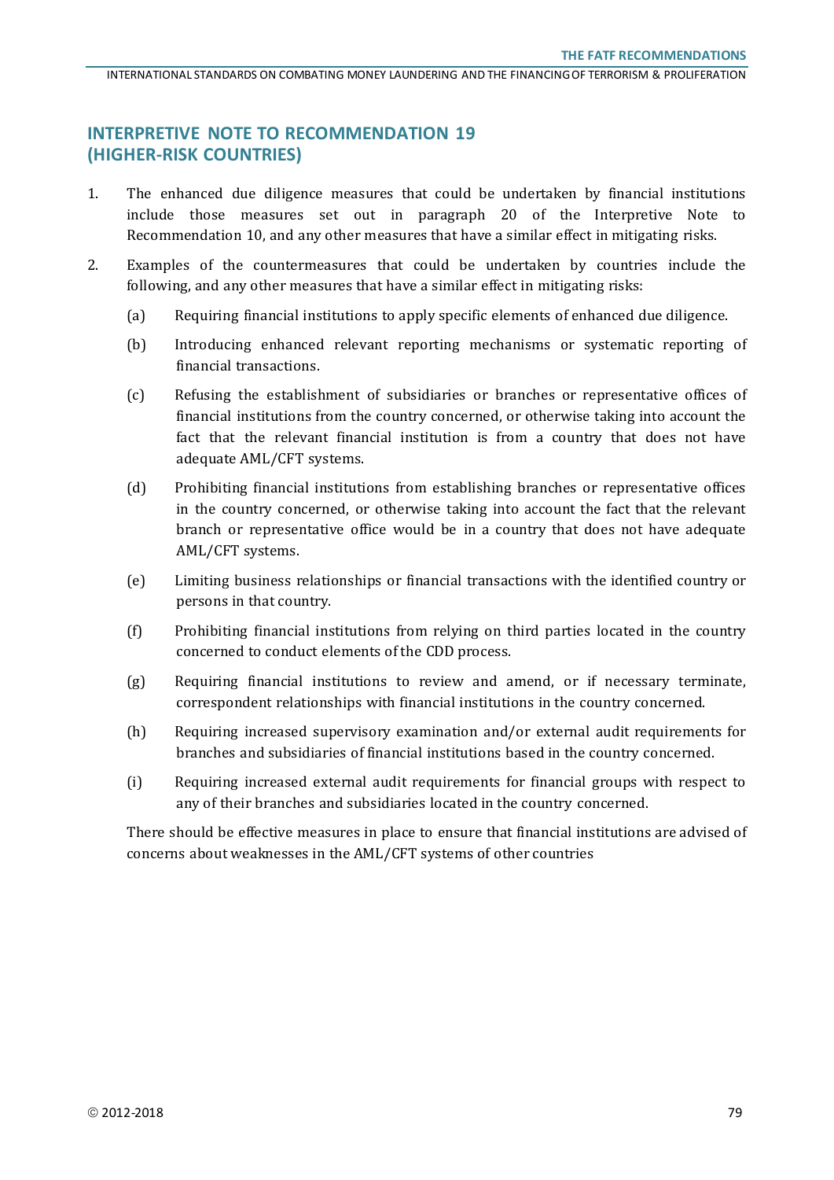## INTERPRETIVE NOTE TO RECOMMENDATION 19 (HIGHER-RISK COUNTRIES)

1. The enhanced due diligence measures that could be undertaken by financial institutions include those measures set out in paragraph 20 of the Interpretive Note to Recommendation 10, and any other measures that have a similar effect in mitigating risks.

2. Examples of the countermeasures that could be undertaken by countries include the following, and any other measures that have a similar effect in mitigating risks:

   (a) Requiring financial institutions to apply specific elements of enhanced due diligence.

   (b) Introducing enhanced relevant reporting mechanisms or systematic reporting of financial transactions.

   (c) Refusing the establishment of subsidiaries or branches or representative offices of financial institutions from the country concerned, or otherwise taking into account the fact that the relevant financial institution is from a country that does not have adequate AML/CFT systems.

   (d) Prohibiting financial institutions from establishing branches or representative offices in the country concerned, or otherwise taking into account the fact that the relevant branch or representative office would be in a country that does not have adequate AML/CFT systems.

   (e) Limiting business relationships or financial transactions with the identified country or persons in that country.

   (f) Prohibiting financial institutions from relying on third parties located in the country concerned to conduct elements of the CDD process.

   (g) Requiring financial institutions to review and amend, or if necessary terminate, correspondent relationships with financial institutions in the country concerned.

   (h) Requiring increased supervisory examination and/or external audit requirements for branches and subsidiaries of financial institutions based in the country concerned.

   (i) Requiring increased external audit requirements for financial groups with respect to any of their branches and subsidiaries located in the country concerned.

   There should be effective measures in place to ensure that financial institutions are advised of concerns about weaknesses in the AML/CFT systems of other countries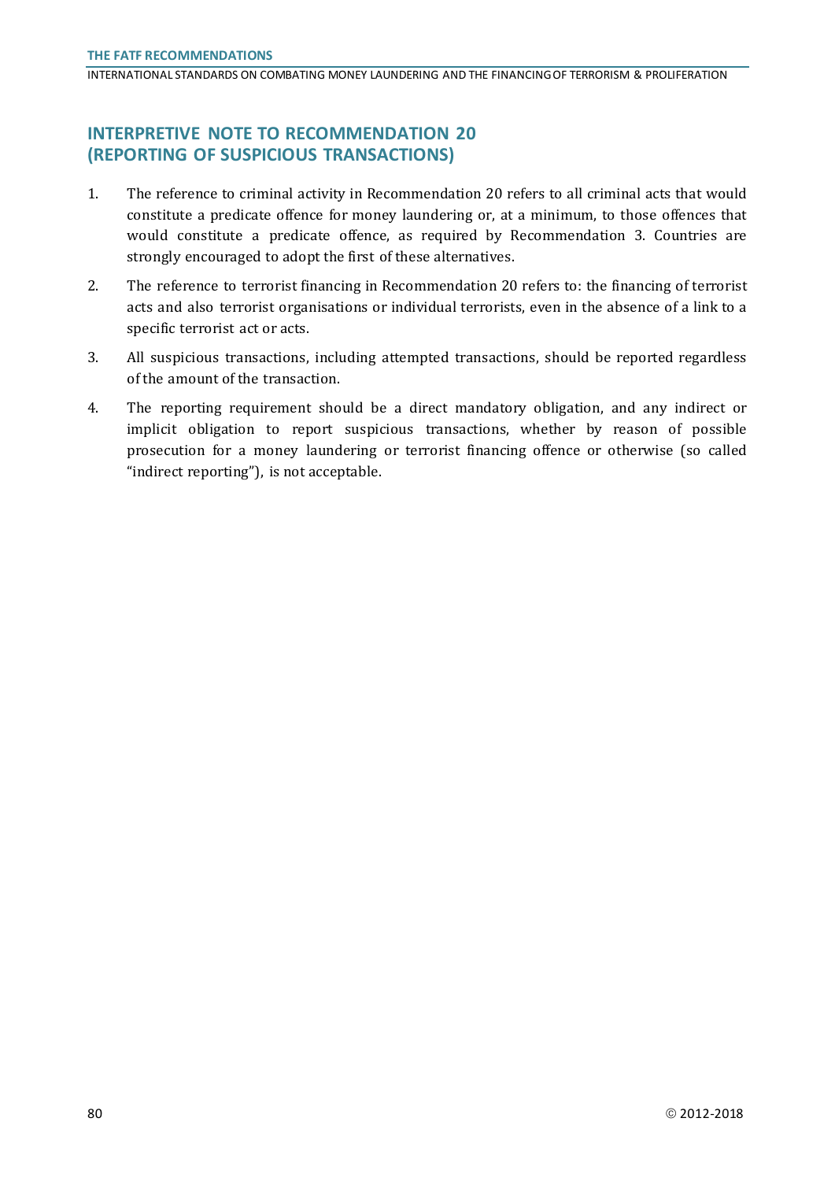## INTERPRETIVE NOTE TO RECOMMENDATION 20 (REPORTING OF SUSPICIOUS TRANSACTIONS)

1. The reference to criminal activity in Recommendation 20 refers to all criminal acts that would constitute a predicate offence for money laundering or, at a minimum, to those offences that would constitute a predicate offence, as required by Recommendation 3. Countries are strongly encouraged to adopt the first of these alternatives.

2. The reference to terrorist financing in Recommendation 20 refers to: the financing of terrorist acts and also terrorist organisations or individual terrorists, even in the absence of a link to a specific terrorist act or acts.

3. All suspicious transactions, including attempted transactions, should be reported regardless of the amount of the transaction.

4. The reporting requirement should be a direct mandatory obligation, and any indirect or implicit obligation to report suspicious transactions, whether by reason of possible prosecution for a money laundering or terrorist financing offence or otherwise (so called "indirect reporting"), is not acceptable.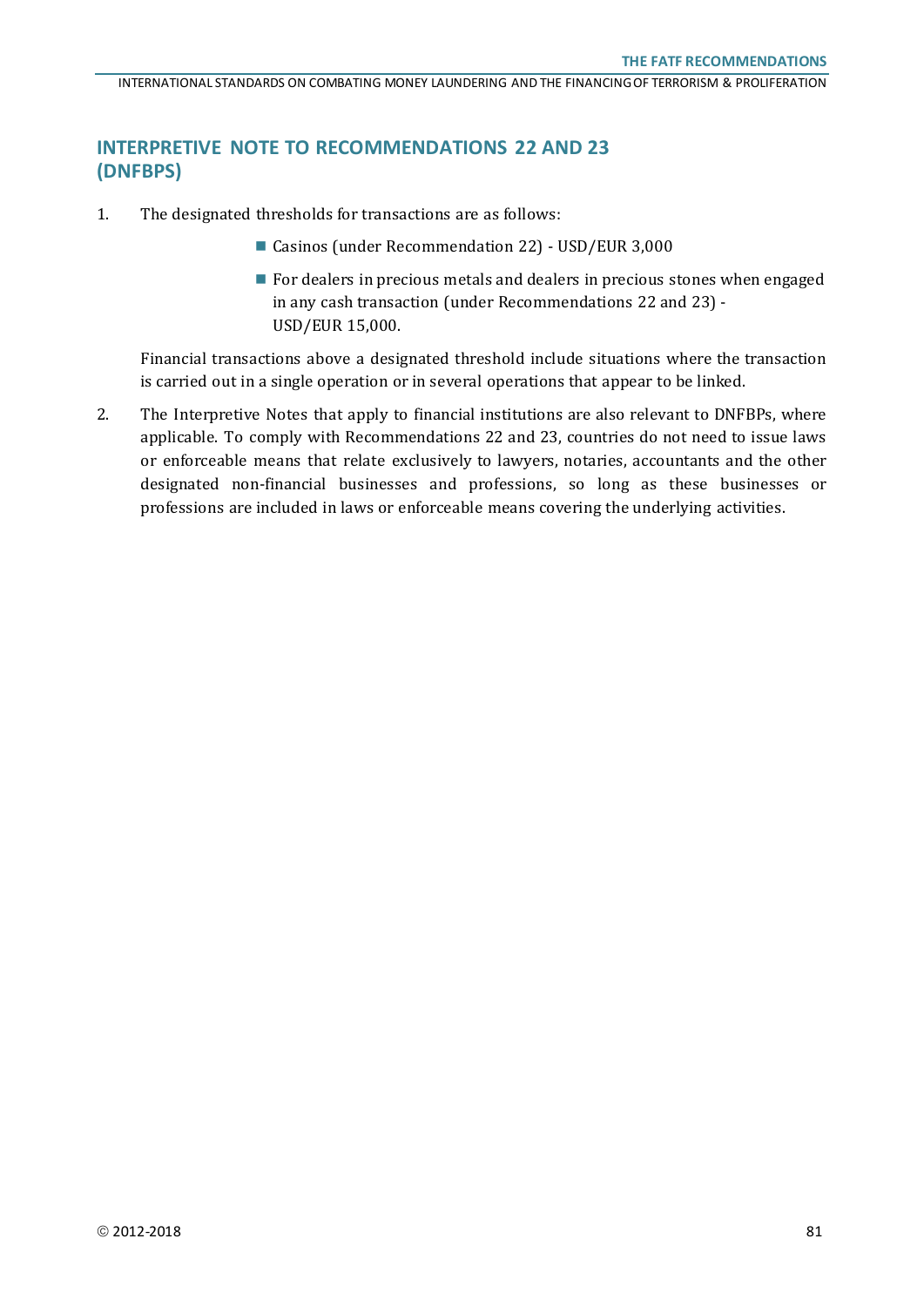## INTERPRETIVE NOTE TO RECOMMENDATIONS 22 AND 23 (DNFBPS)

1. The designated thresholds for transactions are as follows:

   - Casinos (under Recommendation 22) - USD/EUR 3,000
   - For dealers in precious metals and dealers in precious stones when engaged in any cash transaction (under Recommendations 22 and 23) - USD/EUR 15,000.

   Financial transactions above a designated threshold include situations where the transaction is carried out in a single operation or in several operations that appear to be linked.

2. The Interpretive Notes that apply to financial institutions are also relevant to DNFBPs, where applicable. To comply with Recommendations 22 and 23, countries do not need to issue laws or enforceable means that relate exclusively to lawyers, notaries, accountants and the other designated non-financial businesses and professions, so long as these businesses or professions are included in laws or enforceable means covering the underlying activities.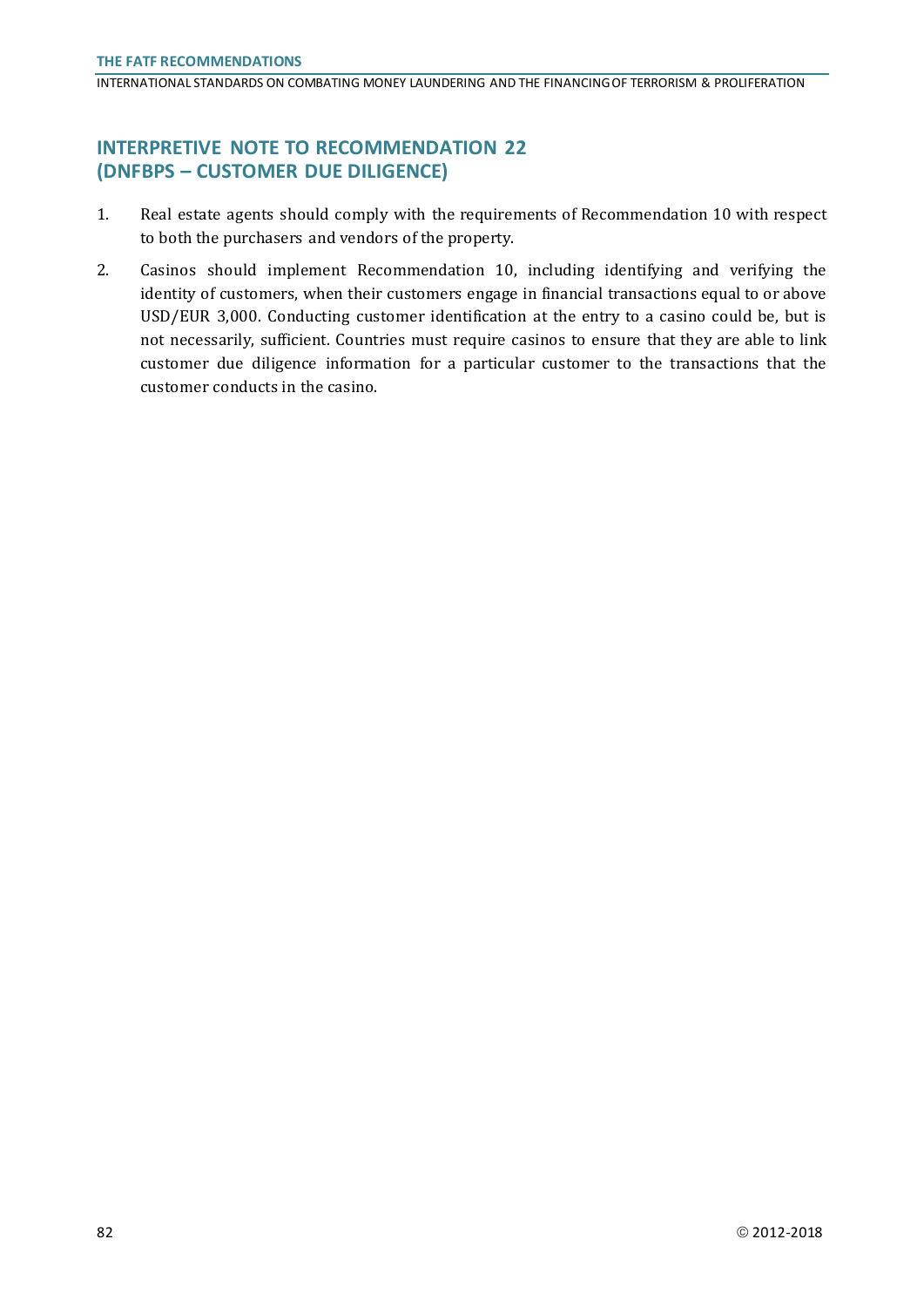## INTERPRETIVE NOTE TO RECOMMENDATION 22 (DNFBPS – CUSTOMER DUE DILIGENCE)

1. Real estate agents should comply with the requirements of Recommendation 10 with respect to both the purchasers and vendors of the property.
2. Casinos should implement Recommendation 10, including identifying and verifying the identity of customers, when their customers engage in financial transactions equal to or above USD/EUR 3,000. Conducting customer identification at the entry to a casino could be, but is not necessarily, sufficient. Countries must require casinos to ensure that they are able to link customer due diligence information for a particular customer to the transactions that the customer conducts in the casino.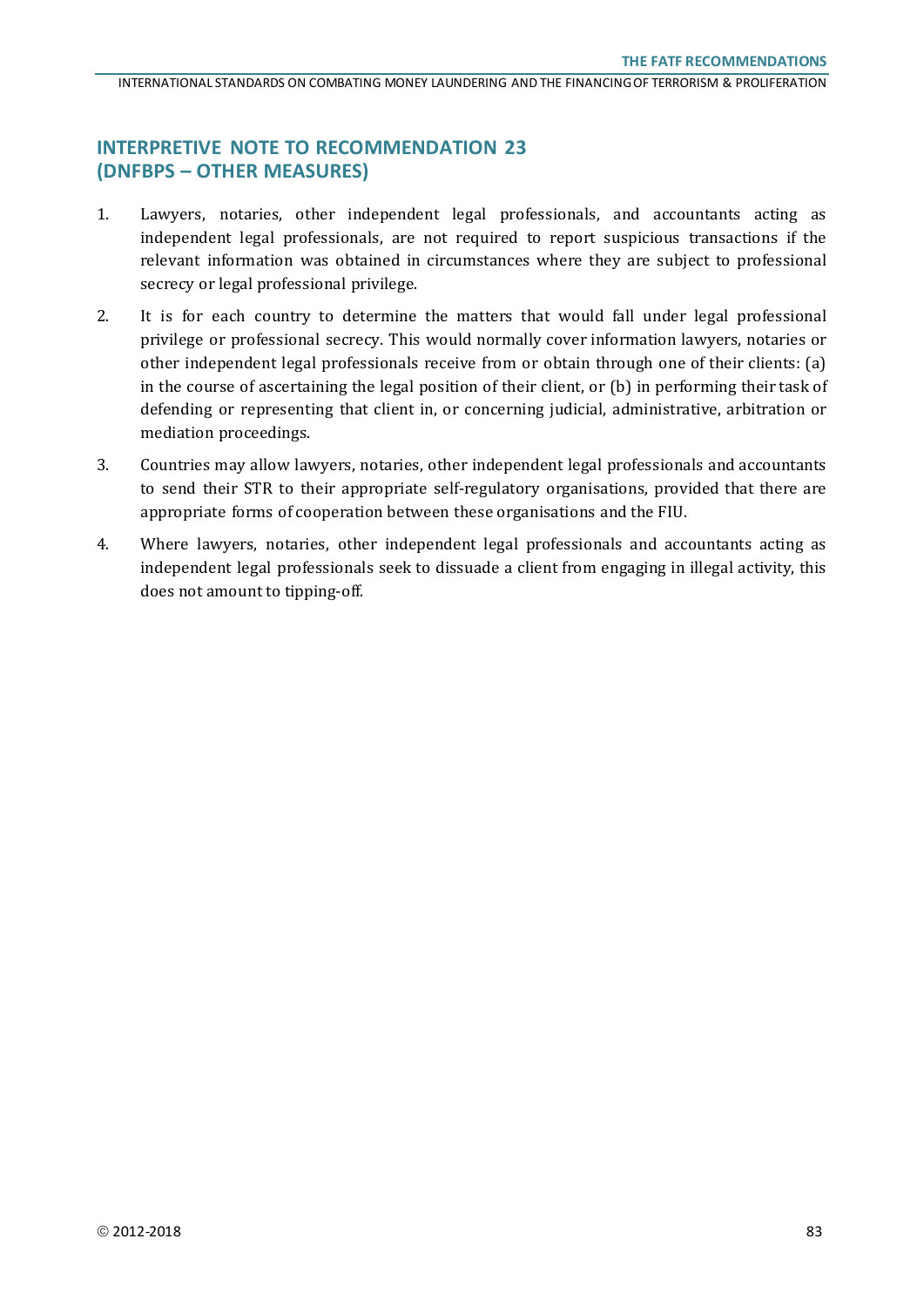## INTERPRETIVE NOTE TO RECOMMENDATION 23 (DNFBPS – OTHER MEASURES)

1. Lawyers, notaries, other independent legal professionals, and accountants acting as independent legal professionals, are not required to report suspicious transactions if the relevant information was obtained in circumstances where they are subject to professional secrecy or legal professional privilege.

2. It is for each country to determine the matters that would fall under legal professional privilege or professional secrecy. This would normally cover information lawyers, notaries or other independent legal professionals receive from or obtain through one of their clients: (a) in the course of ascertaining the legal position of their client, or (b) in performing their task of defending or representing that client in, or concerning judicial, administrative, arbitration or mediation proceedings.

3. Countries may allow lawyers, notaries, other independent legal professionals and accountants to send their STR to their appropriate self-regulatory organisations, provided that there are appropriate forms of cooperation between these organisations and the FIU.

4. Where lawyers, notaries, other independent legal professionals and accountants acting as independent legal professionals seek to dissuade a client from engaging in illegal activity, this does not amount to tipping-off.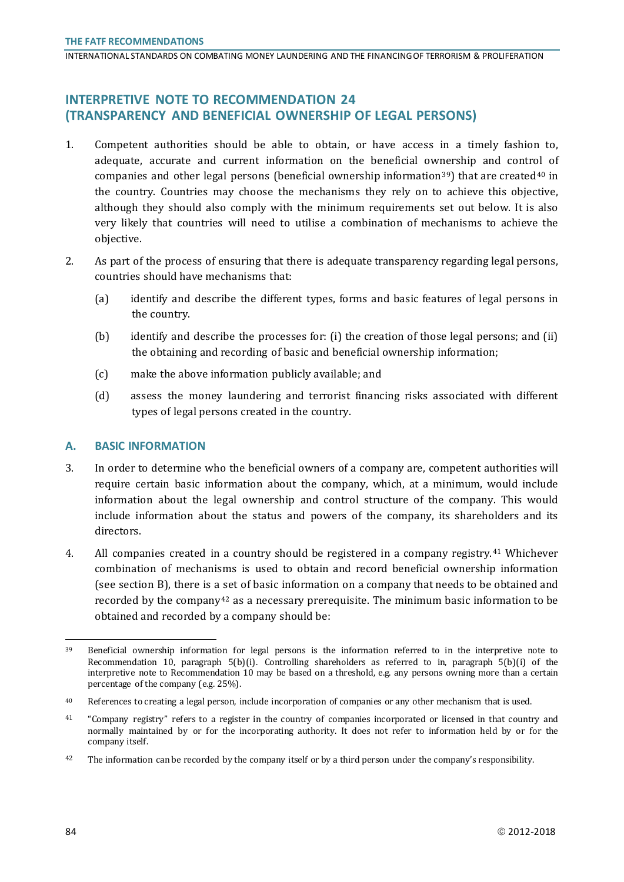## INTERPRETIVE NOTE TO RECOMMENDATION 24 (TRANSPARENCY AND BENEFICIAL OWNERSHIP OF LEGAL PERSONS)

1. Competent authorities should be able to obtain, or have access in a timely fashion to, adequate, accurate and current information on the beneficial ownership and control of companies and other legal persons (beneficial ownership information[39]) that are created[40] in the country. Countries may choose the mechanisms they rely on to achieve this objective, although they should also comply with the minimum requirements set out below. It is also very likely that countries will need to utilise a combination of mechanisms to achieve the objective.

2. As part of the process of ensuring that there is adequate transparency regarding legal persons, countries should have mechanisms that:

   (a) identify and describe the different types, forms and basic features of legal persons in the country.

   (b) identify and describe the processes for: (i) the creation of those legal persons; and (ii) the obtaining and recording of basic and beneficial ownership information;

   (c) make the above information publicly available; and

   (d) assess the money laundering and terrorist financing risks associated with different types of legal persons created in the country.

### A. BASIC INFORMATION

3. In order to determine who the beneficial owners of a company are, competent authorities will require certain basic information about the company, which, at a minimum, would include information about the legal ownership and control structure of the company. This would include information about the status and powers of the company, its shareholders and its directors.

4. All companies created in a country should be registered in a company registry.[41] Whichever combination of mechanisms is used to obtain and record beneficial ownership information (see section B), there is a set of basic information on a company that needs to be obtained and recorded by the company[42] as a necessary prerequisite. The minimum basic information to be obtained and recorded by a company should be:

---

[39] Beneficial ownership information for legal persons is the information referred to in the interpretive note to Recommendation 10, paragraph 5(b)(i). Controlling shareholders as referred to in, paragraph 5(b)(i) of the interpretive note to Recommendation 10 may be based on a threshold, e.g. any persons owning more than a certain percentage of the company (e.g. 25%).

[40] References to creating a legal person, include incorporation of companies or any other mechanism that is used.

[41] "Company registry" refers to a register in the country of companies incorporated or licensed in that country and normally maintained by or for the incorporating authority. It does not refer to information held by or for the company itself.

[42] The information can be recorded by the company itself or by a third person under the company's responsibility.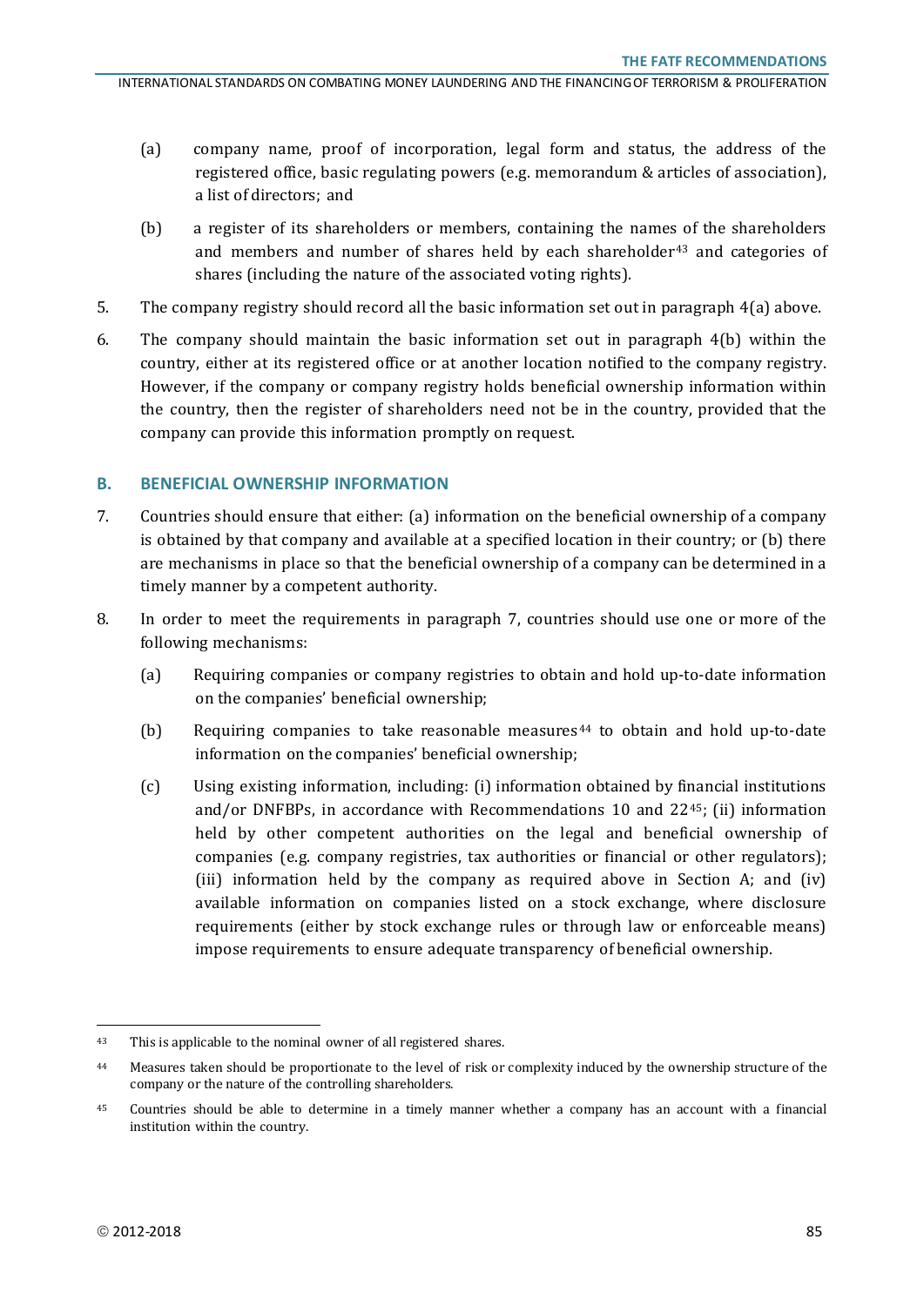(a) company name, proof of incorporation, legal form and status, the address of the registered office, basic regulating powers (e.g. memorandum & articles of association), a list of directors; and

(b) a register of its shareholders or members, containing the names of the shareholders and members and number of shares held by each shareholder[43] and categories of shares (including the nature of the associated voting rights).

5. The company registry should record all the basic information set out in paragraph 4(a) above.

6. The company should maintain the basic information set out in paragraph 4(b) within the country, either at its registered office or at another location notified to the company registry. However, if the company or company registry holds beneficial ownership information within the country, then the register of shareholders need not be in the country, provided that the company can provide this information promptly on request.

## B. BENEFICIAL OWNERSHIP INFORMATION

7. Countries should ensure that either: (a) information on the beneficial ownership of a company is obtained by that company and available at a specified location in their country; or (b) there are mechanisms in place so that the beneficial ownership of a company can be determined in a timely manner by a competent authority.

8. In order to meet the requirements in paragraph 7, countries should use one or more of the following mechanisms:

(a) Requiring companies or company registries to obtain and hold up-to-date information on the companies' beneficial ownership;

(b) Requiring companies to take reasonable measures[44] to obtain and hold up-to-date information on the companies' beneficial ownership;

(c) Using existing information, including: (i) information obtained by financial institutions and/or DNFBPs, in accordance with Recommendations 10 and 22[45]; (ii) information held by other competent authorities on the legal and beneficial ownership of companies (e.g. company registries, tax authorities or financial or other regulators); (iii) information held by the company as required above in Section A; and (iv) available information on companies listed on a stock exchange, where disclosure requirements (either by stock exchange rules or through law or enforceable means) impose requirements to ensure adequate transparency of beneficial ownership.

---

[43] This is applicable to the nominal owner of all registered shares.

[44] Measures taken should be proportionate to the level of risk or complexity induced by the ownership structure of the company or the nature of the controlling shareholders.

[45] Countries should be able to determine in a timely manner whether a company has an account with a financial institution within the country.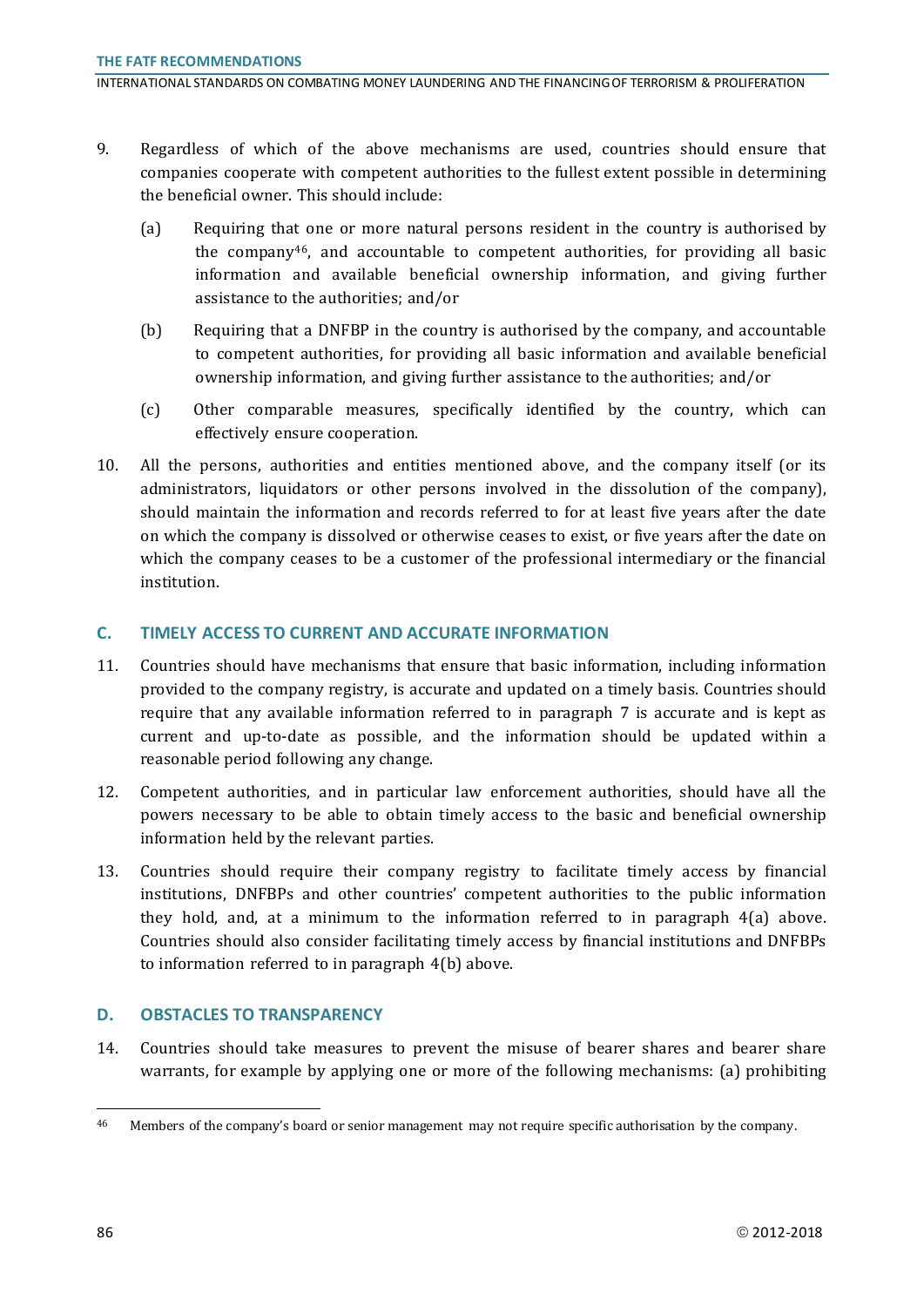9. Regardless of which of the above mechanisms are used, countries should ensure that companies cooperate with competent authorities to the fullest extent possible in determining the beneficial owner. This should include:

   (a) Requiring that one or more natural persons resident in the country is authorised by the company[46], and accountable to competent authorities, for providing all basic information and available beneficial ownership information, and giving further assistance to the authorities; and/or

   (b) Requiring that a DNFBP in the country is authorised by the company, and accountable to competent authorities, for providing all basic information and available beneficial ownership information, and giving further assistance to the authorities; and/or

   (c) Other comparable measures, specifically identified by the country, which can effectively ensure cooperation.

10. All the persons, authorities and entities mentioned above, and the company itself (or its administrators, liquidators or other persons involved in the dissolution of the company), should maintain the information and records referred to for at least five years after the date on which the company is dissolved or otherwise ceases to exist, or five years after the date on which the company ceases to be a customer of the professional intermediary or the financial institution.

## C. TIMELY ACCESS TO CURRENT AND ACCURATE INFORMATION

11. Countries should have mechanisms that ensure that basic information, including information provided to the company registry, is accurate and updated on a timely basis. Countries should require that any available information referred to in paragraph 7 is accurate and is kept as current and up-to-date as possible, and the information should be updated within a reasonable period following any change.

12. Competent authorities, and in particular law enforcement authorities, should have all the powers necessary to be able to obtain timely access to the basic and beneficial ownership information held by the relevant parties.

13. Countries should require their company registry to facilitate timely access by financial institutions, DNFBPs and other countries' competent authorities to the public information they hold, and, at a minimum to the information referred to in paragraph 4(a) above. Countries should also consider facilitating timely access by financial institutions and DNFBPs to information referred to in paragraph 4(b) above.

## D. OBSTACLES TO TRANSPARENCY

14. Countries should take measures to prevent the misuse of bearer shares and bearer share warrants, for example by applying one or more of the following mechanisms: (a) prohibiting

---

[46] Members of the company's board or senior management may not require specific authorisation by the company.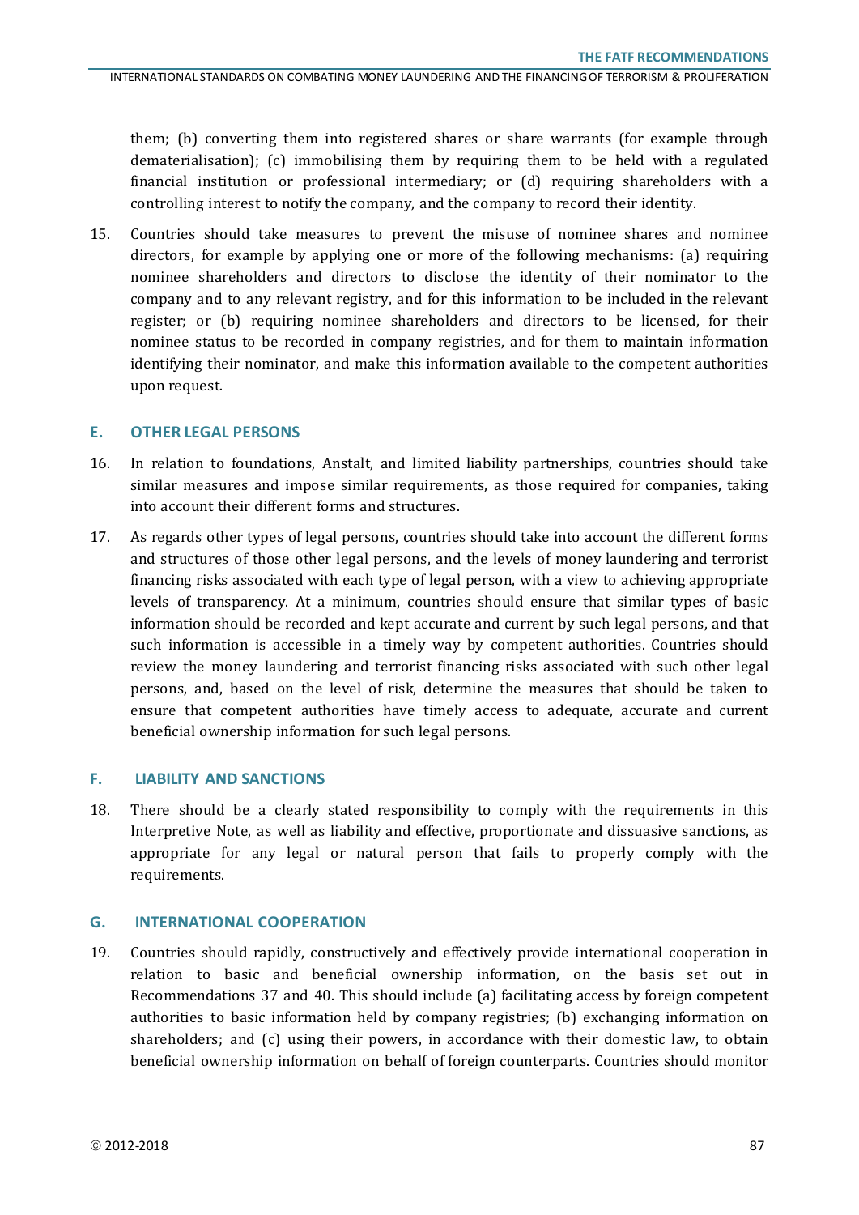them; (b) converting them into registered shares or share warrants (for example through dematerialisation); (c) immobilising them by requiring them to be held with a regulated financial institution or professional intermediary; or (d) requiring shareholders with a controlling interest to notify the company, and the company to record their identity.

15. Countries should take measures to prevent the misuse of nominee shares and nominee directors, for example by applying one or more of the following mechanisms: (a) requiring nominee shareholders and directors to disclose the identity of their nominator to the company and to any relevant registry, and for this information to be included in the relevant register; or (b) requiring nominee shareholders and directors to be licensed, for their nominee status to be recorded in company registries, and for them to maintain information identifying their nominator, and make this information available to the competent authorities upon request.

## E. OTHER LEGAL PERSONS

16. In relation to foundations, Anstalt, and limited liability partnerships, countries should take similar measures and impose similar requirements, as those required for companies, taking into account their different forms and structures.

17. As regards other types of legal persons, countries should take into account the different forms and structures of those other legal persons, and the levels of money laundering and terrorist financing risks associated with each type of legal person, with a view to achieving appropriate levels of transparency. At a minimum, countries should ensure that similar types of basic information should be recorded and kept accurate and current by such legal persons, and that such information is accessible in a timely way by competent authorities. Countries should review the money laundering and terrorist financing risks associated with such other legal persons, and, based on the level of risk, determine the measures that should be taken to ensure that competent authorities have timely access to adequate, accurate and current beneficial ownership information for such legal persons.

## F. LIABILITY AND SANCTIONS

18. There should be a clearly stated responsibility to comply with the requirements in this Interpretive Note, as well as liability and effective, proportionate and dissuasive sanctions, as appropriate for any legal or natural person that fails to properly comply with the requirements.

## G. INTERNATIONAL COOPERATION

19. Countries should rapidly, constructively and effectively provide international cooperation in relation to basic and beneficial ownership information, on the basis set out in Recommendations 37 and 40. This should include (a) facilitating access by foreign competent authorities to basic information held by company registries; (b) exchanging information on shareholders; and (c) using their powers, in accordance with their domestic law, to obtain beneficial ownership information on behalf of foreign counterparts. Countries should monitor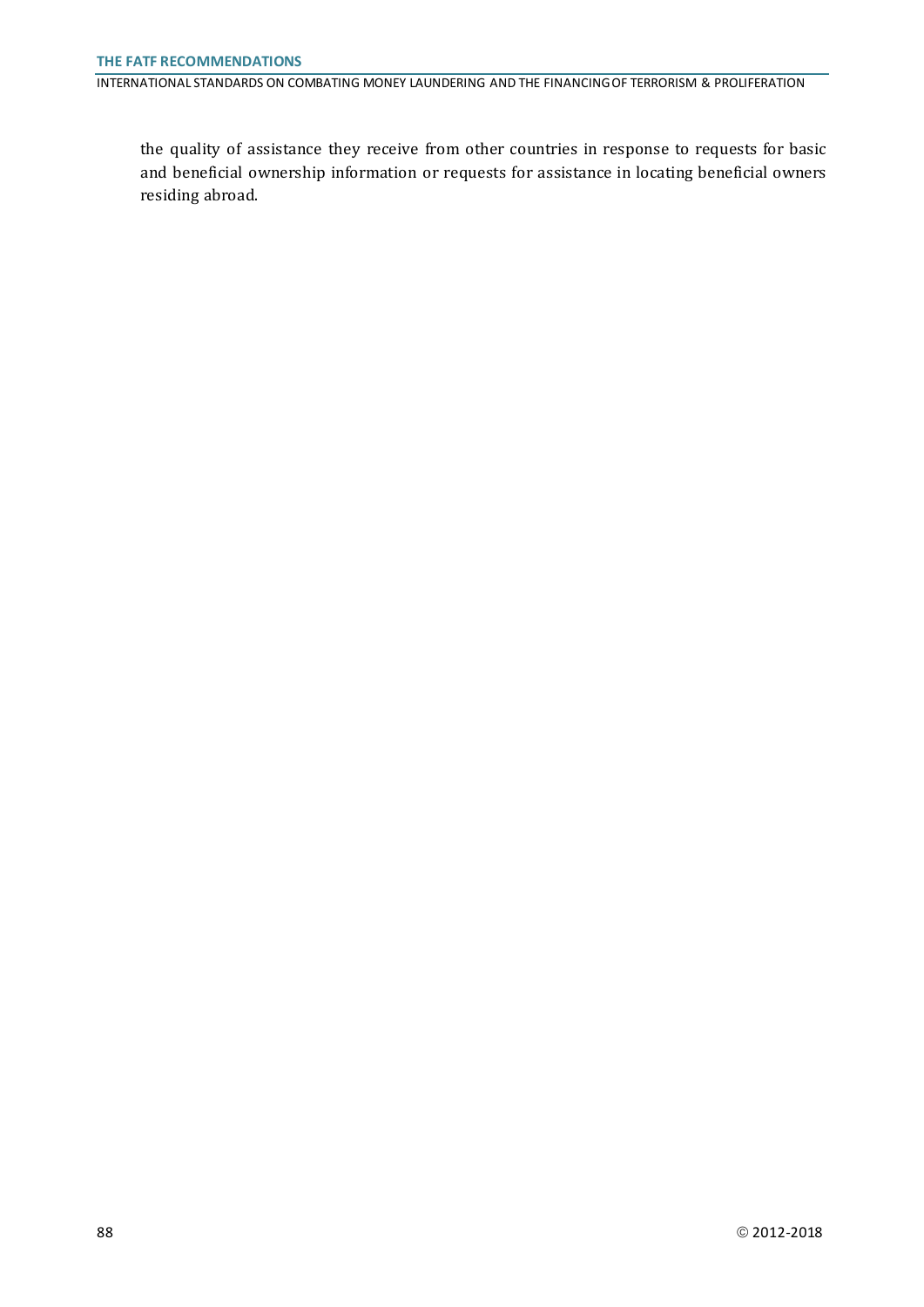the quality of assistance they receive from other countries in response to requests for basic and beneficial ownership information or requests for assistance in locating beneficial owners residing abroad.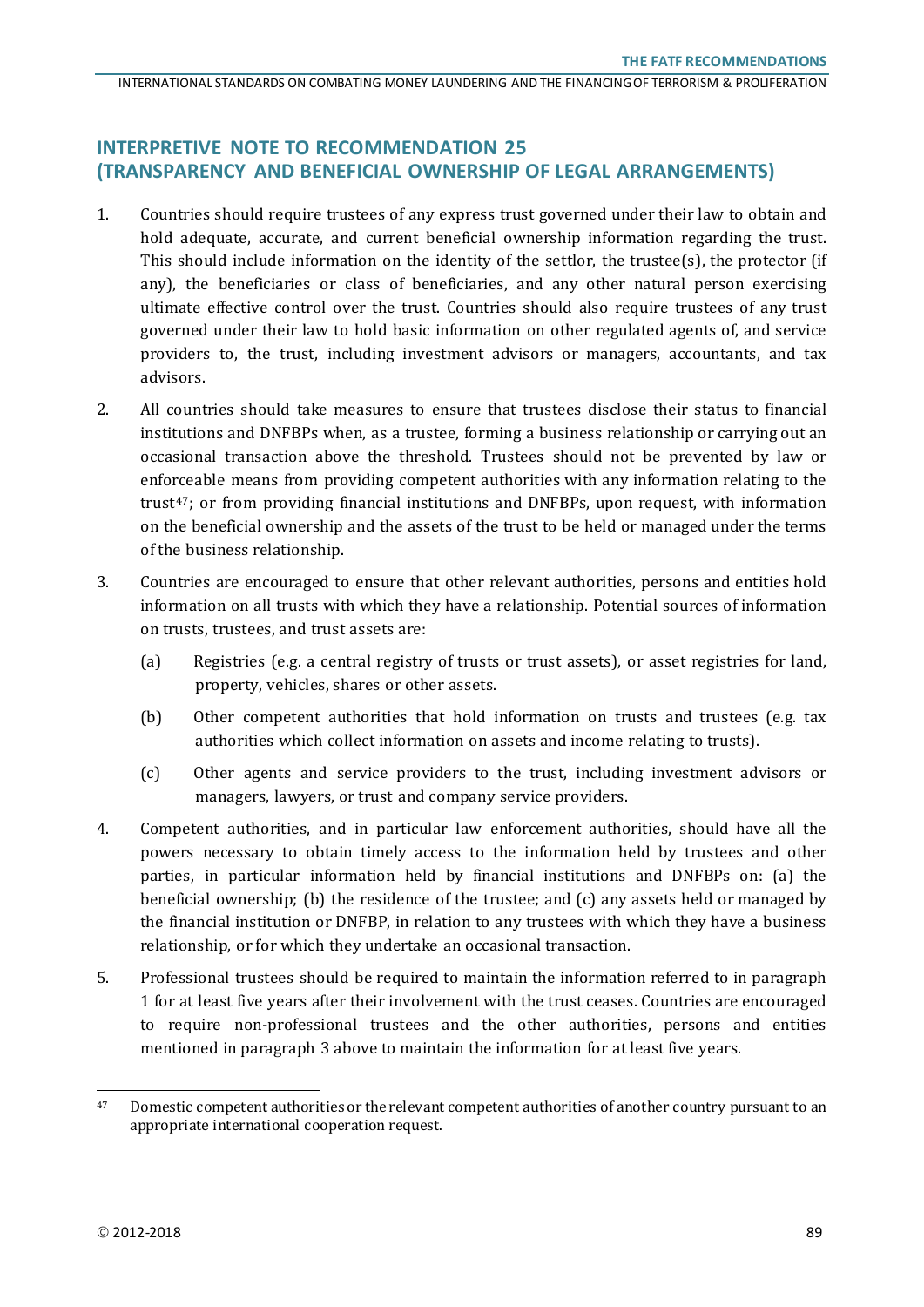## INTERPRETIVE NOTE TO RECOMMENDATION 25 (TRANSPARENCY AND BENEFICIAL OWNERSHIP OF LEGAL ARRANGEMENTS)

1. Countries should require trustees of any express trust governed under their law to obtain and hold adequate, accurate, and current beneficial ownership information regarding the trust. This should include information on the identity of the settlor, the trustee(s), the protector (if any), the beneficiaries or class of beneficiaries, and any other natural person exercising ultimate effective control over the trust. Countries should also require trustees of any trust governed under their law to hold basic information on other regulated agents of, and service providers to, the trust, including investment advisors or managers, accountants, and tax advisors.

2. All countries should take measures to ensure that trustees disclose their status to financial institutions and DNFBPs when, as a trustee, forming a business relationship or carrying out an occasional transaction above the threshold. Trustees should not be prevented by law or enforceable means from providing competent authorities with any information relating to the trust[47]; or from providing financial institutions and DNFBPs, upon request, with information on the beneficial ownership and the assets of the trust to be held or managed under the terms of the business relationship.

3. Countries are encouraged to ensure that other relevant authorities, persons and entities hold information on all trusts with which they have a relationship. Potential sources of information on trusts, trustees, and trust assets are:
   (a) Registries (e.g. a central registry of trusts or trust assets), or asset registries for land, property, vehicles, shares or other assets.
   (b) Other competent authorities that hold information on trusts and trustees (e.g. tax authorities which collect information on assets and income relating to trusts).
   (c) Other agents and service providers to the trust, including investment advisors or managers, lawyers, or trust and company service providers.

4. Competent authorities, and in particular law enforcement authorities, should have all the powers necessary to obtain timely access to the information held by trustees and other parties, in particular information held by financial institutions and DNFBPs on: (a) the beneficial ownership; (b) the residence of the trustee; and (c) any assets held or managed by the financial institution or DNFBP, in relation to any trustees with which they have a business relationship, or for which they undertake an occasional transaction.

5. Professional trustees should be required to maintain the information referred to in paragraph 1 for at least five years after their involvement with the trust ceases. Countries are encouraged to require non-professional trustees and the other authorities, persons and entities mentioned in paragraph 3 above to maintain the information for at least five years.

---

[47] Domestic competent authorities or the relevant competent authorities of another country pursuant to an appropriate international cooperation request.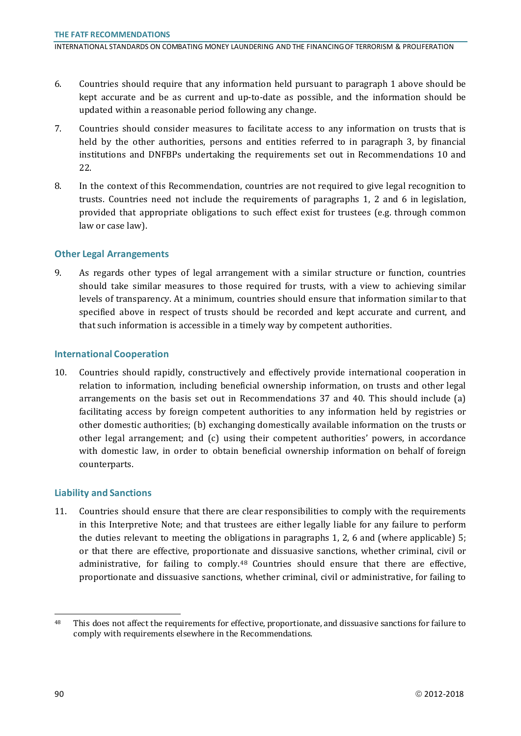6. Countries should require that any information held pursuant to paragraph 1 above should be kept accurate and be as current and up-to-date as possible, and the information should be updated within a reasonable period following any change.

7. Countries should consider measures to facilitate access to any information on trusts that is held by the other authorities, persons and entities referred to in paragraph 3, by financial institutions and DNFBPs undertaking the requirements set out in Recommendations 10 and 22.

8. In the context of this Recommendation, countries are not required to give legal recognition to trusts. Countries need not include the requirements of paragraphs 1, 2 and 6 in legislation, provided that appropriate obligations to such effect exist for trustees (e.g. through common law or case law).

### Other Legal Arrangements

9. As regards other types of legal arrangement with a similar structure or function, countries should take similar measures to those required for trusts, with a view to achieving similar levels of transparency. At a minimum, countries should ensure that information similar to that specified above in respect of trusts should be recorded and kept accurate and current, and that such information is accessible in a timely way by competent authorities.

### International Cooperation

10. Countries should rapidly, constructively and effectively provide international cooperation in relation to information, including beneficial ownership information, on trusts and other legal arrangements on the basis set out in Recommendations 37 and 40. This should include (a) facilitating access by foreign competent authorities to any information held by registries or other domestic authorities; (b) exchanging domestically available information on the trusts or other legal arrangement; and (c) using their competent authorities' powers, in accordance with domestic law, in order to obtain beneficial ownership information on behalf of foreign counterparts.

### Liability and Sanctions

11. Countries should ensure that there are clear responsibilities to comply with the requirements in this Interpretive Note; and that trustees are either legally liable for any failure to perform the duties relevant to meeting the obligations in paragraphs 1, 2, 6 and (where applicable) 5; or that there are effective, proportionate and dissuasive sanctions, whether criminal, civil or administrative, for failing to comply.[48] Countries should ensure that there are effective, proportionate and dissuasive sanctions, whether criminal, civil or administrative, for failing to

---

[48] This does not affect the requirements for effective, proportionate, and dissuasive sanctions for failure to comply with requirements elsewhere in the Recommendations.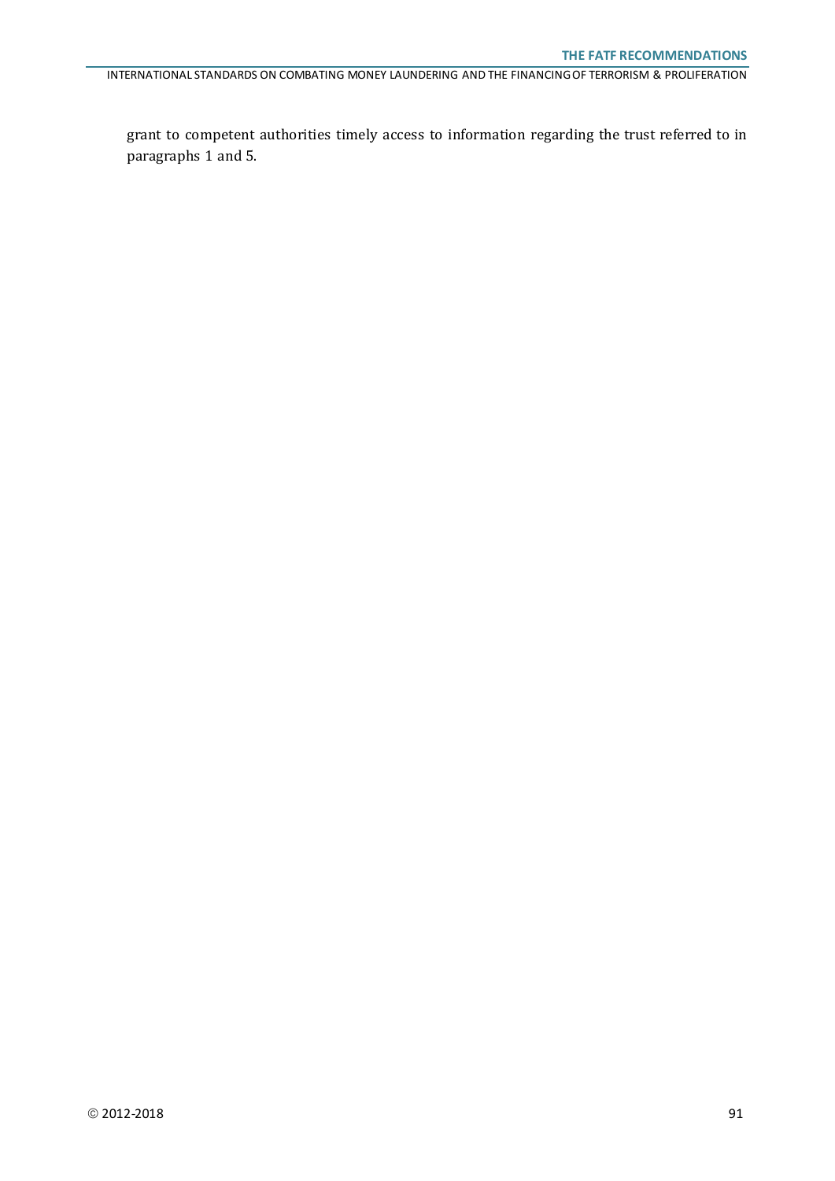grant to competent authorities timely access to information regarding the trust referred to in paragraphs 1 and 5.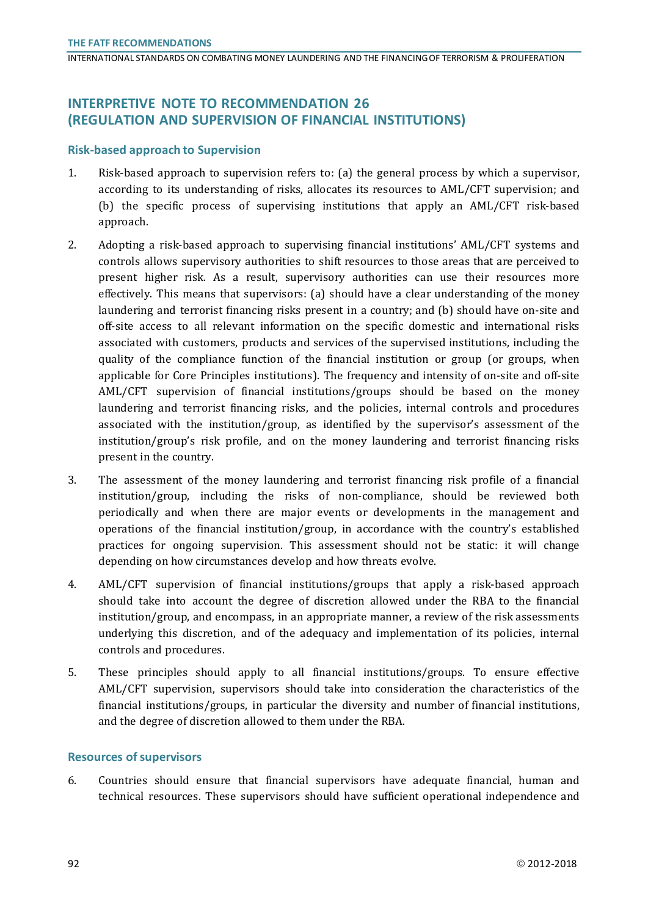## INTERPRETIVE NOTE TO RECOMMENDATION 26 (REGULATION AND SUPERVISION OF FINANCIAL INSTITUTIONS)

### Risk-based approach to Supervision

1. Risk-based approach to supervision refers to: (a) the general process by which a supervisor, according to its understanding of risks, allocates its resources to AML/CFT supervision; and (b) the specific process of supervising institutions that apply an AML/CFT risk-based approach.

2. Adopting a risk-based approach to supervising financial institutions' AML/CFT systems and controls allows supervisory authorities to shift resources to those areas that are perceived to present higher risk. As a result, supervisory authorities can use their resources more effectively. This means that supervisors: (a) should have a clear understanding of the money laundering and terrorist financing risks present in a country; and (b) should have on-site and off-site access to all relevant information on the specific domestic and international risks associated with customers, products and services of the supervised institutions, including the quality of the compliance function of the financial institution or group (or groups, when applicable for Core Principles institutions). The frequency and intensity of on-site and off-site AML/CFT supervision of financial institutions/groups should be based on the money laundering and terrorist financing risks, and the policies, internal controls and procedures associated with the institution/group, as identified by the supervisor's assessment of the institution/group's risk profile, and on the money laundering and terrorist financing risks present in the country.

3. The assessment of the money laundering and terrorist financing risk profile of a financial institution/group, including the risks of non-compliance, should be reviewed both periodically and when there are major events or developments in the management and operations of the financial institution/group, in accordance with the country's established practices for ongoing supervision. This assessment should not be static: it will change depending on how circumstances develop and how threats evolve.

4. AML/CFT supervision of financial institutions/groups that apply a risk-based approach should take into account the degree of discretion allowed under the RBA to the financial institution/group, and encompass, in an appropriate manner, a review of the risk assessments underlying this discretion, and of the adequacy and implementation of its policies, internal controls and procedures.

5. These principles should apply to all financial institutions/groups. To ensure effective AML/CFT supervision, supervisors should take into consideration the characteristics of the financial institutions/groups, in particular the diversity and number of financial institutions, and the degree of discretion allowed to them under the RBA.

### Resources of supervisors

6. Countries should ensure that financial supervisors have adequate financial, human and technical resources. These supervisors should have sufficient operational independence and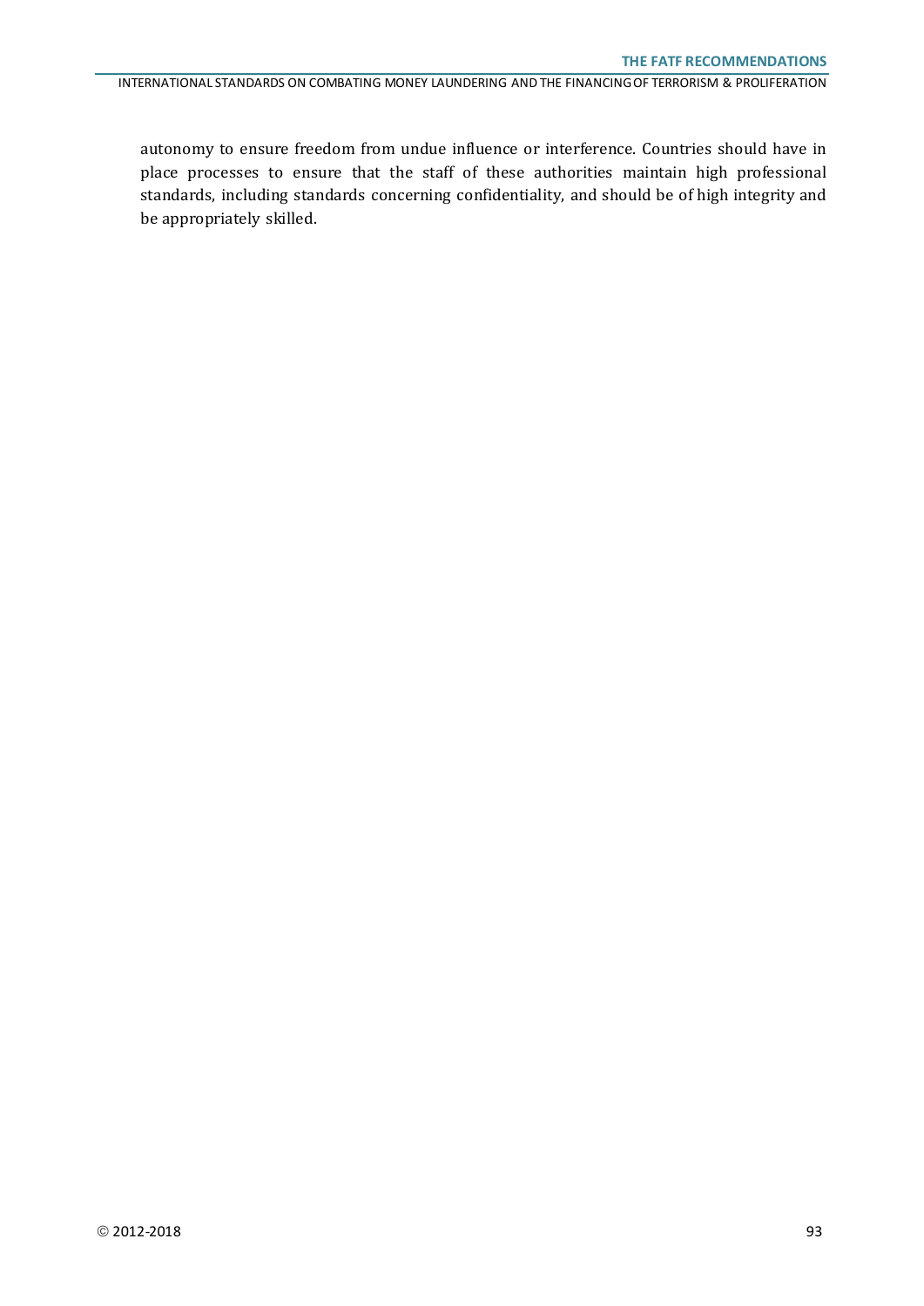autonomy to ensure freedom from undue influence or interference. Countries should have in place processes to ensure that the staff of these authorities maintain high professional standards, including standards concerning confidentiality, and should be of high integrity and be appropriately skilled.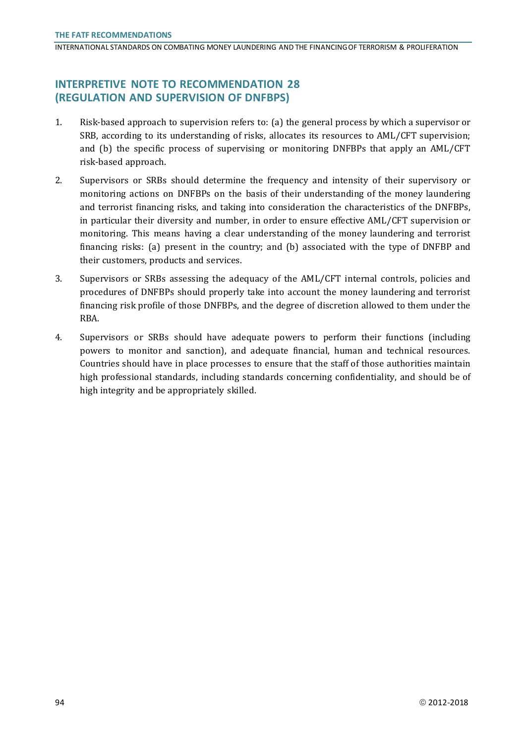## INTERPRETIVE NOTE TO RECOMMENDATION 28 (REGULATION AND SUPERVISION OF DNFBPS)

1. Risk-based approach to supervision refers to: (a) the general process by which a supervisor or SRB, according to its understanding of risks, allocates its resources to AML/CFT supervision; and (b) the specific process of supervising or monitoring DNFBPs that apply an AML/CFT risk-based approach.

2. Supervisors or SRBs should determine the frequency and intensity of their supervisory or monitoring actions on DNFBPs on the basis of their understanding of the money laundering and terrorist financing risks, and taking into consideration the characteristics of the DNFBPs, in particular their diversity and number, in order to ensure effective AML/CFT supervision or monitoring. This means having a clear understanding of the money laundering and terrorist financing risks: (a) present in the country; and (b) associated with the type of DNFBP and their customers, products and services.

3. Supervisors or SRBs assessing the adequacy of the AML/CFT internal controls, policies and procedures of DNFBPs should properly take into account the money laundering and terrorist financing risk profile of those DNFBPs, and the degree of discretion allowed to them under the RBA.

4. Supervisors or SRBs should have adequate powers to perform their functions (including powers to monitor and sanction), and adequate financial, human and technical resources. Countries should have in place processes to ensure that the staff of those authorities maintain high professional standards, including standards concerning confidentiality, and should be of high integrity and be appropriately skilled.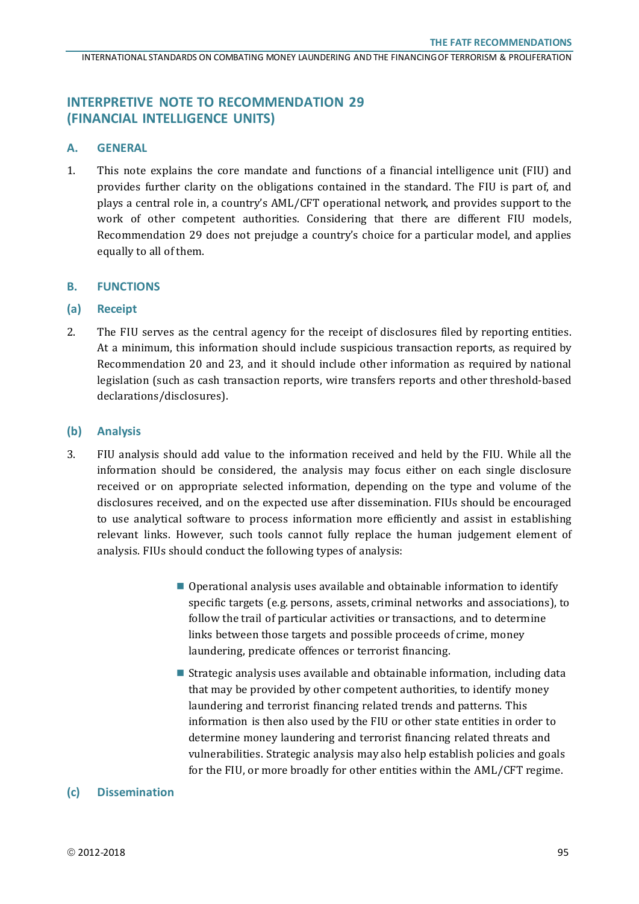## INTERPRETIVE NOTE TO RECOMMENDATION 29 (FINANCIAL INTELLIGENCE UNITS)

### A. GENERAL

1. This note explains the core mandate and functions of a financial intelligence unit (FIU) and provides further clarity on the obligations contained in the standard. The FIU is part of, and plays a central role in, a country's AML/CFT operational network, and provides support to the work of other competent authorities. Considering that there are different FIU models, Recommendation 29 does not prejudge a country's choice for a particular model, and applies equally to all of them.

### B. FUNCTIONS

### (a) Receipt

2. The FIU serves as the central agency for the receipt of disclosures filed by reporting entities. At a minimum, this information should include suspicious transaction reports, as required by Recommendation 20 and 23, and it should include other information as required by national legislation (such as cash transaction reports, wire transfers reports and other threshold-based declarations/disclosures).

### (b) Analysis

3. FIU analysis should add value to the information received and held by the FIU. While all the information should be considered, the analysis may focus either on each single disclosure received or on appropriate selected information, depending on the type and volume of the disclosures received, and on the expected use after dissemination. FIUs should be encouraged to use analytical software to process information more efficiently and assist in establishing relevant links. However, such tools cannot fully replace the human judgement element of analysis. FIUs should conduct the following types of analysis:

   - Operational analysis uses available and obtainable information to identify specific targets (e.g. persons, assets, criminal networks and associations), to follow the trail of particular activities or transactions, and to determine links between those targets and possible proceeds of crime, money laundering, predicate offences or terrorist financing.
   - Strategic analysis uses available and obtainable information, including data that may be provided by other competent authorities, to identify money laundering and terrorist financing related trends and patterns. This information is then also used by the FIU or other state entities in order to determine money laundering and terrorist financing related threats and vulnerabilities. Strategic analysis may also help establish policies and goals for the FIU, or more broadly for other entities within the AML/CFT regime.

### (c) Dissemination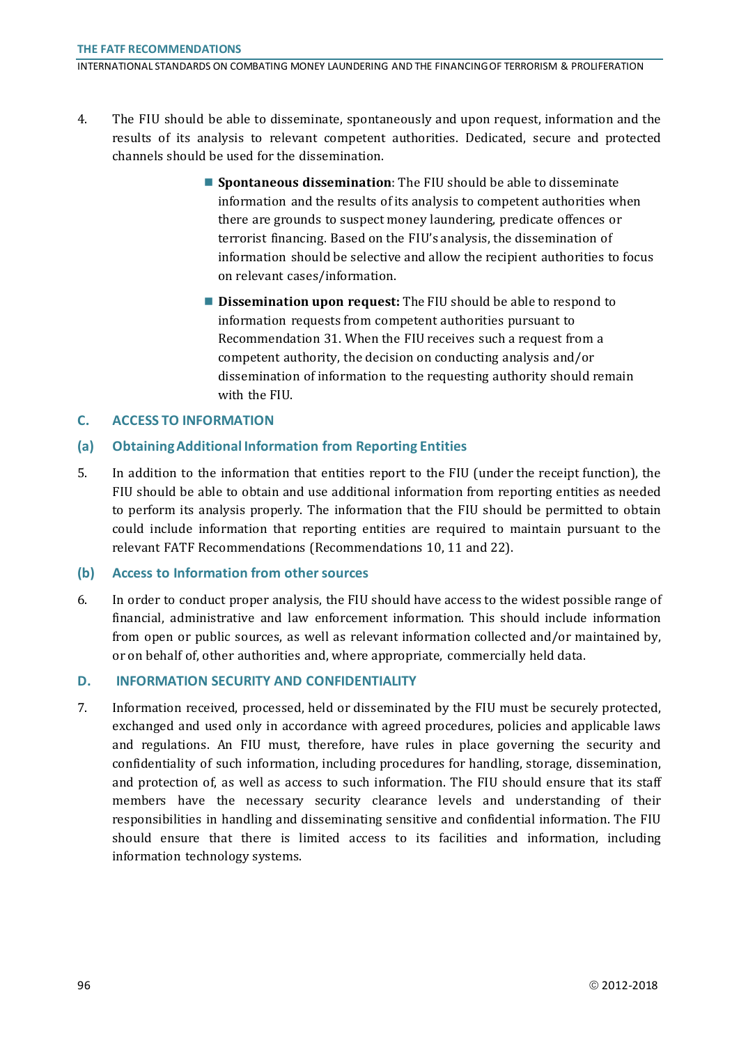4. The FIU should be able to disseminate, spontaneously and upon request, information and the results of its analysis to relevant competent authorities. Dedicated, secure and protected channels should be used for the dissemination.

   - **Spontaneous dissemination**: The FIU should be able to disseminate information and the results of its analysis to competent authorities when there are grounds to suspect money laundering, predicate offences or terrorist financing. Based on the FIU's analysis, the dissemination of information should be selective and allow the recipient authorities to focus on relevant cases/information.

   - **Dissemination upon request:** The FIU should be able to respond to information requests from competent authorities pursuant to Recommendation 31. When the FIU receives such a request from a competent authority, the decision on conducting analysis and/or dissemination of information to the requesting authority should remain with the FIU.

## C. ACCESS TO INFORMATION

### (a) Obtaining Additional Information from Reporting Entities

5. In addition to the information that entities report to the FIU (under the receipt function), the FIU should be able to obtain and use additional information from reporting entities as needed to perform its analysis properly. The information that the FIU should be permitted to obtain could include information that reporting entities are required to maintain pursuant to the relevant FATF Recommendations (Recommendations 10, 11 and 22).

### (b) Access to Information from other sources

6. In order to conduct proper analysis, the FIU should have access to the widest possible range of financial, administrative and law enforcement information. This should include information from open or public sources, as well as relevant information collected and/or maintained by, or on behalf of, other authorities and, where appropriate, commercially held data.

## D. INFORMATION SECURITY AND CONFIDENTIALITY

7. Information received, processed, held or disseminated by the FIU must be securely protected, exchanged and used only in accordance with agreed procedures, policies and applicable laws and regulations. An FIU must, therefore, have rules in place governing the security and confidentiality of such information, including procedures for handling, storage, dissemination, and protection of, as well as access to such information. The FIU should ensure that its staff members have the necessary security clearance levels and understanding of their responsibilities in handling and disseminating sensitive and confidential information. The FIU should ensure that there is limited access to its facilities and information, including information technology systems.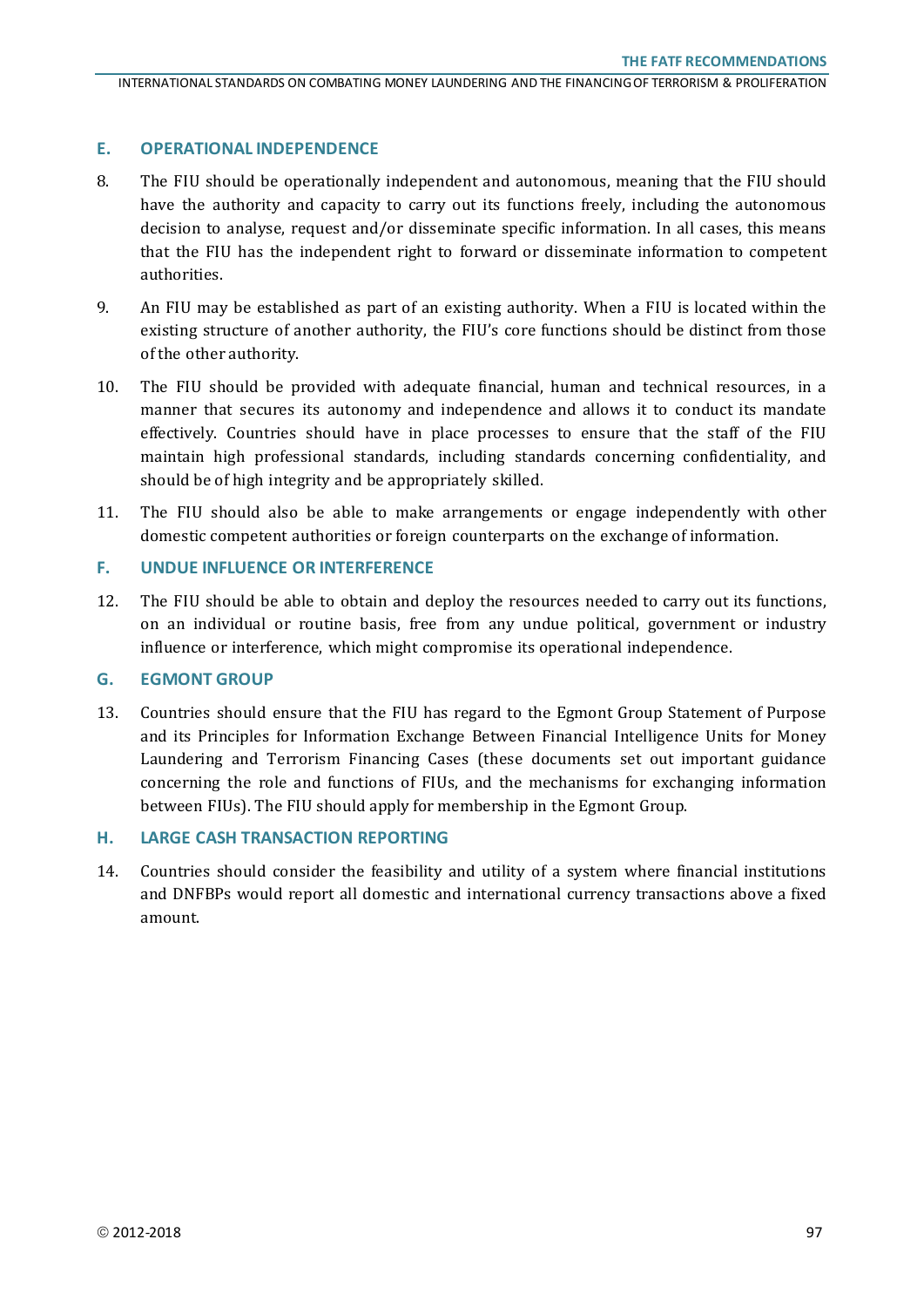## E. OPERATIONAL INDEPENDENCE

8. The FIU should be operationally independent and autonomous, meaning that the FIU should have the authority and capacity to carry out its functions freely, including the autonomous decision to analyse, request and/or disseminate specific information. In all cases, this means that the FIU has the independent right to forward or disseminate information to competent authorities.

9. An FIU may be established as part of an existing authority. When a FIU is located within the existing structure of another authority, the FIU's core functions should be distinct from those of the other authority.

10. The FIU should be provided with adequate financial, human and technical resources, in a manner that secures its autonomy and independence and allows it to conduct its mandate effectively. Countries should have in place processes to ensure that the staff of the FIU maintain high professional standards, including standards concerning confidentiality, and should be of high integrity and be appropriately skilled.

11. The FIU should also be able to make arrangements or engage independently with other domestic competent authorities or foreign counterparts on the exchange of information.

## F. UNDUE INFLUENCE OR INTERFERENCE

12. The FIU should be able to obtain and deploy the resources needed to carry out its functions, on an individual or routine basis, free from any undue political, government or industry influence or interference, which might compromise its operational independence.

## G. EGMONT GROUP

13. Countries should ensure that the FIU has regard to the Egmont Group Statement of Purpose and its Principles for Information Exchange Between Financial Intelligence Units for Money Laundering and Terrorism Financing Cases (these documents set out important guidance concerning the role and functions of FIUs, and the mechanisms for exchanging information between FIUs). The FIU should apply for membership in the Egmont Group.

## H. LARGE CASH TRANSACTION REPORTING

14. Countries should consider the feasibility and utility of a system where financial institutions and DNFBPs would report all domestic and international currency transactions above a fixed amount.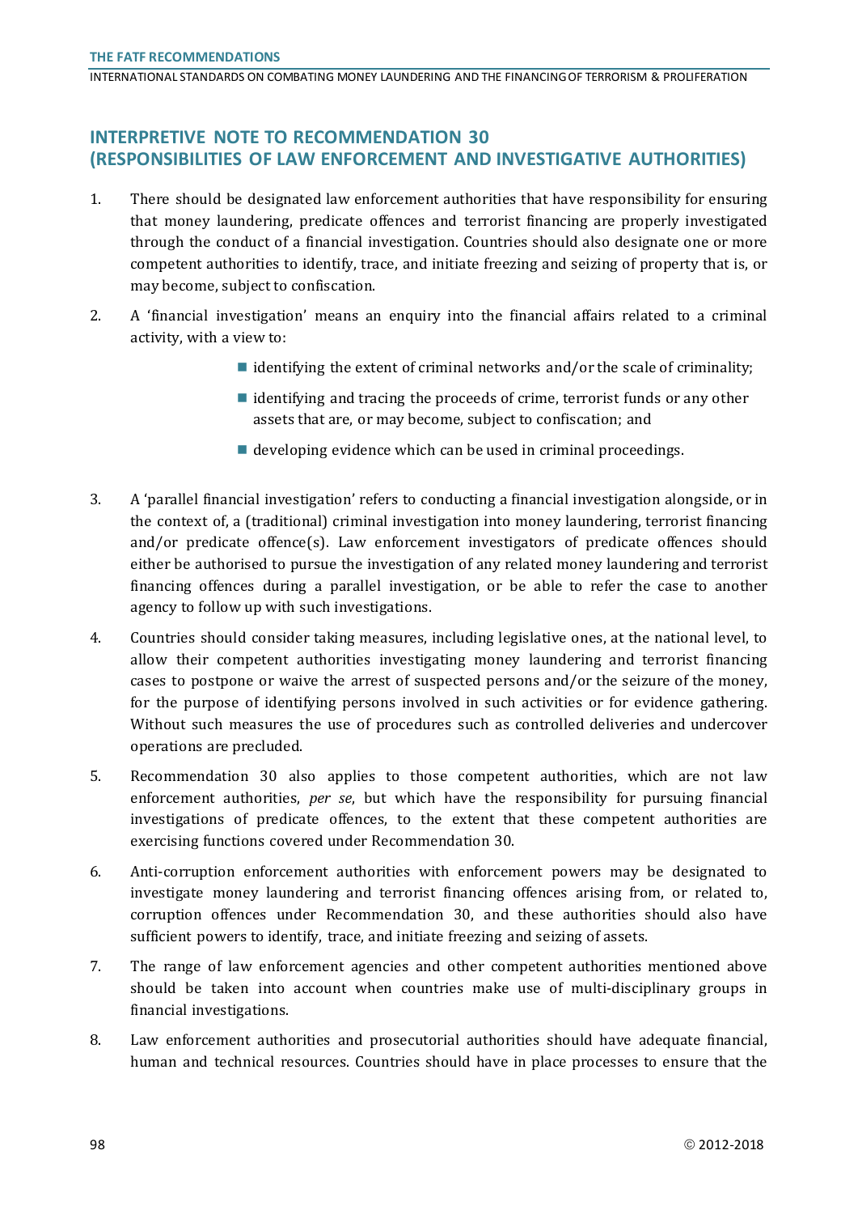## INTERPRETIVE NOTE TO RECOMMENDATION 30 (RESPONSIBILITIES OF LAW ENFORCEMENT AND INVESTIGATIVE AUTHORITIES)

1. There should be designated law enforcement authorities that have responsibility for ensuring that money laundering, predicate offences and terrorist financing are properly investigated through the conduct of a financial investigation. Countries should also designate one or more competent authorities to identify, trace, and initiate freezing and seizing of property that is, or may become, subject to confiscation.

2. A 'financial investigation' means an enquiry into the financial affairs related to a criminal activity, with a view to:
   - identifying the extent of criminal networks and/or the scale of criminality;
   - identifying and tracing the proceeds of crime, terrorist funds or any other assets that are, or may become, subject to confiscation; and
   - developing evidence which can be used in criminal proceedings.

3. A 'parallel financial investigation' refers to conducting a financial investigation alongside, or in the context of, a (traditional) criminal investigation into money laundering, terrorist financing and/or predicate offence(s). Law enforcement investigators of predicate offences should either be authorised to pursue the investigation of any related money laundering and terrorist financing offences during a parallel investigation, or be able to refer the case to another agency to follow up with such investigations.

4. Countries should consider taking measures, including legislative ones, at the national level, to allow their competent authorities investigating money laundering and terrorist financing cases to postpone or waive the arrest of suspected persons and/or the seizure of the money, for the purpose of identifying persons involved in such activities or for evidence gathering. Without such measures the use of procedures such as controlled deliveries and undercover operations are precluded.

5. Recommendation 30 also applies to those competent authorities, which are not law enforcement authorities, *per se*, but which have the responsibility for pursuing financial investigations of predicate offences, to the extent that these competent authorities are exercising functions covered under Recommendation 30.

6. Anti-corruption enforcement authorities with enforcement powers may be designated to investigate money laundering and terrorist financing offences arising from, or related to, corruption offences under Recommendation 30, and these authorities should also have sufficient powers to identify, trace, and initiate freezing and seizing of assets.

7. The range of law enforcement agencies and other competent authorities mentioned above should be taken into account when countries make use of multi-disciplinary groups in financial investigations.

8. Law enforcement authorities and prosecutorial authorities should have adequate financial, human and technical resources. Countries should have in place processes to ensure that the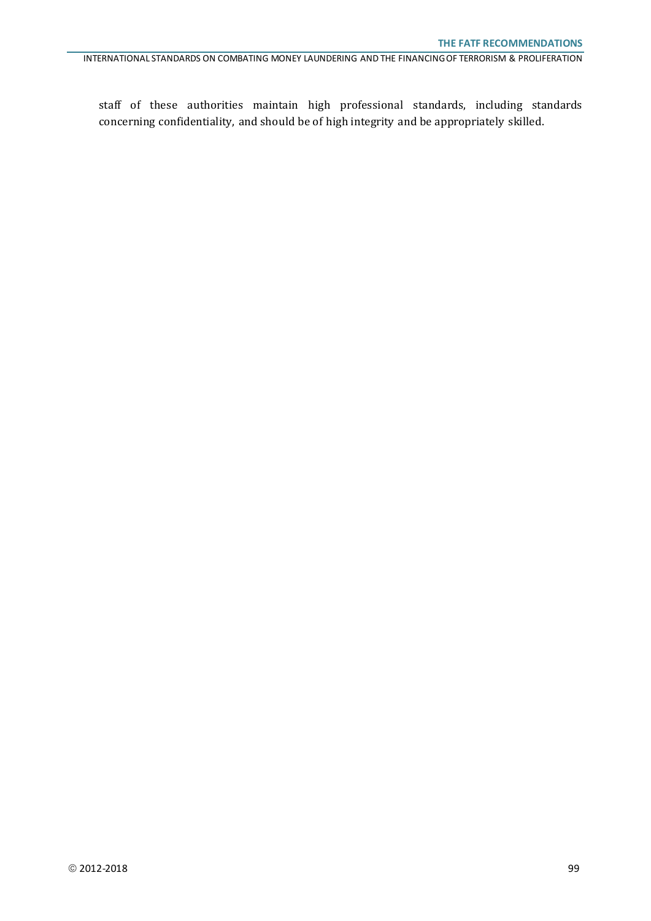staff of these authorities maintain high professional standards, including standards concerning confidentiality, and should be of high integrity and be appropriately skilled.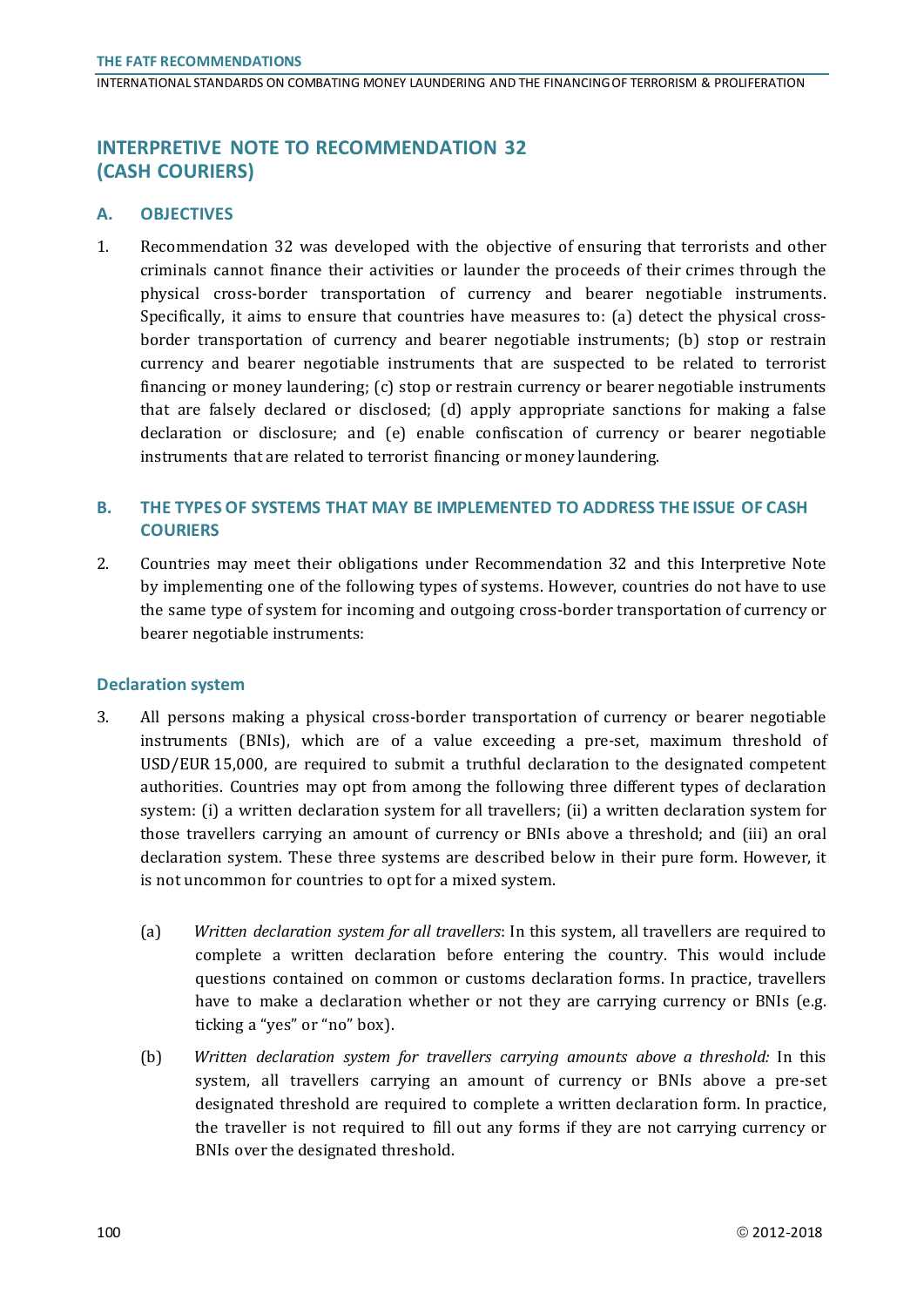## INTERPRETIVE NOTE TO RECOMMENDATION 32 (CASH COURIERS)

### A. OBJECTIVES

1. Recommendation 32 was developed with the objective of ensuring that terrorists and other criminals cannot finance their activities or launder the proceeds of their crimes through the physical cross-border transportation of currency and bearer negotiable instruments. Specifically, it aims to ensure that countries have measures to: (a) detect the physical cross-border transportation of currency and bearer negotiable instruments; (b) stop or restrain currency and bearer negotiable instruments that are suspected to be related to terrorist financing or money laundering; (c) stop or restrain currency or bearer negotiable instruments that are falsely declared or disclosed; (d) apply appropriate sanctions for making a false declaration or disclosure; and (e) enable confiscation of currency or bearer negotiable instruments that are related to terrorist financing or money laundering.

### B. THE TYPES OF SYSTEMS THAT MAY BE IMPLEMENTED TO ADDRESS THE ISSUE OF CASH COURIERS

2. Countries may meet their obligations under Recommendation 32 and this Interpretive Note by implementing one of the following types of systems. However, countries do not have to use the same type of system for incoming and outgoing cross-border transportation of currency or bearer negotiable instruments:

#### Declaration system

3. All persons making a physical cross-border transportation of currency or bearer negotiable instruments (BNIs), which are of a value exceeding a pre-set, maximum threshold of USD/EUR 15,000, are required to submit a truthful declaration to the designated competent authorities. Countries may opt from among the following three different types of declaration system: (i) a written declaration system for all travellers; (ii) a written declaration system for those travellers carrying an amount of currency or BNIs above a threshold; and (iii) an oral declaration system. These three systems are described below in their pure form. However, it is not uncommon for countries to opt for a mixed system.

   (a) *Written declaration system for all travellers*: In this system, all travellers are required to complete a written declaration before entering the country. This would include questions contained on common or customs declaration forms. In practice, travellers have to make a declaration whether or not they are carrying currency or BNIs (e.g. ticking a "yes" or "no" box).

   (b) *Written declaration system for travellers carrying amounts above a threshold:* In this system, all travellers carrying an amount of currency or BNIs above a pre-set designated threshold are required to complete a written declaration form. In practice, the traveller is not required to fill out any forms if they are not carrying currency or BNIs over the designated threshold.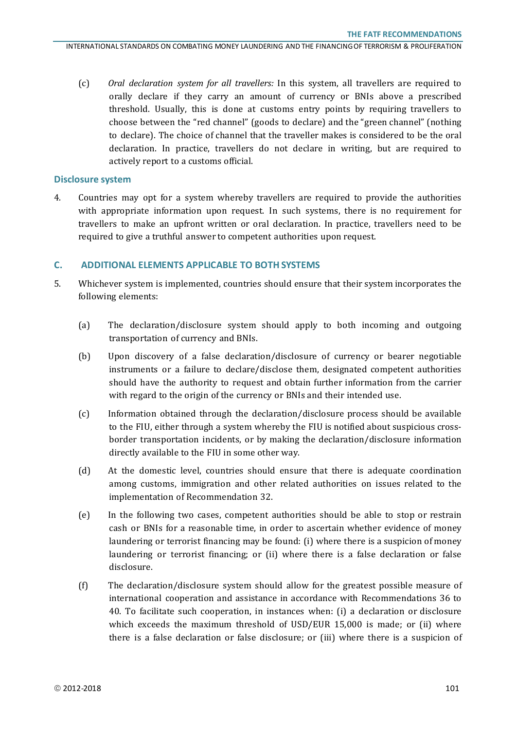(c) *Oral declaration system for all travellers:* In this system, all travellers are required to orally declare if they carry an amount of currency or BNIs above a prescribed threshold. Usually, this is done at customs entry points by requiring travellers to choose between the "red channel" (goods to declare) and the "green channel" (nothing to declare). The choice of channel that the traveller makes is considered to be the oral declaration. In practice, travellers do not declare in writing, but are required to actively report to a customs official.

### Disclosure system

4. Countries may opt for a system whereby travellers are required to provide the authorities with appropriate information upon request. In such systems, there is no requirement for travellers to make an upfront written or oral declaration. In practice, travellers need to be required to give a truthful answer to competent authorities upon request.

## C. ADDITIONAL ELEMENTS APPLICABLE TO BOTH SYSTEMS

5. Whichever system is implemented, countries should ensure that their system incorporates the following elements:

   (a) The declaration/disclosure system should apply to both incoming and outgoing transportation of currency and BNIs.

   (b) Upon discovery of a false declaration/disclosure of currency or bearer negotiable instruments or a failure to declare/disclose them, designated competent authorities should have the authority to request and obtain further information from the carrier with regard to the origin of the currency or BNIs and their intended use.

   (c) Information obtained through the declaration/disclosure process should be available to the FIU, either through a system whereby the FIU is notified about suspicious cross-border transportation incidents, or by making the declaration/disclosure information directly available to the FIU in some other way.

   (d) At the domestic level, countries should ensure that there is adequate coordination among customs, immigration and other related authorities on issues related to the implementation of Recommendation 32.

   (e) In the following two cases, competent authorities should be able to stop or restrain cash or BNIs for a reasonable time, in order to ascertain whether evidence of money laundering or terrorist financing may be found: (i) where there is a suspicion of money laundering or terrorist financing; or (ii) where there is a false declaration or false disclosure.

   (f) The declaration/disclosure system should allow for the greatest possible measure of international cooperation and assistance in accordance with Recommendations 36 to 40. To facilitate such cooperation, in instances when: (i) a declaration or disclosure which exceeds the maximum threshold of USD/EUR 15,000 is made; or (ii) where there is a false declaration or false disclosure; or (iii) where there is a suspicion of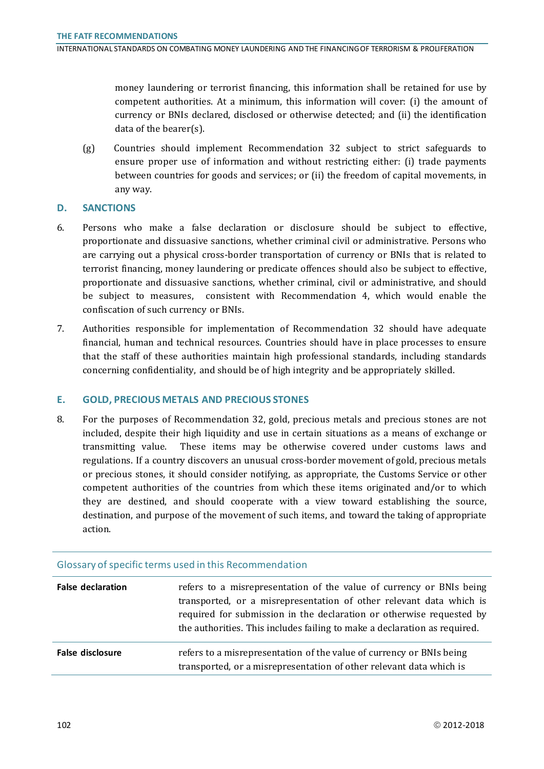money laundering or terrorist financing, this information shall be retained for use by competent authorities. At a minimum, this information will cover: (i) the amount of currency or BNIs declared, disclosed or otherwise detected; and (ii) the identification data of the bearer(s).

(g) Countries should implement Recommendation 32 subject to strict safeguards to ensure proper use of information and without restricting either: (i) trade payments between countries for goods and services; or (ii) the freedom of capital movements, in any way.

## D. SANCTIONS

6. Persons who make a false declaration or disclosure should be subject to effective, proportionate and dissuasive sanctions, whether criminal civil or administrative. Persons who are carrying out a physical cross-border transportation of currency or BNIs that is related to terrorist financing, money laundering or predicate offences should also be subject to effective, proportionate and dissuasive sanctions, whether criminal, civil or administrative, and should be subject to measures, consistent with Recommendation 4, which would enable the confiscation of such currency or BNIs.

7. Authorities responsible for implementation of Recommendation 32 should have adequate financial, human and technical resources. Countries should have in place processes to ensure that the staff of these authorities maintain high professional standards, including standards concerning confidentiality, and should be of high integrity and be appropriately skilled.

## E. GOLD, PRECIOUS METALS AND PRECIOUS STONES

8. For the purposes of Recommendation 32, gold, precious metals and precious stones are not included, despite their high liquidity and use in certain situations as a means of exchange or transmitting value. These items may be otherwise covered under customs laws and regulations. If a country discovers an unusual cross-border movement of gold, precious metals or precious stones, it should consider notifying, as appropriate, the Customs Service or other competent authorities of the countries from which these items originated and/or to which they are destined, and should cooperate with a view toward establishing the source, destination, and purpose of the movement of such items, and toward the taking of appropriate action.

| Glossary of specific terms used in this Recommendation | |
|---|---|
| **False declaration** | refers to a misrepresentation of the value of currency or BNIs being transported, or a misrepresentation of other relevant data which is required for submission in the declaration or otherwise requested by the authorities. This includes failing to make a declaration as required. |
| **False disclosure** | refers to a misrepresentation of the value of currency or BNIs being transported, or a misrepresentation of other relevant data which is |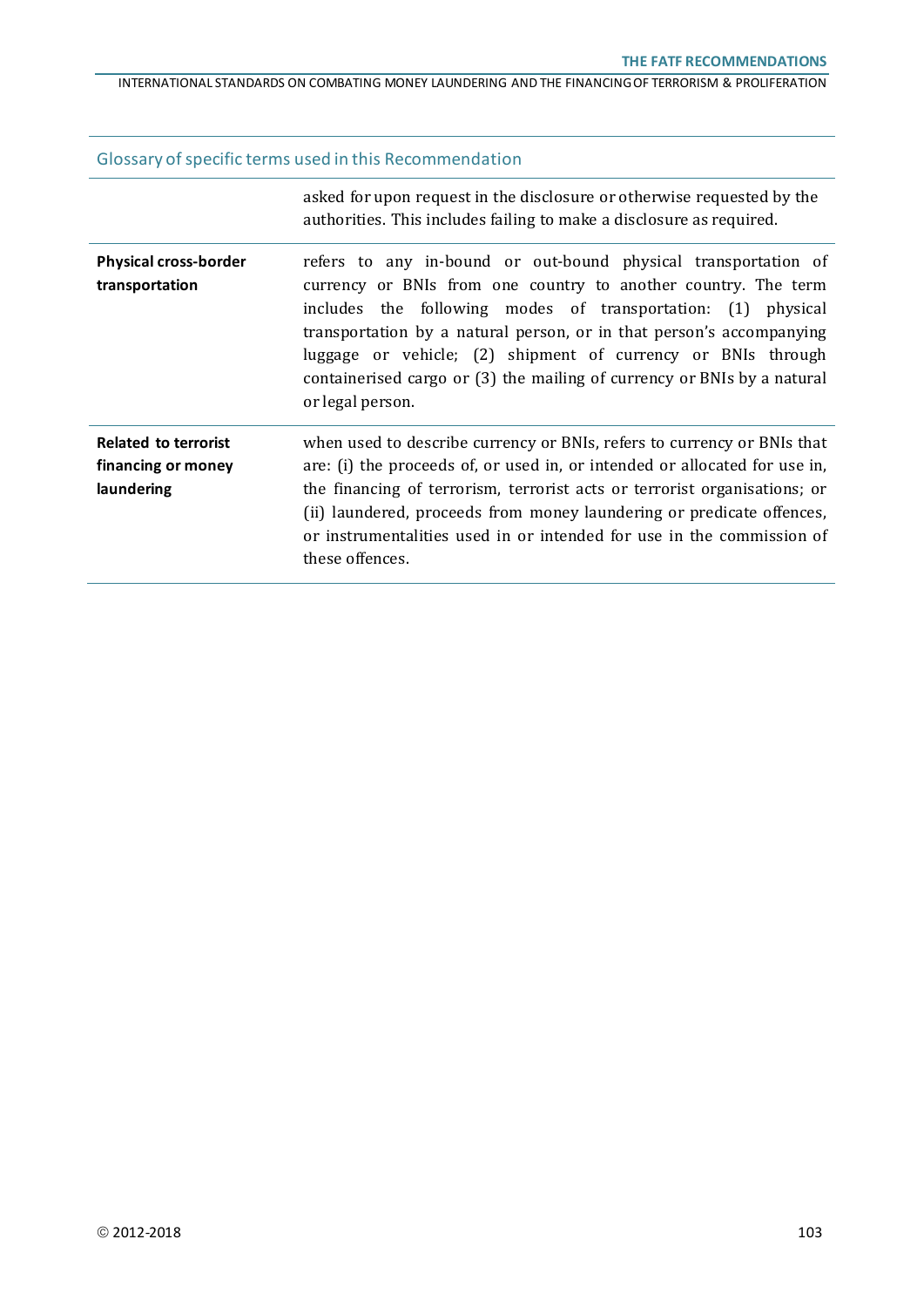| Glossary of specific terms used in this Recommendation | |
|---|---|
| | asked for upon request in the disclosure or otherwise requested by the authorities. This includes failing to make a disclosure as required. |
| **Physical cross-border transportation** | refers to any in-bound or out-bound physical transportation of currency or BNIs from one country to another country. The term includes the following modes of transportation: (1) physical transportation by a natural person, or in that person's accompanying luggage or vehicle; (2) shipment of currency or BNIs through containerised cargo or (3) the mailing of currency or BNIs by a natural or legal person. |
| **Related to terrorist financing or money laundering** | when used to describe currency or BNIs, refers to currency or BNIs that are: (i) the proceeds of, or used in, or intended or allocated for use in, the financing of terrorism, terrorist acts or terrorist organisations; or (ii) laundered, proceeds from money laundering or predicate offences, or instrumentalities used in or intended for use in the commission of these offences. |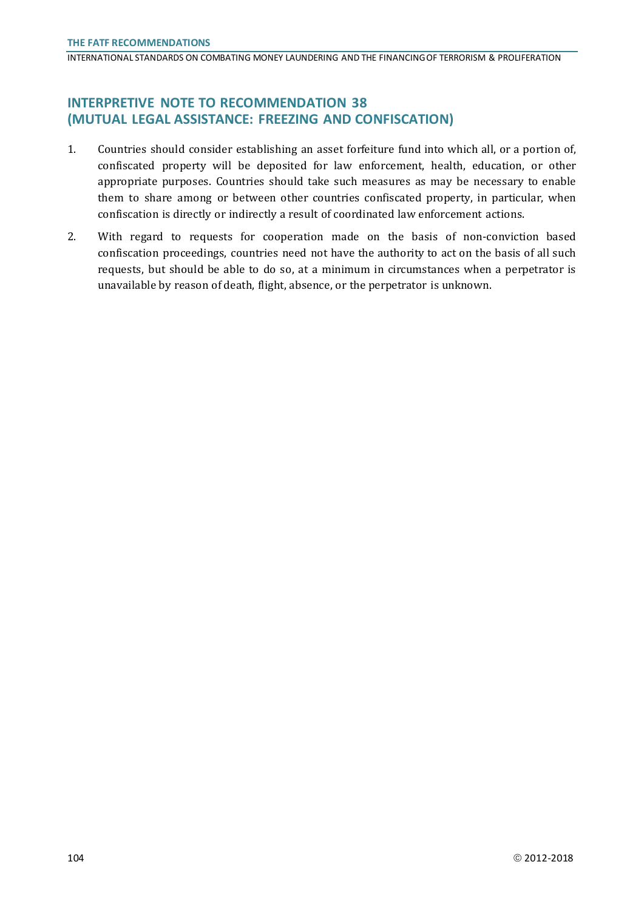## INTERPRETIVE NOTE TO RECOMMENDATION 38 (MUTUAL LEGAL ASSISTANCE: FREEZING AND CONFISCATION)

1. Countries should consider establishing an asset forfeiture fund into which all, or a portion of, confiscated property will be deposited for law enforcement, health, education, or other appropriate purposes. Countries should take such measures as may be necessary to enable them to share among or between other countries confiscated property, in particular, when confiscation is directly or indirectly a result of coordinated law enforcement actions.

2. With regard to requests for cooperation made on the basis of non-conviction based confiscation proceedings, countries need not have the authority to act on the basis of all such requests, but should be able to do so, at a minimum in circumstances when a perpetrator is unavailable by reason of death, flight, absence, or the perpetrator is unknown.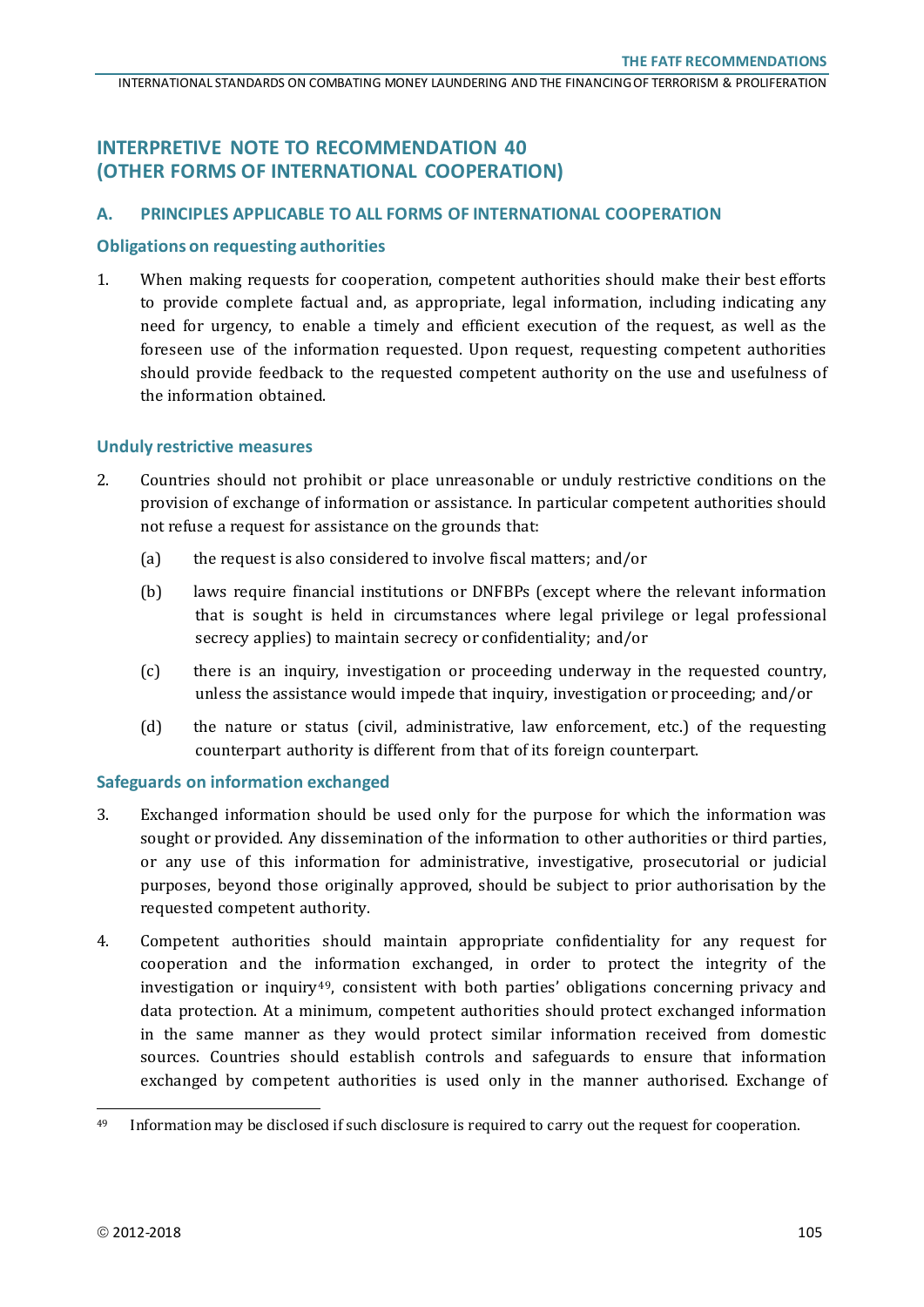## INTERPRETIVE NOTE TO RECOMMENDATION 40 (OTHER FORMS OF INTERNATIONAL COOPERATION)

### A. PRINCIPLES APPLICABLE TO ALL FORMS OF INTERNATIONAL COOPERATION

#### Obligations on requesting authorities

1. When making requests for cooperation, competent authorities should make their best efforts to provide complete factual and, as appropriate, legal information, including indicating any need for urgency, to enable a timely and efficient execution of the request, as well as the foreseen use of the information requested. Upon request, requesting competent authorities should provide feedback to the requested competent authority on the use and usefulness of the information obtained.

#### Unduly restrictive measures

2. Countries should not prohibit or place unreasonable or unduly restrictive conditions on the provision of exchange of information or assistance. In particular competent authorities should not refuse a request for assistance on the grounds that:

   (a) the request is also considered to involve fiscal matters; and/or

   (b) laws require financial institutions or DNFBPs (except where the relevant information that is sought is held in circumstances where legal privilege or legal professional secrecy applies) to maintain secrecy or confidentiality; and/or

   (c) there is an inquiry, investigation or proceeding underway in the requested country, unless the assistance would impede that inquiry, investigation or proceeding; and/or

   (d) the nature or status (civil, administrative, law enforcement, etc.) of the requesting counterpart authority is different from that of its foreign counterpart.

#### Safeguards on information exchanged

3. Exchanged information should be used only for the purpose for which the information was sought or provided. Any dissemination of the information to other authorities or third parties, or any use of this information for administrative, investigative, prosecutorial or judicial purposes, beyond those originally approved, should be subject to prior authorisation by the requested competent authority.

4. Competent authorities should maintain appropriate confidentiality for any request for cooperation and the information exchanged, in order to protect the integrity of the investigation or inquiry[49], consistent with both parties' obligations concerning privacy and data protection. At a minimum, competent authorities should protect exchanged information in the same manner as they would protect similar information received from domestic sources. Countries should establish controls and safeguards to ensure that information exchanged by competent authorities is used only in the manner authorised. Exchange of

[49] Information may be disclosed if such disclosure is required to carry out the request for cooperation.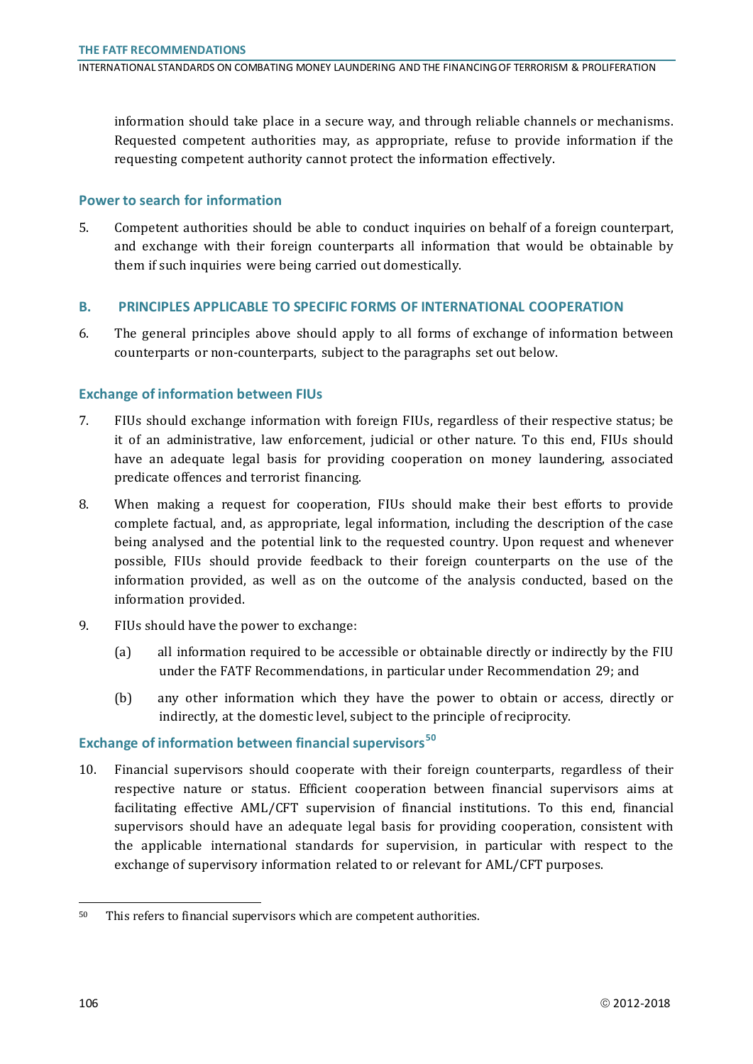information should take place in a secure way, and through reliable channels or mechanisms. Requested competent authorities may, as appropriate, refuse to provide information if the requesting competent authority cannot protect the information effectively.

### Power to search for information

5. Competent authorities should be able to conduct inquiries on behalf of a foreign counterpart, and exchange with their foreign counterparts all information that would be obtainable by them if such inquiries were being carried out domestically.

## B. PRINCIPLES APPLICABLE TO SPECIFIC FORMS OF INTERNATIONAL COOPERATION

6. The general principles above should apply to all forms of exchange of information between counterparts or non-counterparts, subject to the paragraphs set out below.

### Exchange of information between FIUs

7. FIUs should exchange information with foreign FIUs, regardless of their respective status; be it of an administrative, law enforcement, judicial or other nature. To this end, FIUs should have an adequate legal basis for providing cooperation on money laundering, associated predicate offences and terrorist financing.

8. When making a request for cooperation, FIUs should make their best efforts to provide complete factual, and, as appropriate, legal information, including the description of the case being analysed and the potential link to the requested country. Upon request and whenever possible, FIUs should provide feedback to their foreign counterparts on the use of the information provided, as well as on the outcome of the analysis conducted, based on the information provided.

9. FIUs should have the power to exchange:

   (a) all information required to be accessible or obtainable directly or indirectly by the FIU under the FATF Recommendations, in particular under Recommendation 29; and

   (b) any other information which they have the power to obtain or access, directly or indirectly, at the domestic level, subject to the principle of reciprocity.

### Exchange of information between financial supervisors[50]

10. Financial supervisors should cooperate with their foreign counterparts, regardless of their respective nature or status. Efficient cooperation between financial supervisors aims at facilitating effective AML/CFT supervision of financial institutions. To this end, financial supervisors should have an adequate legal basis for providing cooperation, consistent with the applicable international standards for supervision, in particular with respect to the exchange of supervisory information related to or relevant for AML/CFT purposes.

---

[50] This refers to financial supervisors which are competent authorities.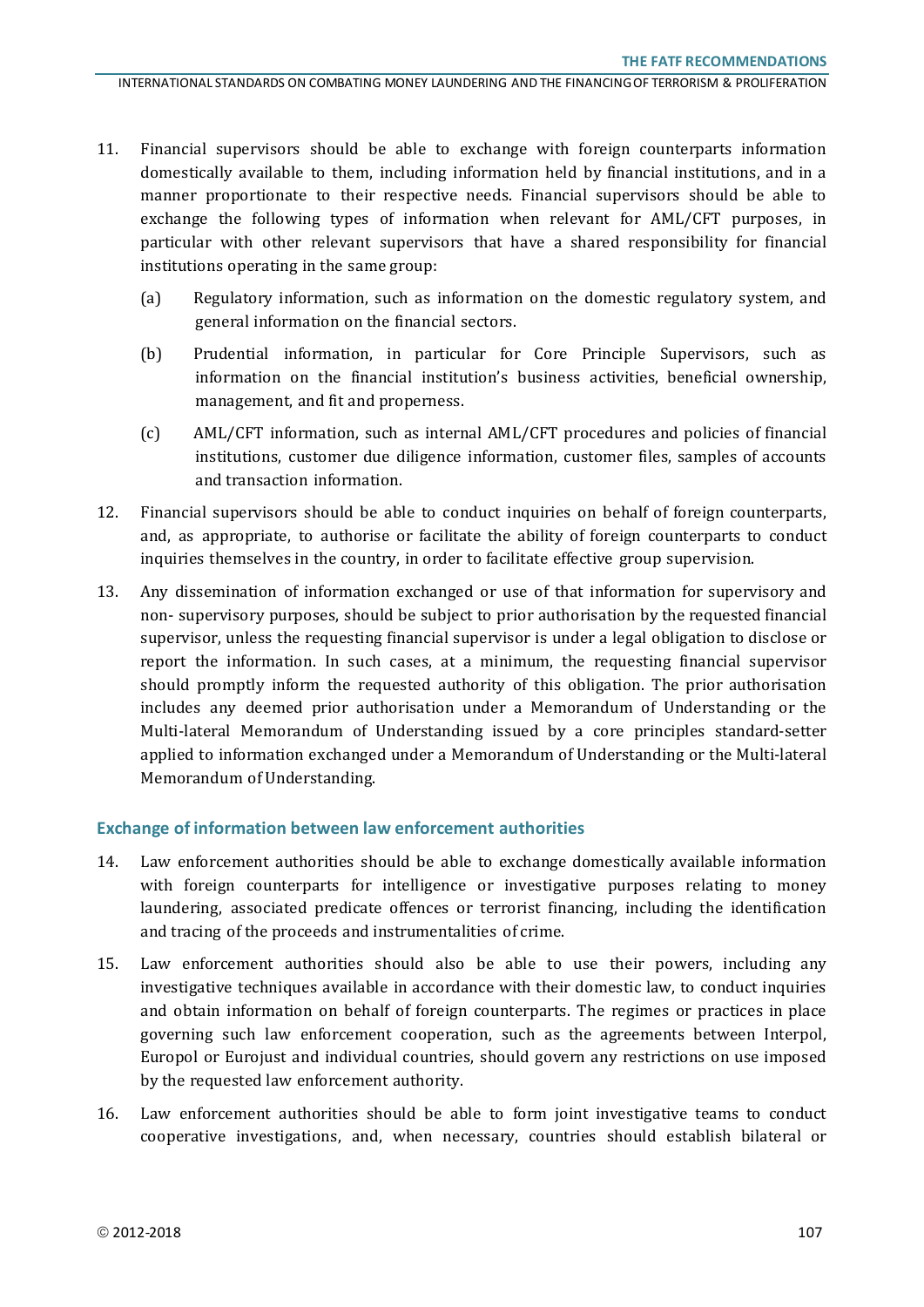11. Financial supervisors should be able to exchange with foreign counterparts information domestically available to them, including information held by financial institutions, and in a manner proportionate to their respective needs. Financial supervisors should be able to exchange the following types of information when relevant for AML/CFT purposes, in particular with other relevant supervisors that have a shared responsibility for financial institutions operating in the same group:

    (a) Regulatory information, such as information on the domestic regulatory system, and general information on the financial sectors.

    (b) Prudential information, in particular for Core Principle Supervisors, such as information on the financial institution's business activities, beneficial ownership, management, and fit and properness.

    (c) AML/CFT information, such as internal AML/CFT procedures and policies of financial institutions, customer due diligence information, customer files, samples of accounts and transaction information.

12. Financial supervisors should be able to conduct inquiries on behalf of foreign counterparts, and, as appropriate, to authorise or facilitate the ability of foreign counterparts to conduct inquiries themselves in the country, in order to facilitate effective group supervision.

13. Any dissemination of information exchanged or use of that information for supervisory and non- supervisory purposes, should be subject to prior authorisation by the requested financial supervisor, unless the requesting financial supervisor is under a legal obligation to disclose or report the information. In such cases, at a minimum, the requesting financial supervisor should promptly inform the requested authority of this obligation. The prior authorisation includes any deemed prior authorisation under a Memorandum of Understanding or the Multi-lateral Memorandum of Understanding issued by a core principles standard-setter applied to information exchanged under a Memorandum of Understanding or the Multi-lateral Memorandum of Understanding.

### Exchange of information between law enforcement authorities

14. Law enforcement authorities should be able to exchange domestically available information with foreign counterparts for intelligence or investigative purposes relating to money laundering, associated predicate offences or terrorist financing, including the identification and tracing of the proceeds and instrumentalities of crime.

15. Law enforcement authorities should also be able to use their powers, including any investigative techniques available in accordance with their domestic law, to conduct inquiries and obtain information on behalf of foreign counterparts. The regimes or practices in place governing such law enforcement cooperation, such as the agreements between Interpol, Europol or Eurojust and individual countries, should govern any restrictions on use imposed by the requested law enforcement authority.

16. Law enforcement authorities should be able to form joint investigative teams to conduct cooperative investigations, and, when necessary, countries should establish bilateral or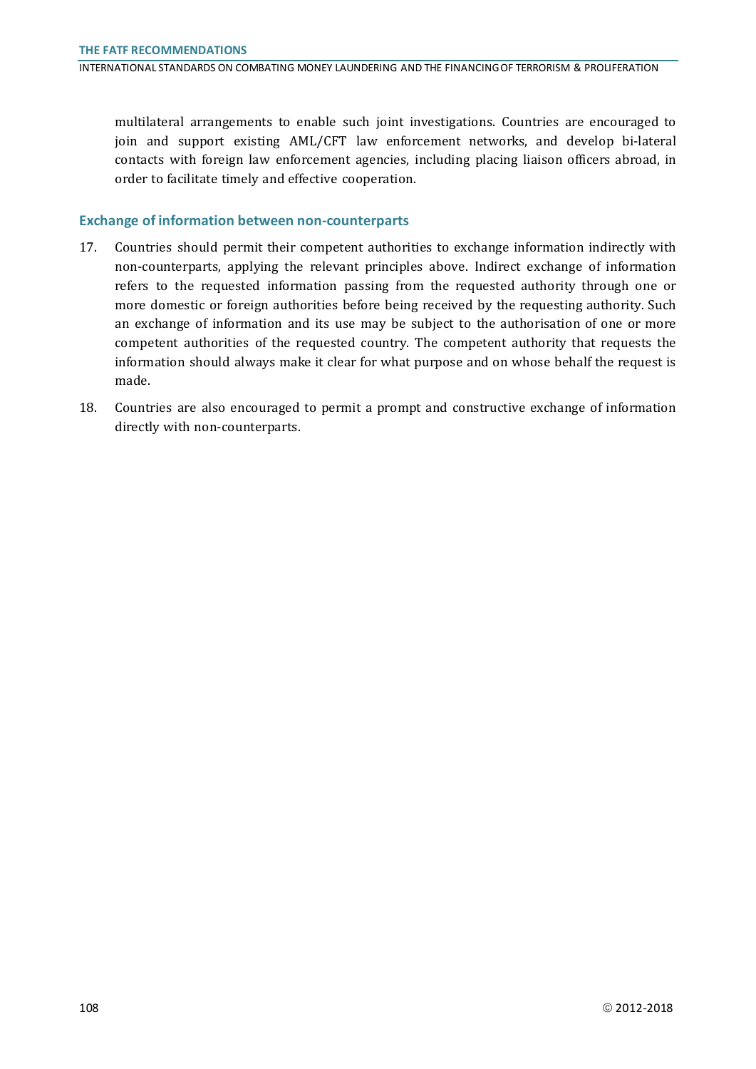multilateral arrangements to enable such joint investigations. Countries are encouraged to join and support existing AML/CFT law enforcement networks, and develop bi-lateral contacts with foreign law enforcement agencies, including placing liaison officers abroad, in order to facilitate timely and effective cooperation.

### Exchange of information between non-counterparts

17. Countries should permit their competent authorities to exchange information indirectly with non-counterparts, applying the relevant principles above. Indirect exchange of information refers to the requested information passing from the requested authority through one or more domestic or foreign authorities before being received by the requesting authority. Such an exchange of information and its use may be subject to the authorisation of one or more competent authorities of the requested country. The competent authority that requests the information should always make it clear for what purpose and on whose behalf the request is made.

18. Countries are also encouraged to permit a prompt and constructive exchange of information directly with non-counterparts.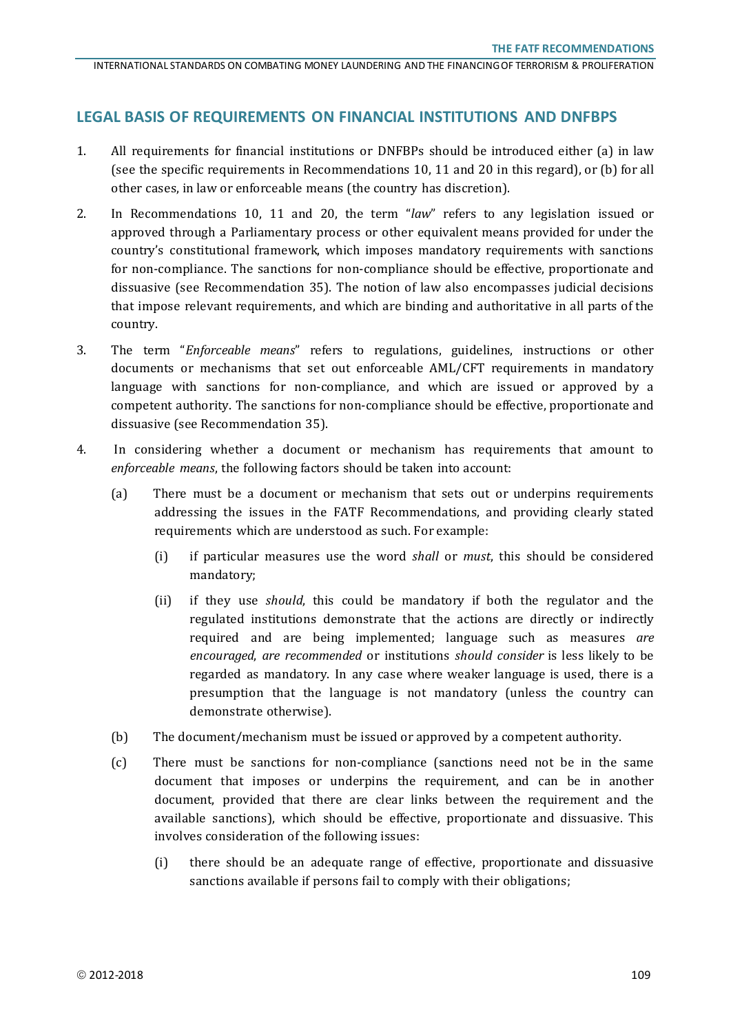## LEGAL BASIS OF REQUIREMENTS ON FINANCIAL INSTITUTIONS AND DNFBPS

1. All requirements for financial institutions or DNFBPs should be introduced either (a) in law (see the specific requirements in Recommendations 10, 11 and 20 in this regard), or (b) for all other cases, in law or enforceable means (the country has discretion).

2. In Recommendations 10, 11 and 20, the term "*law*" refers to any legislation issued or approved through a Parliamentary process or other equivalent means provided for under the country's constitutional framework, which imposes mandatory requirements with sanctions for non-compliance. The sanctions for non-compliance should be effective, proportionate and dissuasive (see Recommendation 35). The notion of law also encompasses judicial decisions that impose relevant requirements, and which are binding and authoritative in all parts of the country.

3. The term "*Enforceable means*" refers to regulations, guidelines, instructions or other documents or mechanisms that set out enforceable AML/CFT requirements in mandatory language with sanctions for non-compliance, and which are issued or approved by a competent authority. The sanctions for non-compliance should be effective, proportionate and dissuasive (see Recommendation 35).

4. In considering whether a document or mechanism has requirements that amount to *enforceable means*, the following factors should be taken into account:

   (a) There must be a document or mechanism that sets out or underpins requirements addressing the issues in the FATF Recommendations, and providing clearly stated requirements which are understood as such. For example:

      (i) if particular measures use the word *shall* or *must*, this should be considered mandatory;

      (ii) if they use *should*, this could be mandatory if both the regulator and the regulated institutions demonstrate that the actions are directly or indirectly required and are being implemented; language such as measures *are encouraged*, *are recommended* or institutions *should consider* is less likely to be regarded as mandatory. In any case where weaker language is used, there is a presumption that the language is not mandatory (unless the country can demonstrate otherwise).

   (b) The document/mechanism must be issued or approved by a competent authority.

   (c) There must be sanctions for non-compliance (sanctions need not be in the same document that imposes or underpins the requirement, and can be in another document, provided that there are clear links between the requirement and the available sanctions), which should be effective, proportionate and dissuasive. This involves consideration of the following issues:

      (i) there should be an adequate range of effective, proportionate and dissuasive sanctions available if persons fail to comply with their obligations;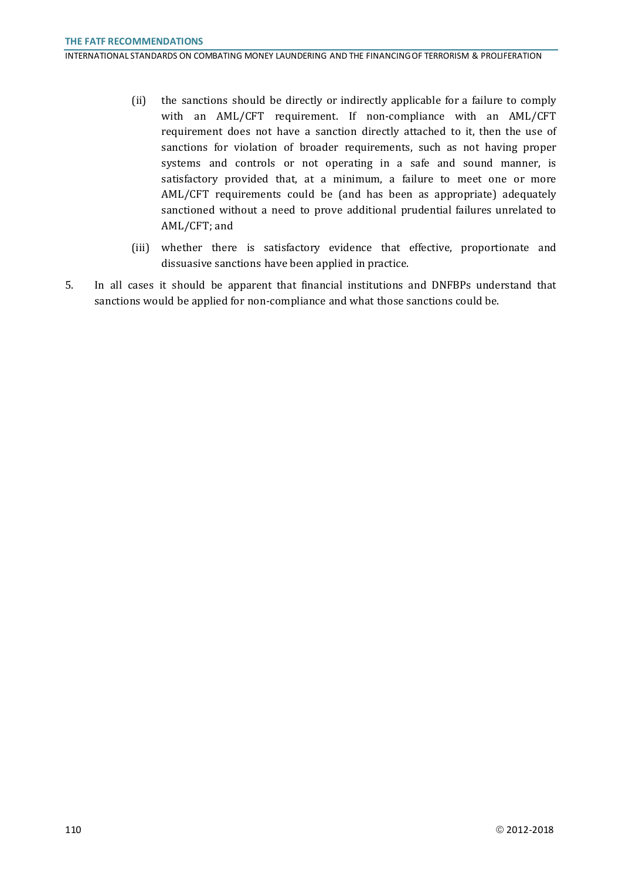(ii) the sanctions should be directly or indirectly applicable for a failure to comply with an AML/CFT requirement. If non-compliance with an AML/CFT requirement does not have a sanction directly attached to it, then the use of sanctions for violation of broader requirements, such as not having proper systems and controls or not operating in a safe and sound manner, is satisfactory provided that, at a minimum, a failure to meet one or more AML/CFT requirements could be (and has been as appropriate) adequately sanctioned without a need to prove additional prudential failures unrelated to AML/CFT; and

(iii) whether there is satisfactory evidence that effective, proportionate and dissuasive sanctions have been applied in practice.

5. In all cases it should be apparent that financial institutions and DNFBPs understand that sanctions would be applied for non-compliance and what those sanctions could be.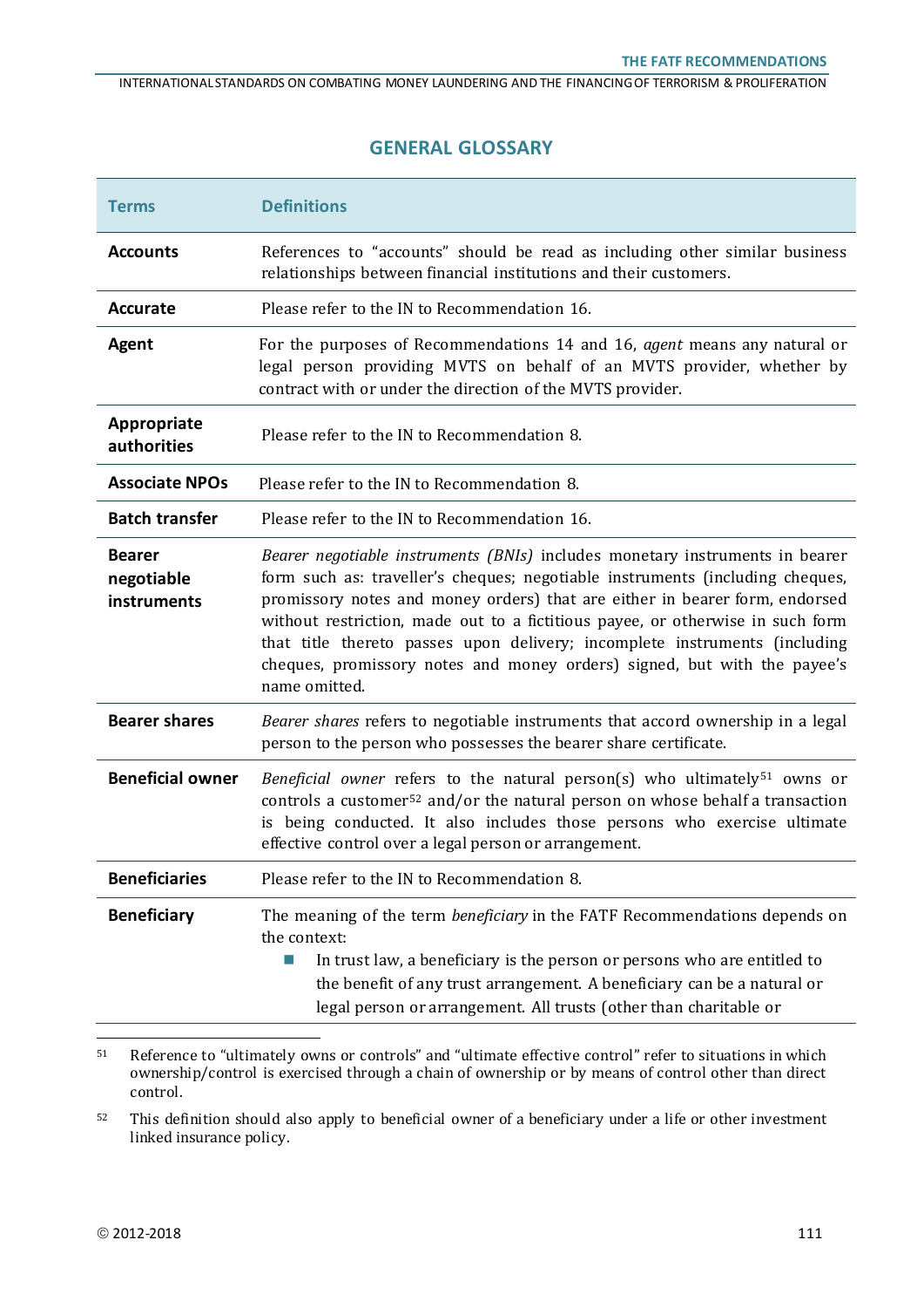## GENERAL GLOSSARY

| Terms | Definitions |
|---|---|
| **Accounts** | References to "accounts" should be read as including other similar business relationships between financial institutions and their customers. |
| **Accurate** | Please refer to the IN to Recommendation 16. |
| **Agent** | For the purposes of Recommendations 14 and 16, *agent* means any natural or legal person providing MVTS on behalf of an MVTS provider, whether by contract with or under the direction of the MVTS provider. |
| **Appropriate authorities** | Please refer to the IN to Recommendation 8. |
| **Associate NPOs** | Please refer to the IN to Recommendation 8. |
| **Batch transfer** | Please refer to the IN to Recommendation 16. |
| **Bearer negotiable instruments** | *Bearer negotiable instruments (BNIs)* includes monetary instruments in bearer form such as: traveller's cheques; negotiable instruments (including cheques, promissory notes and money orders) that are either in bearer form, endorsed without restriction, made out to a fictitious payee, or otherwise in such form that title thereto passes upon delivery; incomplete instruments (including cheques, promissory notes and money orders) signed, but with the payee's name omitted. |
| **Bearer shares** | *Bearer shares* refers to negotiable instruments that accord ownership in a legal person to the person who possesses the bearer share certificate. |
| **Beneficial owner** | *Beneficial owner* refers to the natural person(s) who ultimately[51] owns or controls a customer[52] and/or the natural person on whose behalf a transaction is being conducted. It also includes those persons who exercise ultimate effective control over a legal person or arrangement. |
| **Beneficiaries** | Please refer to the IN to Recommendation 8. |
| **Beneficiary** | The meaning of the term *beneficiary* in the FATF Recommendations depends on the context:<br>- In trust law, a beneficiary is the person or persons who are entitled to the benefit of any trust arrangement. A beneficiary can be a natural or legal person or arrangement. All trusts (other than charitable or |

[51] Reference to "ultimately owns or controls" and "ultimate effective control" refer to situations in which ownership/control is exercised through a chain of ownership or by means of control other than direct control.

[52] This definition should also apply to beneficial owner of a beneficiary under a life or other investment linked insurance policy.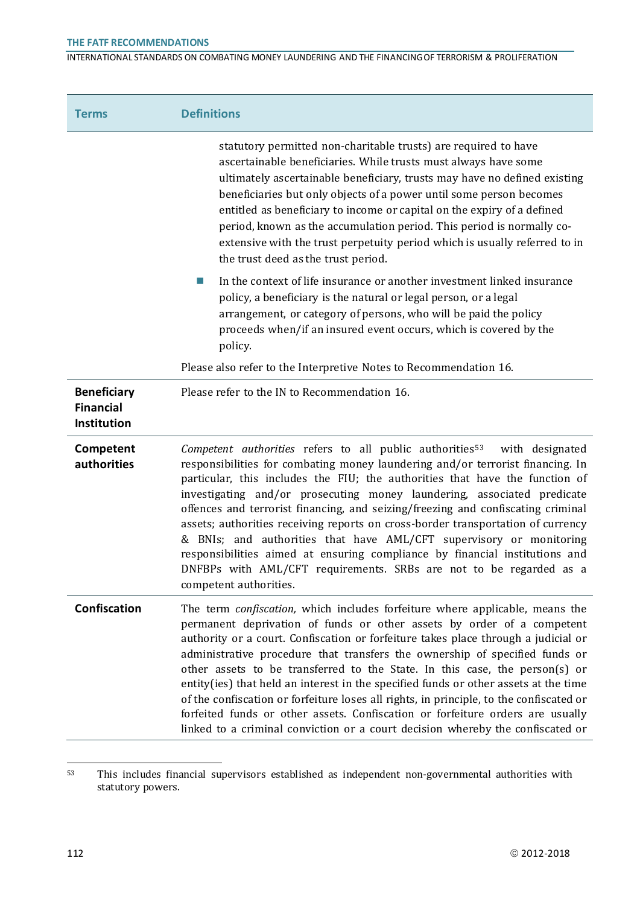| Terms | Definitions |
|---|---|
| | statutory permitted non-charitable trusts) are required to have ascertainable beneficiaries. While trusts must always have some ultimately ascertainable beneficiary, trusts may have no defined existing beneficiaries but only objects of a power until some person becomes entitled as beneficiary to income or capital on the expiry of a defined period, known as the accumulation period. This period is normally co-extensive with the trust perpetuity period which is usually referred to in the trust deed as the trust period.<br>■ In the context of life insurance or another investment linked insurance policy, a beneficiary is the natural or legal person, or a legal arrangement, or category of persons, who will be paid the policy proceeds when/if an insured event occurs, which is covered by the policy.<br>Please also refer to the Interpretive Notes to Recommendation 16. |
| **Beneficiary Financial Institution** | Please refer to the IN to Recommendation 16. |
| **Competent authorities** | *Competent authorities* refers to all public authorities[53] with designated responsibilities for combating money laundering and/or terrorist financing. In particular, this includes the FIU; the authorities that have the function of investigating and/or prosecuting money laundering, associated predicate offences and terrorist financing, and seizing/freezing and confiscating criminal assets; authorities receiving reports on cross-border transportation of currency & BNIs; and authorities that have AML/CFT supervisory or monitoring responsibilities aimed at ensuring compliance by financial institutions and DNFBPs with AML/CFT requirements. SRBs are not to be regarded as a competent authorities. |
| **Confiscation** | The term *confiscation,* which includes forfeiture where applicable, means the permanent deprivation of funds or other assets by order of a competent authority or a court. Confiscation or forfeiture takes place through a judicial or administrative procedure that transfers the ownership of specified funds or other assets to be transferred to the State. In this case, the person(s) or entity(ies) that held an interest in the specified funds or other assets at the time of the confiscation or forfeiture loses all rights, in principle, to the confiscated or forfeited funds or other assets. Confiscation or forfeiture orders are usually linked to a criminal conviction or a court decision whereby the confiscated or |

[53] This includes financial supervisors established as independent non-governmental authorities with statutory powers.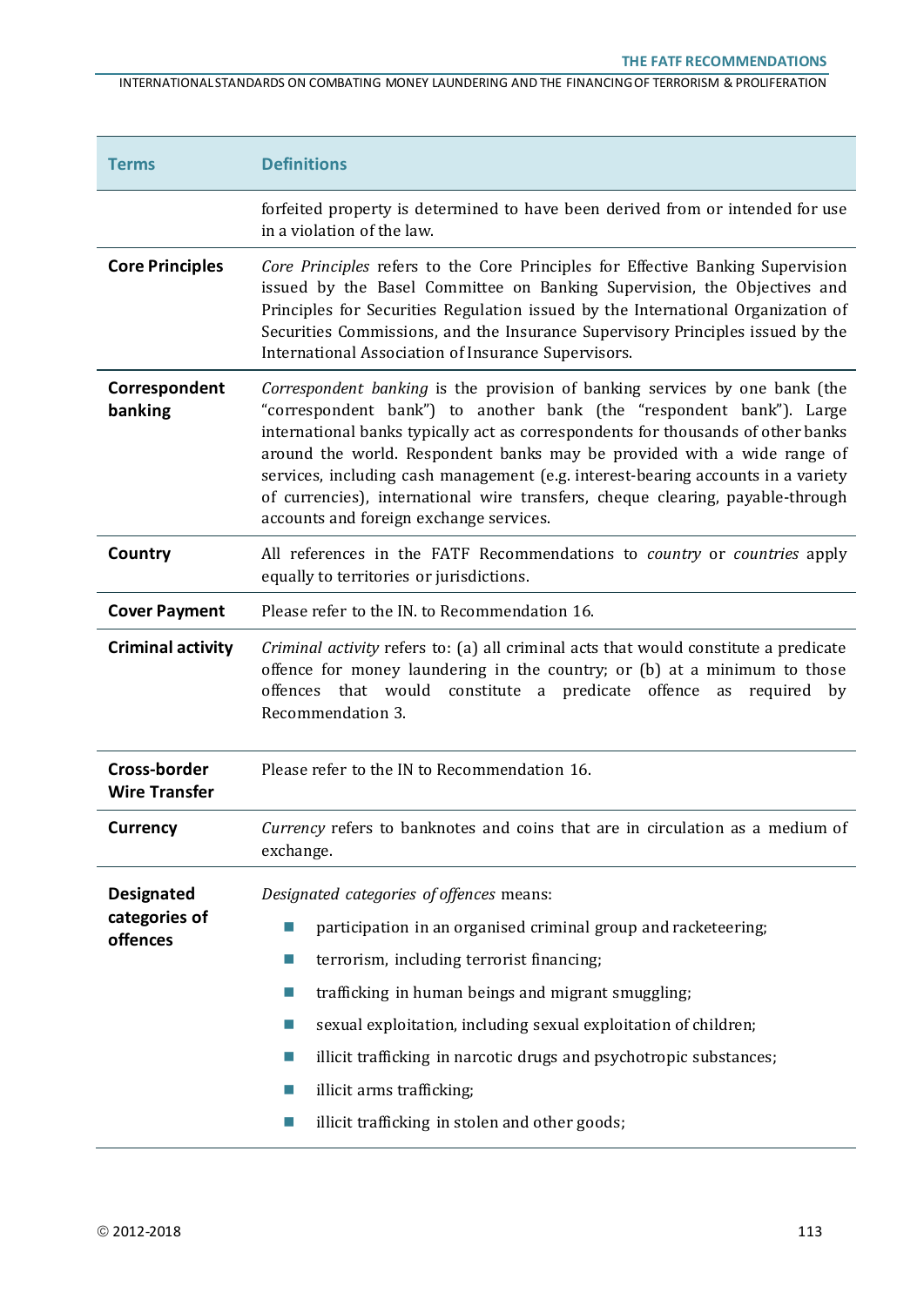| Terms | Definitions |
| --- | --- |
| | forfeited property is determined to have been derived from or intended for use in a violation of the law. |
| **Core Principles** | *Core Principles* refers to the Core Principles for Effective Banking Supervision issued by the Basel Committee on Banking Supervision, the Objectives and Principles for Securities Regulation issued by the International Organization of Securities Commissions, and the Insurance Supervisory Principles issued by the International Association of Insurance Supervisors. |
| **Correspondent banking** | *Correspondent banking* is the provision of banking services by one bank (the "correspondent bank") to another bank (the "respondent bank"). Large international banks typically act as correspondents for thousands of other banks around the world. Respondent banks may be provided with a wide range of services, including cash management (e.g. interest-bearing accounts in a variety of currencies), international wire transfers, cheque clearing, payable-through accounts and foreign exchange services. |
| **Country** | All references in the FATF Recommendations to *country* or *countries* apply equally to territories or jurisdictions. |
| **Cover Payment** | Please refer to the IN. to Recommendation 16. |
| **Criminal activity** | *Criminal activity* refers to: (a) all criminal acts that would constitute a predicate offence for money laundering in the country; or (b) at a minimum to those offences that would constitute a predicate offence as required by Recommendation 3. |
| **Cross-border Wire Transfer** | Please refer to the IN to Recommendation 16. |
| **Currency** | *Currency* refers to banknotes and coins that are in circulation as a medium of exchange. |
| **Designated categories of offences** | *Designated categories of offences* means:<br>■ participation in an organised criminal group and racketeering;<br>■ terrorism, including terrorist financing;<br>■ trafficking in human beings and migrant smuggling;<br>■ sexual exploitation, including sexual exploitation of children;<br>■ illicit trafficking in narcotic drugs and psychotropic substances;<br>■ illicit arms trafficking;<br>■ illicit trafficking in stolen and other goods; |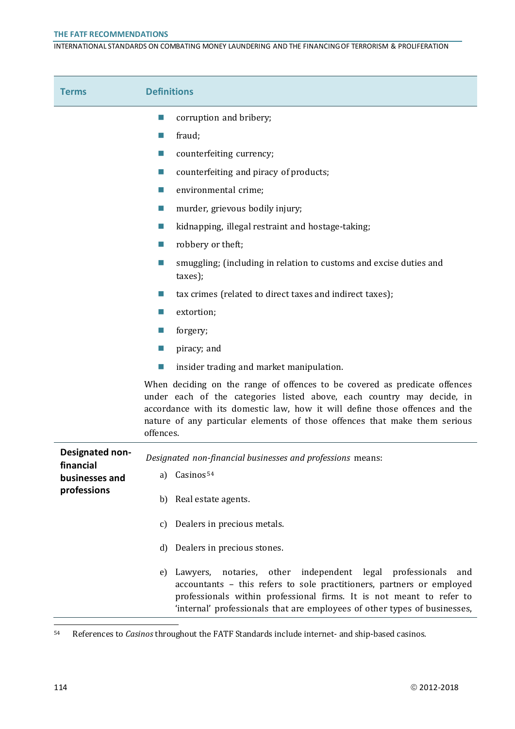| Terms | Definitions |
|---|---|
| | ■ corruption and bribery;<br>■ fraud;<br>■ counterfeiting currency;<br>■ counterfeiting and piracy of products;<br>■ environmental crime;<br>■ murder, grievous bodily injury;<br>■ kidnapping, illegal restraint and hostage-taking;<br>■ robbery or theft;<br>■ smuggling; (including in relation to customs and excise duties and taxes);<br>■ tax crimes (related to direct taxes and indirect taxes);<br>■ extortion;<br>■ forgery;<br>■ piracy; and<br>■ insider trading and market manipulation.<br><br>When deciding on the range of offences to be covered as predicate offences under each of the categories listed above, each country may decide, in accordance with its domestic law, how it will define those offences and the nature of any particular elements of those offences that make them serious offences. |
| **Designated non-financial businesses and professions** | *Designated non-financial businesses and professions* means:<br><br>a) Casinos[54]<br><br>b) Real estate agents.<br><br>c) Dealers in precious metals.<br><br>d) Dealers in precious stones.<br><br>e) Lawyers, notaries, other independent legal professionals and accountants – this refers to sole practitioners, partners or employed professionals within professional firms. It is not meant to refer to 'internal' professionals that are employees of other types of businesses, |

[54] References to *Casinos* throughout the FATF Standards include internet- and ship-based casinos.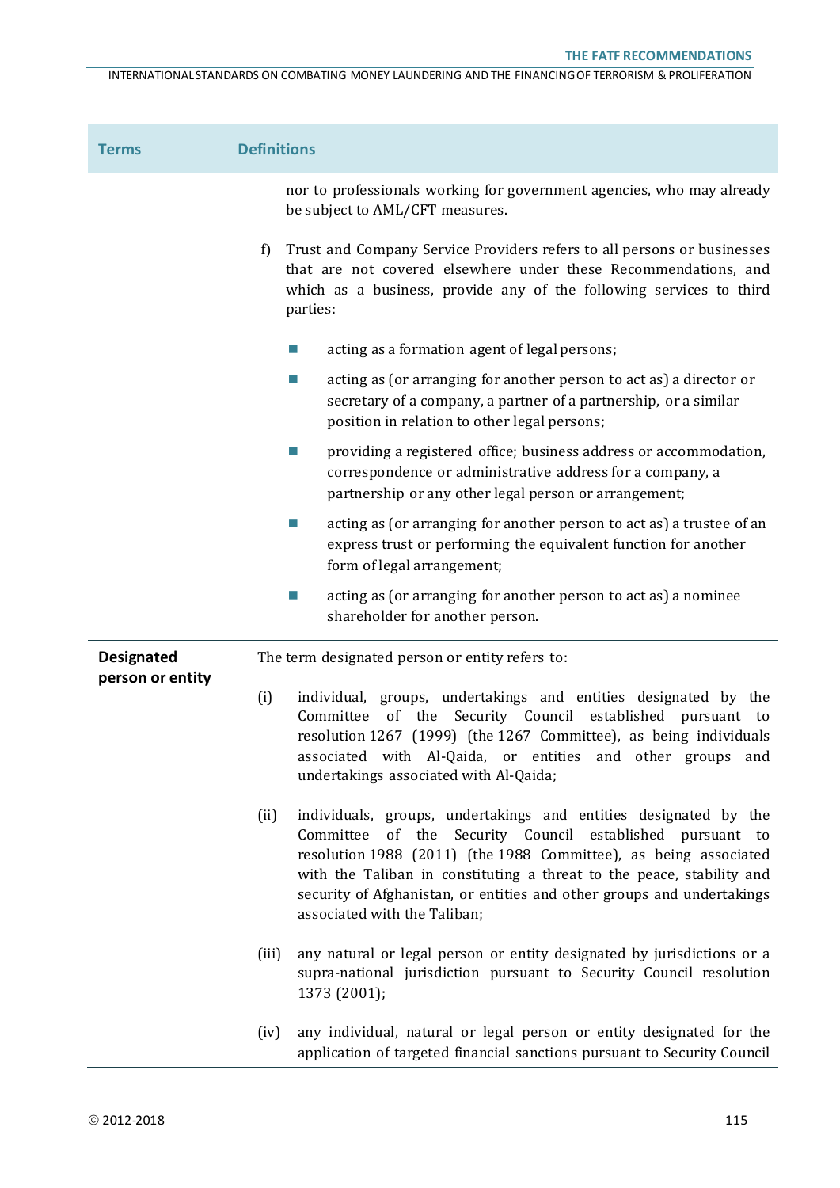| Terms | Definitions |
|---|---|
| | nor to professionals working for government agencies, who may already be subject to AML/CFT measures.<br><br>f) Trust and Company Service Providers refers to all persons or businesses that are not covered elsewhere under these Recommendations, and which as a business, provide any of the following services to third parties:<br><br>■ acting as a formation agent of legal persons;<br>■ acting as (or arranging for another person to act as) a director or secretary of a company, a partner of a partnership, or a similar position in relation to other legal persons;<br>■ providing a registered office; business address or accommodation, correspondence or administrative address for a company, a partnership or any other legal person or arrangement;<br>■ acting as (or arranging for another person to act as) a trustee of an express trust or performing the equivalent function for another form of legal arrangement;<br>■ acting as (or arranging for another person to act as) a nominee shareholder for another person. |
| **Designated person or entity** | The term designated person or entity refers to:<br><br>(i) individual, groups, undertakings and entities designated by the Committee of the Security Council established pursuant to resolution 1267 (1999) (the 1267 Committee), as being individuals associated with Al-Qaida, or entities and other groups and undertakings associated with Al-Qaida;<br><br>(ii) individuals, groups, undertakings and entities designated by the Committee of the Security Council established pursuant to resolution 1988 (2011) (the 1988 Committee), as being associated with the Taliban in constituting a threat to the peace, stability and security of Afghanistan, or entities and other groups and undertakings associated with the Taliban;<br><br>(iii) any natural or legal person or entity designated by jurisdictions or a supra-national jurisdiction pursuant to Security Council resolution 1373 (2001);<br><br>(iv) any individual, natural or legal person or entity designated for the application of targeted financial sanctions pursuant to Security Council |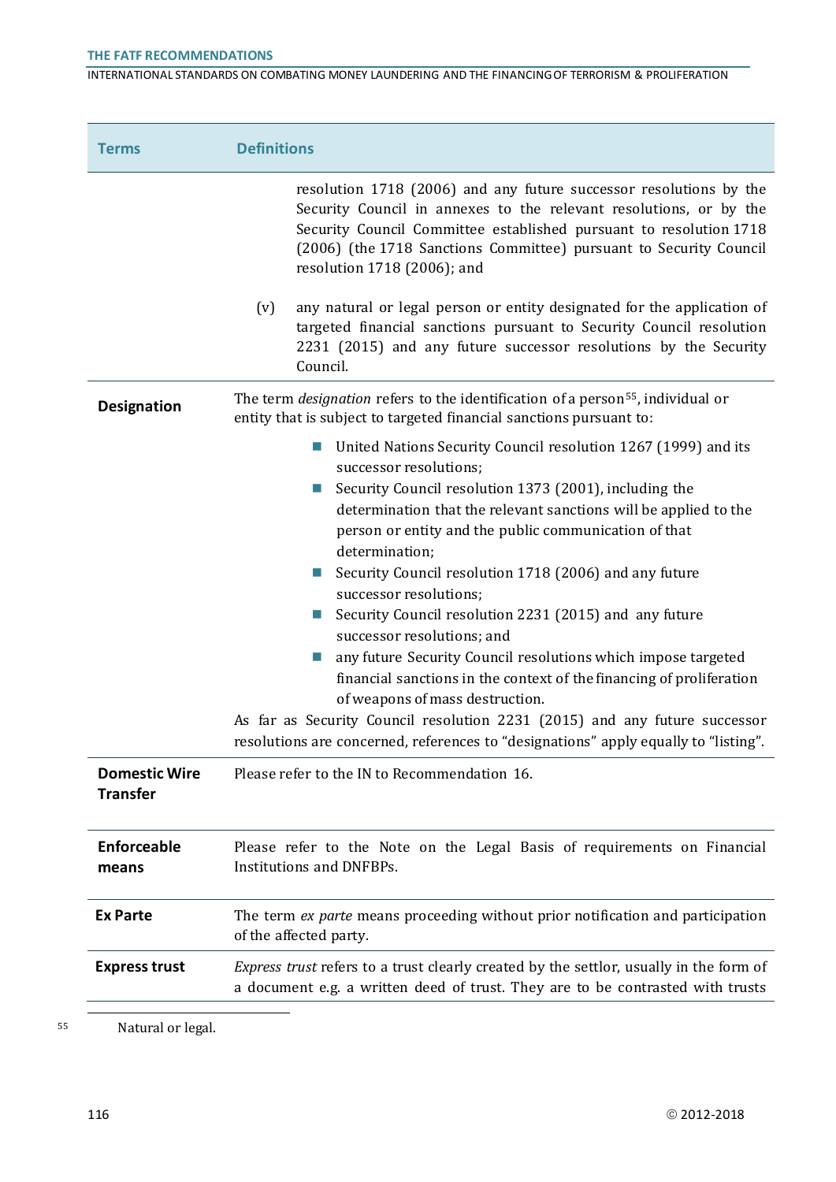| Terms | Definitions |
|---|---|
| | resolution 1718 (2006) and any future successor resolutions by the Security Council in annexes to the relevant resolutions, or by the Security Council Committee established pursuant to resolution 1718 (2006) (the 1718 Sanctions Committee) pursuant to Security Council resolution 1718 (2006); and<br><br>(v) any natural or legal person or entity designated for the application of targeted financial sanctions pursuant to Security Council resolution 2231 (2015) and any future successor resolutions by the Security Council. |
| **Designation** | The term *designation* refers to the identification of a person[55], individual or entity that is subject to targeted financial sanctions pursuant to:<br>- United Nations Security Council resolution 1267 (1999) and its successor resolutions;<br>- Security Council resolution 1373 (2001), including the determination that the relevant sanctions will be applied to the person or entity and the public communication of that determination;<br>- Security Council resolution 1718 (2006) and any future successor resolutions;<br>- Security Council resolution 2231 (2015) and any future successor resolutions; and<br>- any future Security Council resolutions which impose targeted financial sanctions in the context of the financing of proliferation of weapons of mass destruction.<br><br>As far as Security Council resolution 2231 (2015) and any future successor resolutions are concerned, references to "designations" apply equally to "listing". |
| **Domestic Wire Transfer** | Please refer to the IN to Recommendation 16. |
| **Enforceable means** | Please refer to the Note on the Legal Basis of requirements on Financial Institutions and DNFBPs. |
| **Ex Parte** | The term *ex parte* means proceeding without prior notification and participation of the affected party. |
| **Express trust** | *Express trust* refers to a trust clearly created by the settlor, usually in the form of a document e.g. a written deed of trust. They are to be contrasted with trusts |

[55] Natural or legal.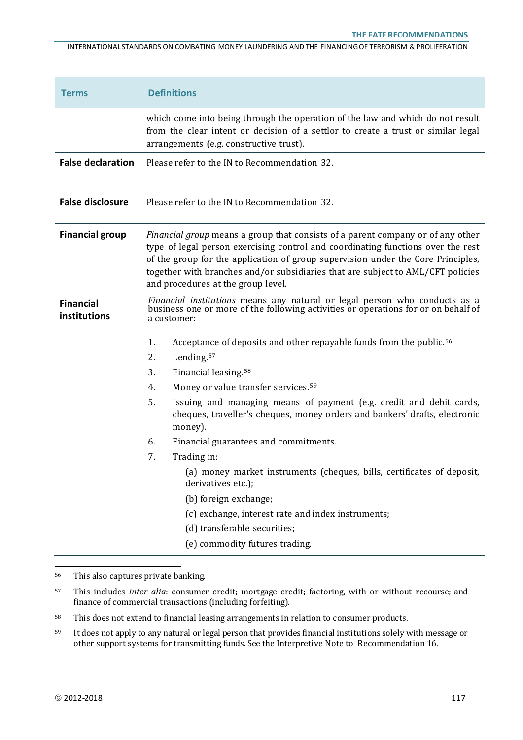| Terms | Definitions |
| --- | --- |
| | which come into being through the operation of the law and which do not result from the clear intent or decision of a settlor to create a trust or similar legal arrangements (e.g. constructive trust). |
| **False declaration** | Please refer to the IN to Recommendation 32. |
| **False disclosure** | Please refer to the IN to Recommendation 32. |
| **Financial group** | *Financial group* means a group that consists of a parent company or of any other type of legal person exercising control and coordinating functions over the rest of the group for the application of group supervision under the Core Principles, together with branches and/or subsidiaries that are subject to AML/CFT policies and procedures at the group level. |
| **Financial institutions** | *Financial institutions* means any natural or legal person who conducts as a business one or more of the following activities or operations for or on behalf of a customer:<br><br>1. Acceptance of deposits and other repayable funds from the public.[56]<br>2. Lending.[57]<br>3. Financial leasing.[58]<br>4. Money or value transfer services.[59]<br>5. Issuing and managing means of payment (e.g. credit and debit cards, cheques, traveller's cheques, money orders and bankers' drafts, electronic money).<br>6. Financial guarantees and commitments.<br>7. Trading in:<br>(a) money market instruments (cheques, bills, certificates of deposit, derivatives etc.);<br>(b) foreign exchange;<br>(c) exchange, interest rate and index instruments;<br>(d) transferable securities;<br>(e) commodity futures trading. |

[56] This also captures private banking.

[57] This includes *inter alia*: consumer credit; mortgage credit; factoring, with or without recourse; and finance of commercial transactions (including forfeiting).

[58] This does not extend to financial leasing arrangements in relation to consumer products.

[59] It does not apply to any natural or legal person that provides financial institutions solely with message or other support systems for transmitting funds. See the Interpretive Note to Recommendation 16.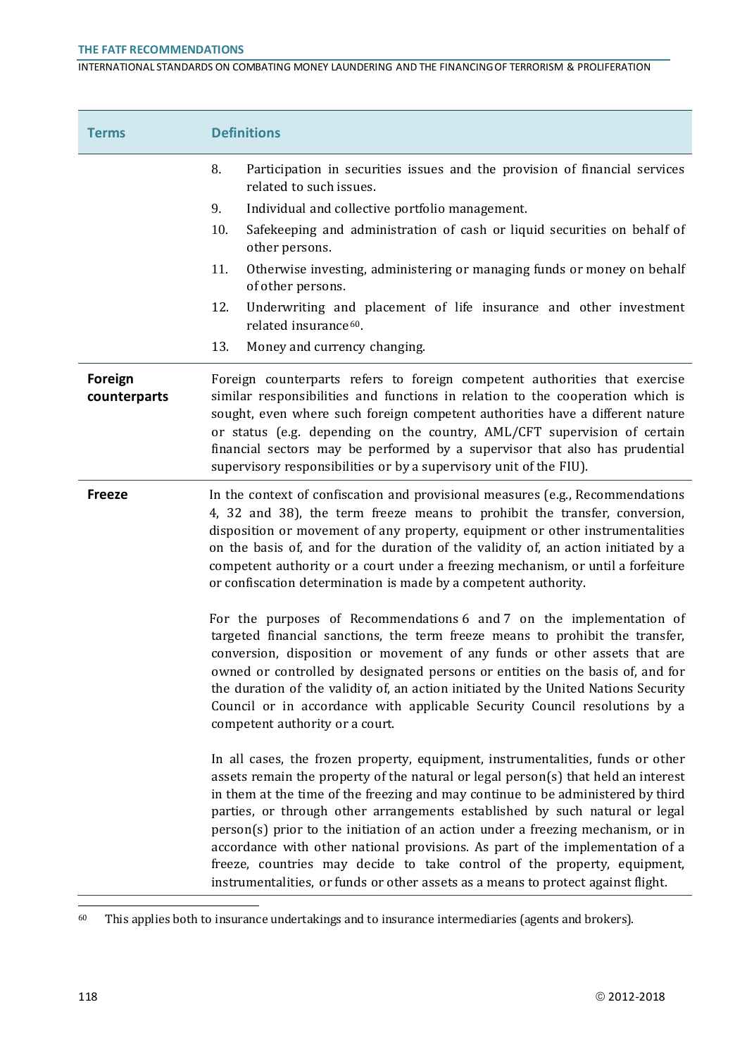| Terms | Definitions |
|---|---|
| | 8. Participation in securities issues and the provision of financial services related to such issues.<br>9. Individual and collective portfolio management.<br>10. Safekeeping and administration of cash or liquid securities on behalf of other persons.<br>11. Otherwise investing, administering or managing funds or money on behalf of other persons.<br>12. Underwriting and placement of life insurance and other investment related insurance[60].<br>13. Money and currency changing. |
| **Foreign counterparts** | Foreign counterparts refers to foreign competent authorities that exercise similar responsibilities and functions in relation to the cooperation which is sought, even where such foreign competent authorities have a different nature or status (e.g. depending on the country, AML/CFT supervision of certain financial sectors may be performed by a supervisor that also has prudential supervisory responsibilities or by a supervisory unit of the FIU). |
| **Freeze** | In the context of confiscation and provisional measures (e.g., Recommendations 4, 32 and 38), the term freeze means to prohibit the transfer, conversion, disposition or movement of any property, equipment or other instrumentalities on the basis of, and for the duration of the validity of, an action initiated by a competent authority or a court under a freezing mechanism, or until a forfeiture or confiscation determination is made by a competent authority.<br><br>For the purposes of Recommendations 6 and 7 on the implementation of targeted financial sanctions, the term freeze means to prohibit the transfer, conversion, disposition or movement of any funds or other assets that are owned or controlled by designated persons or entities on the basis of, and for the duration of the validity of, an action initiated by the United Nations Security Council or in accordance with applicable Security Council resolutions by a competent authority or a court.<br><br>In all cases, the frozen property, equipment, instrumentalities, funds or other assets remain the property of the natural or legal person(s) that held an interest in them at the time of the freezing and may continue to be administered by third parties, or through other arrangements established by such natural or legal person(s) prior to the initiation of an action under a freezing mechanism, or in accordance with other national provisions. As part of the implementation of a freeze, countries may decide to take control of the property, equipment, instrumentalities, or funds or other assets as a means to protect against flight. |

[60] This applies both to insurance undertakings and to insurance intermediaries (agents and brokers).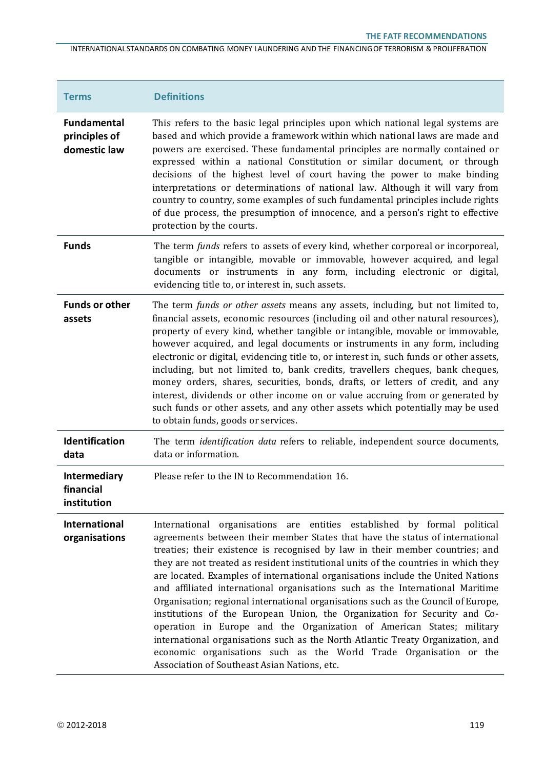| Terms | Definitions |
|---|---|
| **Fundamental principles of domestic law** | This refers to the basic legal principles upon which national legal systems are based and which provide a framework within which national laws are made and powers are exercised. These fundamental principles are normally contained or expressed within a national Constitution or similar document, or through decisions of the highest level of court having the power to make binding interpretations or determinations of national law. Although it will vary from country to country, some examples of such fundamental principles include rights of due process, the presumption of innocence, and a person's right to effective protection by the courts. |
| **Funds** | The term *funds* refers to assets of every kind, whether corporeal or incorporeal, tangible or intangible, movable or immovable, however acquired, and legal documents or instruments in any form, including electronic or digital, evidencing title to, or interest in, such assets. |
| **Funds or other assets** | The term *funds or other assets* means any assets, including, but not limited to, financial assets, economic resources (including oil and other natural resources), property of every kind, whether tangible or intangible, movable or immovable, however acquired, and legal documents or instruments in any form, including electronic or digital, evidencing title to, or interest in, such funds or other assets, including, but not limited to, bank credits, travellers cheques, bank cheques, money orders, shares, securities, bonds, drafts, or letters of credit, and any interest, dividends or other income on or value accruing from or generated by such funds or other assets, and any other assets which potentially may be used to obtain funds, goods or services. |
| **Identification data** | The term *identification data* refers to reliable, independent source documents, data or information. |
| **Intermediary financial institution** | Please refer to the IN to Recommendation 16. |
| **International organisations** | International organisations are entities established by formal political agreements between their member States that have the status of international treaties; their existence is recognised by law in their member countries; and they are not treated as resident institutional units of the countries in which they are located. Examples of international organisations include the United Nations and affiliated international organisations such as the International Maritime Organisation; regional international organisations such as the Council of Europe, institutions of the European Union, the Organization for Security and Co-operation in Europe and the Organization of American States; military international organisations such as the North Atlantic Treaty Organization, and economic organisations such as the World Trade Organisation or the Association of Southeast Asian Nations, etc. |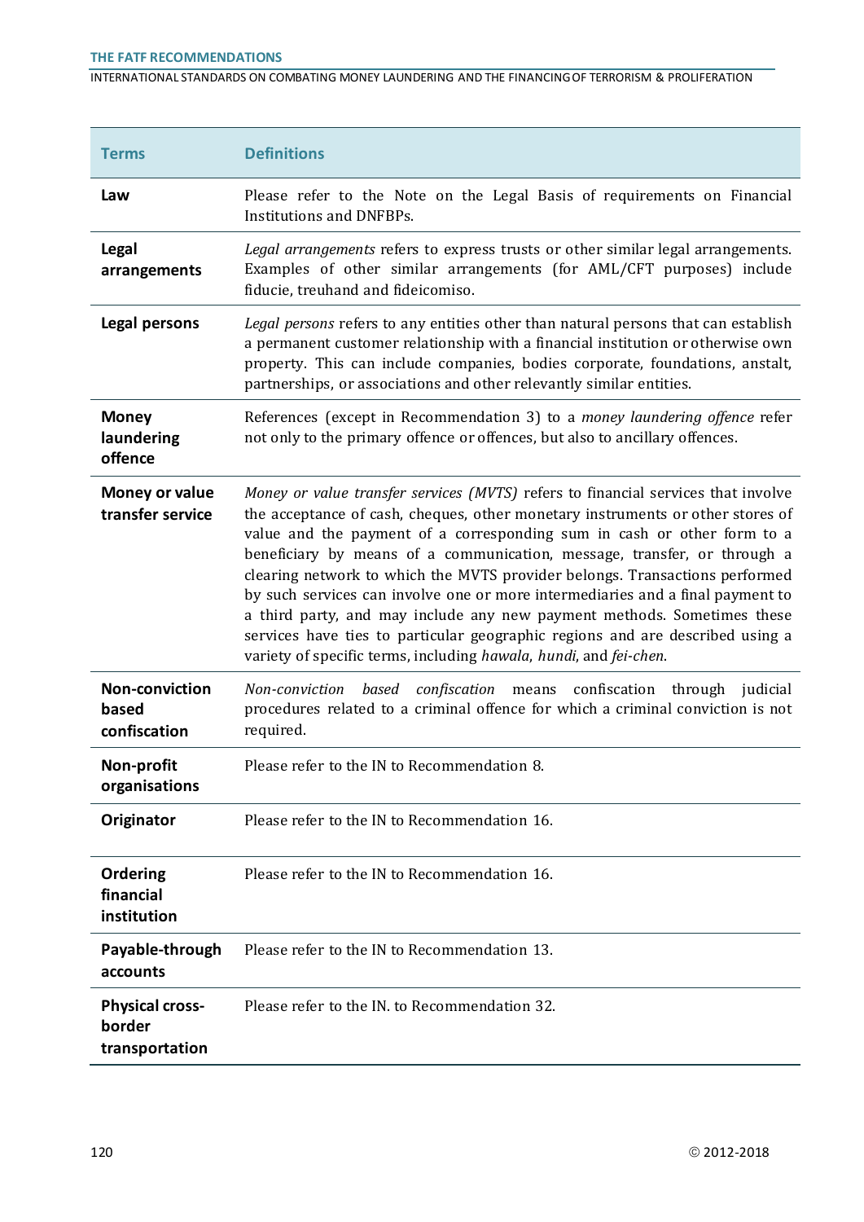| Terms | Definitions |
|---|---|
| **Law** | Please refer to the Note on the Legal Basis of requirements on Financial Institutions and DNFBPs. |
| **Legal arrangements** | *Legal arrangements* refers to express trusts or other similar legal arrangements. Examples of other similar arrangements (for AML/CFT purposes) include fiducie, treuhand and fideicomiso. |
| **Legal persons** | *Legal persons* refers to any entities other than natural persons that can establish a permanent customer relationship with a financial institution or otherwise own property. This can include companies, bodies corporate, foundations, anstalt, partnerships, or associations and other relevantly similar entities. |
| **Money laundering offence** | References (except in Recommendation 3) to a *money laundering offence* refer not only to the primary offence or offences, but also to ancillary offences. |
| **Money or value transfer service** | *Money or value transfer services (MVTS)* refers to financial services that involve the acceptance of cash, cheques, other monetary instruments or other stores of value and the payment of a corresponding sum in cash or other form to a beneficiary by means of a communication, message, transfer, or through a clearing network to which the MVTS provider belongs. Transactions performed by such services can involve one or more intermediaries and a final payment to a third party, and may include any new payment methods. Sometimes these services have ties to particular geographic regions and are described using a variety of specific terms, including *hawala*, *hundi*, and *fei-chen*. |
| **Non-conviction based confiscation** | *Non-conviction based confiscation* means confiscation through judicial procedures related to a criminal offence for which a criminal conviction is not required. |
| **Non-profit organisations** | Please refer to the IN to Recommendation 8. |
| **Originator** | Please refer to the IN to Recommendation 16. |
| **Ordering financial institution** | Please refer to the IN to Recommendation 16. |
| **Payable-through accounts** | Please refer to the IN to Recommendation 13. |
| **Physical cross-border transportation** | Please refer to the IN. to Recommendation 32. |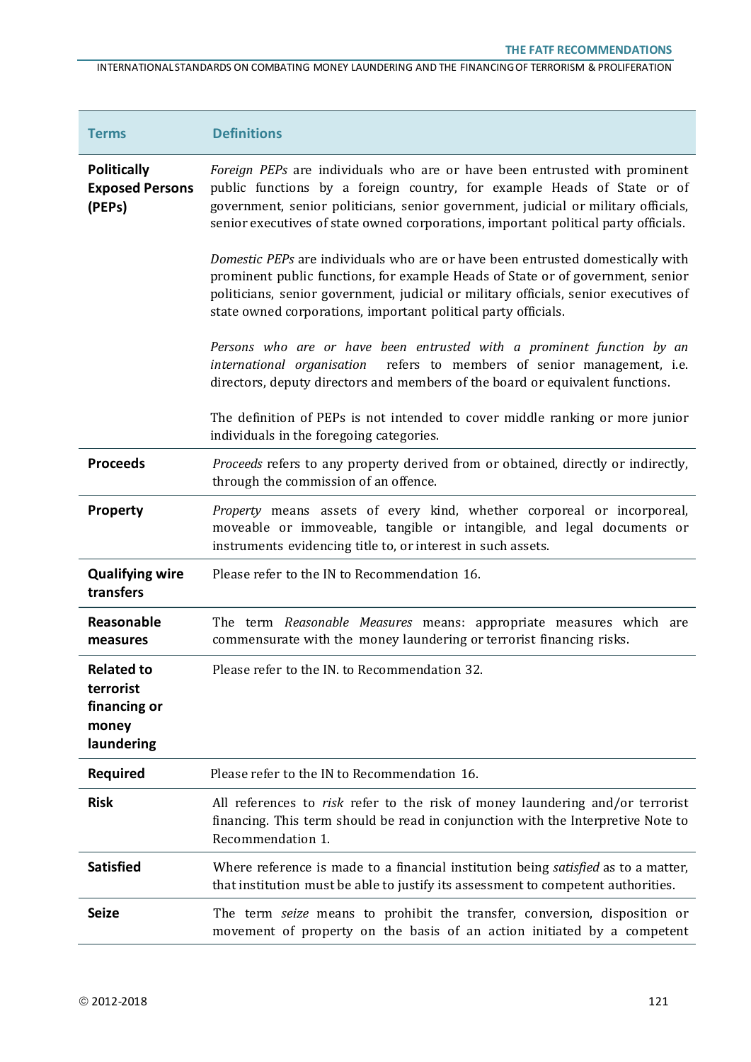| Terms | Definitions |
|---|---|
| **Politically Exposed Persons (PEPs)** | *Foreign PEPs* are individuals who are or have been entrusted with prominent public functions by a foreign country, for example Heads of State or of government, senior politicians, senior government, judicial or military officials, senior executives of state owned corporations, important political party officials.<br><br>*Domestic PEPs* are individuals who are or have been entrusted domestically with prominent public functions, for example Heads of State or of government, senior politicians, senior government, judicial or military officials, senior executives of state owned corporations, important political party officials.<br><br>*Persons who are or have been entrusted with a prominent function by an international organisation* refers to members of senior management, i.e. directors, deputy directors and members of the board or equivalent functions.<br><br>The definition of PEPs is not intended to cover middle ranking or more junior individuals in the foregoing categories. |
| **Proceeds** | *Proceeds* refers to any property derived from or obtained, directly or indirectly, through the commission of an offence. |
| **Property** | *Property* means assets of every kind, whether corporeal or incorporeal, moveable or immoveable, tangible or intangible, and legal documents or instruments evidencing title to, or interest in such assets. |
| **Qualifying wire transfers** | Please refer to the IN to Recommendation 16. |
| **Reasonable measures** | The term *Reasonable Measures* means: appropriate measures which are commensurate with the money laundering or terrorist financing risks. |
| **Related to terrorist financing or money laundering** | Please refer to the IN. to Recommendation 32. |
| **Required** | Please refer to the IN to Recommendation 16. |
| **Risk** | All references to *risk* refer to the risk of money laundering and/or terrorist financing. This term should be read in conjunction with the Interpretive Note to Recommendation 1. |
| **Satisfied** | Where reference is made to a financial institution being *satisfied* as to a matter, that institution must be able to justify its assessment to competent authorities. |
| **Seize** | The term *seize* means to prohibit the transfer, conversion, disposition or movement of property on the basis of an action initiated by a competent |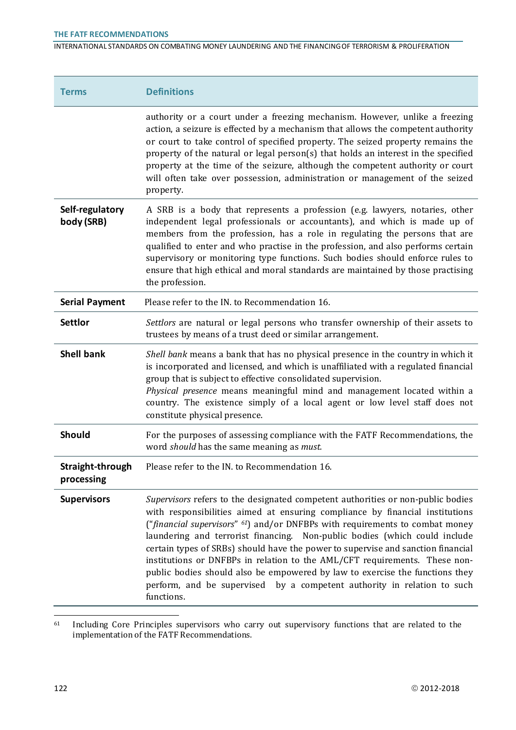| Terms | Definitions |
|---|---|
| | authority or a court under a freezing mechanism. However, unlike a freezing action, a seizure is effected by a mechanism that allows the competent authority or court to take control of specified property. The seized property remains the property of the natural or legal person(s) that holds an interest in the specified property at the time of the seizure, although the competent authority or court will often take over possession, administration or management of the seized property. |
| **Self-regulatory body (SRB)** | A SRB is a body that represents a profession (e.g. lawyers, notaries, other independent legal professionals or accountants), and which is made up of members from the profession, has a role in regulating the persons that are qualified to enter and who practise in the profession, and also performs certain supervisory or monitoring type functions. Such bodies should enforce rules to ensure that high ethical and moral standards are maintained by those practising the profession. |
| **Serial Payment** | Please refer to the IN. to Recommendation 16. |
| **Settlor** | *Settlors* are natural or legal persons who transfer ownership of their assets to trustees by means of a trust deed or similar arrangement. |
| **Shell bank** | *Shell bank* means a bank that has no physical presence in the country in which it is incorporated and licensed, and which is unaffiliated with a regulated financial group that is subject to effective consolidated supervision.<br>*Physical presence* means meaningful mind and management located within a country. The existence simply of a local agent or low level staff does not constitute physical presence. |
| **Should** | For the purposes of assessing compliance with the FATF Recommendations, the word *should* has the same meaning as *must.* |
| **Straight-through processing** | Please refer to the IN. to Recommendation 16. |
| **Supervisors** | *Supervisors* refers to the designated competent authorities or non-public bodies with responsibilities aimed at ensuring compliance by financial institutions ("*financial supervisors*" [61]) and/or DNFBPs with requirements to combat money laundering and terrorist financing. Non-public bodies (which could include certain types of SRBs) should have the power to supervise and sanction financial institutions or DNFBPs in relation to the AML/CFT requirements. These non-public bodies should also be empowered by law to exercise the functions they perform, and be supervised by a competent authority in relation to such functions. |

[61] Including Core Principles supervisors who carry out supervisory functions that are related to the implementation of the FATF Recommendations.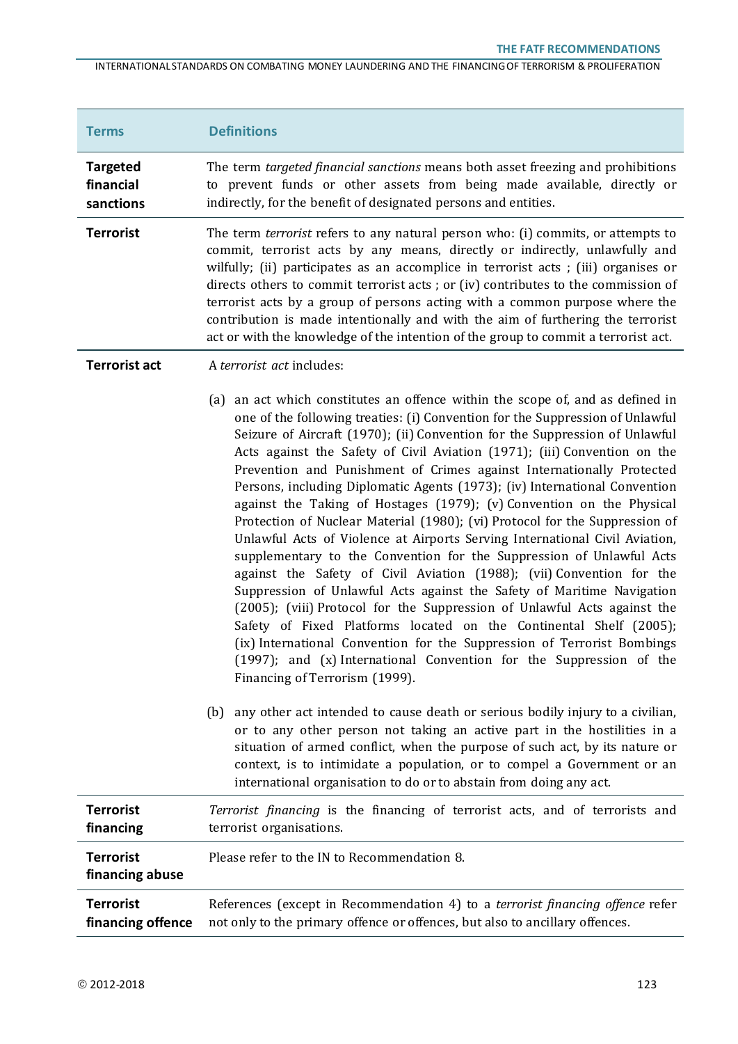| Terms | Definitions |
| --- | --- |
| **Targeted financial sanctions** | The term *targeted financial sanctions* means both asset freezing and prohibitions to prevent funds or other assets from being made available, directly or indirectly, for the benefit of designated persons and entities. |
| **Terrorist** | The term *terrorist* refers to any natural person who: (i) commits, or attempts to commit, terrorist acts by any means, directly or indirectly, unlawfully and wilfully; (ii) participates as an accomplice in terrorist acts ; (iii) organises or directs others to commit terrorist acts ; or (iv) contributes to the commission of terrorist acts by a group of persons acting with a common purpose where the contribution is made intentionally and with the aim of furthering the terrorist act or with the knowledge of the intention of the group to commit a terrorist act. |
| **Terrorist act** | A *terrorist act* includes:<br><br>(a) an act which constitutes an offence within the scope of, and as defined in one of the following treaties: (i) Convention for the Suppression of Unlawful Seizure of Aircraft (1970); (ii) Convention for the Suppression of Unlawful Acts against the Safety of Civil Aviation (1971); (iii) Convention on the Prevention and Punishment of Crimes against Internationally Protected Persons, including Diplomatic Agents (1973); (iv) International Convention against the Taking of Hostages (1979); (v) Convention on the Physical Protection of Nuclear Material (1980); (vi) Protocol for the Suppression of Unlawful Acts of Violence at Airports Serving International Civil Aviation, supplementary to the Convention for the Suppression of Unlawful Acts against the Safety of Civil Aviation (1988); (vii) Convention for the Suppression of Unlawful Acts against the Safety of Maritime Navigation (2005); (viii) Protocol for the Suppression of Unlawful Acts against the Safety of Fixed Platforms located on the Continental Shelf (2005); (ix) International Convention for the Suppression of Terrorist Bombings (1997); and (x) International Convention for the Suppression of the Financing of Terrorism (1999).<br><br>(b) any other act intended to cause death or serious bodily injury to a civilian, or to any other person not taking an active part in the hostilities in a situation of armed conflict, when the purpose of such act, by its nature or context, is to intimidate a population, or to compel a Government or an international organisation to do or to abstain from doing any act. |
| **Terrorist financing** | *Terrorist financing* is the financing of terrorist acts, and of terrorists and terrorist organisations. |
| **Terrorist financing abuse** | Please refer to the IN to Recommendation 8. |
| **Terrorist financing offence** | References (except in Recommendation 4) to a *terrorist financing offence* refer not only to the primary offence or offences, but also to ancillary offences. |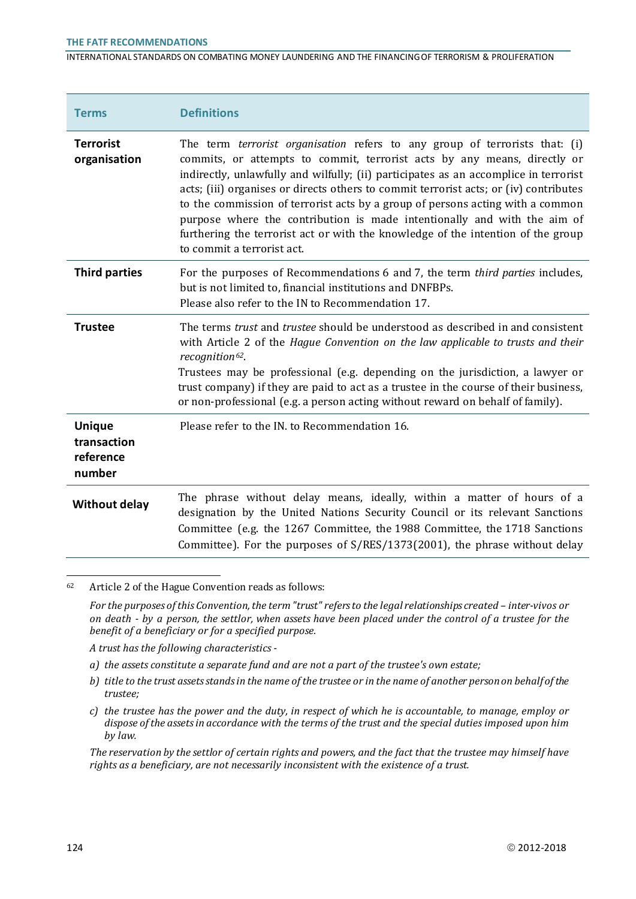| Terms | Definitions |
|---|---|
| **Terrorist organisation** | The term *terrorist organisation* refers to any group of terrorists that: (i) commits, or attempts to commit, terrorist acts by any means, directly or indirectly, unlawfully and wilfully; (ii) participates as an accomplice in terrorist acts; (iii) organises or directs others to commit terrorist acts; or (iv) contributes to the commission of terrorist acts by a group of persons acting with a common purpose where the contribution is made intentionally and with the aim of furthering the terrorist act or with the knowledge of the intention of the group to commit a terrorist act. |
| **Third parties** | For the purposes of Recommendations 6 and 7, the term *third parties* includes, but is not limited to, financial institutions and DNFBPs. Please also refer to the IN to Recommendation 17. |
| **Trustee** | The terms *trust* and *trustee* should be understood as described in and consistent with Article 2 of the *Hague Convention on the law applicable to trusts and their recognition*[62]. Trustees may be professional (e.g. depending on the jurisdiction, a lawyer or trust company) if they are paid to act as a trustee in the course of their business, or non-professional (e.g. a person acting without reward on behalf of family). |
| **Unique transaction reference number** | Please refer to the IN. to Recommendation 16. |
| **Without delay** | The phrase without delay means, ideally, within a matter of hours of a designation by the United Nations Security Council or its relevant Sanctions Committee (e.g. the 1267 Committee, the 1988 Committee, the 1718 Sanctions Committee). For the purposes of S/RES/1373(2001), the phrase without delay |

[62] Article 2 of the Hague Convention reads as follows:

*For the purposes of this Convention, the term "trust" refers to the legal relationships created – inter-vivos or on death - by a person, the settlor, when assets have been placed under the control of a trustee for the benefit of a beneficiary or for a specified purpose.*

*A trust has the following characteristics -*

*a) the assets constitute a separate fund and are not a part of the trustee's own estate;*

*b) title to the trust assets stands in the name of the trustee or in the name of another person on behalf of the trustee;*

*c) the trustee has the power and the duty, in respect of which he is accountable, to manage, employ or dispose of the assets in accordance with the terms of the trust and the special duties imposed upon him by law.*

*The reservation by the settlor of certain rights and powers, and the fact that the trustee may himself have rights as a beneficiary, are not necessarily inconsistent with the existence of a trust.*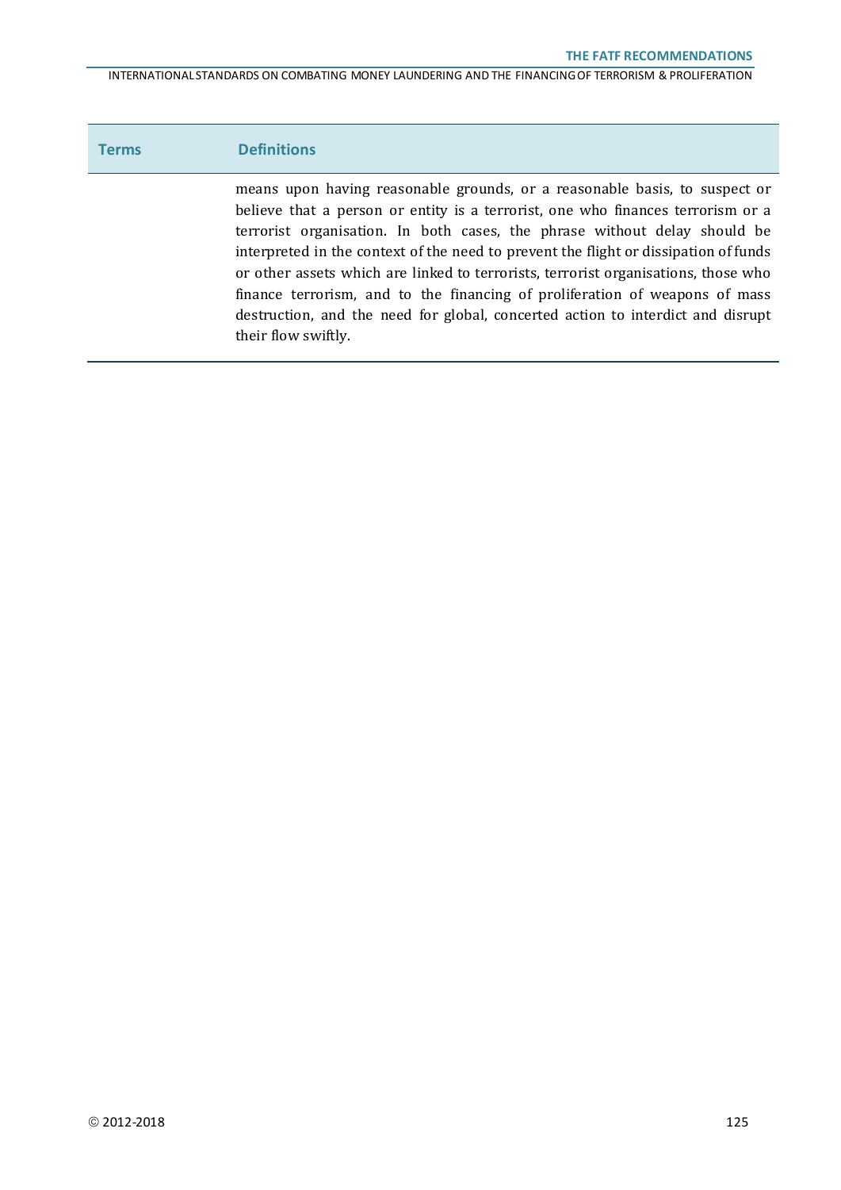| Terms | Definitions |
| --- | --- |
| | means upon having reasonable grounds, or a reasonable basis, to suspect or believe that a person or entity is a terrorist, one who finances terrorism or a terrorist organisation. In both cases, the phrase without delay should be interpreted in the context of the need to prevent the flight or dissipation of funds or other assets which are linked to terrorists, terrorist organisations, those who finance terrorism, and to the financing of proliferation of weapons of mass destruction, and the need for global, concerted action to interdict and disrupt their flow swiftly. |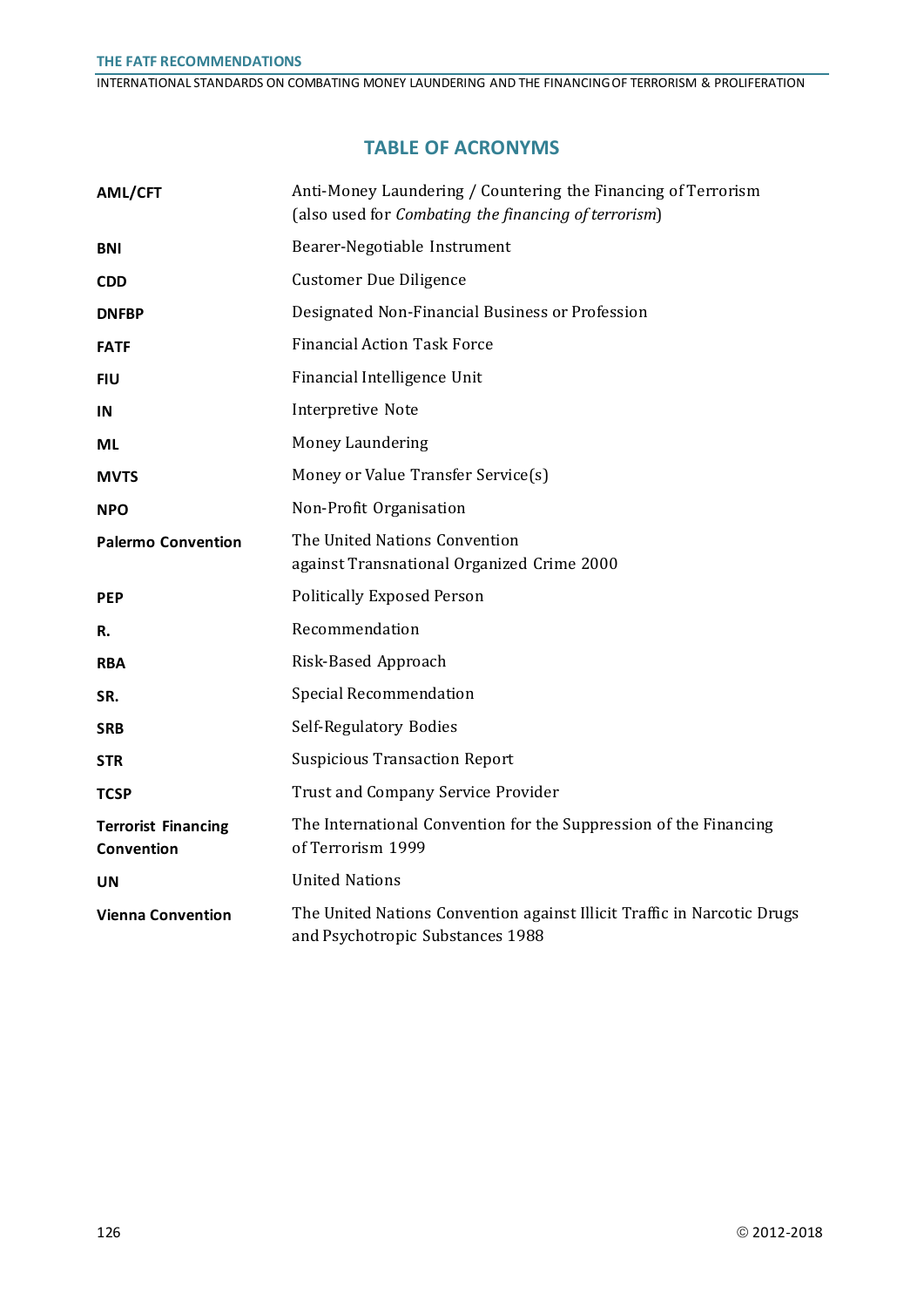## TABLE OF ACRONYMS

| | |
|---|---|
| **AML/CFT** | Anti-Money Laundering / Countering the Financing of Terrorism (also used for *Combating the financing of terrorism*) |
| **BNI** | Bearer-Negotiable Instrument |
| **CDD** | Customer Due Diligence |
| **DNFBP** | Designated Non-Financial Business or Profession |
| **FATF** | Financial Action Task Force |
| **FIU** | Financial Intelligence Unit |
| **IN** | Interpretive Note |
| **ML** | Money Laundering |
| **MVTS** | Money or Value Transfer Service(s) |
| **NPO** | Non-Profit Organisation |
| **Palermo Convention** | The United Nations Convention against Transnational Organized Crime 2000 |
| **PEP** | Politically Exposed Person |
| **R.** | Recommendation |
| **RBA** | Risk-Based Approach |
| **SR.** | Special Recommendation |
| **SRB** | Self-Regulatory Bodies |
| **STR** | Suspicious Transaction Report |
| **TCSP** | Trust and Company Service Provider |
| **Terrorist Financing Convention** | The International Convention for the Suppression of the Financing of Terrorism 1999 |
| **UN** | United Nations |
| **Vienna Convention** | The United Nations Convention against Illicit Traffic in Narcotic Drugs and Psychotropic Substances 1988 |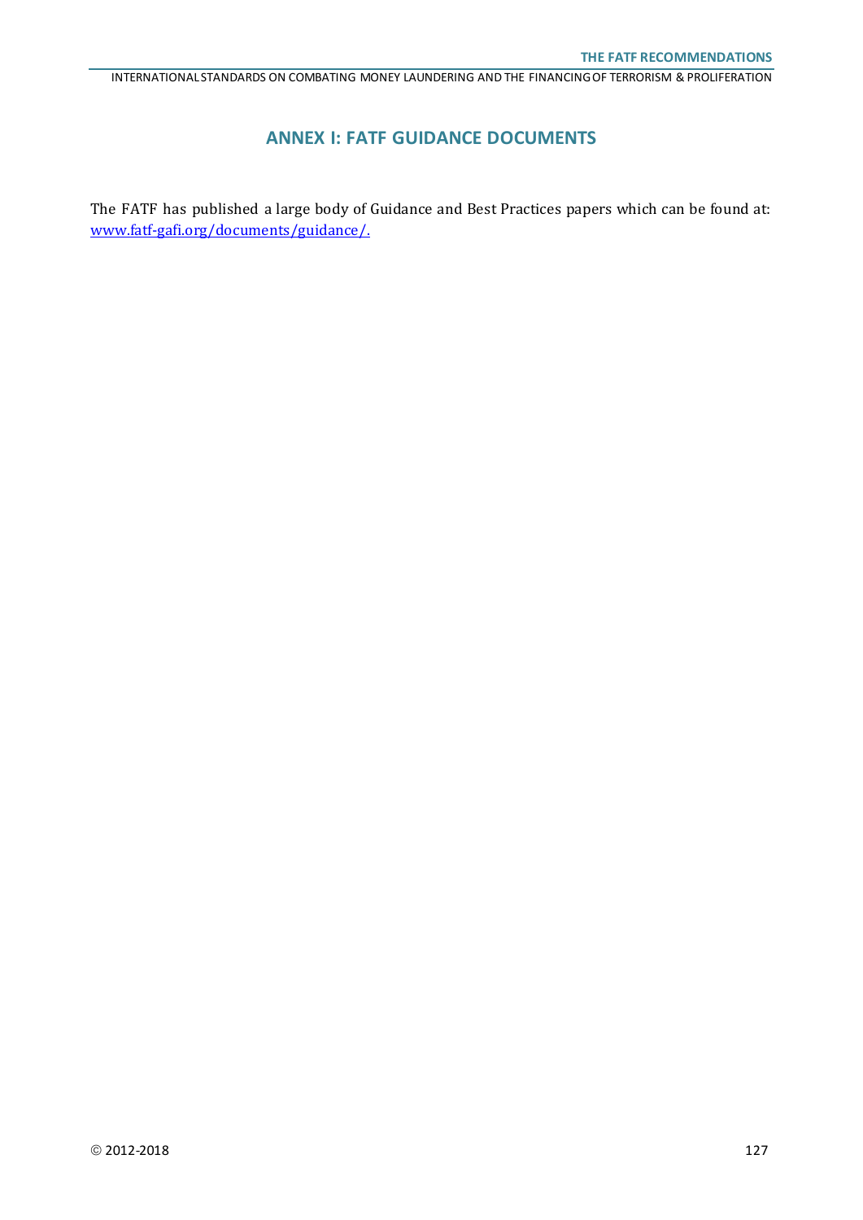# ANNEX I: FATF GUIDANCE DOCUMENTS

The FATF has published a large body of Guidance and Best Practices papers which can be found at: www.fatf-gafi.org/documents/guidance/.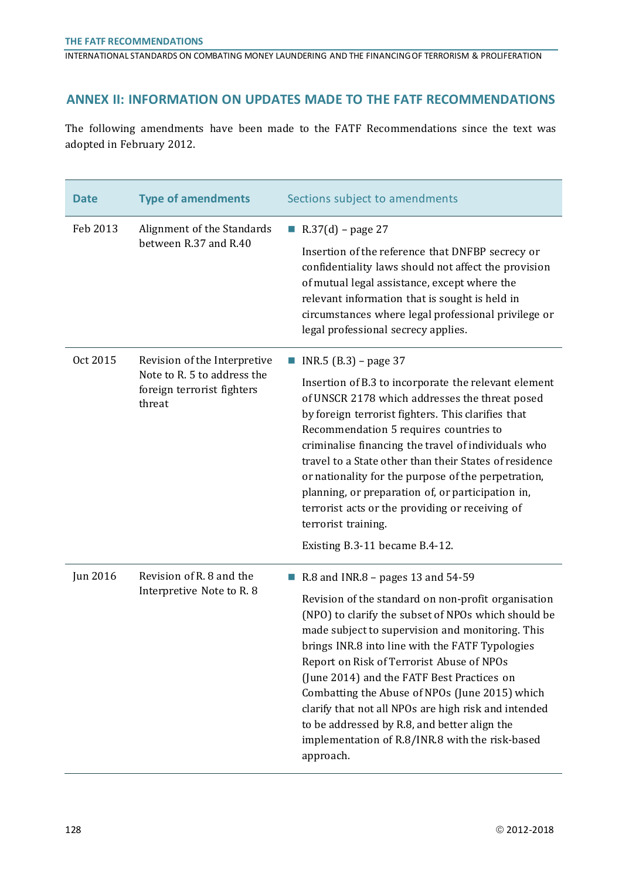## ANNEX II: INFORMATION ON UPDATES MADE TO THE FATF RECOMMENDATIONS

The following amendments have been made to the FATF Recommendations since the text was adopted in February 2012.

| Date | Type of amendments | Sections subject to amendments |
|---|---|---|
| Feb 2013 | Alignment of the Standards between R.37 and R.40 | ■ R.37(d) – page 27<br><br>Insertion of the reference that DNFBP secrecy or confidentiality laws should not affect the provision of mutual legal assistance, except where the relevant information that is sought is held in circumstances where legal professional privilege or legal professional secrecy applies. |
| Oct 2015 | Revision of the Interpretive Note to R. 5 to address the foreign terrorist fighters threat | ■ INR.5 (B.3) – page 37<br><br>Insertion of B.3 to incorporate the relevant element of UNSCR 2178 which addresses the threat posed by foreign terrorist fighters. This clarifies that Recommendation 5 requires countries to criminalise financing the travel of individuals who travel to a State other than their States of residence or nationality for the purpose of the perpetration, planning, or preparation of, or participation in, terrorist acts or the providing or receiving of terrorist training.<br><br>Existing B.3-11 became B.4-12. |
| Jun 2016 | Revision of R. 8 and the Interpretive Note to R. 8 | ■ R.8 and INR.8 – pages 13 and 54-59<br><br>Revision of the standard on non-profit organisation (NPO) to clarify the subset of NPOs which should be made subject to supervision and monitoring. This brings INR.8 into line with the FATF Typologies Report on Risk of Terrorist Abuse of NPOs (June 2014) and the FATF Best Practices on Combatting the Abuse of NPOs (June 2015) which clarify that not all NPOs are high risk and intended to be addressed by R.8, and better align the implementation of R.8/INR.8 with the risk-based approach. |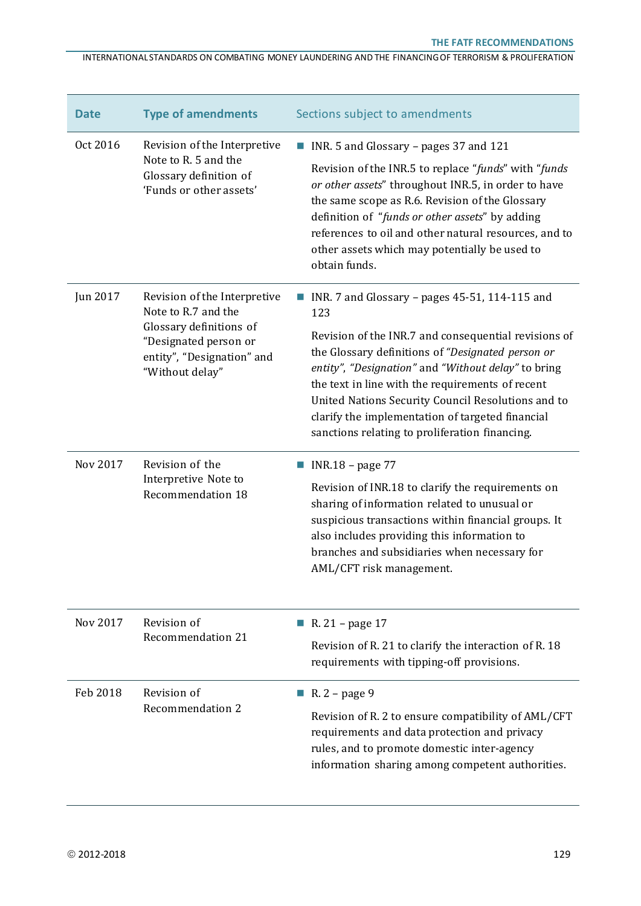| Date | Type of amendments | Sections subject to amendments |
|---|---|---|
| Oct 2016 | Revision of the Interpretive Note to R. 5 and the Glossary definition of 'Funds or other assets' | ■ INR. 5 and Glossary – pages 37 and 121<br><br>Revision of the INR.5 to replace "*funds*" with "*funds or other assets*" throughout INR.5, in order to have the same scope as R.6. Revision of the Glossary definition of "*funds or other assets*" by adding references to oil and other natural resources, and to other assets which may potentially be used to obtain funds. |
| Jun 2017 | Revision of the Interpretive Note to R.7 and the Glossary definitions of "Designated person or entity", "Designation" and "Without delay" | ■ INR. 7 and Glossary – pages 45-51, 114-115 and 123<br><br>Revision of the INR.7 and consequential revisions of the Glossary definitions of *"Designated person or entity"*, *"Designation"* and *"Without delay"* to bring the text in line with the requirements of recent United Nations Security Council Resolutions and to clarify the implementation of targeted financial sanctions relating to proliferation financing. |
| Nov 2017 | Revision of the Interpretive Note to Recommendation 18 | ■ INR.18 – page 77<br><br>Revision of INR.18 to clarify the requirements on sharing of information related to unusual or suspicious transactions within financial groups. It also includes providing this information to branches and subsidiaries when necessary for AML/CFT risk management. |
| Nov 2017 | Revision of Recommendation 21 | ■ R. 21 – page 17<br><br>Revision of R. 21 to clarify the interaction of R. 18 requirements with tipping-off provisions. |
| Feb 2018 | Revision of Recommendation 2 | ■ R. 2 – page 9<br><br>Revision of R. 2 to ensure compatibility of AML/CFT requirements and data protection and privacy rules, and to promote domestic inter-agency information sharing among competent authorities. |